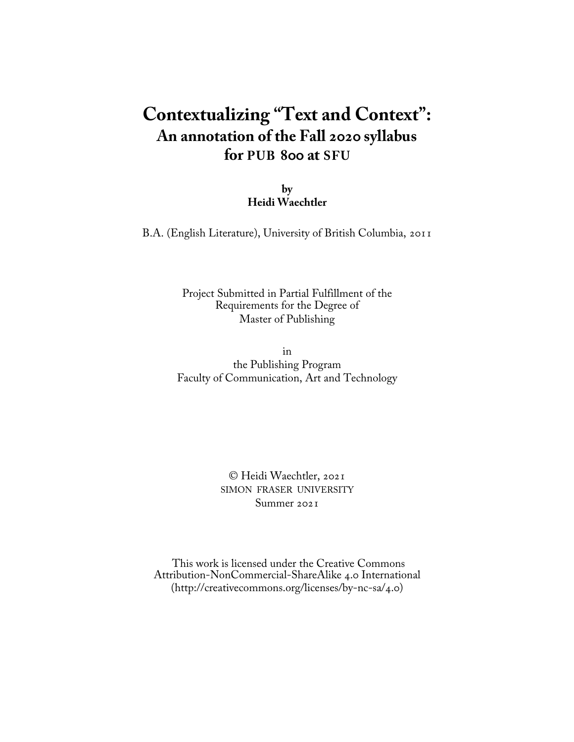# Contextualizing "Text and Context":
## An annotation of the Fall 2020 syllabus for PUB 800 at SFU

**by**
**Heidi Waechtler**

B.A. (English Literature), University of British Columbia, 2011

Project Submitted in Partial Fulfillment of the
Requirements for the Degree of
Master of Publishing

in
the Publishing Program
Faculty of Communication, Art and Technology

© Heidi Waechtler, 2021
SIMON FRASER UNIVERSITY
Summer 2021

This work is licensed under the Creative Commons
Attribution-NonCommercial-ShareAlike 4.0 International
(http://creativecommons.org/licenses/by-nc-sa/4.0)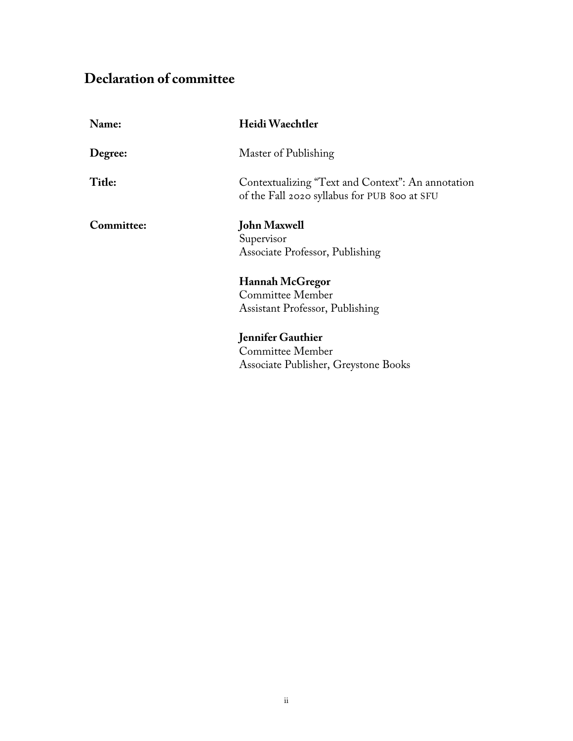## Declaration of committee

**Name:** **Heidi Waechtler**

**Degree:** Master of Publishing

**Title:** Contextualizing "Text and Context": An annotation of the Fall 2020 syllabus for PUB 800 at SFU

**Committee:**

**John Maxwell**
Supervisor
Associate Professor, Publishing

**Hannah McGregor**
Committee Member
Assistant Professor, Publishing

**Jennifer Gauthier**
Committee Member
Associate Publisher, Greystone Books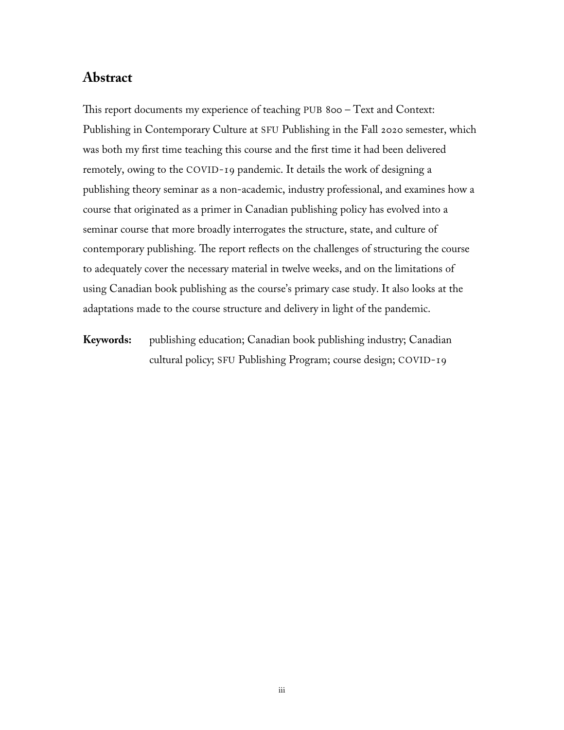## Abstract

This report documents my experience of teaching PUB 800 – Text and Context: Publishing in Contemporary Culture at SFU Publishing in the Fall 2020 semester, which was both my first time teaching this course and the first time it had been delivered remotely, owing to the COVID-19 pandemic. It details the work of designing a publishing theory seminar as a non-academic, industry professional, and examines how a course that originated as a primer in Canadian publishing policy has evolved into a seminar course that more broadly interrogates the structure, state, and culture of contemporary publishing. The report reflects on the challenges of structuring the course to adequately cover the necessary material in twelve weeks, and on the limitations of using Canadian book publishing as the course's primary case study. It also looks at the adaptations made to the course structure and delivery in light of the pandemic.

**Keywords:** publishing education; Canadian book publishing industry; Canadian cultural policy; SFU Publishing Program; course design; COVID-19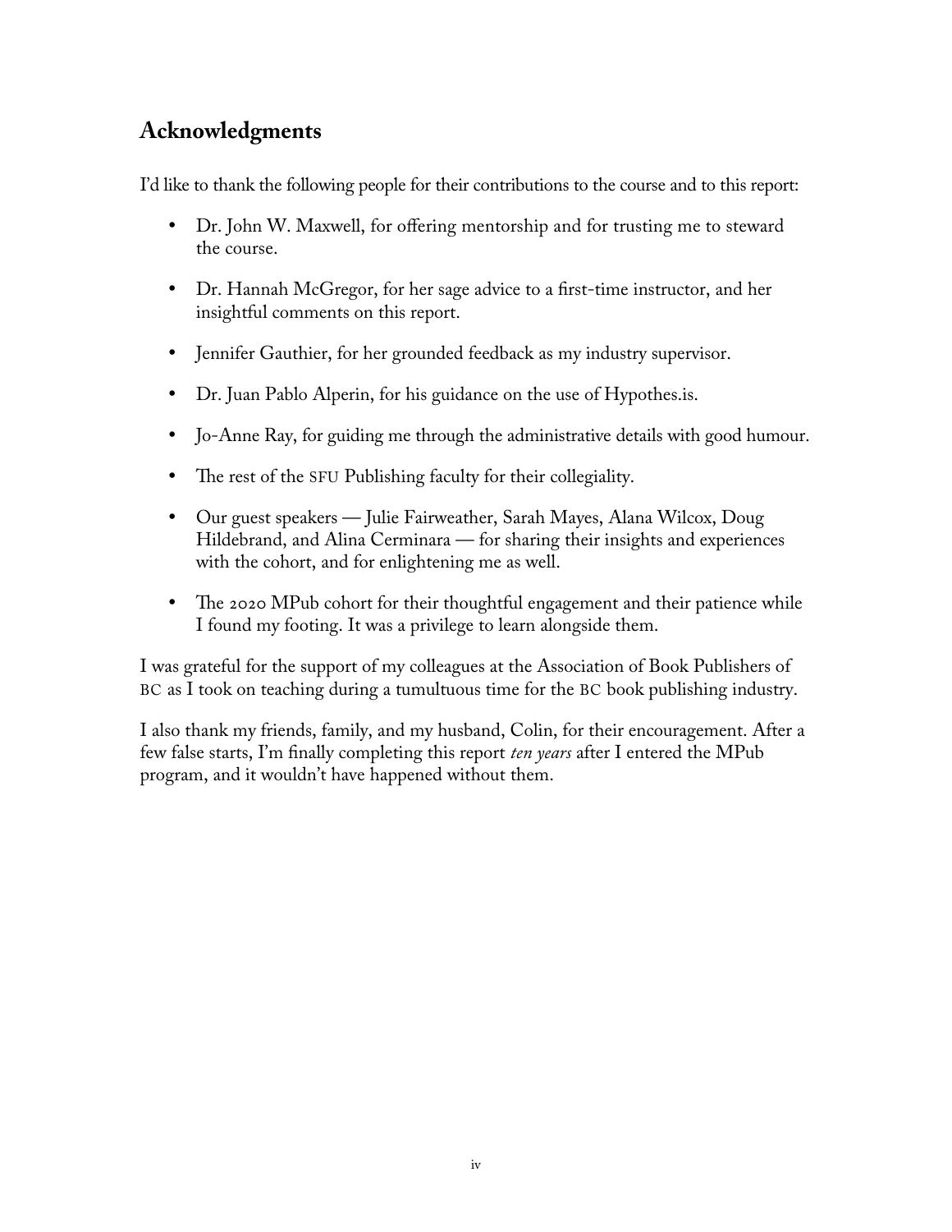## Acknowledgments

I'd like to thank the following people for their contributions to the course and to this report:

- Dr. John W. Maxwell, for offering mentorship and for trusting me to steward the course.
- Dr. Hannah McGregor, for her sage advice to a first-time instructor, and her insightful comments on this report.
- Jennifer Gauthier, for her grounded feedback as my industry supervisor.
- Dr. Juan Pablo Alperin, for his guidance on the use of Hypothes.is.
- Jo-Anne Ray, for guiding me through the administrative details with good humour.
- The rest of the SFU Publishing faculty for their collegiality.
- Our guest speakers — Julie Fairweather, Sarah Mayes, Alana Wilcox, Doug Hildebrand, and Alina Cerminara — for sharing their insights and experiences with the cohort, and for enlightening me as well.
- The 2020 MPub cohort for their thoughtful engagement and their patience while I found my footing. It was a privilege to learn alongside them.

I was grateful for the support of my colleagues at the Association of Book Publishers of BC as I took on teaching during a tumultuous time for the BC book publishing industry.

I also thank my friends, family, and my husband, Colin, for their encouragement. After a few false starts, I'm finally completing this report *ten years* after I entered the MPub program, and it wouldn't have happened without them.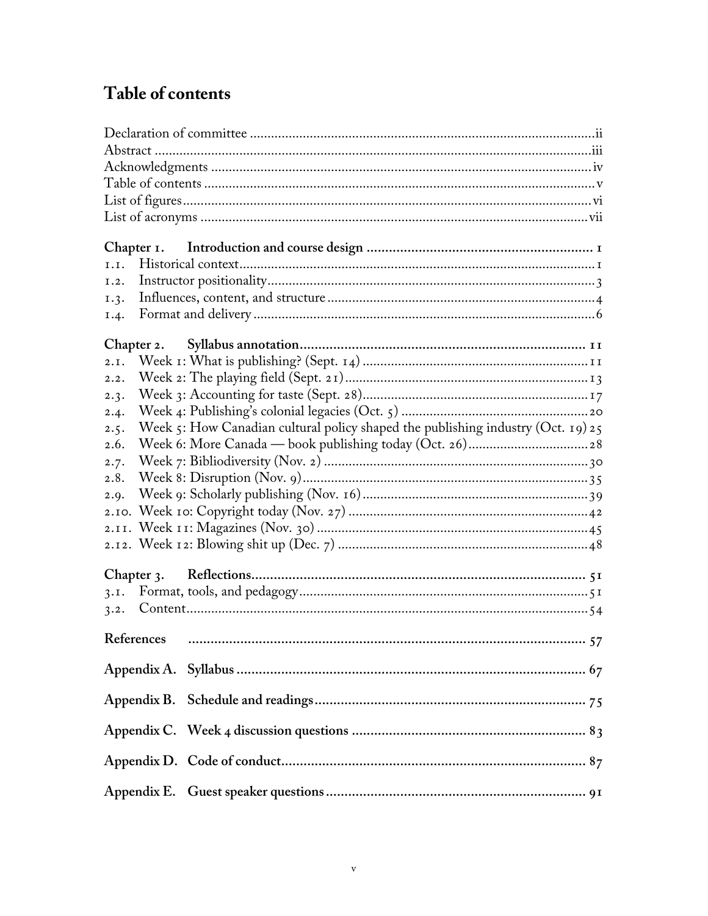# Table of contents

Declaration of committee .......... ii
Abstract .......... iii
Acknowledgments .......... iv
Table of contents .......... v
List of figures .......... vi
List of acronyms .......... vii

**Chapter 1. Introduction and course design .......... 1**
1.1. Historical context .......... 1
1.2. Instructor positionality .......... 3
1.3. Influences, content, and structure .......... 4
1.4. Format and delivery .......... 6

**Chapter 2. Syllabus annotation .......... 11**
2.1. Week 1: What is publishing? (Sept. 14) .......... 11
2.2. Week 2: The playing field (Sept. 21) .......... 13
2.3. Week 3: Accounting for taste (Sept. 28) .......... 17
2.4. Week 4: Publishing's colonial legacies (Oct. 5) .......... 20
2.5. Week 5: How Canadian cultural policy shaped the publishing industry (Oct. 19) .......... 25
2.6. Week 6: More Canada — book publishing today (Oct. 26) .......... 28
2.7. Week 7: Bibliodiversity (Nov. 2) .......... 30
2.8. Week 8: Disruption (Nov. 9) .......... 35
2.9. Week 9: Scholarly publishing (Nov. 16) .......... 39
2.10. Week 10: Copyright today (Nov. 27) .......... 42
2.11. Week 11: Magazines (Nov. 30) .......... 45
2.12. Week 12: Blowing shit up (Dec. 7) .......... 48

**Chapter 3. Reflections .......... 51**
3.1. Format, tools, and pedagogy .......... 51
3.2. Content .......... 54

**References .......... 57**

**Appendix A. Syllabus .......... 67**

**Appendix B. Schedule and readings .......... 75**

**Appendix C. Week 4 discussion questions .......... 83**

**Appendix D. Code of conduct .......... 87**

**Appendix E. Guest speaker questions .......... 91**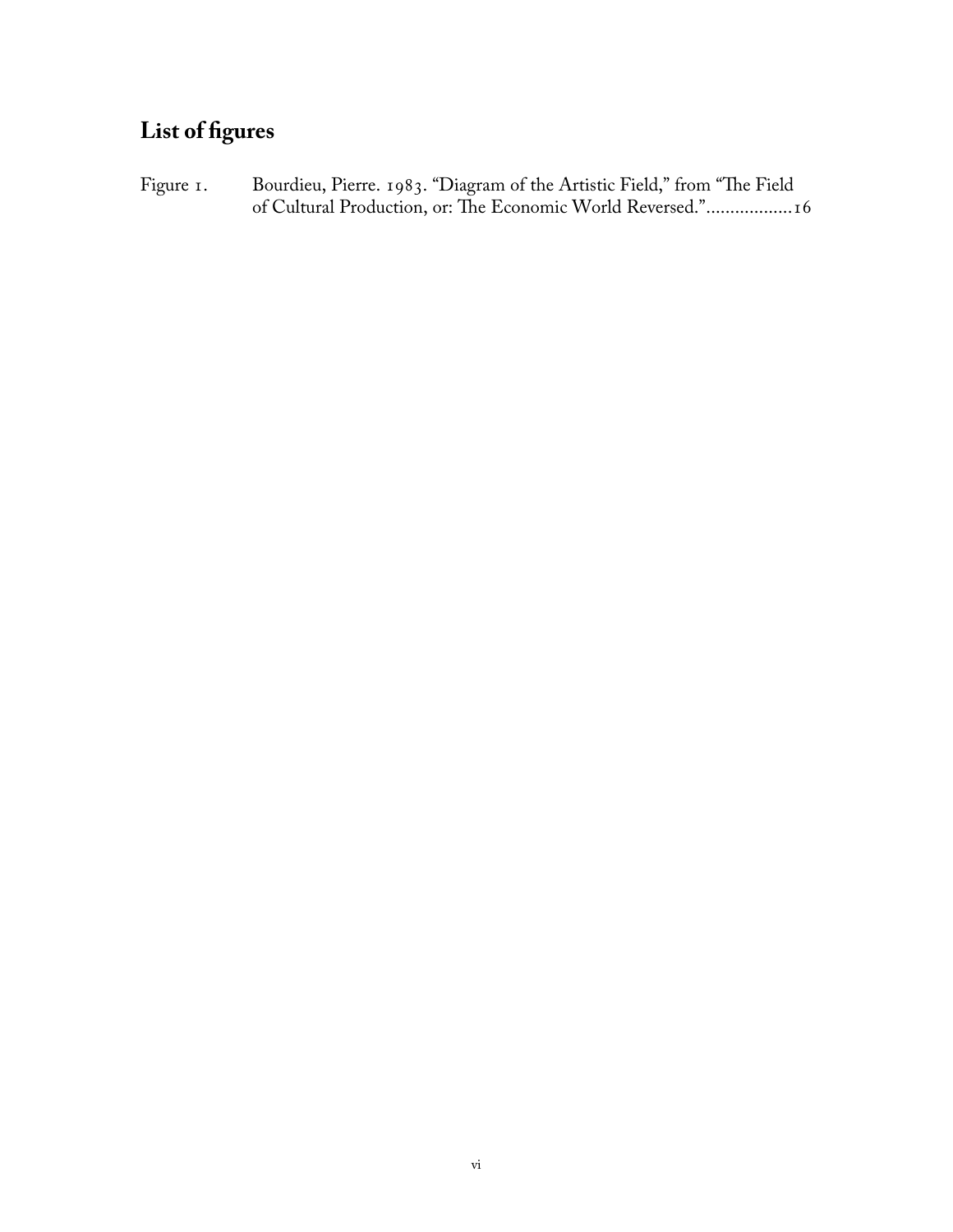## List of figures

Figure 1. Bourdieu, Pierre. 1983. "Diagram of the Artistic Field," from "The Field of Cultural Production, or: The Economic World Reversed.".................16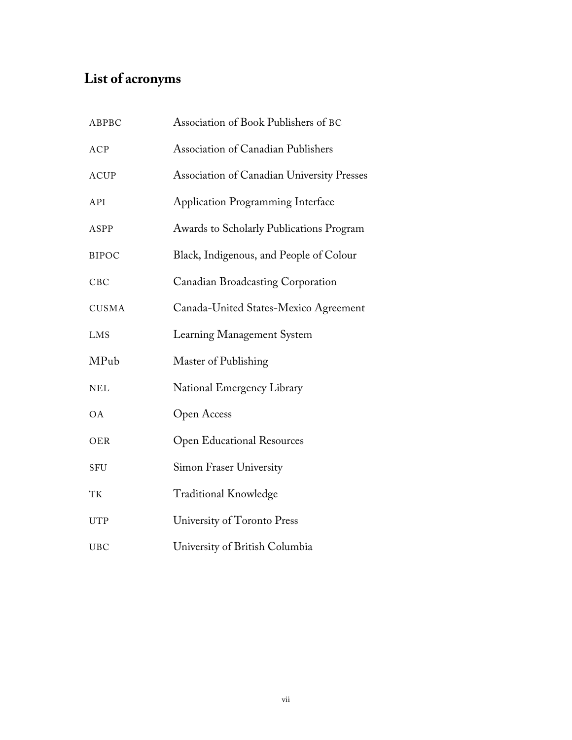## List of acronyms

| | |
|---|---|
| ABPBC | Association of Book Publishers of BC |
| ACP | Association of Canadian Publishers |
| ACUP | Association of Canadian University Presses |
| API | Application Programming Interface |
| ASPP | Awards to Scholarly Publications Program |
| BIPOC | Black, Indigenous, and People of Colour |
| CBC | Canadian Broadcasting Corporation |
| CUSMA | Canada-United States-Mexico Agreement |
| LMS | Learning Management System |
| MPub | Master of Publishing |
| NEL | National Emergency Library |
| OA | Open Access |
| OER | Open Educational Resources |
| SFU | Simon Fraser University |
| TK | Traditional Knowledge |
| UTP | University of Toronto Press |
| UBC | University of British Columbia |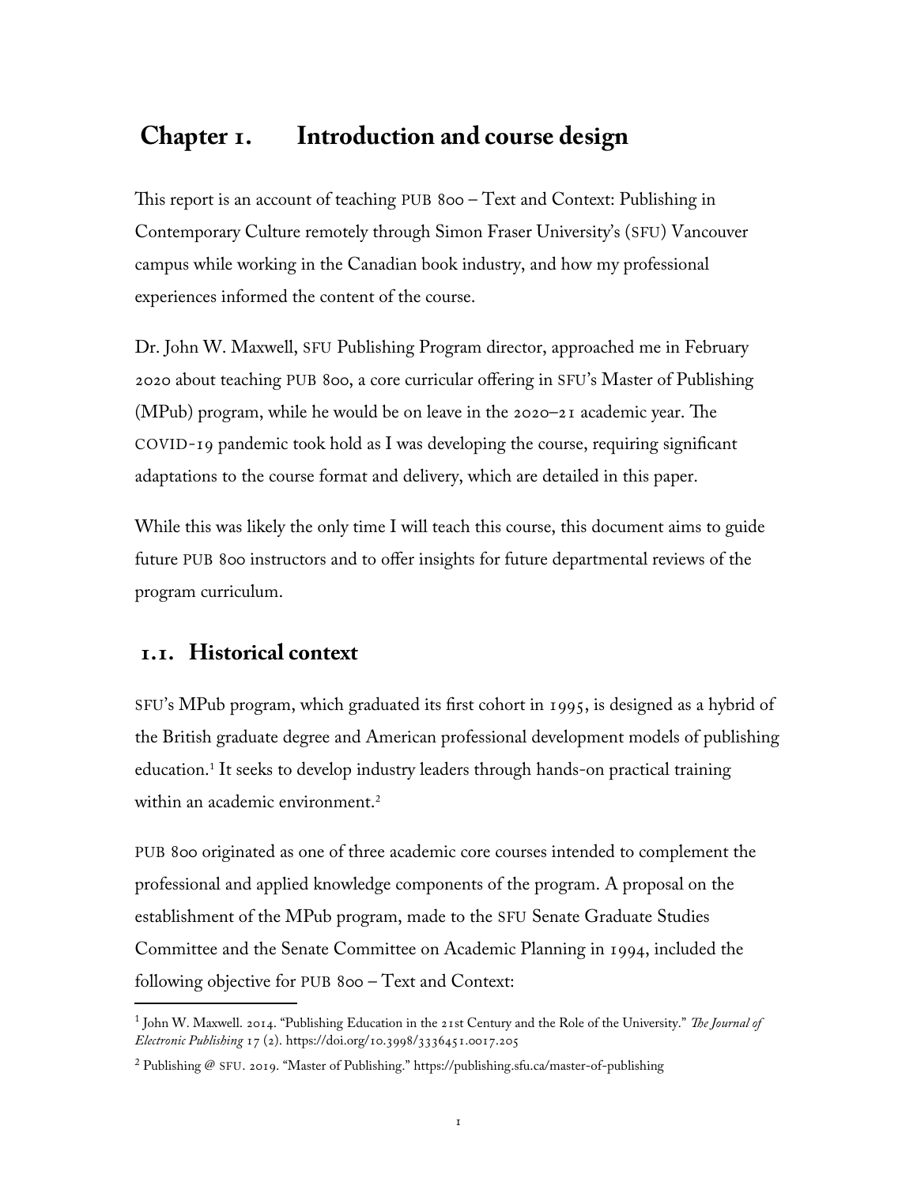# Chapter 1. Introduction and course design

This report is an account of teaching PUB 800 – Text and Context: Publishing in Contemporary Culture remotely through Simon Fraser University's (SFU) Vancouver campus while working in the Canadian book industry, and how my professional experiences informed the content of the course.

Dr. John W. Maxwell, SFU Publishing Program director, approached me in February 2020 about teaching PUB 800, a core curricular offering in SFU's Master of Publishing (MPub) program, while he would be on leave in the 2020–21 academic year. The COVID-19 pandemic took hold as I was developing the course, requiring significant adaptations to the course format and delivery, which are detailed in this paper.

While this was likely the only time I will teach this course, this document aims to guide future PUB 800 instructors and to offer insights for future departmental reviews of the program curriculum.

## 1.1. Historical context

SFU's MPub program, which graduated its first cohort in 1995, is designed as a hybrid of the British graduate degree and American professional development models of publishing education.[1] It seeks to develop industry leaders through hands-on practical training within an academic environment.[2]

PUB 800 originated as one of three academic core courses intended to complement the professional and applied knowledge components of the program. A proposal on the establishment of the MPub program, made to the SFU Senate Graduate Studies Committee and the Senate Committee on Academic Planning in 1994, included the following objective for PUB 800 – Text and Context:

---

[1] John W. Maxwell. 2014. "Publishing Education in the 21st Century and the Role of the University." *The Journal of Electronic Publishing* 17 (2). https://doi.org/10.3998/3336451.0017.205

[2] Publishing @ SFU. 2019. "Master of Publishing." https://publishing.sfu.ca/master-of-publishing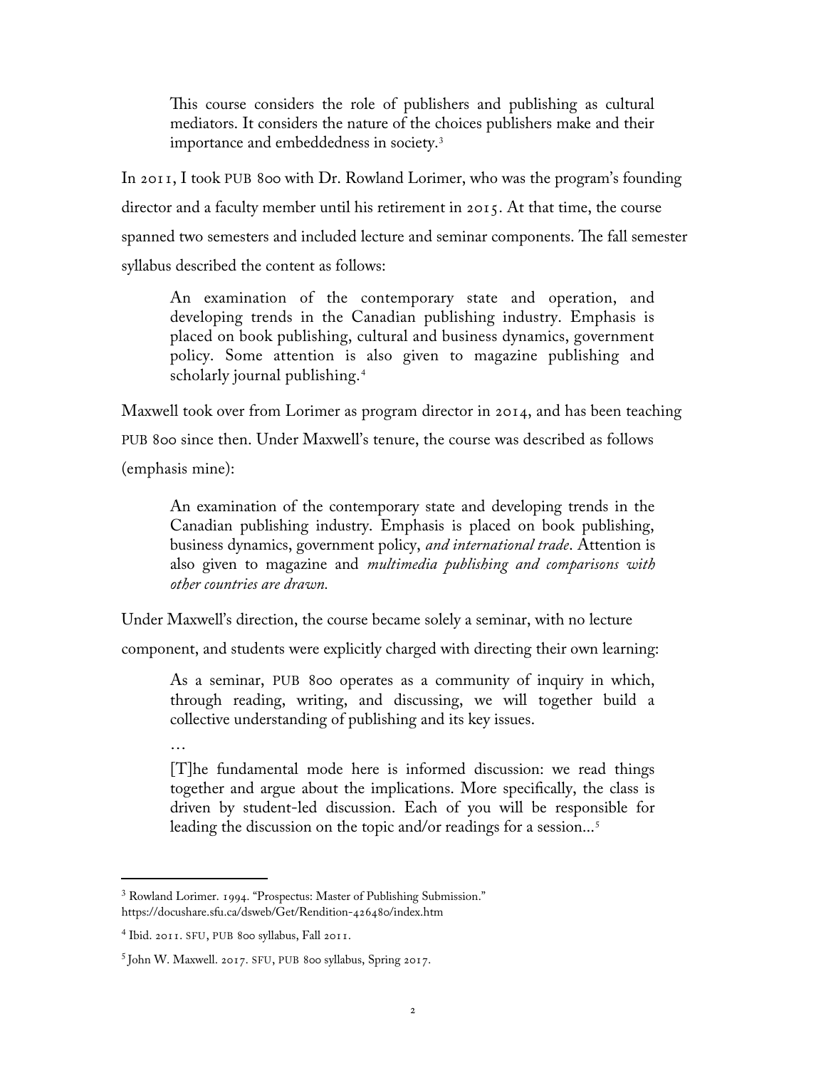> This course considers the role of publishers and publishing as cultural mediators. It considers the nature of the choices publishers make and their importance and embeddedness in society.[3]

In 2011, I took PUB 800 with Dr. Rowland Lorimer, who was the program's founding director and a faculty member until his retirement in 2015. At that time, the course spanned two semesters and included lecture and seminar components. The fall semester syllabus described the content as follows:

> An examination of the contemporary state and operation, and developing trends in the Canadian publishing industry. Emphasis is placed on book publishing, cultural and business dynamics, government policy. Some attention is also given to magazine publishing and scholarly journal publishing.[4]

Maxwell took over from Lorimer as program director in 2014, and has been teaching PUB 800 since then. Under Maxwell's tenure, the course was described as follows (emphasis mine):

> An examination of the contemporary state and developing trends in the Canadian publishing industry. Emphasis is placed on book publishing, business dynamics, government policy, *and international trade*. Attention is also given to magazine and *multimedia publishing and comparisons with other countries are drawn.*

Under Maxwell's direction, the course became solely a seminar, with no lecture component, and students were explicitly charged with directing their own learning:

> As a seminar, PUB 800 operates as a community of inquiry in which, through reading, writing, and discussing, we will together build a collective understanding of publishing and its key issues.
>
> …
>
> [T]he fundamental mode here is informed discussion: we read things together and argue about the implications. More specifically, the class is driven by student-led discussion. Each of you will be responsible for leading the discussion on the topic and/or readings for a session...[5]

---

[3] Rowland Lorimer. 1994. "Prospectus: Master of Publishing Submission." https://docushare.sfu.ca/dsweb/Get/Rendition-426480/index.htm

[4] Ibid. 2011. SFU, PUB 800 syllabus, Fall 2011.

[5] John W. Maxwell. 2017. SFU, PUB 800 syllabus, Spring 2017.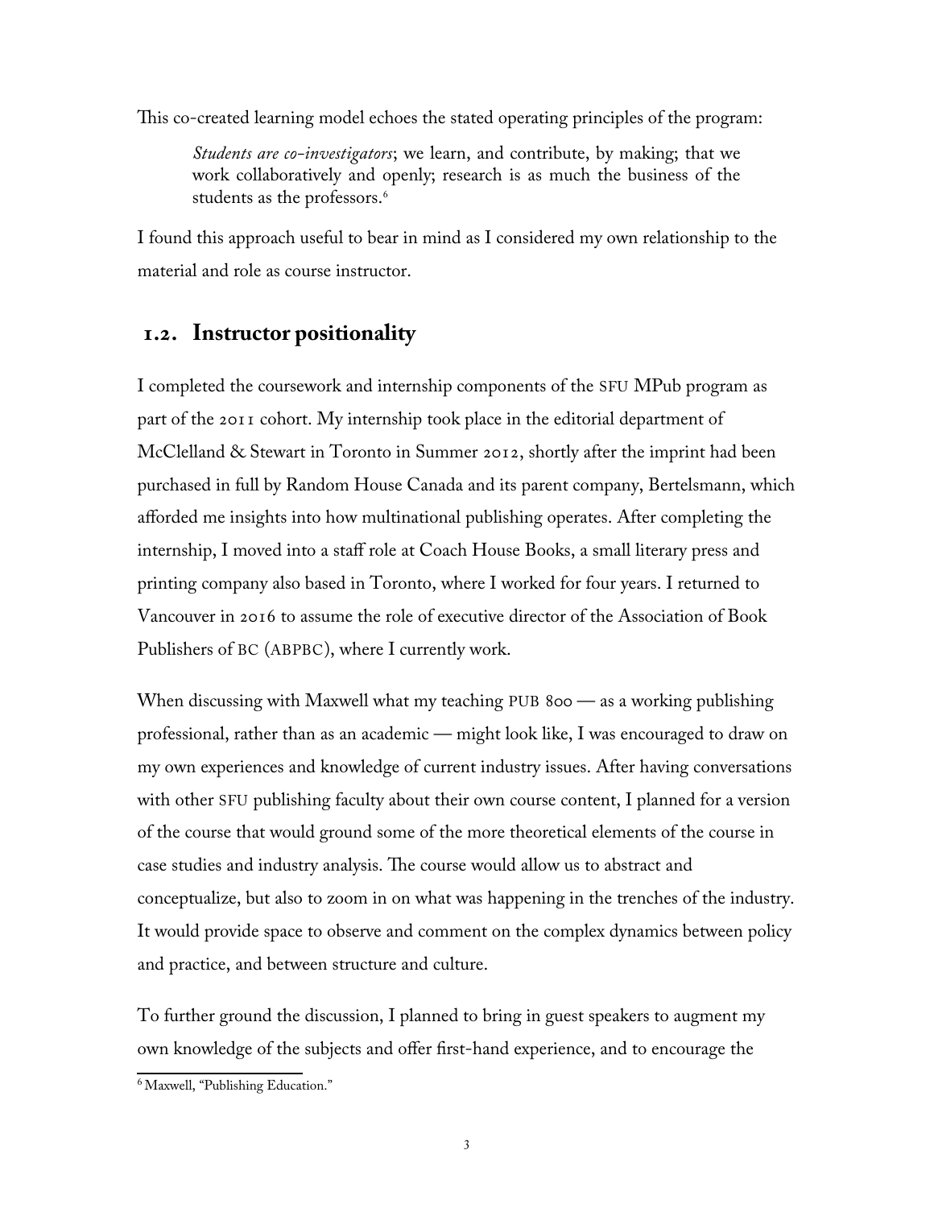This co-created learning model echoes the stated operating principles of the program:

> *Students are co-investigators*; we learn, and contribute, by making; that we work collaboratively and openly; research is as much the business of the students as the professors.[6]

I found this approach useful to bear in mind as I considered my own relationship to the material and role as course instructor.

## 1.2. Instructor positionality

I completed the coursework and internship components of the SFU MPub program as part of the 2011 cohort. My internship took place in the editorial department of McClelland & Stewart in Toronto in Summer 2012, shortly after the imprint had been purchased in full by Random House Canada and its parent company, Bertelsmann, which afforded me insights into how multinational publishing operates. After completing the internship, I moved into a staff role at Coach House Books, a small literary press and printing company also based in Toronto, where I worked for four years. I returned to Vancouver in 2016 to assume the role of executive director of the Association of Book Publishers of BC (ABPBC), where I currently work.

When discussing with Maxwell what my teaching PUB 800 — as a working publishing professional, rather than as an academic — might look like, I was encouraged to draw on my own experiences and knowledge of current industry issues. After having conversations with other SFU publishing faculty about their own course content, I planned for a version of the course that would ground some of the more theoretical elements of the course in case studies and industry analysis. The course would allow us to abstract and conceptualize, but also to zoom in on what was happening in the trenches of the industry. It would provide space to observe and comment on the complex dynamics between policy and practice, and between structure and culture.

To further ground the discussion, I planned to bring in guest speakers to augment my own knowledge of the subjects and offer first-hand experience, and to encourage the

[6] Maxwell, "Publishing Education."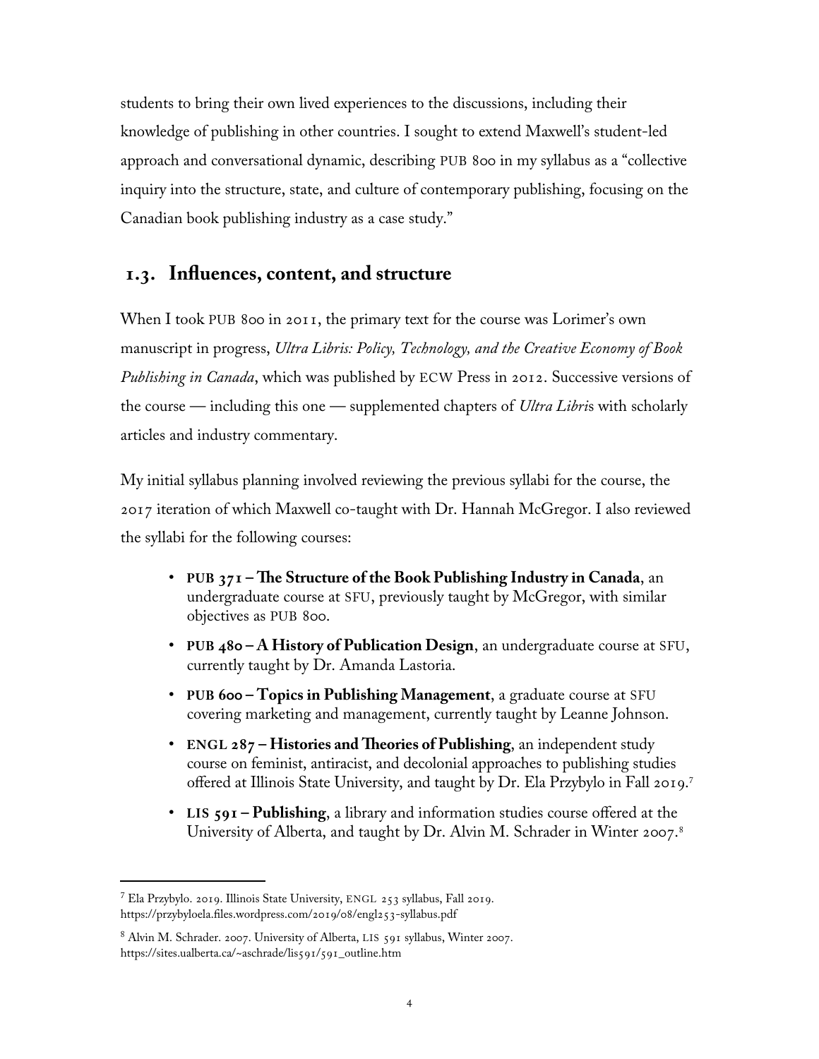students to bring their own lived experiences to the discussions, including their knowledge of publishing in other countries. I sought to extend Maxwell's student-led approach and conversational dynamic, describing PUB 800 in my syllabus as a "collective inquiry into the structure, state, and culture of contemporary publishing, focusing on the Canadian book publishing industry as a case study."

## 1.3. Influences, content, and structure

When I took PUB 800 in 2011, the primary text for the course was Lorimer's own manuscript in progress, *Ultra Libris: Policy, Technology, and the Creative Economy of Book Publishing in Canada*, which was published by ECW Press in 2012. Successive versions of the course — including this one — supplemented chapters of *Ultra Libri*s with scholarly articles and industry commentary.

My initial syllabus planning involved reviewing the previous syllabi for the course, the 2017 iteration of which Maxwell co-taught with Dr. Hannah McGregor. I also reviewed the syllabi for the following courses:

- **PUB 371 – The Structure of the Book Publishing Industry in Canada**, an undergraduate course at SFU, previously taught by McGregor, with similar objectives as PUB 800.
- **PUB 480 – A History of Publication Design**, an undergraduate course at SFU, currently taught by Dr. Amanda Lastoria.
- **PUB 600 – Topics in Publishing Management**, a graduate course at SFU covering marketing and management, currently taught by Leanne Johnson.
- **ENGL 287 – Histories and Theories of Publishing**, an independent study course on feminist, antiracist, and decolonial approaches to publishing studies offered at Illinois State University, and taught by Dr. Ela Przybylo in Fall 2019.[7]
- **LIS 591 – Publishing**, a library and information studies course offered at the University of Alberta, and taught by Dr. Alvin M. Schrader in Winter 2007.[8]

[7] Ela Przybylo. 2019. Illinois State University, ENGL 253 syllabus, Fall 2019. https://przybyloela.files.wordpress.com/2019/08/engl253-syllabus.pdf

[8] Alvin M. Schrader. 2007. University of Alberta, LIS 591 syllabus, Winter 2007. https://sites.ualberta.ca/~aschrade/lis591/591_outline.htm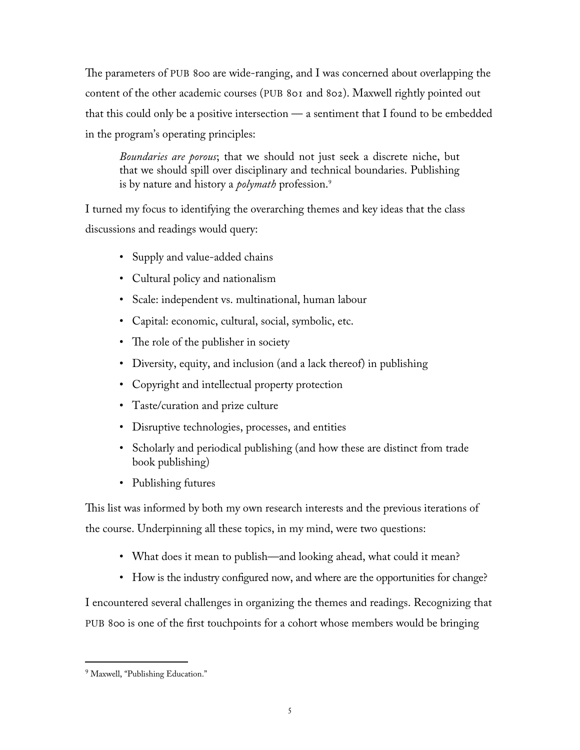The parameters of PUB 800 are wide-ranging, and I was concerned about overlapping the content of the other academic courses (PUB 801 and 802). Maxwell rightly pointed out that this could only be a positive intersection — a sentiment that I found to be embedded in the program's operating principles:

> *Boundaries are porous*; that we should not just seek a discrete niche, but that we should spill over disciplinary and technical boundaries. Publishing is by nature and history a *polymath* profession.[9]

I turned my focus to identifying the overarching themes and key ideas that the class discussions and readings would query:

- Supply and value-added chains
- Cultural policy and nationalism
- Scale: independent vs. multinational, human labour
- Capital: economic, cultural, social, symbolic, etc.
- The role of the publisher in society
- Diversity, equity, and inclusion (and a lack thereof) in publishing
- Copyright and intellectual property protection
- Taste/curation and prize culture
- Disruptive technologies, processes, and entities
- Scholarly and periodical publishing (and how these are distinct from trade book publishing)
- Publishing futures

This list was informed by both my own research interests and the previous iterations of the course. Underpinning all these topics, in my mind, were two questions:

- What does it mean to publish—and looking ahead, what could it mean?
- How is the industry configured now, and where are the opportunities for change?

I encountered several challenges in organizing the themes and readings. Recognizing that PUB 800 is one of the first touchpoints for a cohort whose members would be bringing

---

[9] Maxwell, "Publishing Education."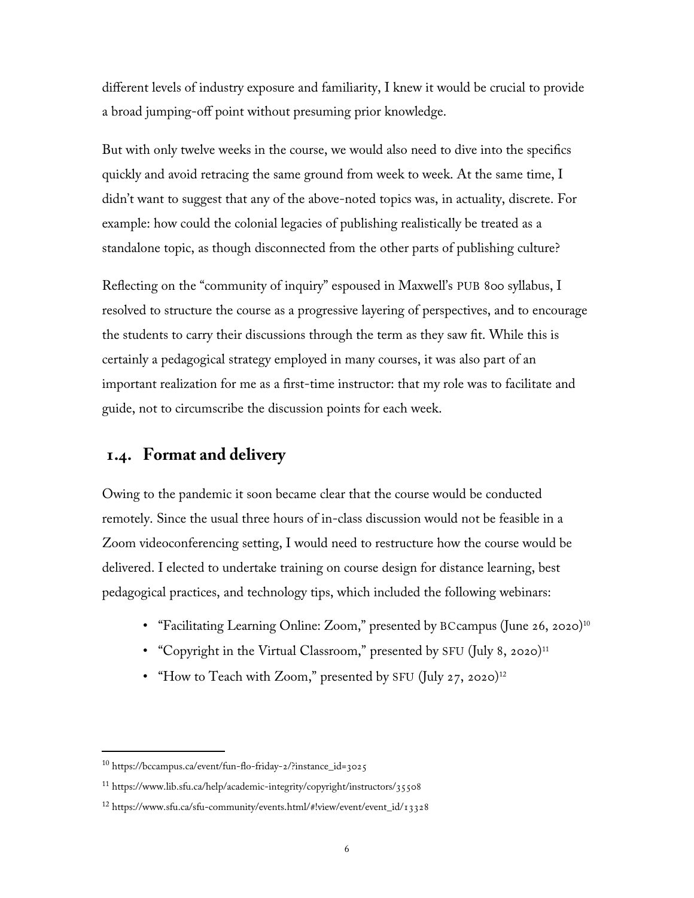different levels of industry exposure and familiarity, I knew it would be crucial to provide a broad jumping-off point without presuming prior knowledge.

But with only twelve weeks in the course, we would also need to dive into the specifics quickly and avoid retracing the same ground from week to week. At the same time, I didn't want to suggest that any of the above-noted topics was, in actuality, discrete. For example: how could the colonial legacies of publishing realistically be treated as a standalone topic, as though disconnected from the other parts of publishing culture?

Reflecting on the "community of inquiry" espoused in Maxwell's PUB 800 syllabus, I resolved to structure the course as a progressive layering of perspectives, and to encourage the students to carry their discussions through the term as they saw fit. While this is certainly a pedagogical strategy employed in many courses, it was also part of an important realization for me as a first-time instructor: that my role was to facilitate and guide, not to circumscribe the discussion points for each week.

## 1.4. Format and delivery

Owing to the pandemic it soon became clear that the course would be conducted remotely. Since the usual three hours of in-class discussion would not be feasible in a Zoom videoconferencing setting, I would need to restructure how the course would be delivered. I elected to undertake training on course design for distance learning, best pedagogical practices, and technology tips, which included the following webinars:

- "Facilitating Learning Online: Zoom," presented by BCcampus (June 26, 2020)[10]
- "Copyright in the Virtual Classroom," presented by SFU (July 8, 2020)[11]
- "How to Teach with Zoom," presented by SFU (July 27, 2020)[12]

---

[10] https://bccampus.ca/event/fun-flo-friday-2/?instance_id=3025

[11] https://www.lib.sfu.ca/help/academic-integrity/copyright/instructors/35508

[12] https://www.sfu.ca/sfu-community/events.html/#!view/event/event_id/13328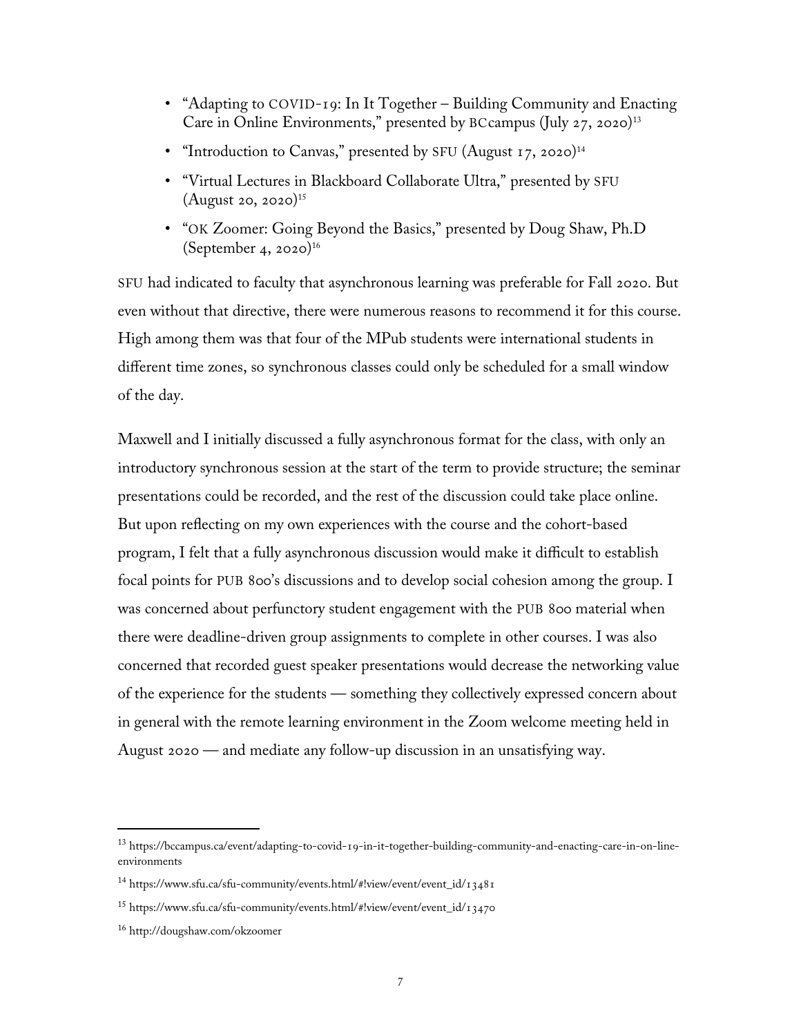- "Adapting to COVID-19: In It Together – Building Community and Enacting Care in Online Environments," presented by BCcampus (July 27, 2020)[13]
- "Introduction to Canvas," presented by SFU (August 17, 2020)[14]
- "Virtual Lectures in Blackboard Collaborate Ultra," presented by SFU (August 20, 2020)[15]
- "OK Zoomer: Going Beyond the Basics," presented by Doug Shaw, Ph.D (September 4, 2020)[16]

SFU had indicated to faculty that asynchronous learning was preferable for Fall 2020. But even without that directive, there were numerous reasons to recommend it for this course. High among them was that four of the MPub students were international students in different time zones, so synchronous classes could only be scheduled for a small window of the day.

Maxwell and I initially discussed a fully asynchronous format for the class, with only an introductory synchronous session at the start of the term to provide structure; the seminar presentations could be recorded, and the rest of the discussion could take place online. But upon reflecting on my own experiences with the course and the cohort-based program, I felt that a fully asynchronous discussion would make it difficult to establish focal points for PUB 800's discussions and to develop social cohesion among the group. I was concerned about perfunctory student engagement with the PUB 800 material when there were deadline-driven group assignments to complete in other courses. I was also concerned that recorded guest speaker presentations would decrease the networking value of the experience for the students — something they collectively expressed concern about in general with the remote learning environment in the Zoom welcome meeting held in August 2020 — and mediate any follow-up discussion in an unsatisfying way.

---

[13] https://bccampus.ca/event/adapting-to-covid-19-in-it-together-building-community-and-enacting-care-in-on-line-environments

[14] https://www.sfu.ca/sfu-community/events.html/#!view/event/event_id/13481

[15] https://www.sfu.ca/sfu-community/events.html/#!view/event/event_id/13470

[16] http://dougshaw.com/okzoomer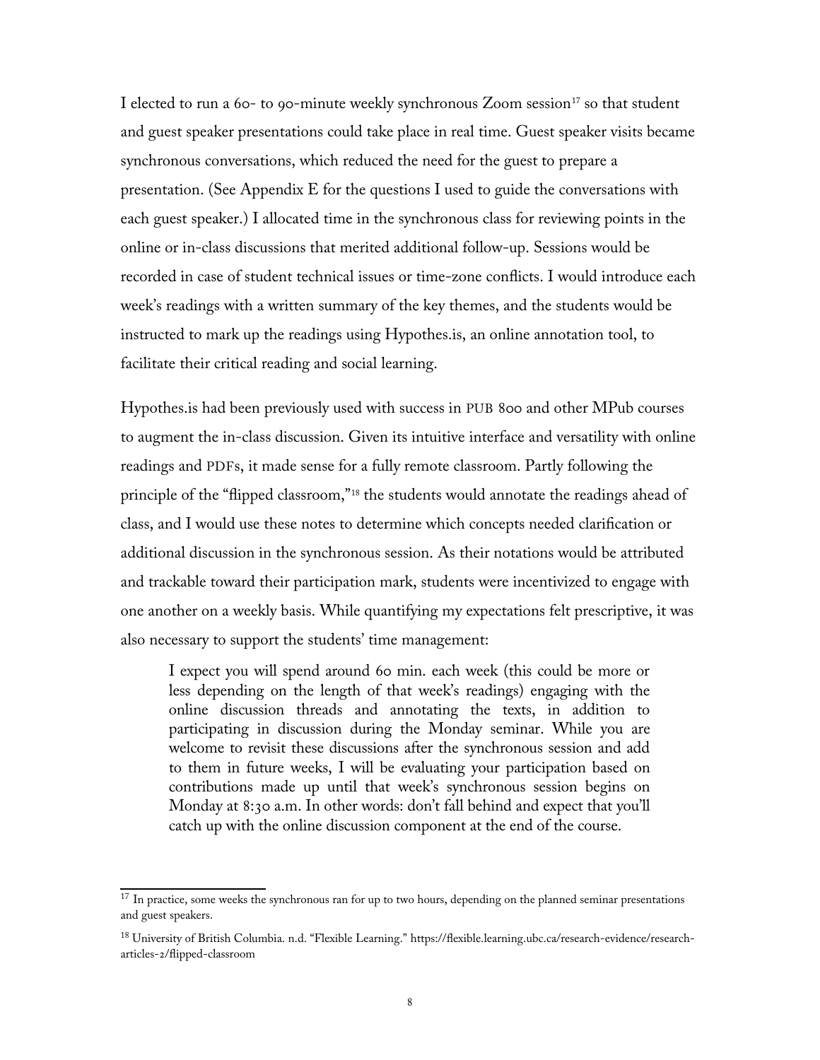I elected to run a 60- to 90-minute weekly synchronous Zoom session[17] so that student and guest speaker presentations could take place in real time. Guest speaker visits became synchronous conversations, which reduced the need for the guest to prepare a presentation. (See Appendix E for the questions I used to guide the conversations with each guest speaker.) I allocated time in the synchronous class for reviewing points in the online or in-class discussions that merited additional follow-up. Sessions would be recorded in case of student technical issues or time-zone conflicts. I would introduce each week's readings with a written summary of the key themes, and the students would be instructed to mark up the readings using Hypothes.is, an online annotation tool, to facilitate their critical reading and social learning.

Hypothes.is had been previously used with success in PUB 800 and other MPub courses to augment the in-class discussion. Given its intuitive interface and versatility with online readings and PDFs, it made sense for a fully remote classroom. Partly following the principle of the "flipped classroom,"[18] the students would annotate the readings ahead of class, and I would use these notes to determine which concepts needed clarification or additional discussion in the synchronous session. As their notations would be attributed and trackable toward their participation mark, students were incentivized to engage with one another on a weekly basis. While quantifying my expectations felt prescriptive, it was also necessary to support the students' time management:

> I expect you will spend around 60 min. each week (this could be more or less depending on the length of that week's readings) engaging with the online discussion threads and annotating the texts, in addition to participating in discussion during the Monday seminar. While you are welcome to revisit these discussions after the synchronous session and add to them in future weeks, I will be evaluating your participation based on contributions made up until that week's synchronous session begins on Monday at 8:30 a.m. In other words: don't fall behind and expect that you'll catch up with the online discussion component at the end of the course.

---

[17] In practice, some weeks the synchronous ran for up to two hours, depending on the planned seminar presentations and guest speakers.

[18] University of British Columbia. n.d. "Flexible Learning." https://flexible.learning.ubc.ca/research-evidence/research-articles-2/flipped-classroom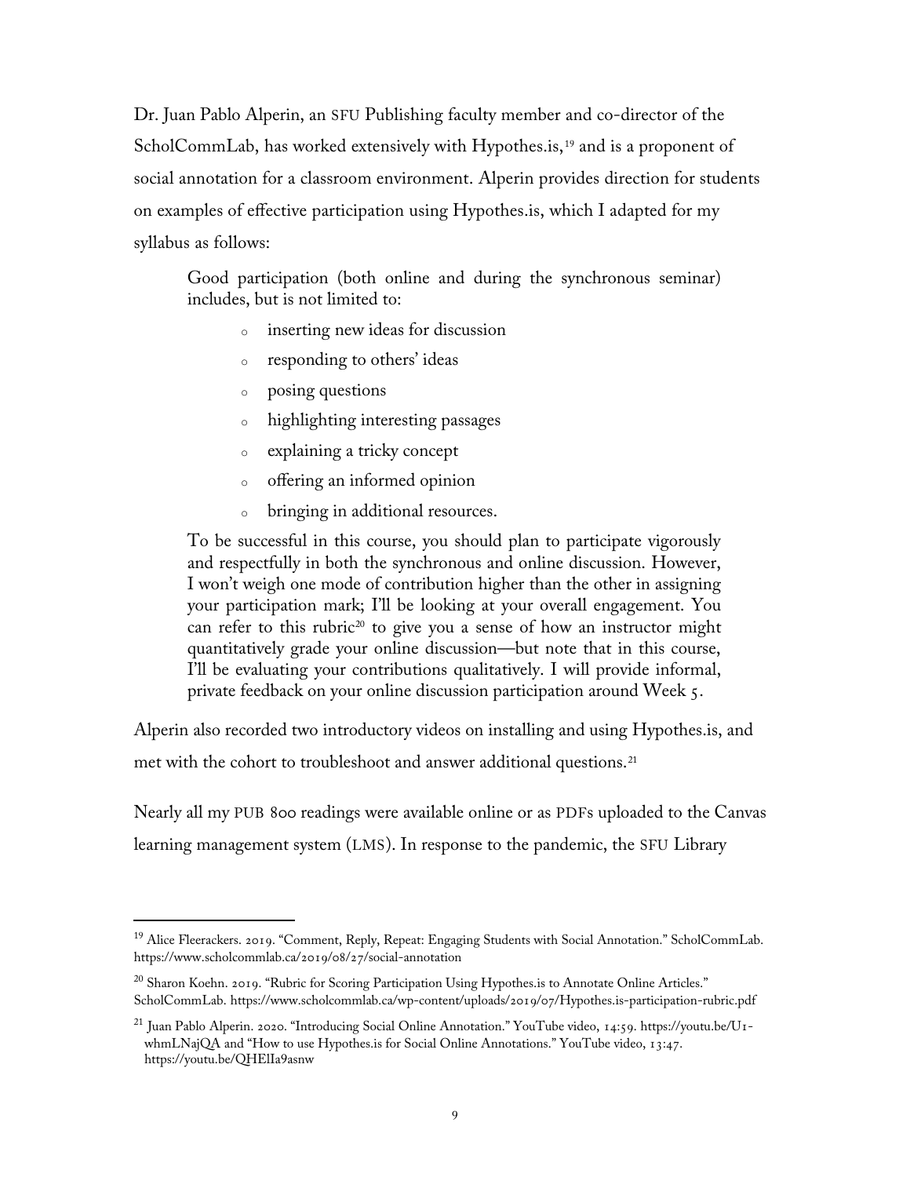Dr. Juan Pablo Alperin, an SFU Publishing faculty member and co-director of the ScholCommLab, has worked extensively with Hypothes.is,[19] and is a proponent of social annotation for a classroom environment. Alperin provides direction for students on examples of effective participation using Hypothes.is, which I adapted for my syllabus as follows:

> Good participation (both online and during the synchronous seminar) includes, but is not limited to:
>
> - inserting new ideas for discussion
> - responding to others' ideas
> - posing questions
> - highlighting interesting passages
> - explaining a tricky concept
> - offering an informed opinion
> - bringing in additional resources.
>
> To be successful in this course, you should plan to participate vigorously and respectfully in both the synchronous and online discussion. However, I won't weigh one mode of contribution higher than the other in assigning your participation mark; I'll be looking at your overall engagement. You can refer to this rubric[20] to give you a sense of how an instructor might quantitatively grade your online discussion—but note that in this course, I'll be evaluating your contributions qualitatively. I will provide informal, private feedback on your online discussion participation around Week 5.

Alperin also recorded two introductory videos on installing and using Hypothes.is, and met with the cohort to troubleshoot and answer additional questions.[21]

Nearly all my PUB 800 readings were available online or as PDFs uploaded to the Canvas learning management system (LMS). In response to the pandemic, the SFU Library

---

[19] Alice Fleerackers. 2019. "Comment, Reply, Repeat: Engaging Students with Social Annotation." ScholCommLab. https://www.scholcommlab.ca/2019/08/27/social-annotation

[20] Sharon Koehn. 2019. "Rubric for Scoring Participation Using Hypothes.is to Annotate Online Articles." ScholCommLab. https://www.scholcommlab.ca/wp-content/uploads/2019/07/Hypothes.is-participation-rubric.pdf

[21] Juan Pablo Alperin. 2020. "Introducing Social Online Annotation." YouTube video, 14:59. https://youtu.be/U1-whmLNajQA and "How to use Hypothes.is for Social Online Annotations." YouTube video, 13:47. https://youtu.be/QHElIa9asnw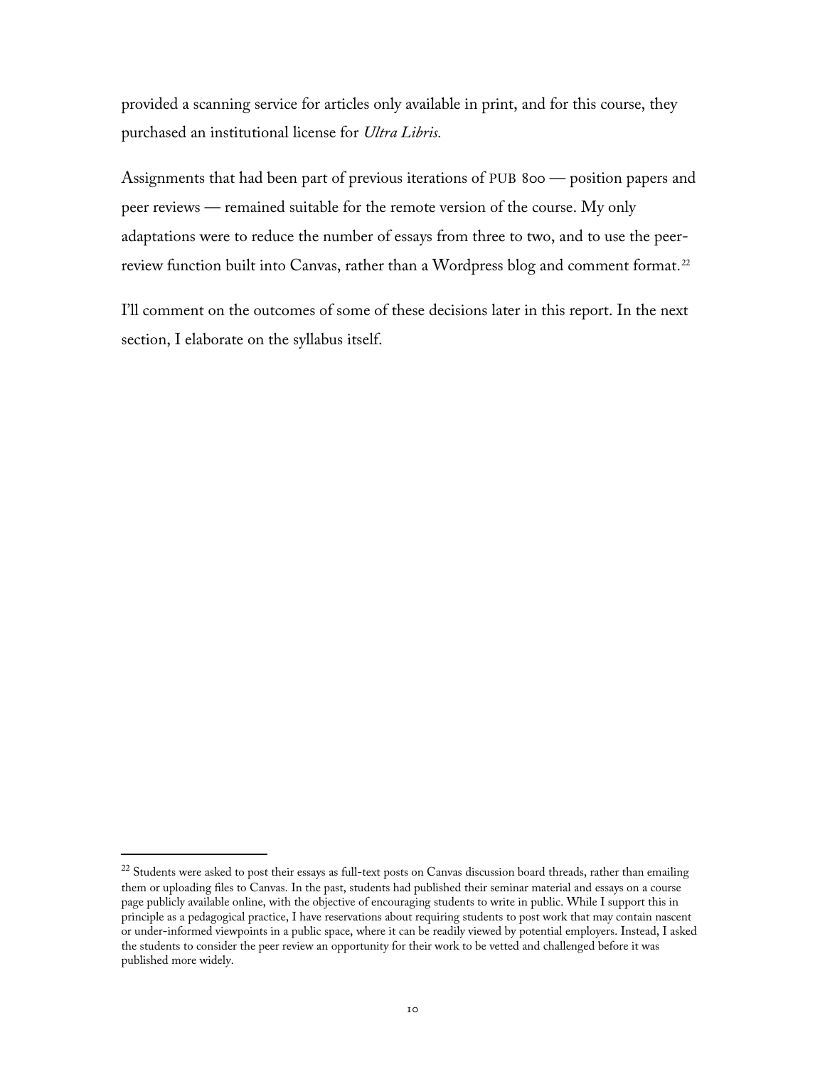provided a scanning service for articles only available in print, and for this course, they purchased an institutional license for *Ultra Libris.*

Assignments that had been part of previous iterations of PUB 800 — position papers and peer reviews — remained suitable for the remote version of the course. My only adaptations were to reduce the number of essays from three to two, and to use the peer-review function built into Canvas, rather than a Wordpress blog and comment format.[22]

I'll comment on the outcomes of some of these decisions later in this report. In the next section, I elaborate on the syllabus itself.

---

[22] Students were asked to post their essays as full-text posts on Canvas discussion board threads, rather than emailing them or uploading files to Canvas. In the past, students had published their seminar material and essays on a course page publicly available online, with the objective of encouraging students to write in public. While I support this in principle as a pedagogical practice, I have reservations about requiring students to post work that may contain nascent or under-informed viewpoints in a public space, where it can be readily viewed by potential employers. Instead, I asked the students to consider the peer review an opportunity for their work to be vetted and challenged before it was published more widely.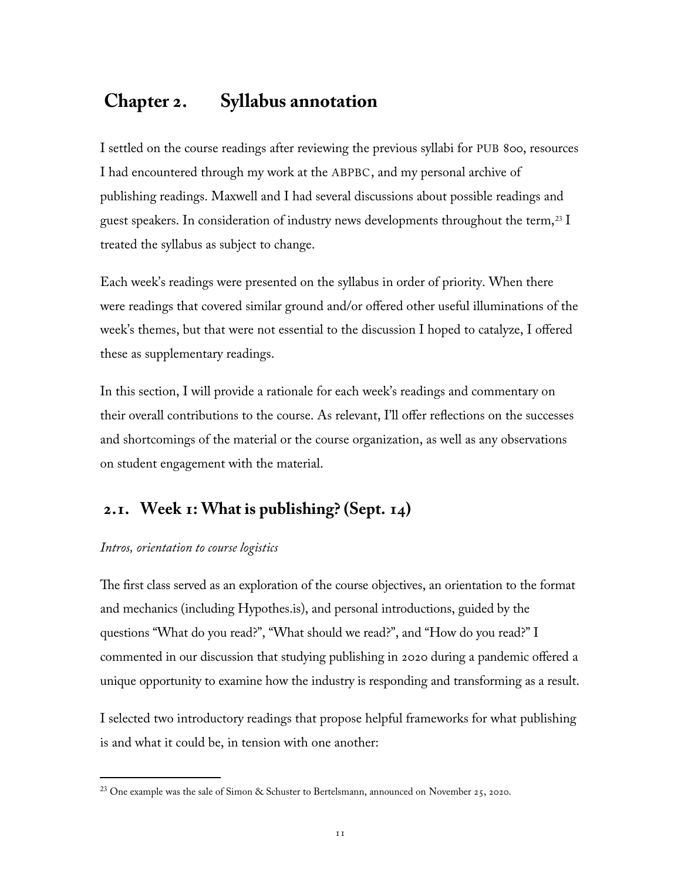# Chapter 2. Syllabus annotation

I settled on the course readings after reviewing the previous syllabi for PUB 800, resources I had encountered through my work at the ABPBC, and my personal archive of publishing readings. Maxwell and I had several discussions about possible readings and guest speakers. In consideration of industry news developments throughout the term,[23] I treated the syllabus as subject to change.

Each week's readings were presented on the syllabus in order of priority. When there were readings that covered similar ground and/or offered other useful illuminations of the week's themes, but that were not essential to the discussion I hoped to catalyze, I offered these as supplementary readings.

In this section, I will provide a rationale for each week's readings and commentary on their overall contributions to the course. As relevant, I'll offer reflections on the successes and shortcomings of the material or the course organization, as well as any observations on student engagement with the material.

## 2.1. Week 1: What is publishing? (Sept. 14)

*Intros, orientation to course logistics*

The first class served as an exploration of the course objectives, an orientation to the format and mechanics (including Hypothes.is), and personal introductions, guided by the questions "What do you read?", "What should we read?", and "How do you read?" I commented in our discussion that studying publishing in 2020 during a pandemic offered a unique opportunity to examine how the industry is responding and transforming as a result.

I selected two introductory readings that propose helpful frameworks for what publishing is and what it could be, in tension with one another:

[23] One example was the sale of Simon & Schuster to Bertelsmann, announced on November 25, 2020.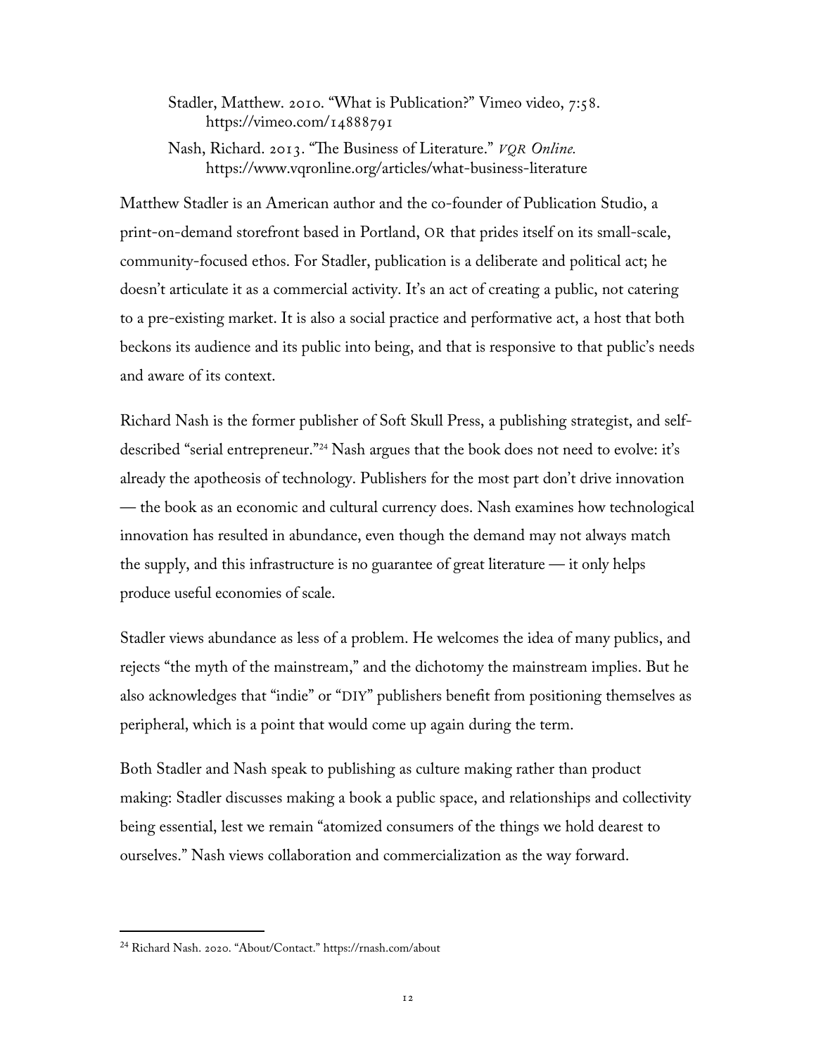Stadler, Matthew. 2010. "What is Publication?" Vimeo video, 7:58. https://vimeo.com/14888791

Nash, Richard. 2013. "The Business of Literature." *VQR Online.* https://www.vqronline.org/articles/what-business-literature

Matthew Stadler is an American author and the co-founder of Publication Studio, a print-on-demand storefront based in Portland, OR that prides itself on its small-scale, community-focused ethos. For Stadler, publication is a deliberate and political act; he doesn't articulate it as a commercial activity. It's an act of creating a public, not catering to a pre-existing market. It is also a social practice and performative act, a host that both beckons its audience and its public into being, and that is responsive to that public's needs and aware of its context.

Richard Nash is the former publisher of Soft Skull Press, a publishing strategist, and self-described "serial entrepreneur."[24] Nash argues that the book does not need to evolve: it's already the apotheosis of technology. Publishers for the most part don't drive innovation — the book as an economic and cultural currency does. Nash examines how technological innovation has resulted in abundance, even though the demand may not always match the supply, and this infrastructure is no guarantee of great literature — it only helps produce useful economies of scale.

Stadler views abundance as less of a problem. He welcomes the idea of many publics, and rejects "the myth of the mainstream," and the dichotomy the mainstream implies. But he also acknowledges that "indie" or "DIY" publishers benefit from positioning themselves as peripheral, which is a point that would come up again during the term.

Both Stadler and Nash speak to publishing as culture making rather than product making: Stadler discusses making a book a public space, and relationships and collectivity being essential, lest we remain "atomized consumers of the things we hold dearest to ourselves." Nash views collaboration and commercialization as the way forward.

---

[24] Richard Nash. 2020. "About/Contact." https://rnash.com/about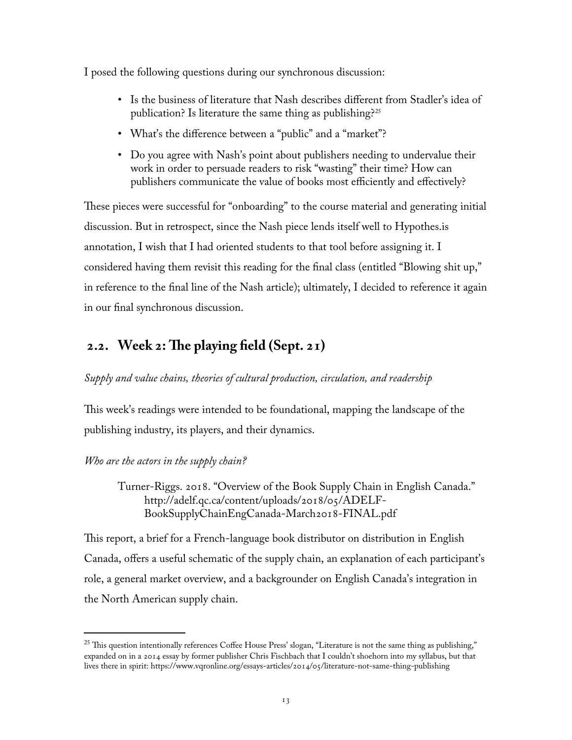I posed the following questions during our synchronous discussion:

- Is the business of literature that Nash describes different from Stadler's idea of publication? Is literature the same thing as publishing?[25]
- What's the difference between a "public" and a "market"?
- Do you agree with Nash's point about publishers needing to undervalue their work in order to persuade readers to risk "wasting" their time? How can publishers communicate the value of books most efficiently and effectively?

These pieces were successful for "onboarding" to the course material and generating initial discussion. But in retrospect, since the Nash piece lends itself well to Hypothes.is annotation, I wish that I had oriented students to that tool before assigning it. I considered having them revisit this reading for the final class (entitled "Blowing shit up," in reference to the final line of the Nash article); ultimately, I decided to reference it again in our final synchronous discussion.

## 2.2. Week 2: The playing field (Sept. 21)

*Supply and value chains, theories of cultural production, circulation, and readership*

This week's readings were intended to be foundational, mapping the landscape of the publishing industry, its players, and their dynamics.

*Who are the actors in the supply chain?*

> Turner-Riggs. 2018. "Overview of the Book Supply Chain in English Canada." http://adelf.qc.ca/content/uploads/2018/05/ADELF-BookSupplyChainEngCanada-March2018-FINAL.pdf

This report, a brief for a French-language book distributor on distribution in English Canada, offers a useful schematic of the supply chain, an explanation of each participant's role, a general market overview, and a backgrounder on English Canada's integration in the North American supply chain.

---

[25] This question intentionally references Coffee House Press' slogan, "Literature is not the same thing as publishing," expanded on in a 2014 essay by former publisher Chris Fischbach that I couldn't shoehorn into my syllabus, but that lives there in spirit: https://www.vqronline.org/essays-articles/2014/05/literature-not-same-thing-publishing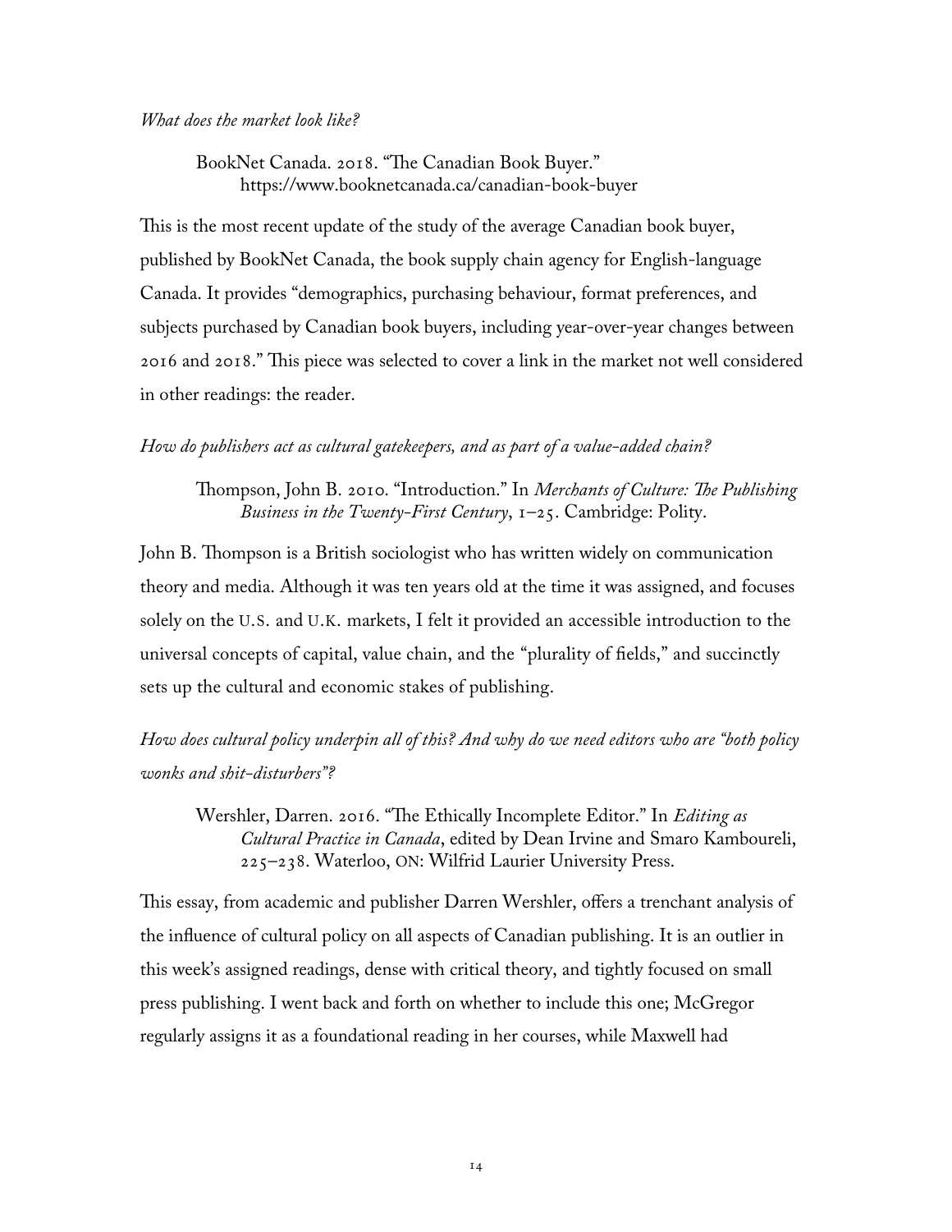*What does the market look like?*

> BookNet Canada. 2018. "The Canadian Book Buyer." https://www.booknetcanada.ca/canadian-book-buyer

This is the most recent update of the study of the average Canadian book buyer, published by BookNet Canada, the book supply chain agency for English-language Canada. It provides "demographics, purchasing behaviour, format preferences, and subjects purchased by Canadian book buyers, including year-over-year changes between 2016 and 2018." This piece was selected to cover a link in the market not well considered in other readings: the reader.

*How do publishers act as cultural gatekeepers, and as part of a value-added chain?*

> Thompson, John B. 2010. "Introduction." In *Merchants of Culture: The Publishing Business in the Twenty-First Century*, 1–25. Cambridge: Polity.

John B. Thompson is a British sociologist who has written widely on communication theory and media. Although it was ten years old at the time it was assigned, and focuses solely on the U.S. and U.K. markets, I felt it provided an accessible introduction to the universal concepts of capital, value chain, and the "plurality of fields," and succinctly sets up the cultural and economic stakes of publishing.

*How does cultural policy underpin all of this? And why do we need editors who are "both policy wonks and shit-disturbers"?*

> Wershler, Darren. 2016. "The Ethically Incomplete Editor." In *Editing as Cultural Practice in Canada*, edited by Dean Irvine and Smaro Kamboureli, 225–238. Waterloo, ON: Wilfrid Laurier University Press.

This essay, from academic and publisher Darren Wershler, offers a trenchant analysis of the influence of cultural policy on all aspects of Canadian publishing. It is an outlier in this week's assigned readings, dense with critical theory, and tightly focused on small press publishing. I went back and forth on whether to include this one; McGregor regularly assigns it as a foundational reading in her courses, while Maxwell had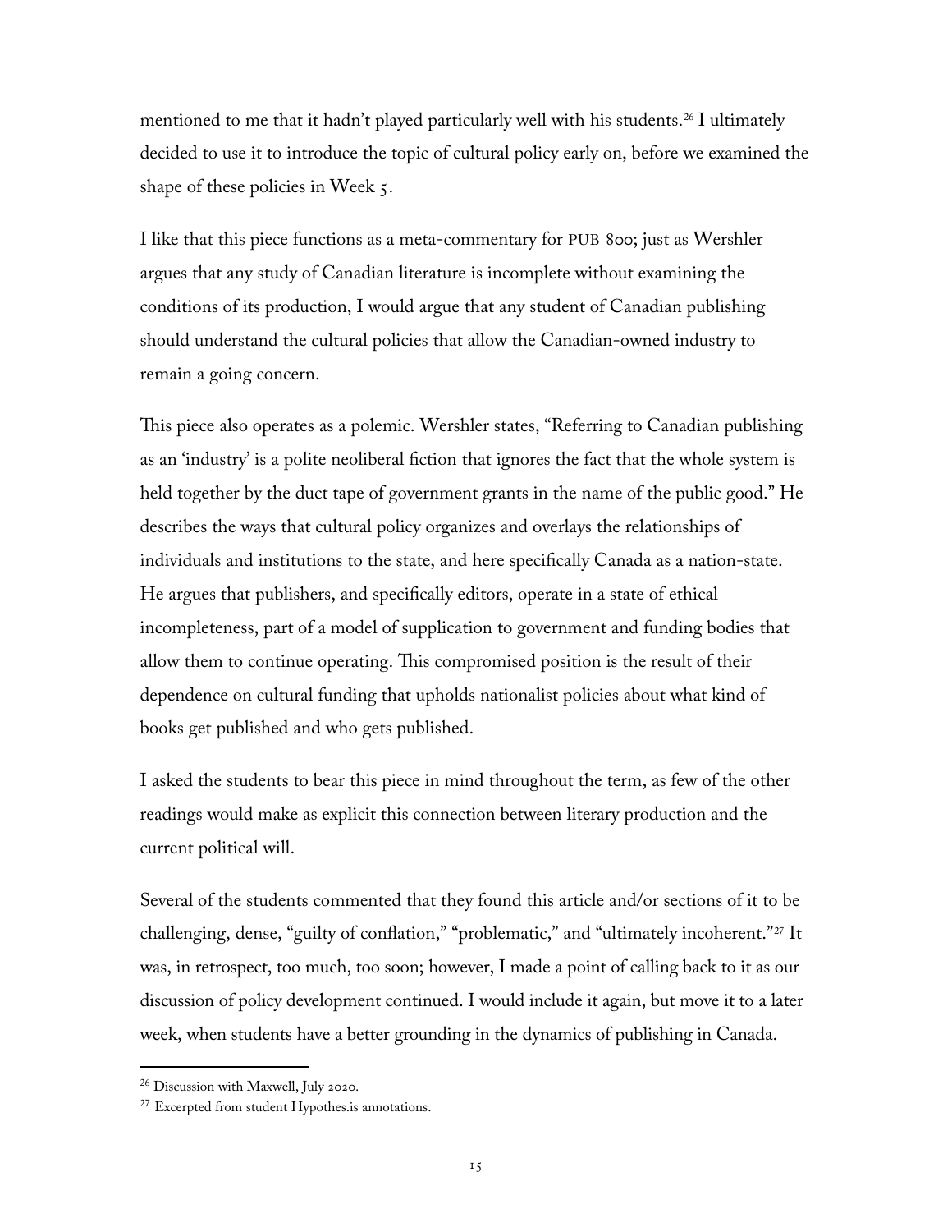mentioned to me that it hadn't played particularly well with his students.[26] I ultimately decided to use it to introduce the topic of cultural policy early on, before we examined the shape of these policies in Week 5.

I like that this piece functions as a meta-commentary for PUB 800; just as Wershler argues that any study of Canadian literature is incomplete without examining the conditions of its production, I would argue that any student of Canadian publishing should understand the cultural policies that allow the Canadian-owned industry to remain a going concern.

This piece also operates as a polemic. Wershler states, "Referring to Canadian publishing as an 'industry' is a polite neoliberal fiction that ignores the fact that the whole system is held together by the duct tape of government grants in the name of the public good." He describes the ways that cultural policy organizes and overlays the relationships of individuals and institutions to the state, and here specifically Canada as a nation-state. He argues that publishers, and specifically editors, operate in a state of ethical incompleteness, part of a model of supplication to government and funding bodies that allow them to continue operating. This compromised position is the result of their dependence on cultural funding that upholds nationalist policies about what kind of books get published and who gets published.

I asked the students to bear this piece in mind throughout the term, as few of the other readings would make as explicit this connection between literary production and the current political will.

Several of the students commented that they found this article and/or sections of it to be challenging, dense, "guilty of conflation," "problematic," and "ultimately incoherent."[27] It was, in retrospect, too much, too soon; however, I made a point of calling back to it as our discussion of policy development continued. I would include it again, but move it to a later week, when students have a better grounding in the dynamics of publishing in Canada.

---

[26] Discussion with Maxwell, July 2020.

[27] Excerpted from student Hypothes.is annotations.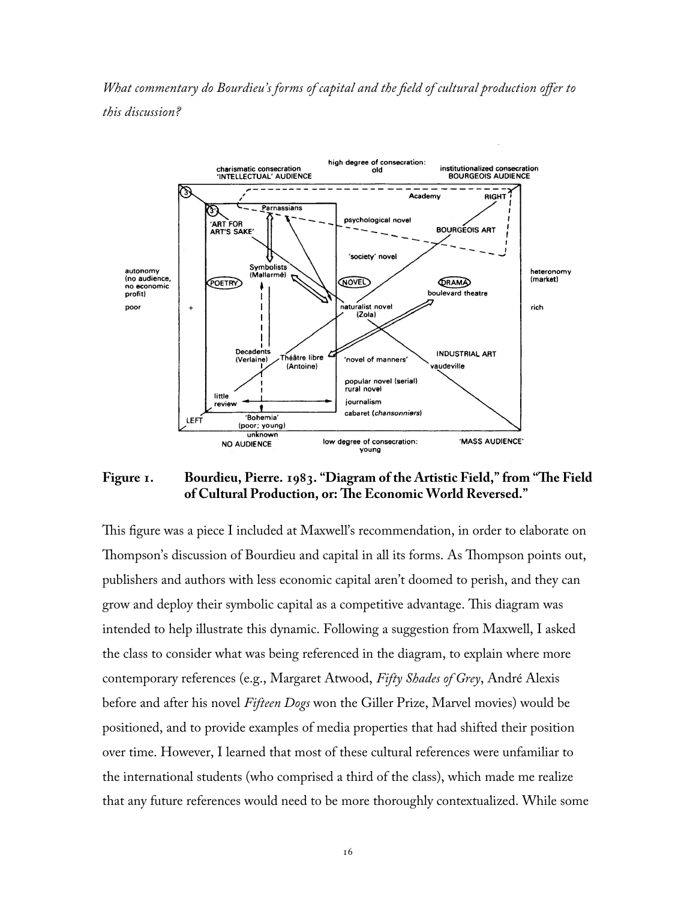*What commentary do Bourdieu's forms of capital and the field of cultural production offer to this discussion?*

**Figure 1. Bourdieu, Pierre. 1983. "Diagram of the Artistic Field," from "The Field of Cultural Production, or: The Economic World Reversed."**

This figure was a piece I included at Maxwell's recommendation, in order to elaborate on Thompson's discussion of Bourdieu and capital in all its forms. As Thompson points out, publishers and authors with less economic capital aren't doomed to perish, and they can grow and deploy their symbolic capital as a competitive advantage. This diagram was intended to help illustrate this dynamic. Following a suggestion from Maxwell, I asked the class to consider what was being referenced in the diagram, to explain where more contemporary references (e.g., Margaret Atwood, *Fifty Shades of Grey*, André Alexis before and after his novel *Fifteen Dogs* won the Giller Prize, Marvel movies) would be positioned, and to provide examples of media properties that had shifted their position over time. However, I learned that most of these cultural references were unfamiliar to the international students (who comprised a third of the class), which made me realize that any future references would need to be more thoroughly contextualized. While some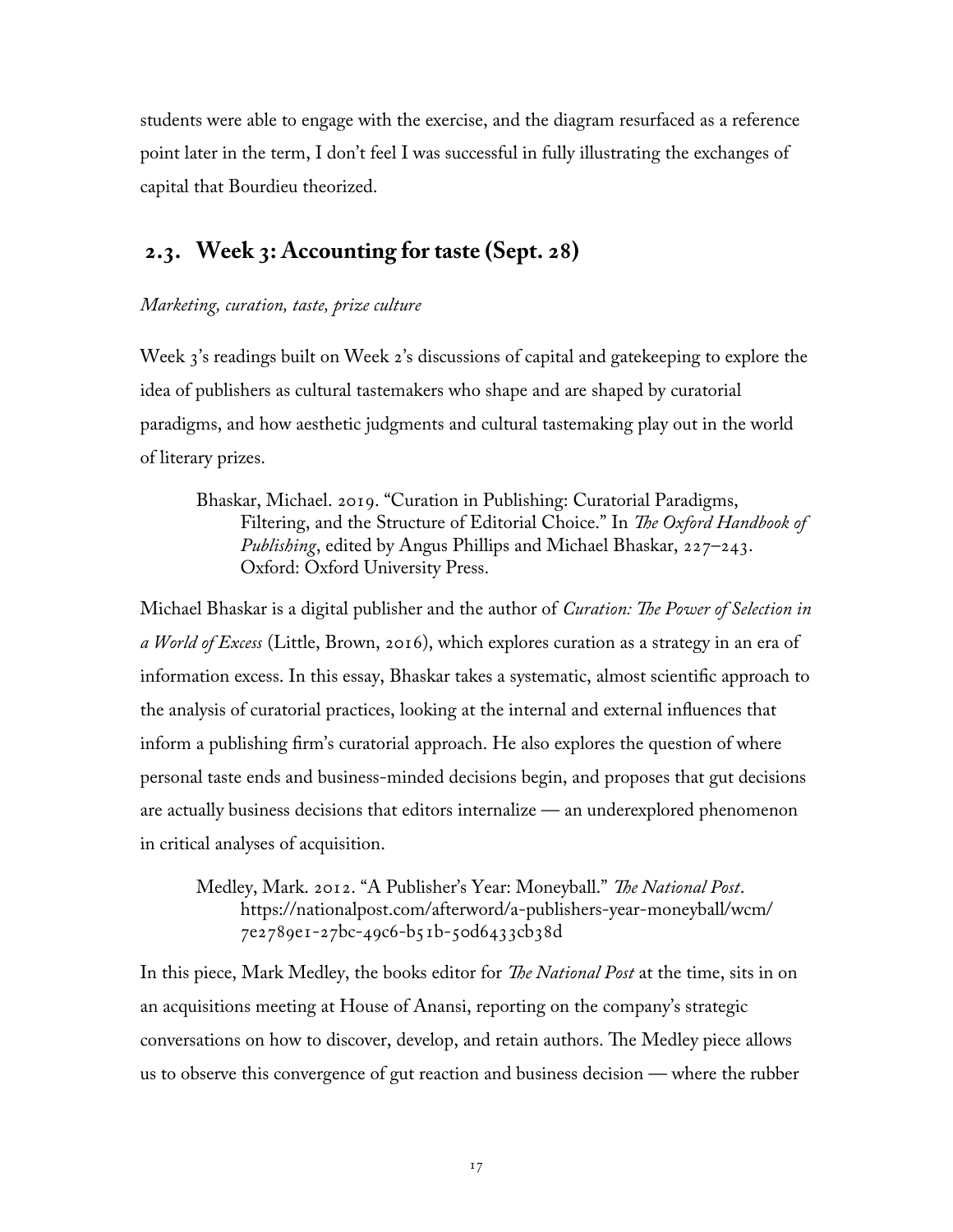students were able to engage with the exercise, and the diagram resurfaced as a reference point later in the term, I don't feel I was successful in fully illustrating the exchanges of capital that Bourdieu theorized.

## 2.3. Week 3: Accounting for taste (Sept. 28)

*Marketing, curation, taste, prize culture*

Week 3's readings built on Week 2's discussions of capital and gatekeeping to explore the idea of publishers as cultural tastemakers who shape and are shaped by curatorial paradigms, and how aesthetic judgments and cultural tastemaking play out in the world of literary prizes.

> Bhaskar, Michael. 2019. "Curation in Publishing: Curatorial Paradigms, Filtering, and the Structure of Editorial Choice." In *The Oxford Handbook of Publishing*, edited by Angus Phillips and Michael Bhaskar, 227–243. Oxford: Oxford University Press.

Michael Bhaskar is a digital publisher and the author of *Curation: The Power of Selection in a World of Excess* (Little, Brown, 2016), which explores curation as a strategy in an era of information excess. In this essay, Bhaskar takes a systematic, almost scientific approach to the analysis of curatorial practices, looking at the internal and external influences that inform a publishing firm's curatorial approach. He also explores the question of where personal taste ends and business-minded decisions begin, and proposes that gut decisions are actually business decisions that editors internalize — an underexplored phenomenon in critical analyses of acquisition.

> Medley, Mark. 2012. "A Publisher's Year: Moneyball." *The National Post*. https://nationalpost.com/afterword/a-publishers-year-moneyball/wcm/7e2789e1-27bc-49c6-b51b-50d6433cb38d

In this piece, Mark Medley, the books editor for *The National Post* at the time, sits in on an acquisitions meeting at House of Anansi, reporting on the company's strategic conversations on how to discover, develop, and retain authors. The Medley piece allows us to observe this convergence of gut reaction and business decision — where the rubber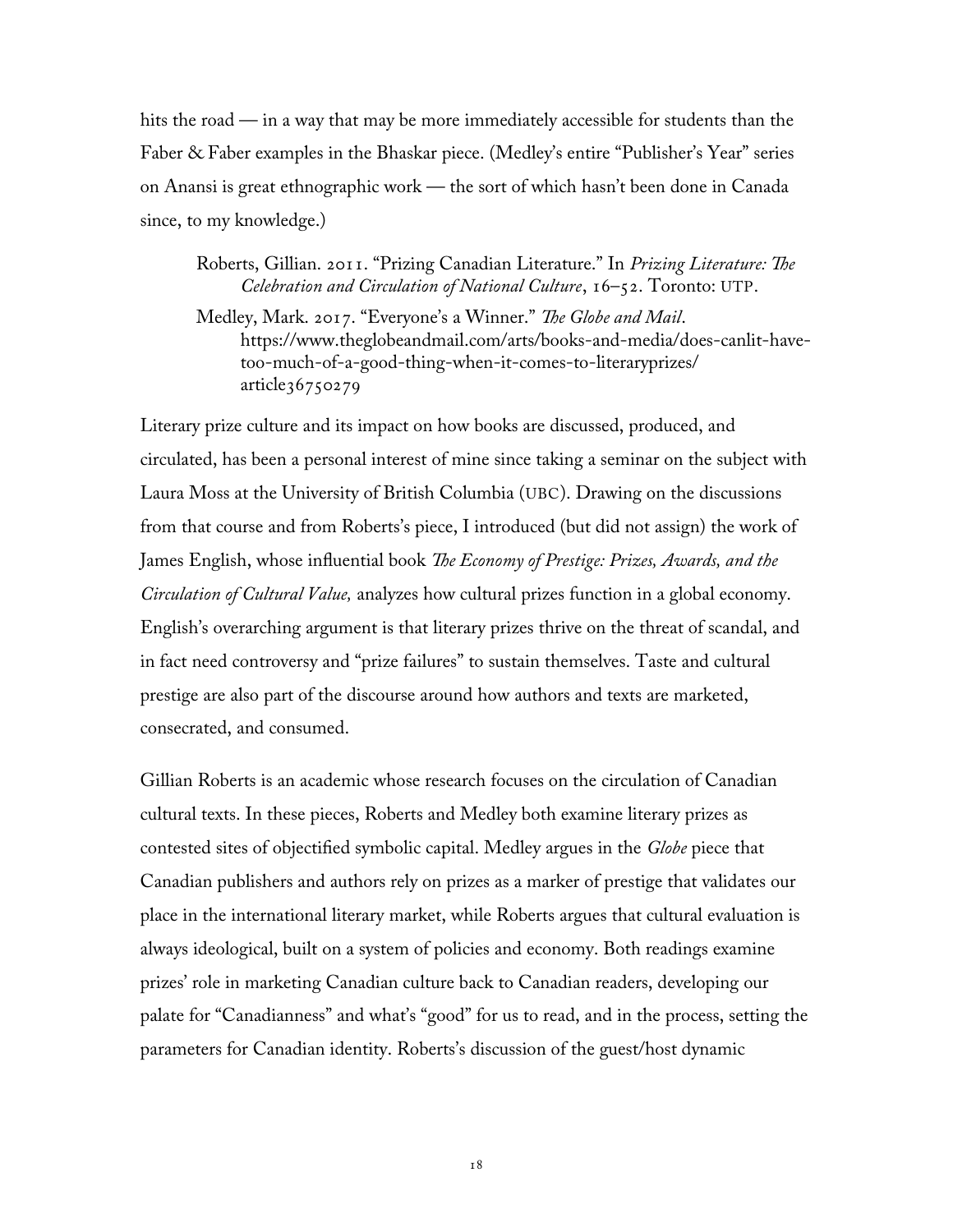hits the road — in a way that may be more immediately accessible for students than the Faber & Faber examples in the Bhaskar piece. (Medley's entire "Publisher's Year" series on Anansi is great ethnographic work — the sort of which hasn't been done in Canada since, to my knowledge.)

> Roberts, Gillian. 2011. "Prizing Canadian Literature." In *Prizing Literature: The Celebration and Circulation of National Culture*, 16–52. Toronto: UTP.
>
> Medley, Mark. 2017. "Everyone's a Winner." *The Globe and Mail*. https://www.theglobeandmail.com/arts/books-and-media/does-canlit-have-too-much-of-a-good-thing-when-it-comes-to-literaryprizes/article36750279

Literary prize culture and its impact on how books are discussed, produced, and circulated, has been a personal interest of mine since taking a seminar on the subject with Laura Moss at the University of British Columbia (UBC). Drawing on the discussions from that course and from Roberts's piece, I introduced (but did not assign) the work of James English, whose influential book *The Economy of Prestige: Prizes, Awards, and the Circulation of Cultural Value,* analyzes how cultural prizes function in a global economy. English's overarching argument is that literary prizes thrive on the threat of scandal, and in fact need controversy and "prize failures" to sustain themselves. Taste and cultural prestige are also part of the discourse around how authors and texts are marketed, consecrated, and consumed.

Gillian Roberts is an academic whose research focuses on the circulation of Canadian cultural texts. In these pieces, Roberts and Medley both examine literary prizes as contested sites of objectified symbolic capital. Medley argues in the *Globe* piece that Canadian publishers and authors rely on prizes as a marker of prestige that validates our place in the international literary market, while Roberts argues that cultural evaluation is always ideological, built on a system of policies and economy. Both readings examine prizes' role in marketing Canadian culture back to Canadian readers, developing our palate for "Canadianness" and what's "good" for us to read, and in the process, setting the parameters for Canadian identity. Roberts's discussion of the guest/host dynamic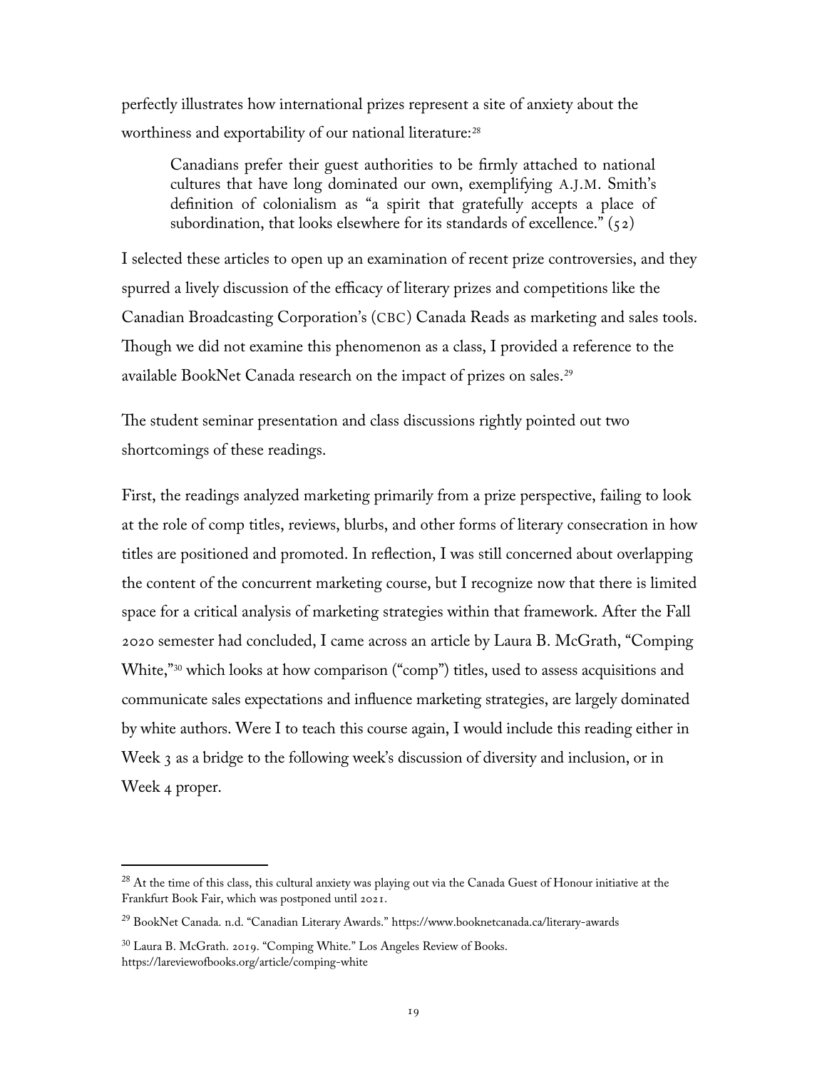perfectly illustrates how international prizes represent a site of anxiety about the worthiness and exportability of our national literature:[28]

> Canadians prefer their guest authorities to be firmly attached to national cultures that have long dominated our own, exemplifying A.J.M. Smith's definition of colonialism as "a spirit that gratefully accepts a place of subordination, that looks elsewhere for its standards of excellence." (52)

I selected these articles to open up an examination of recent prize controversies, and they spurred a lively discussion of the efficacy of literary prizes and competitions like the Canadian Broadcasting Corporation's (CBC) Canada Reads as marketing and sales tools. Though we did not examine this phenomenon as a class, I provided a reference to the available BookNet Canada research on the impact of prizes on sales.[29]

The student seminar presentation and class discussions rightly pointed out two shortcomings of these readings.

First, the readings analyzed marketing primarily from a prize perspective, failing to look at the role of comp titles, reviews, blurbs, and other forms of literary consecration in how titles are positioned and promoted. In reflection, I was still concerned about overlapping the content of the concurrent marketing course, but I recognize now that there is limited space for a critical analysis of marketing strategies within that framework. After the Fall 2020 semester had concluded, I came across an article by Laura B. McGrath, "Comping White,"[30] which looks at how comparison ("comp") titles, used to assess acquisitions and communicate sales expectations and influence marketing strategies, are largely dominated by white authors. Were I to teach this course again, I would include this reading either in Week 3 as a bridge to the following week's discussion of diversity and inclusion, or in Week 4 proper.

---

[28] At the time of this class, this cultural anxiety was playing out via the Canada Guest of Honour initiative at the Frankfurt Book Fair, which was postponed until 2021.

[29] BookNet Canada. n.d. "Canadian Literary Awards." https://www.booknetcanada.ca/literary-awards

[30] Laura B. McGrath. 2019. "Comping White." Los Angeles Review of Books. https://lareviewofbooks.org/article/comping-white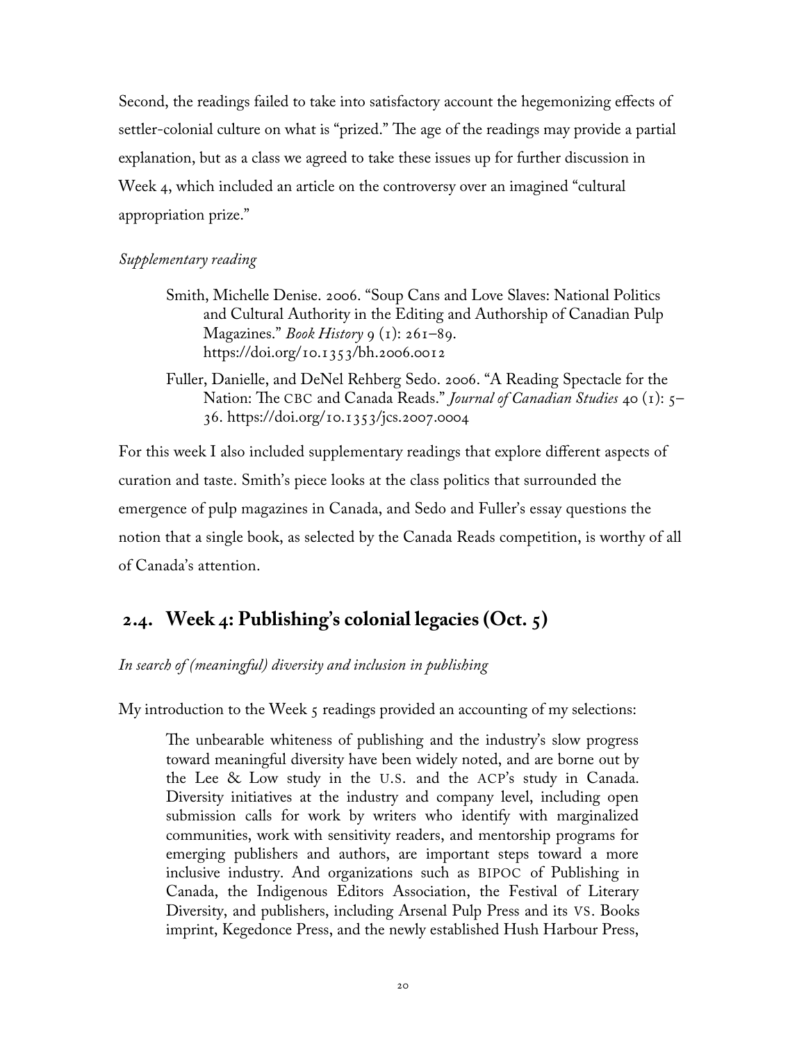Second, the readings failed to take into satisfactory account the hegemonizing effects of settler-colonial culture on what is "prized." The age of the readings may provide a partial explanation, but as a class we agreed to take these issues up for further discussion in Week 4, which included an article on the controversy over an imagined "cultural appropriation prize."

*Supplementary reading*

> Smith, Michelle Denise. 2006. "Soup Cans and Love Slaves: National Politics and Cultural Authority in the Editing and Authorship of Canadian Pulp Magazines." *Book History* 9 (1): 261–89. https://doi.org/10.1353/bh.2006.0012
>
> Fuller, Danielle, and DeNel Rehberg Sedo. 2006. "A Reading Spectacle for the Nation: The CBC and Canada Reads." *Journal of Canadian Studies* 40 (1): 5–36. https://doi.org/10.1353/jcs.2007.0004

For this week I also included supplementary readings that explore different aspects of curation and taste. Smith's piece looks at the class politics that surrounded the emergence of pulp magazines in Canada, and Sedo and Fuller's essay questions the notion that a single book, as selected by the Canada Reads competition, is worthy of all of Canada's attention.

## 2.4. Week 4: Publishing's colonial legacies (Oct. 5)

*In search of (meaningful) diversity and inclusion in publishing*

My introduction to the Week 5 readings provided an accounting of my selections:

> The unbearable whiteness of publishing and the industry's slow progress toward meaningful diversity have been widely noted, and are borne out by the Lee & Low study in the U.S. and the ACP's study in Canada. Diversity initiatives at the industry and company level, including open submission calls for work by writers who identify with marginalized communities, work with sensitivity readers, and mentorship programs for emerging publishers and authors, are important steps toward a more inclusive industry. And organizations such as BIPOC of Publishing in Canada, the Indigenous Editors Association, the Festival of Literary Diversity, and publishers, including Arsenal Pulp Press and its VS. Books imprint, Kegedonce Press, and the newly established Hush Harbour Press,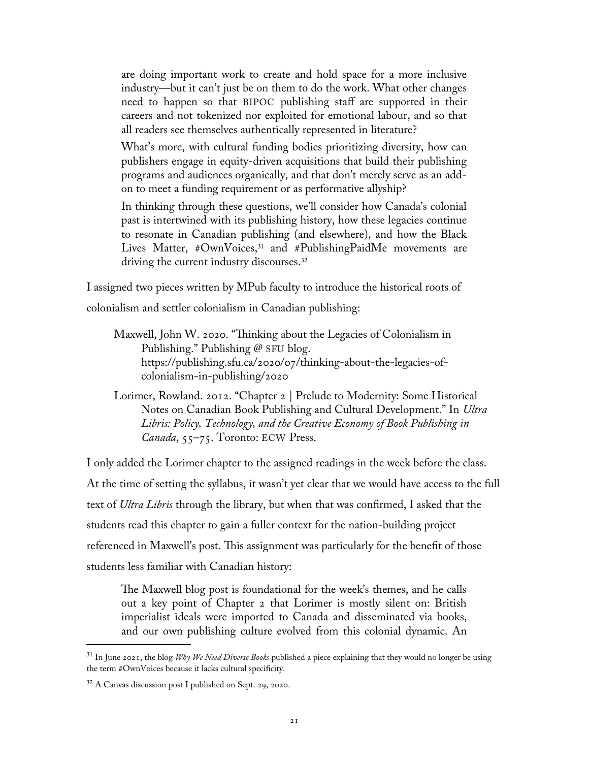> are doing important work to create and hold space for a more inclusive industry—but it can't just be on them to do the work. What other changes need to happen so that BIPOC publishing staff are supported in their careers and not tokenized nor exploited for emotional labour, and so that all readers see themselves authentically represented in literature?
>
> What's more, with cultural funding bodies prioritizing diversity, how can publishers engage in equity-driven acquisitions that build their publishing programs and audiences organically, and that don't merely serve as an add-on to meet a funding requirement or as performative allyship?
>
> In thinking through these questions, we'll consider how Canada's colonial past is intertwined with its publishing history, how these legacies continue to resonate in Canadian publishing (and elsewhere), and how the Black Lives Matter, #OwnVoices,[31] and #PublishingPaidMe movements are driving the current industry discourses.[32]

I assigned two pieces written by MPub faculty to introduce the historical roots of colonialism and settler colonialism in Canadian publishing:

> Maxwell, John W. 2020. "Thinking about the Legacies of Colonialism in Publishing." Publishing @ SFU blog. https://publishing.sfu.ca/2020/07/thinking-about-the-legacies-of-colonialism-in-publishing/2020
>
> Lorimer, Rowland. 2012. "Chapter 2 | Prelude to Modernity: Some Historical Notes on Canadian Book Publishing and Cultural Development." In *Ultra Libris: Policy, Technology, and the Creative Economy of Book Publishing in Canada*, 55–75. Toronto: ECW Press.

I only added the Lorimer chapter to the assigned readings in the week before the class. At the time of setting the syllabus, it wasn't yet clear that we would have access to the full text of *Ultra Libris* through the library, but when that was confirmed, I asked that the students read this chapter to gain a fuller context for the nation-building project referenced in Maxwell's post. This assignment was particularly for the benefit of those students less familiar with Canadian history:

> The Maxwell blog post is foundational for the week's themes, and he calls out a key point of Chapter 2 that Lorimer is mostly silent on: British imperialist ideals were imported to Canada and disseminated via books, and our own publishing culture evolved from this colonial dynamic. An

---

[31] In June 2021, the blog *Why We Need Diverse Books* published a piece explaining that they would no longer be using the term #OwnVoices because it lacks cultural specificity.

[32] A Canvas discussion post I published on Sept. 29, 2020.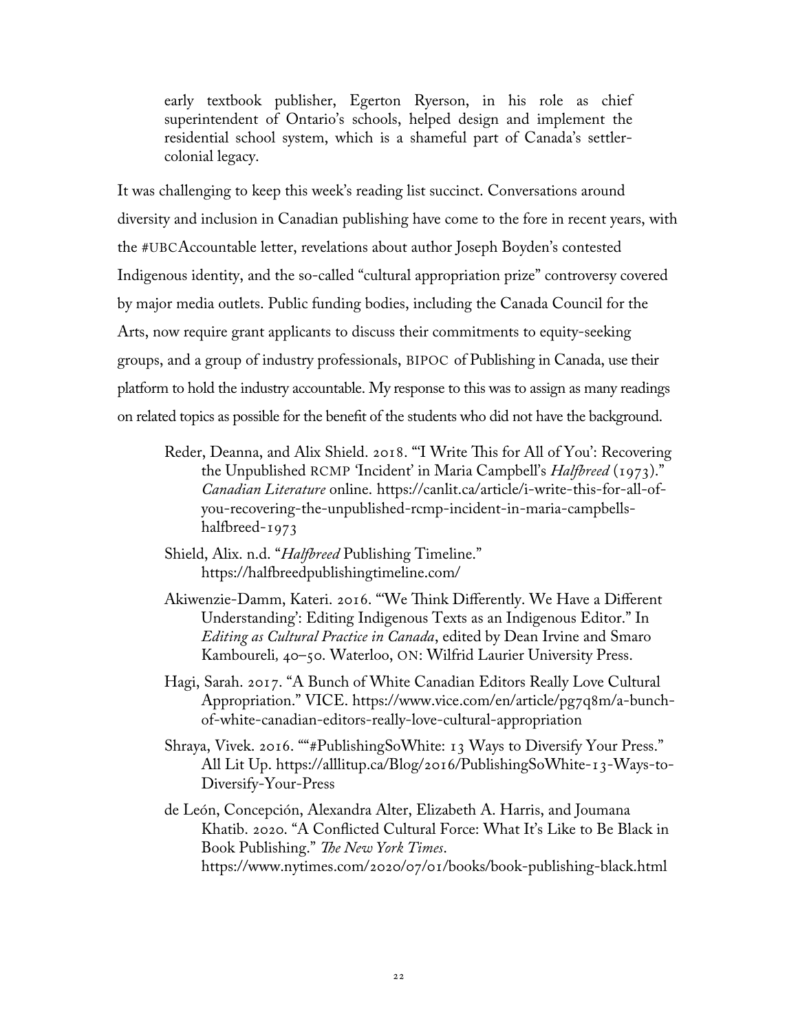early textbook publisher, Egerton Ryerson, in his role as chief superintendent of Ontario's schools, helped design and implement the residential school system, which is a shameful part of Canada's settler-colonial legacy.

It was challenging to keep this week's reading list succinct. Conversations around diversity and inclusion in Canadian publishing have come to the fore in recent years, with the #UBCAccountable letter, revelations about author Joseph Boyden's contested Indigenous identity, and the so-called "cultural appropriation prize" controversy covered by major media outlets. Public funding bodies, including the Canada Council for the Arts, now require grant applicants to discuss their commitments to equity-seeking groups, and a group of industry professionals, BIPOC of Publishing in Canada, use their platform to hold the industry accountable. My response to this was to assign as many readings on related topics as possible for the benefit of the students who did not have the background.

- Reder, Deanna, and Alix Shield. 2018. "'I Write This for All of You': Recovering the Unpublished RCMP 'Incident' in Maria Campbell's *Halfbreed* (1973)." *Canadian Literature* online. https://canlit.ca/article/i-write-this-for-all-of-you-recovering-the-unpublished-rcmp-incident-in-maria-campbells-halfbreed-1973
- Shield, Alix. n.d. "*Halfbreed* Publishing Timeline." https://halfbreedpublishingtimeline.com/
- Akiwenzie-Damm, Kateri. 2016. "'We Think Differently. We Have a Different Understanding': Editing Indigenous Texts as an Indigenous Editor." In *Editing as Cultural Practice in Canada*, edited by Dean Irvine and Smaro Kamboureli, 40–50. Waterloo, ON: Wilfrid Laurier University Press.
- Hagi, Sarah. 2017. "A Bunch of White Canadian Editors Really Love Cultural Appropriation." VICE. https://www.vice.com/en/article/pg7q8m/a-bunch-of-white-canadian-editors-really-love-cultural-appropriation
- Shraya, Vivek. 2016. ""#PublishingSoWhite: 13 Ways to Diversify Your Press." All Lit Up. https://alllitup.ca/Blog/2016/PublishingSoWhite-13-Ways-to-Diversify-Your-Press
- de León, Concepción, Alexandra Alter, Elizabeth A. Harris, and Joumana Khatib. 2020. "A Conflicted Cultural Force: What It's Like to Be Black in Book Publishing." *The New York Times*. https://www.nytimes.com/2020/07/01/books/book-publishing-black.html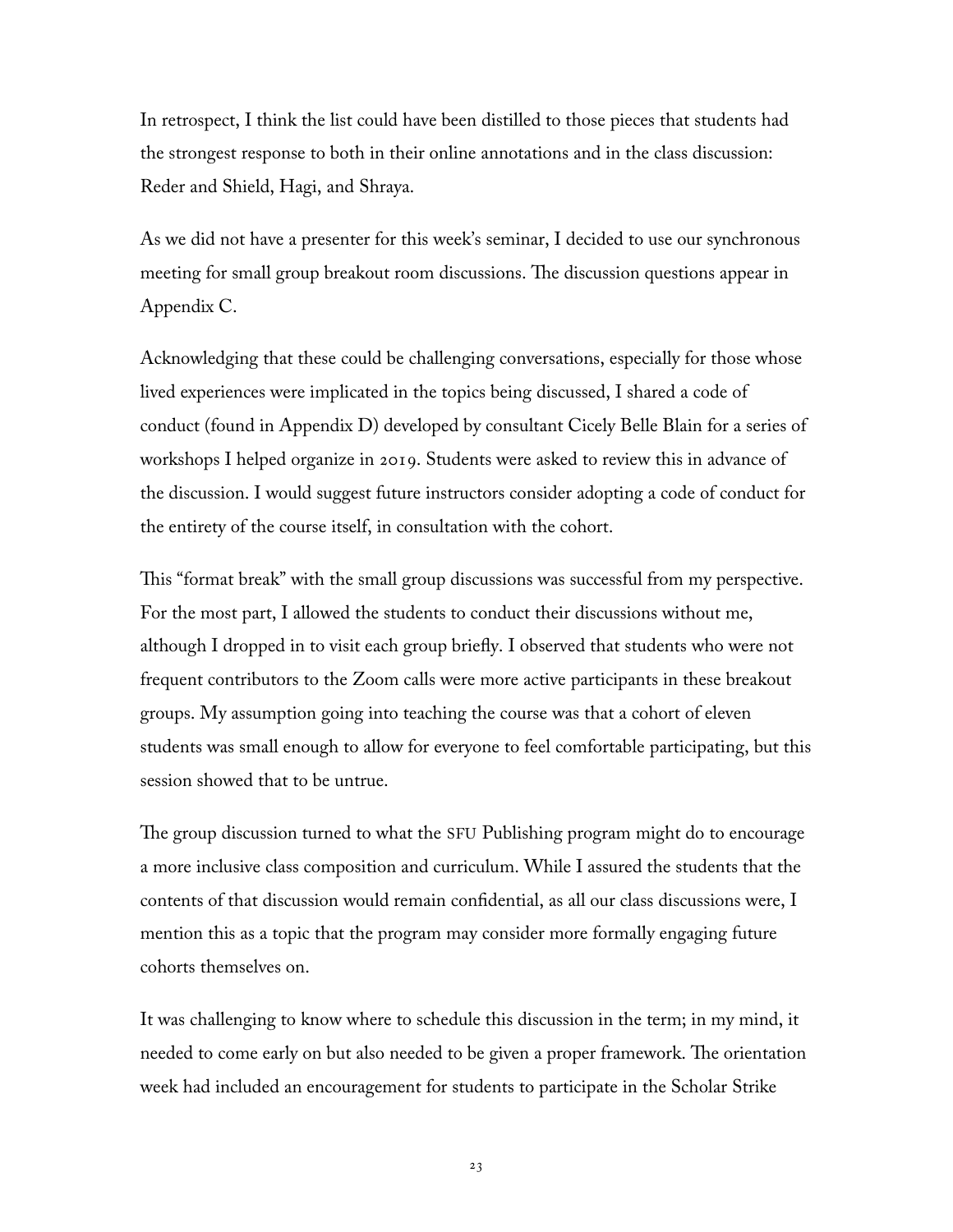In retrospect, I think the list could have been distilled to those pieces that students had the strongest response to both in their online annotations and in the class discussion: Reder and Shield, Hagi, and Shraya.

As we did not have a presenter for this week's seminar, I decided to use our synchronous meeting for small group breakout room discussions. The discussion questions appear in Appendix C.

Acknowledging that these could be challenging conversations, especially for those whose lived experiences were implicated in the topics being discussed, I shared a code of conduct (found in Appendix D) developed by consultant Cicely Belle Blain for a series of workshops I helped organize in 2019. Students were asked to review this in advance of the discussion. I would suggest future instructors consider adopting a code of conduct for the entirety of the course itself, in consultation with the cohort.

This "format break" with the small group discussions was successful from my perspective. For the most part, I allowed the students to conduct their discussions without me, although I dropped in to visit each group briefly. I observed that students who were not frequent contributors to the Zoom calls were more active participants in these breakout groups. My assumption going into teaching the course was that a cohort of eleven students was small enough to allow for everyone to feel comfortable participating, but this session showed that to be untrue.

The group discussion turned to what the SFU Publishing program might do to encourage a more inclusive class composition and curriculum. While I assured the students that the contents of that discussion would remain confidential, as all our class discussions were, I mention this as a topic that the program may consider more formally engaging future cohorts themselves on.

It was challenging to know where to schedule this discussion in the term; in my mind, it needed to come early on but also needed to be given a proper framework. The orientation week had included an encouragement for students to participate in the Scholar Strike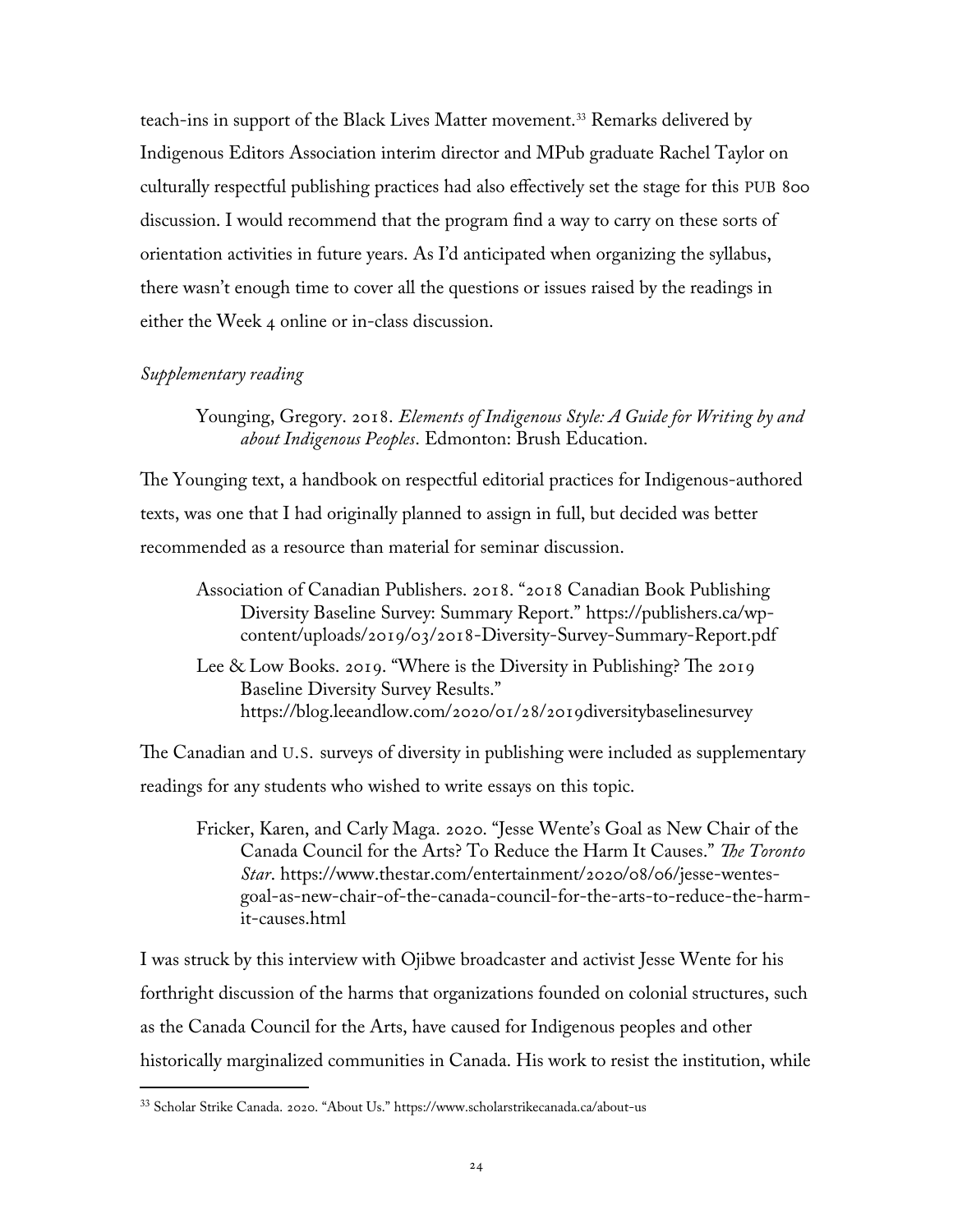teach-ins in support of the Black Lives Matter movement.[33] Remarks delivered by Indigenous Editors Association interim director and MPub graduate Rachel Taylor on culturally respectful publishing practices had also effectively set the stage for this PUB 800 discussion. I would recommend that the program find a way to carry on these sorts of orientation activities in future years. As I'd anticipated when organizing the syllabus, there wasn't enough time to cover all the questions or issues raised by the readings in either the Week 4 online or in-class discussion.

*Supplementary reading*

> Younging, Gregory. 2018. *Elements of Indigenous Style: A Guide for Writing by and about Indigenous Peoples*. Edmonton: Brush Education.

The Younging text, a handbook on respectful editorial practices for Indigenous-authored texts, was one that I had originally planned to assign in full, but decided was better recommended as a resource than material for seminar discussion.

> Association of Canadian Publishers. 2018. "2018 Canadian Book Publishing Diversity Baseline Survey: Summary Report." https://publishers.ca/wp-content/uploads/2019/03/2018-Diversity-Survey-Summary-Report.pdf
>
> Lee & Low Books. 2019. "Where is the Diversity in Publishing? The 2019 Baseline Diversity Survey Results." https://blog.leeandlow.com/2020/01/28/2019diversitybaselinesurvey

The Canadian and U.S. surveys of diversity in publishing were included as supplementary readings for any students who wished to write essays on this topic.

> Fricker, Karen, and Carly Maga. 2020. "Jesse Wente's Goal as New Chair of the Canada Council for the Arts? To Reduce the Harm It Causes." *The Toronto Star*. https://www.thestar.com/entertainment/2020/08/06/jesse-wentes-goal-as-new-chair-of-the-canada-council-for-the-arts-to-reduce-the-harm-it-causes.html

I was struck by this interview with Ojibwe broadcaster and activist Jesse Wente for his forthright discussion of the harms that organizations founded on colonial structures, such as the Canada Council for the Arts, have caused for Indigenous peoples and other historically marginalized communities in Canada. His work to resist the institution, while

[33] Scholar Strike Canada. 2020. "About Us." https://www.scholarstrikecanada.ca/about-us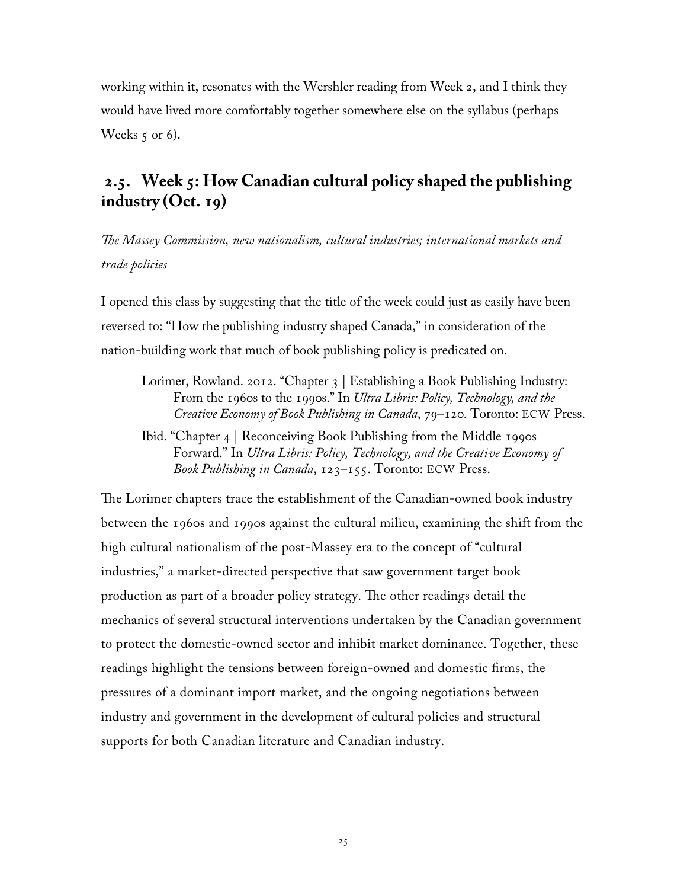working within it, resonates with the Wershler reading from Week 2, and I think they would have lived more comfortably together somewhere else on the syllabus (perhaps Weeks 5 or 6).

## 2.5. Week 5: How Canadian cultural policy shaped the publishing industry (Oct. 19)

*The Massey Commission, new nationalism, cultural industries; international markets and trade policies*

I opened this class by suggesting that the title of the week could just as easily have been reversed to: "How the publishing industry shaped Canada," in consideration of the nation-building work that much of book publishing policy is predicated on.

> Lorimer, Rowland. 2012. "Chapter 3 | Establishing a Book Publishing Industry: From the 1960s to the 1990s." In *Ultra Libris: Policy, Technology, and the Creative Economy of Book Publishing in Canada*, 79–120. Toronto: ECW Press.
>
> Ibid. "Chapter 4 | Reconceiving Book Publishing from the Middle 1990s Forward." In *Ultra Libris: Policy, Technology, and the Creative Economy of Book Publishing in Canada*, 123–155. Toronto: ECW Press.

The Lorimer chapters trace the establishment of the Canadian-owned book industry between the 1960s and 1990s against the cultural milieu, examining the shift from the high cultural nationalism of the post-Massey era to the concept of "cultural industries," a market-directed perspective that saw government target book production as part of a broader policy strategy. The other readings detail the mechanics of several structural interventions undertaken by the Canadian government to protect the domestic-owned sector and inhibit market dominance. Together, these readings highlight the tensions between foreign-owned and domestic firms, the pressures of a dominant import market, and the ongoing negotiations between industry and government in the development of cultural policies and structural supports for both Canadian literature and Canadian industry.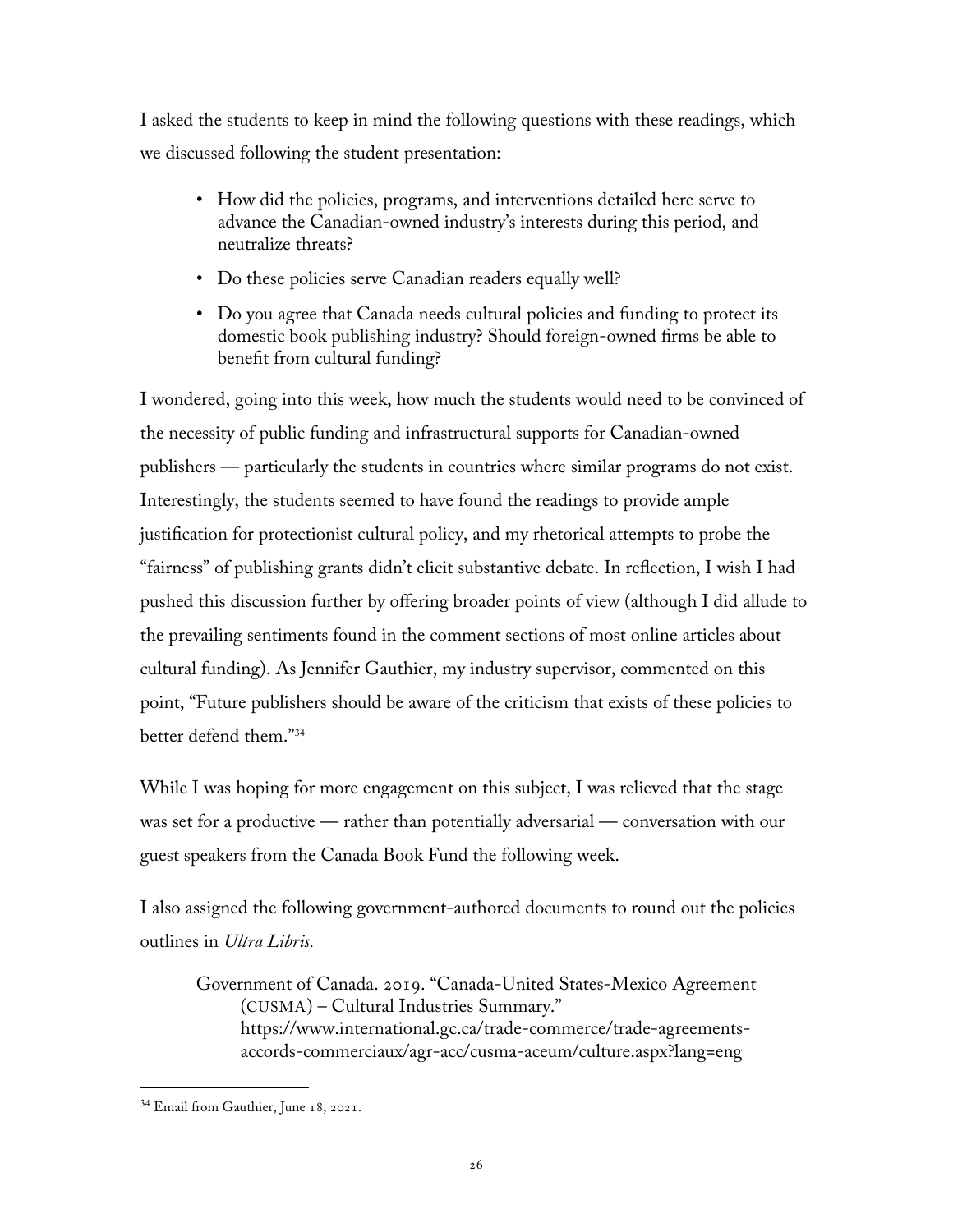I asked the students to keep in mind the following questions with these readings, which we discussed following the student presentation:

- How did the policies, programs, and interventions detailed here serve to advance the Canadian-owned industry's interests during this period, and neutralize threats?
- Do these policies serve Canadian readers equally well?
- Do you agree that Canada needs cultural policies and funding to protect its domestic book publishing industry? Should foreign-owned firms be able to benefit from cultural funding?

I wondered, going into this week, how much the students would need to be convinced of the necessity of public funding and infrastructural supports for Canadian-owned publishers — particularly the students in countries where similar programs do not exist. Interestingly, the students seemed to have found the readings to provide ample justification for protectionist cultural policy, and my rhetorical attempts to probe the "fairness" of publishing grants didn't elicit substantive debate. In reflection, I wish I had pushed this discussion further by offering broader points of view (although I did allude to the prevailing sentiments found in the comment sections of most online articles about cultural funding). As Jennifer Gauthier, my industry supervisor, commented on this point, "Future publishers should be aware of the criticism that exists of these policies to better defend them."[34]

While I was hoping for more engagement on this subject, I was relieved that the stage was set for a productive — rather than potentially adversarial — conversation with our guest speakers from the Canada Book Fund the following week.

I also assigned the following government-authored documents to round out the policies outlines in *Ultra Libris.*

> Government of Canada. 2019. "Canada-United States-Mexico Agreement (CUSMA) – Cultural Industries Summary." https://www.international.gc.ca/trade-commerce/trade-agreements-accords-commerciaux/agr-acc/cusma-aceum/culture.aspx?lang=eng

---

[34] Email from Gauthier, June 18, 2021.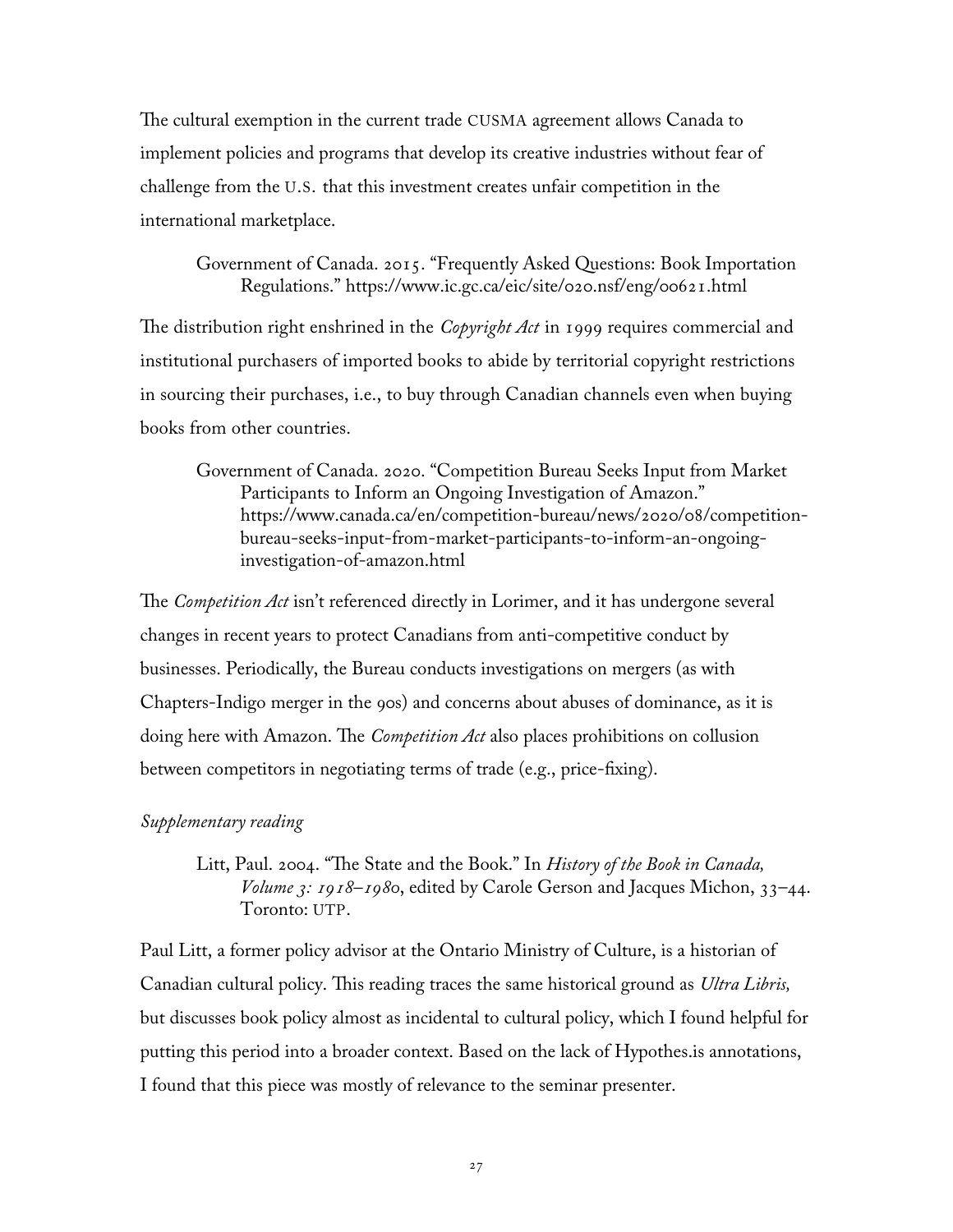The cultural exemption in the current trade CUSMA agreement allows Canada to implement policies and programs that develop its creative industries without fear of challenge from the U.S. that this investment creates unfair competition in the international marketplace.

> Government of Canada. 2015. "Frequently Asked Questions: Book Importation Regulations." https://www.ic.gc.ca/eic/site/020.nsf/eng/00621.html

The distribution right enshrined in the *Copyright Act* in 1999 requires commercial and institutional purchasers of imported books to abide by territorial copyright restrictions in sourcing their purchases, i.e., to buy through Canadian channels even when buying books from other countries.

> Government of Canada. 2020. "Competition Bureau Seeks Input from Market Participants to Inform an Ongoing Investigation of Amazon." https://www.canada.ca/en/competition-bureau/news/2020/08/competition-bureau-seeks-input-from-market-participants-to-inform-an-ongoing-investigation-of-amazon.html

The *Competition Act* isn't referenced directly in Lorimer, and it has undergone several changes in recent years to protect Canadians from anti-competitive conduct by businesses. Periodically, the Bureau conducts investigations on mergers (as with Chapters-Indigo merger in the 90s) and concerns about abuses of dominance, as it is doing here with Amazon. The *Competition Act* also places prohibitions on collusion between competitors in negotiating terms of trade (e.g., price-fixing).

*Supplementary reading*

> Litt, Paul. 2004. "The State and the Book." In *History of the Book in Canada, Volume 3: 1918–1980*, edited by Carole Gerson and Jacques Michon, 33–44. Toronto: UTP.

Paul Litt, a former policy advisor at the Ontario Ministry of Culture, is a historian of Canadian cultural policy. This reading traces the same historical ground as *Ultra Libris,* but discusses book policy almost as incidental to cultural policy, which I found helpful for putting this period into a broader context. Based on the lack of Hypothes.is annotations, I found that this piece was mostly of relevance to the seminar presenter.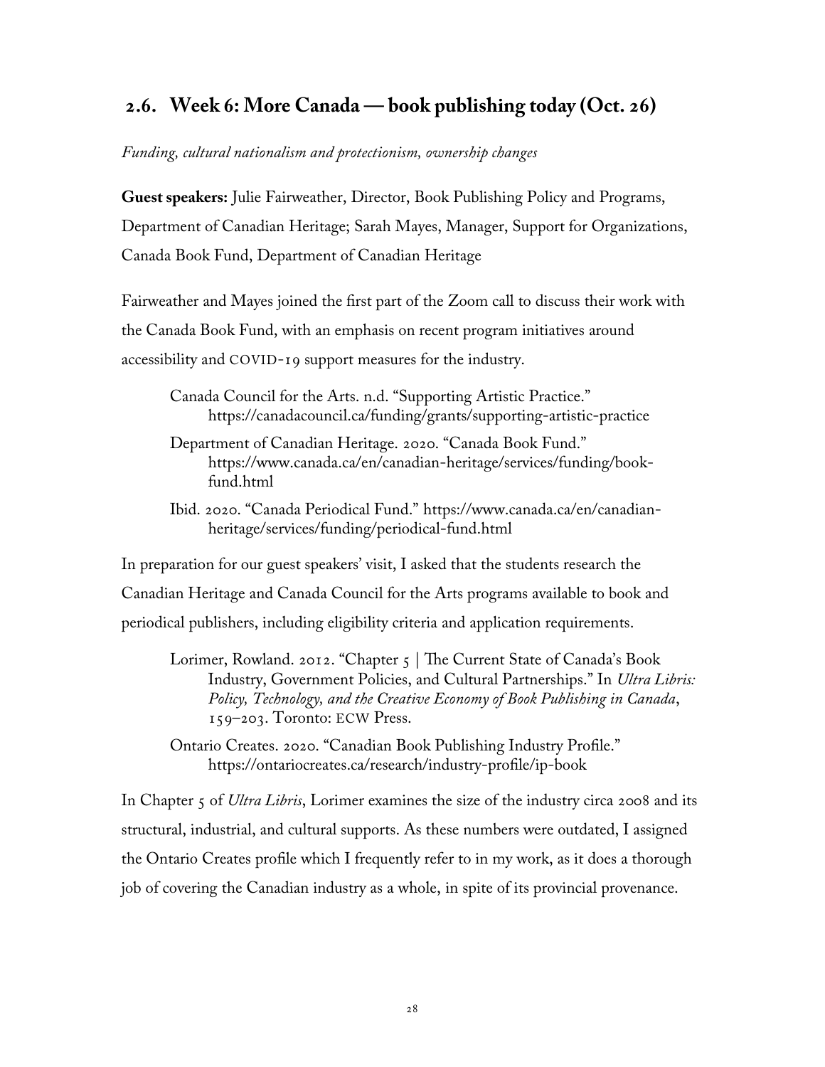## 2.6. Week 6: More Canada — book publishing today (Oct. 26)

*Funding, cultural nationalism and protectionism, ownership changes*

**Guest speakers:** Julie Fairweather, Director, Book Publishing Policy and Programs, Department of Canadian Heritage; Sarah Mayes, Manager, Support for Organizations, Canada Book Fund, Department of Canadian Heritage

Fairweather and Mayes joined the first part of the Zoom call to discuss their work with the Canada Book Fund, with an emphasis on recent program initiatives around accessibility and COVID-19 support measures for the industry.

> Canada Council for the Arts. n.d. "Supporting Artistic Practice." https://canadacouncil.ca/funding/grants/supporting-artistic-practice
>
> Department of Canadian Heritage. 2020. "Canada Book Fund." https://www.canada.ca/en/canadian-heritage/services/funding/book-fund.html
>
> Ibid. 2020. "Canada Periodical Fund." https://www.canada.ca/en/canadian-heritage/services/funding/periodical-fund.html

In preparation for our guest speakers' visit, I asked that the students research the Canadian Heritage and Canada Council for the Arts programs available to book and periodical publishers, including eligibility criteria and application requirements.

> Lorimer, Rowland. 2012. "Chapter 5 | The Current State of Canada's Book Industry, Government Policies, and Cultural Partnerships." In *Ultra Libris: Policy, Technology, and the Creative Economy of Book Publishing in Canada*, 159–203. Toronto: ECW Press.
>
> Ontario Creates. 2020. "Canadian Book Publishing Industry Profile." https://ontariocreates.ca/research/industry-profile/ip-book

In Chapter 5 of *Ultra Libris*, Lorimer examines the size of the industry circa 2008 and its structural, industrial, and cultural supports. As these numbers were outdated, I assigned the Ontario Creates profile which I frequently refer to in my work, as it does a thorough job of covering the Canadian industry as a whole, in spite of its provincial provenance.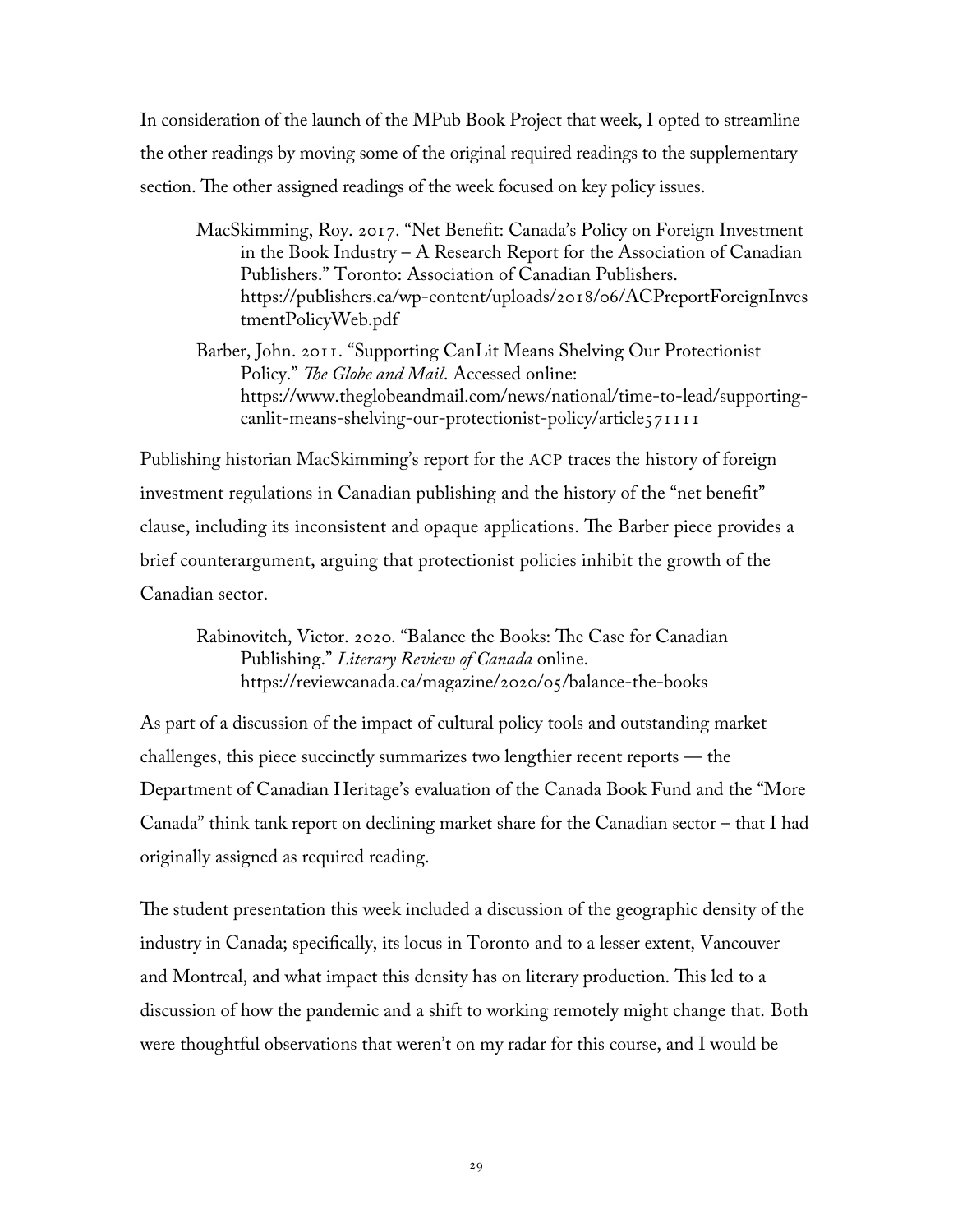In consideration of the launch of the MPub Book Project that week, I opted to streamline the other readings by moving some of the original required readings to the supplementary section. The other assigned readings of the week focused on key policy issues.

> MacSkimming, Roy. 2017. "Net Benefit: Canada's Policy on Foreign Investment in the Book Industry – A Research Report for the Association of Canadian Publishers." Toronto: Association of Canadian Publishers. https://publishers.ca/wp-content/uploads/2018/06/ACPreportForeignInvestmentPolicyWeb.pdf
>
> Barber, John. 2011. "Supporting CanLit Means Shelving Our Protectionist Policy." *The Globe and Mail*. Accessed online: https://www.theglobeandmail.com/news/national/time-to-lead/supporting-canlit-means-shelving-our-protectionist-policy/article571111

Publishing historian MacSkimming's report for the ACP traces the history of foreign investment regulations in Canadian publishing and the history of the "net benefit" clause, including its inconsistent and opaque applications. The Barber piece provides a brief counterargument, arguing that protectionist policies inhibit the growth of the Canadian sector.

> Rabinovitch, Victor. 2020. "Balance the Books: The Case for Canadian Publishing." *Literary Review of Canada* online. https://reviewcanada.ca/magazine/2020/05/balance-the-books

As part of a discussion of the impact of cultural policy tools and outstanding market challenges, this piece succinctly summarizes two lengthier recent reports — the Department of Canadian Heritage's evaluation of the Canada Book Fund and the "More Canada" think tank report on declining market share for the Canadian sector – that I had originally assigned as required reading.

The student presentation this week included a discussion of the geographic density of the industry in Canada; specifically, its locus in Toronto and to a lesser extent, Vancouver and Montreal, and what impact this density has on literary production. This led to a discussion of how the pandemic and a shift to working remotely might change that. Both were thoughtful observations that weren't on my radar for this course, and I would be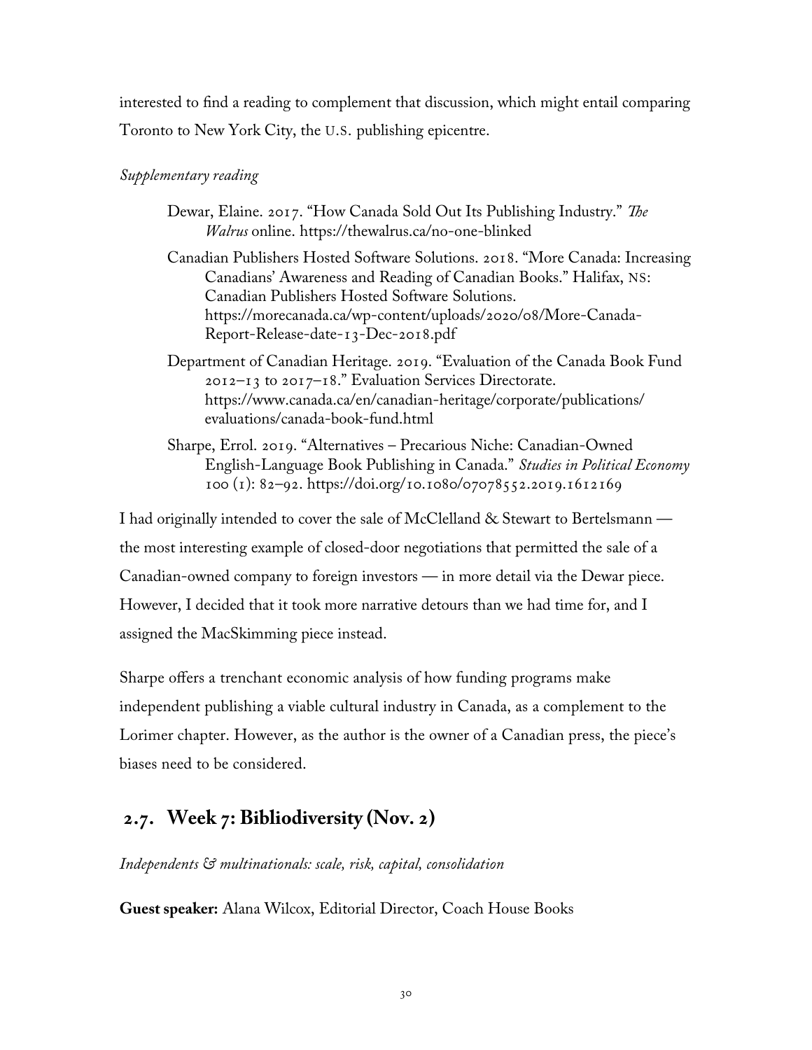interested to find a reading to complement that discussion, which might entail comparing Toronto to New York City, the U.S. publishing epicentre.

*Supplementary reading*

> Dewar, Elaine. 2017. "How Canada Sold Out Its Publishing Industry." *The Walrus* online. https://thewalrus.ca/no-one-blinked
>
> Canadian Publishers Hosted Software Solutions. 2018. "More Canada: Increasing Canadians' Awareness and Reading of Canadian Books." Halifax, NS: Canadian Publishers Hosted Software Solutions. https://morecanada.ca/wp-content/uploads/2020/08/More-Canada-Report-Release-date-13-Dec-2018.pdf
>
> Department of Canadian Heritage. 2019. "Evaluation of the Canada Book Fund 2012–13 to 2017–18." Evaluation Services Directorate. https://www.canada.ca/en/canadian-heritage/corporate/publications/evaluations/canada-book-fund.html
>
> Sharpe, Errol. 2019. "Alternatives – Precarious Niche: Canadian-Owned English-Language Book Publishing in Canada." *Studies in Political Economy* 100 (1): 82–92. https://doi.org/10.1080/07078552.2019.1612169

I had originally intended to cover the sale of McClelland & Stewart to Bertelsmann — the most interesting example of closed-door negotiations that permitted the sale of a Canadian-owned company to foreign investors — in more detail via the Dewar piece. However, I decided that it took more narrative detours than we had time for, and I assigned the MacSkimming piece instead.

Sharpe offers a trenchant economic analysis of how funding programs make independent publishing a viable cultural industry in Canada, as a complement to the Lorimer chapter. However, as the author is the owner of a Canadian press, the piece's biases need to be considered.

## 2.7. Week 7: Bibliodiversity (Nov. 2)

*Independents & multinationals: scale, risk, capital, consolidation*

**Guest speaker:** Alana Wilcox, Editorial Director, Coach House Books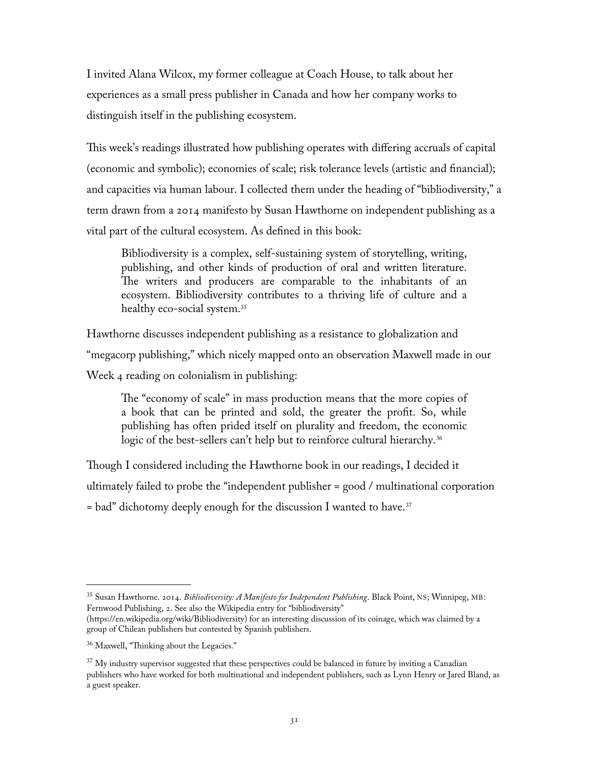I invited Alana Wilcox, my former colleague at Coach House, to talk about her experiences as a small press publisher in Canada and how her company works to distinguish itself in the publishing ecosystem.

This week's readings illustrated how publishing operates with differing accruals of capital (economic and symbolic); economies of scale; risk tolerance levels (artistic and financial); and capacities via human labour. I collected them under the heading of "bibliodiversity," a term drawn from a 2014 manifesto by Susan Hawthorne on independent publishing as a vital part of the cultural ecosystem. As defined in this book:

> Bibliodiversity is a complex, self-sustaining system of storytelling, writing, publishing, and other kinds of production of oral and written literature. The writers and producers are comparable to the inhabitants of an ecosystem. Bibliodiversity contributes to a thriving life of culture and a healthy eco-social system.[35]

Hawthorne discusses independent publishing as a resistance to globalization and "megacorp publishing," which nicely mapped onto an observation Maxwell made in our Week 4 reading on colonialism in publishing:

> The "economy of scale" in mass production means that the more copies of a book that can be printed and sold, the greater the profit. So, while publishing has often prided itself on plurality and freedom, the economic logic of the best-sellers can't help but to reinforce cultural hierarchy.[36]

Though I considered including the Hawthorne book in our readings, I decided it ultimately failed to probe the "independent publisher = good / multinational corporation = bad" dichotomy deeply enough for the discussion I wanted to have.[37]

---

[35] Susan Hawthorne. 2014. *Bibliodiversity: A Manifesto for Independent Publishing*. Black Point, NS; Winnipeg, MB: Fernwood Publishing, 2. See also the Wikipedia entry for "bibliodiversity" (https://en.wikipedia.org/wiki/Bibliodiversity) for an interesting discussion of its coinage, which was claimed by a group of Chilean publishers but contested by Spanish publishers.

[36] Maxwell, "Thinking about the Legacies."

[37] My industry supervisor suggested that these perspectives could be balanced in future by inviting a Canadian publishers who have worked for both multinational and independent publishers, such as Lynn Henry or Jared Bland, as a guest speaker.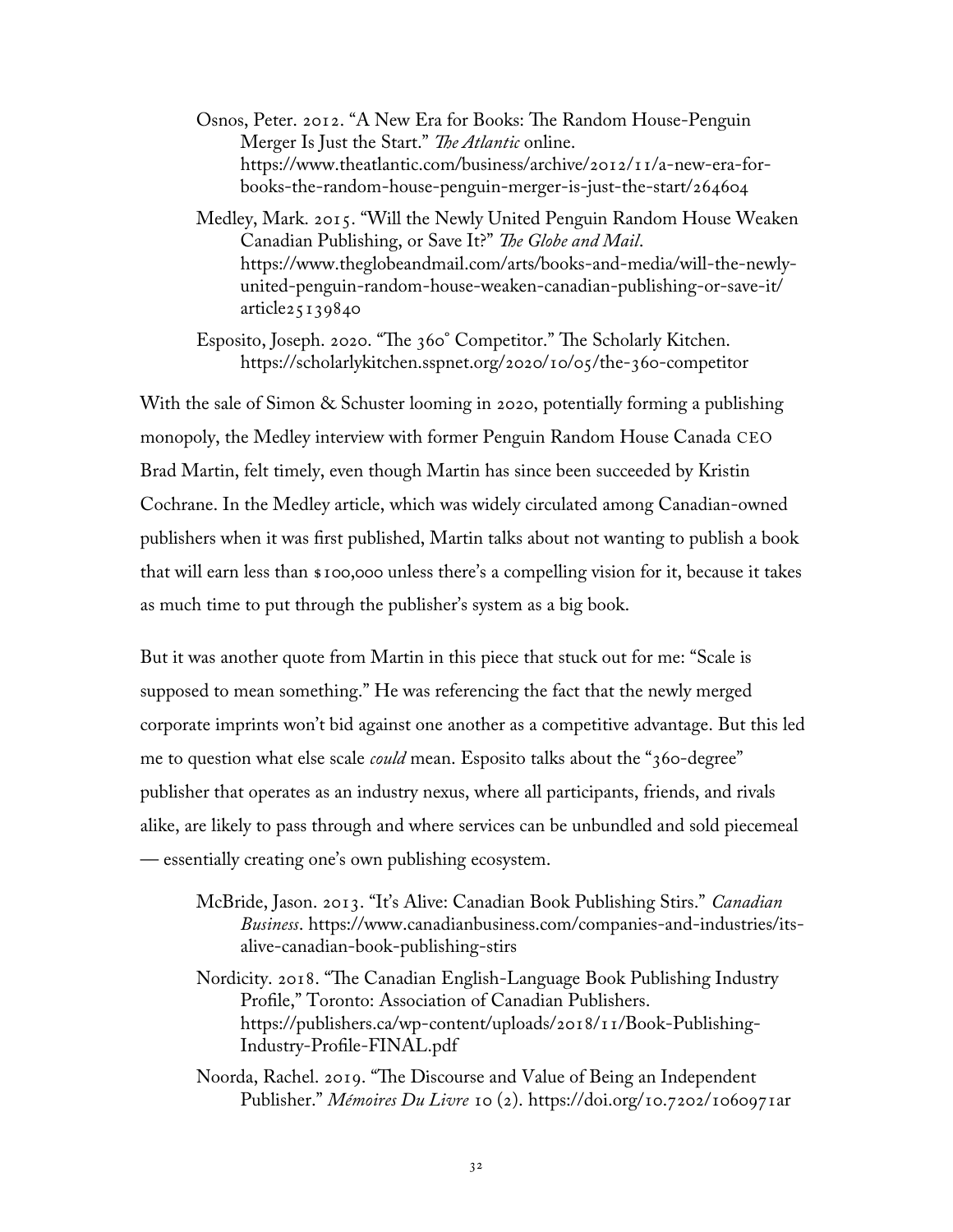Osnos, Peter. 2012. "A New Era for Books: The Random House-Penguin Merger Is Just the Start." *The Atlantic* online. https://www.theatlantic.com/business/archive/2012/11/a-new-era-for-books-the-random-house-penguin-merger-is-just-the-start/264604

Medley, Mark. 2015. "Will the Newly United Penguin Random House Weaken Canadian Publishing, or Save It?" *The Globe and Mail*. https://www.theglobeandmail.com/arts/books-and-media/will-the-newly-united-penguin-random-house-weaken-canadian-publishing-or-save-it/article25139840

Esposito, Joseph. 2020. "The 360° Competitor." The Scholarly Kitchen. https://scholarlykitchen.sspnet.org/2020/10/05/the-360-competitor

With the sale of Simon & Schuster looming in 2020, potentially forming a publishing monopoly, the Medley interview with former Penguin Random House Canada CEO Brad Martin, felt timely, even though Martin has since been succeeded by Kristin Cochrane. In the Medley article, which was widely circulated among Canadian-owned publishers when it was first published, Martin talks about not wanting to publish a book that will earn less than $100,000 unless there's a compelling vision for it, because it takes as much time to put through the publisher's system as a big book.

But it was another quote from Martin in this piece that stuck out for me: "Scale is supposed to mean something." He was referencing the fact that the newly merged corporate imprints won't bid against one another as a competitive advantage. But this led me to question what else scale *could* mean. Esposito talks about the "360-degree" publisher that operates as an industry nexus, where all participants, friends, and rivals alike, are likely to pass through and where services can be unbundled and sold piecemeal — essentially creating one's own publishing ecosystem.

McBride, Jason. 2013. "It's Alive: Canadian Book Publishing Stirs." *Canadian Business*. https://www.canadianbusiness.com/companies-and-industries/its-alive-canadian-book-publishing-stirs

Nordicity. 2018. "The Canadian English-Language Book Publishing Industry Profile," Toronto: Association of Canadian Publishers. https://publishers.ca/wp-content/uploads/2018/11/Book-Publishing-Industry-Profile-FINAL.pdf

Noorda, Rachel. 2019. "The Discourse and Value of Being an Independent Publisher." *Mémoires Du Livre* 10 (2). https://doi.org/10.7202/1060971ar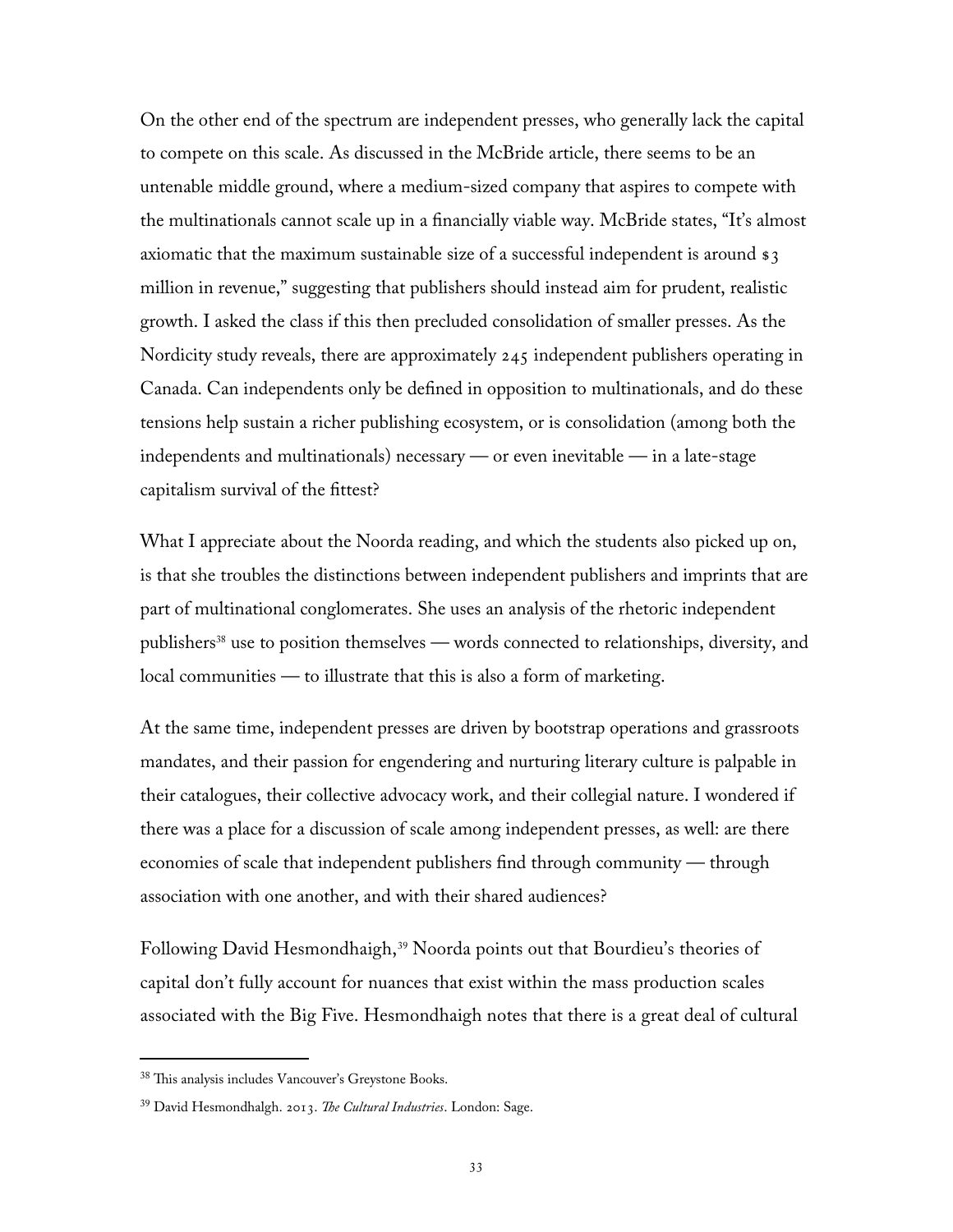On the other end of the spectrum are independent presses, who generally lack the capital to compete on this scale. As discussed in the McBride article, there seems to be an untenable middle ground, where a medium-sized company that aspires to compete with the multinationals cannot scale up in a financially viable way. McBride states, "It's almost axiomatic that the maximum sustainable size of a successful independent is around $3 million in revenue," suggesting that publishers should instead aim for prudent, realistic growth. I asked the class if this then precluded consolidation of smaller presses. As the Nordicity study reveals, there are approximately 245 independent publishers operating in Canada. Can independents only be defined in opposition to multinationals, and do these tensions help sustain a richer publishing ecosystem, or is consolidation (among both the independents and multinationals) necessary — or even inevitable — in a late-stage capitalism survival of the fittest?

What I appreciate about the Noorda reading, and which the students also picked up on, is that she troubles the distinctions between independent publishers and imprints that are part of multinational conglomerates. She uses an analysis of the rhetoric independent publishers[38] use to position themselves — words connected to relationships, diversity, and local communities — to illustrate that this is also a form of marketing.

At the same time, independent presses are driven by bootstrap operations and grassroots mandates, and their passion for engendering and nurturing literary culture is palpable in their catalogues, their collective advocacy work, and their collegial nature. I wondered if there was a place for a discussion of scale among independent presses, as well: are there economies of scale that independent publishers find through community — through association with one another, and with their shared audiences?

Following David Hesmondhaigh,[39] Noorda points out that Bourdieu's theories of capital don't fully account for nuances that exist within the mass production scales associated with the Big Five. Hesmondhaigh notes that there is a great deal of cultural

---

[38] This analysis includes Vancouver's Greystone Books.

[39] David Hesmondhalgh. 2013. *The Cultural Industries*. London: Sage.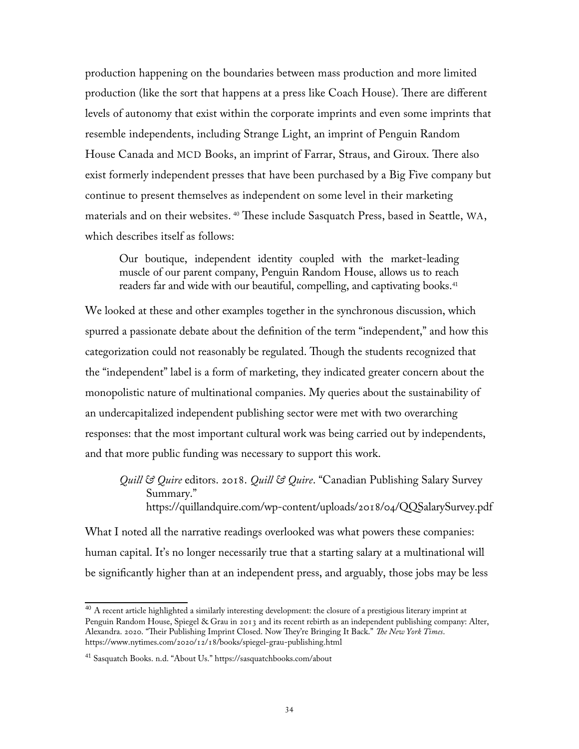production happening on the boundaries between mass production and more limited production (like the sort that happens at a press like Coach House). There are different levels of autonomy that exist within the corporate imprints and even some imprints that resemble independents, including Strange Light, an imprint of Penguin Random House Canada and MCD Books, an imprint of Farrar, Straus, and Giroux. There also exist formerly independent presses that have been purchased by a Big Five company but continue to present themselves as independent on some level in their marketing materials and on their websites. [40] These include Sasquatch Press, based in Seattle, WA, which describes itself as follows:

> Our boutique, independent identity coupled with the market-leading muscle of our parent company, Penguin Random House, allows us to reach readers far and wide with our beautiful, compelling, and captivating books.[41]

We looked at these and other examples together in the synchronous discussion, which spurred a passionate debate about the definition of the term "independent," and how this categorization could not reasonably be regulated. Though the students recognized that the "independent" label is a form of marketing, they indicated greater concern about the monopolistic nature of multinational companies. My queries about the sustainability of an undercapitalized independent publishing sector were met with two overarching responses: that the most important cultural work was being carried out by independents, and that more public funding was necessary to support this work.

> *Quill & Quire* editors. 2018. *Quill & Quire*. "Canadian Publishing Salary Survey Summary." https://quillandquire.com/wp-content/uploads/2018/04/QQSalarySurvey.pdf

What I noted all the narrative readings overlooked was what powers these companies: human capital. It's no longer necessarily true that a starting salary at a multinational will be significantly higher than at an independent press, and arguably, those jobs may be less

---

[40] A recent article highlighted a similarly interesting development: the closure of a prestigious literary imprint at Penguin Random House, Spiegel & Grau in 2013 and its recent rebirth as an independent publishing company: Alter, Alexandra. 2020. "Their Publishing Imprint Closed. Now They're Bringing It Back." *The New York Times*. https://www.nytimes.com/2020/12/18/books/spiegel-grau-publishing.html

[41] Sasquatch Books. n.d. "About Us." https://sasquatchbooks.com/about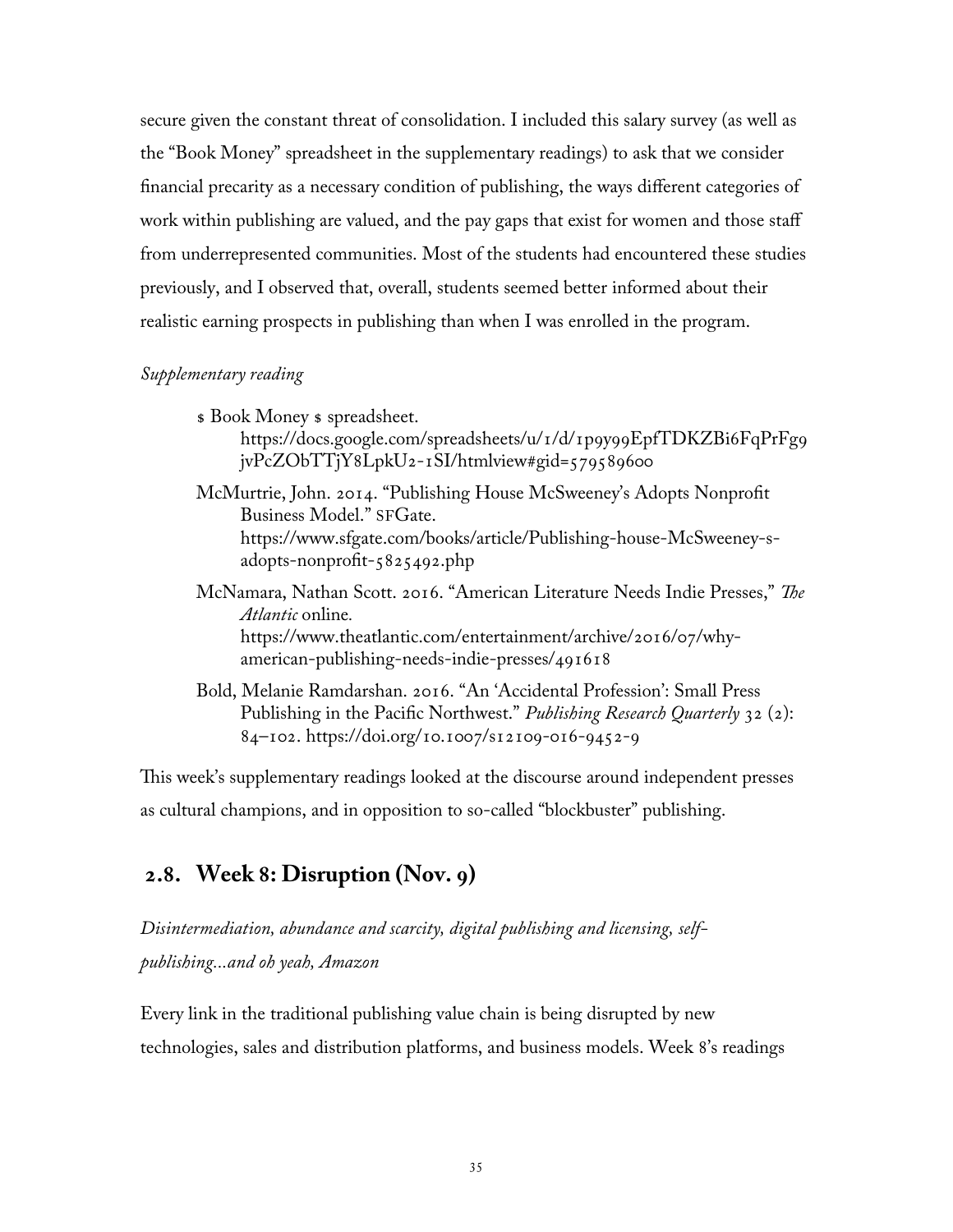secure given the constant threat of consolidation. I included this salary survey (as well as the "Book Money" spreadsheet in the supplementary readings) to ask that we consider financial precarity as a necessary condition of publishing, the ways different categories of work within publishing are valued, and the pay gaps that exist for women and those staff from underrepresented communities. Most of the students had encountered these studies previously, and I observed that, overall, students seemed better informed about their realistic earning prospects in publishing than when I was enrolled in the program.

*Supplementary reading*

> $ Book Money $ spreadsheet. https://docs.google.com/spreadsheets/u/1/d/1p9y99EpfTDKZBi6FqPrFg9jvPcZObTTjY8LpkU2-1SI/htmlview#gid=579589600
>
> McMurtrie, John. 2014. "Publishing House McSweeney's Adopts Nonprofit Business Model." SFGate. https://www.sfgate.com/books/article/Publishing-house-McSweeney-s-adopts-nonprofit-5825492.php
>
> McNamara, Nathan Scott. 2016. "American Literature Needs Indie Presses," *The Atlantic* online. https://www.theatlantic.com/entertainment/archive/2016/07/why-american-publishing-needs-indie-presses/491618
>
> Bold, Melanie Ramdarshan. 2016. "An 'Accidental Profession': Small Press Publishing in the Pacific Northwest." *Publishing Research Quarterly* 32 (2): 84–102. https://doi.org/10.1007/s12109-016-9452-9

This week's supplementary readings looked at the discourse around independent presses as cultural champions, and in opposition to so-called "blockbuster" publishing.

## 2.8. Week 8: Disruption (Nov. 9)

*Disintermediation, abundance and scarcity, digital publishing and licensing, self-publishing...and oh yeah, Amazon*

Every link in the traditional publishing value chain is being disrupted by new technologies, sales and distribution platforms, and business models. Week 8's readings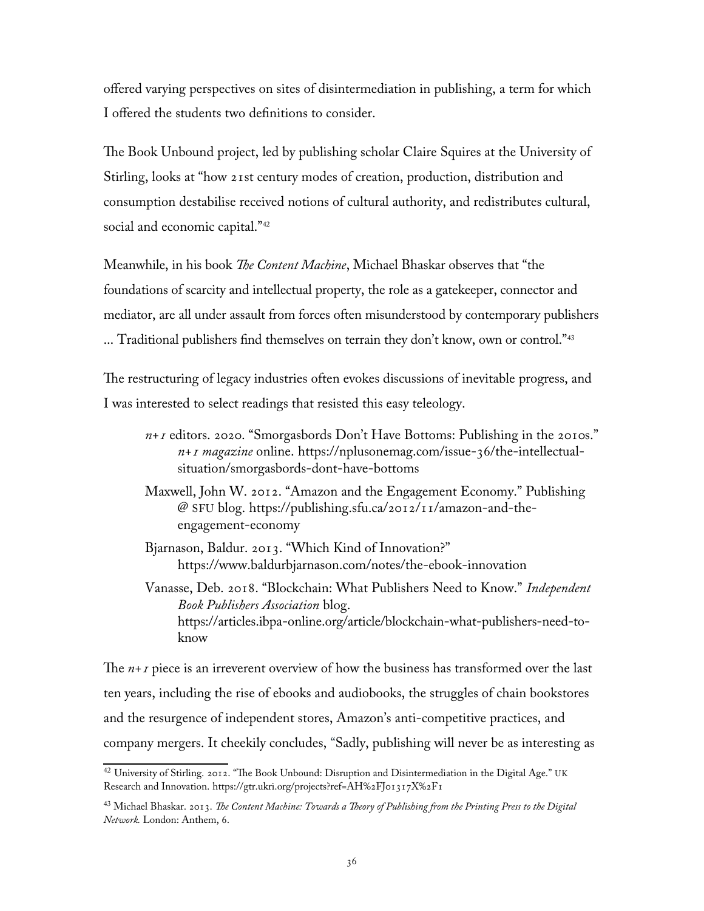offered varying perspectives on sites of disintermediation in publishing, a term for which I offered the students two definitions to consider.

The Book Unbound project, led by publishing scholar Claire Squires at the University of Stirling, looks at "how 21st century modes of creation, production, distribution and consumption destabilise received notions of cultural authority, and redistributes cultural, social and economic capital."[42]

Meanwhile, in his book *The Content Machine*, Michael Bhaskar observes that "the foundations of scarcity and intellectual property, the role as a gatekeeper, connector and mediator, are all under assault from forces often misunderstood by contemporary publishers ... Traditional publishers find themselves on terrain they don't know, own or control."[43]

The restructuring of legacy industries often evokes discussions of inevitable progress, and I was interested to select readings that resisted this easy teleology.

> *n+1* editors. 2020. "Smorgasbords Don't Have Bottoms: Publishing in the 2010s." *n+1 magazine* online. https://nplusonemag.com/issue-36/the-intellectual-situation/smorgasbords-dont-have-bottoms
>
> Maxwell, John W. 2012. "Amazon and the Engagement Economy." Publishing @ SFU blog. https://publishing.sfu.ca/2012/11/amazon-and-the-engagement-economy
>
> Bjarnason, Baldur. 2013. "Which Kind of Innovation?" https://www.baldurbjarnason.com/notes/the-ebook-innovation
>
> Vanasse, Deb. 2018. "Blockchain: What Publishers Need to Know." *Independent Book Publishers Association* blog. https://articles.ibpa-online.org/article/blockchain-what-publishers-need-to-know

The *n+1* piece is an irreverent overview of how the business has transformed over the last ten years, including the rise of ebooks and audiobooks, the struggles of chain bookstores and the resurgence of independent stores, Amazon's anti-competitive practices, and company mergers. It cheekily concludes, "Sadly, publishing will never be as interesting as

---

[42] University of Stirling. 2012. "The Book Unbound: Disruption and Disintermediation in the Digital Age." UK Research and Innovation. https://gtr.ukri.org/projects?ref=AH%2FJ013137X%2F1

[43] Michael Bhaskar. 2013. *The Content Machine: Towards a Theory of Publishing from the Printing Press to the Digital Network.* London: Anthem, 6.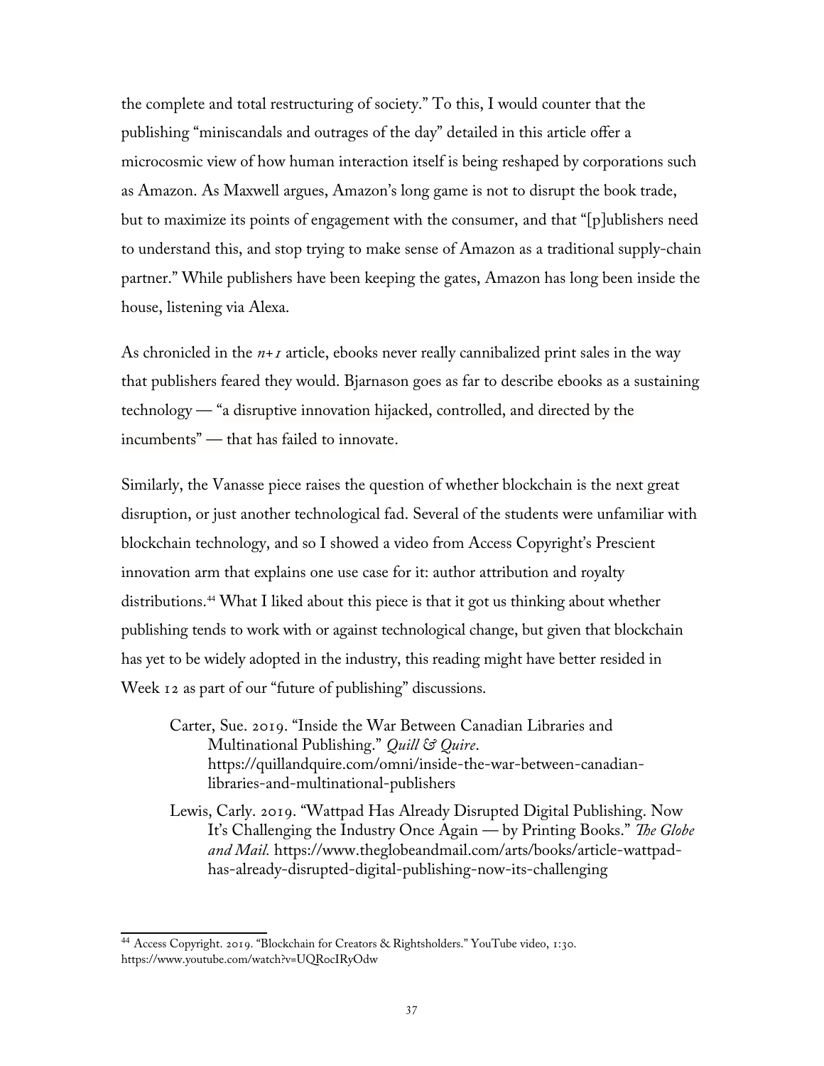the complete and total restructuring of society." To this, I would counter that the publishing "miniscandals and outrages of the day" detailed in this article offer a microcosmic view of how human interaction itself is being reshaped by corporations such as Amazon. As Maxwell argues, Amazon's long game is not to disrupt the book trade, but to maximize its points of engagement with the consumer, and that "[p]ublishers need to understand this, and stop trying to make sense of Amazon as a traditional supply-chain partner." While publishers have been keeping the gates, Amazon has long been inside the house, listening via Alexa.

As chronicled in the *n+1* article, ebooks never really cannibalized print sales in the way that publishers feared they would. Bjarnason goes as far to describe ebooks as a sustaining technology — "a disruptive innovation hijacked, controlled, and directed by the incumbents" — that has failed to innovate.

Similarly, the Vanasse piece raises the question of whether blockchain is the next great disruption, or just another technological fad. Several of the students were unfamiliar with blockchain technology, and so I showed a video from Access Copyright's Prescient innovation arm that explains one use case for it: author attribution and royalty distributions.[44] What I liked about this piece is that it got us thinking about whether publishing tends to work with or against technological change, but given that blockchain has yet to be widely adopted in the industry, this reading might have better resided in Week 12 as part of our "future of publishing" discussions.

> Carter, Sue. 2019. "Inside the War Between Canadian Libraries and Multinational Publishing." *Quill & Quire*. https://quillandquire.com/omni/inside-the-war-between-canadian-libraries-and-multinational-publishers
>
> Lewis, Carly. 2019. "Wattpad Has Already Disrupted Digital Publishing. Now It's Challenging the Industry Once Again — by Printing Books." *The Globe and Mail.* https://www.theglobeandmail.com/arts/books/article-wattpad-has-already-disrupted-digital-publishing-now-its-challenging

---

[44] Access Copyright. 2019. "Blockchain for Creators & Rightsholders." YouTube video, 1:30. https://www.youtube.com/watch?v=UQRocIRyOdw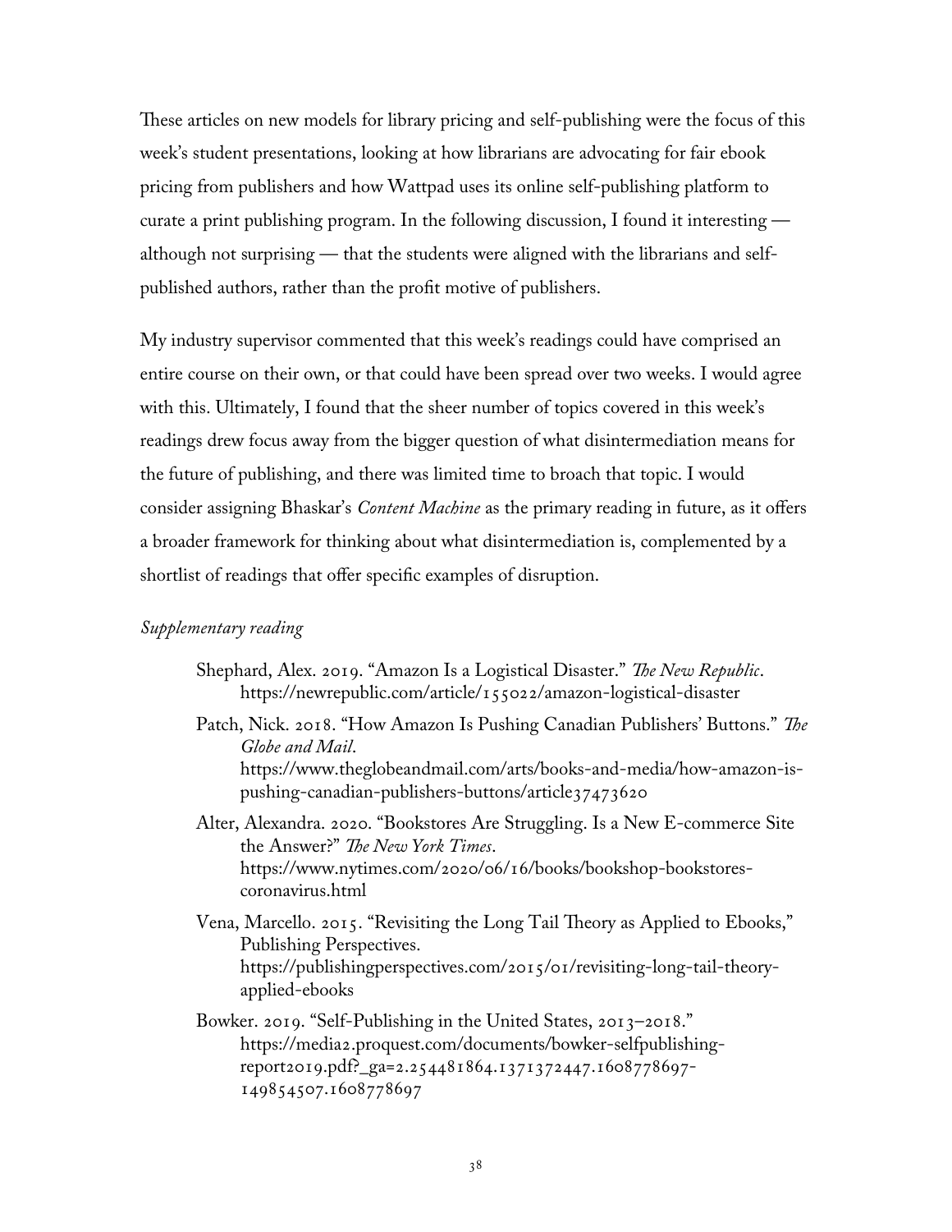These articles on new models for library pricing and self-publishing were the focus of this week's student presentations, looking at how librarians are advocating for fair ebook pricing from publishers and how Wattpad uses its online self-publishing platform to curate a print publishing program. In the following discussion, I found it interesting — although not surprising — that the students were aligned with the librarians and self-published authors, rather than the profit motive of publishers.

My industry supervisor commented that this week's readings could have comprised an entire course on their own, or that could have been spread over two weeks. I would agree with this. Ultimately, I found that the sheer number of topics covered in this week's readings drew focus away from the bigger question of what disintermediation means for the future of publishing, and there was limited time to broach that topic. I would consider assigning Bhaskar's *Content Machine* as the primary reading in future, as it offers a broader framework for thinking about what disintermediation is, complemented by a shortlist of readings that offer specific examples of disruption.

*Supplementary reading*

Shephard, Alex. 2019. "Amazon Is a Logistical Disaster." *The New Republic*. https://newrepublic.com/article/155022/amazon-logistical-disaster

Patch, Nick. 2018. "How Amazon Is Pushing Canadian Publishers' Buttons." *The Globe and Mail*. https://www.theglobeandmail.com/arts/books-and-media/how-amazon-is-pushing-canadian-publishers-buttons/article37473620

Alter, Alexandra. 2020. "Bookstores Are Struggling. Is a New E-commerce Site the Answer?" *The New York Times*. https://www.nytimes.com/2020/06/16/books/bookshop-bookstores-coronavirus.html

Vena, Marcello. 2015. "Revisiting the Long Tail Theory as Applied to Ebooks," Publishing Perspectives. https://publishingperspectives.com/2015/01/revisiting-long-tail-theory-applied-ebooks

Bowker. 2019. "Self-Publishing in the United States, 2013–2018." https://media2.proquest.com/documents/bowker-selfpublishing-report2019.pdf?_ga=2.254481864.1371372447.1608778697-149854507.1608778697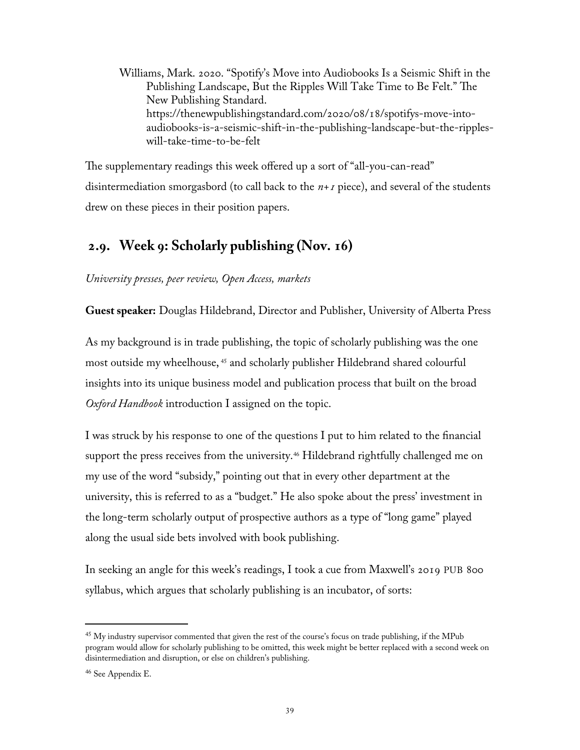Williams, Mark. 2020. "Spotify's Move into Audiobooks Is a Seismic Shift in the Publishing Landscape, But the Ripples Will Take Time to Be Felt." The New Publishing Standard. https://thenewpublishingstandard.com/2020/08/18/spotifys-move-into-audiobooks-is-a-seismic-shift-in-the-publishing-landscape-but-the-ripples-will-take-time-to-be-felt

The supplementary readings this week offered up a sort of "all-you-can-read" disintermediation smorgasbord (to call back to the *n+1* piece), and several of the students drew on these pieces in their position papers.

## 2.9. Week 9: Scholarly publishing (Nov. 16)

*University presses, peer review, Open Access, markets*

**Guest speaker:** Douglas Hildebrand, Director and Publisher, University of Alberta Press

As my background is in trade publishing, the topic of scholarly publishing was the one most outside my wheelhouse,[45] and scholarly publisher Hildebrand shared colourful insights into its unique business model and publication process that built on the broad *Oxford Handbook* introduction I assigned on the topic.

I was struck by his response to one of the questions I put to him related to the financial support the press receives from the university.[46] Hildebrand rightfully challenged me on my use of the word "subsidy," pointing out that in every other department at the university, this is referred to as a "budget." He also spoke about the press' investment in the long-term scholarly output of prospective authors as a type of "long game" played along the usual side bets involved with book publishing.

In seeking an angle for this week's readings, I took a cue from Maxwell's 2019 PUB 800 syllabus, which argues that scholarly publishing is an incubator, of sorts:

---

[45] My industry supervisor commented that given the rest of the course's focus on trade publishing, if the MPub program would allow for scholarly publishing to be omitted, this week might be better replaced with a second week on disintermediation and disruption, or else on children's publishing.

[46] See Appendix E.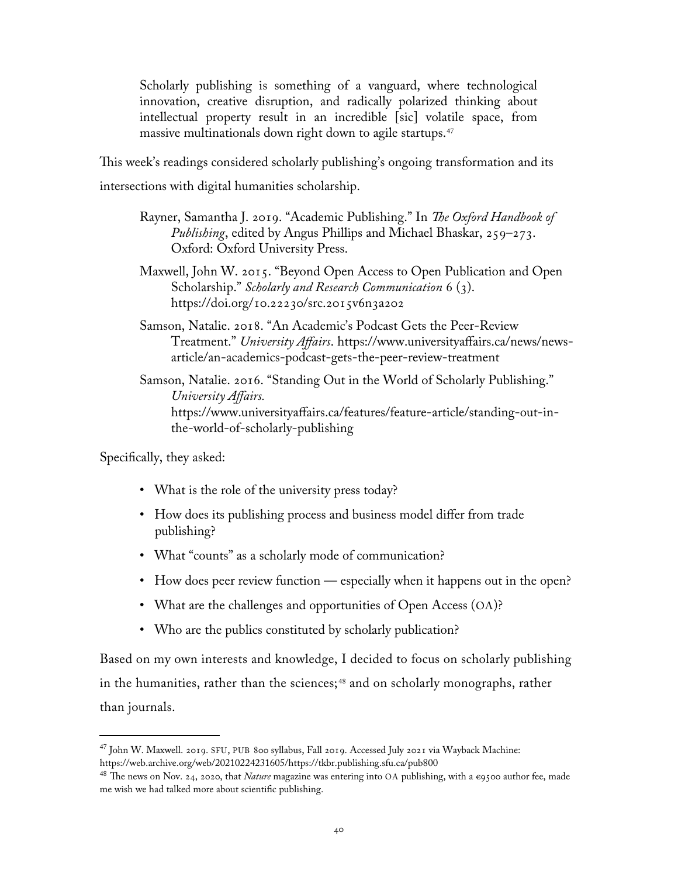> Scholarly publishing is something of a vanguard, where technological innovation, creative disruption, and radically polarized thinking about intellectual property result in an incredible [sic] volatile space, from massive multinationals down right down to agile startups.[47]

This week's readings considered scholarly publishing's ongoing transformation and its intersections with digital humanities scholarship.

> Rayner, Samantha J. 2019. "Academic Publishing." In *The Oxford Handbook of Publishing*, edited by Angus Phillips and Michael Bhaskar, 259–273. Oxford: Oxford University Press.
>
> Maxwell, John W. 2015. "Beyond Open Access to Open Publication and Open Scholarship." *Scholarly and Research Communication* 6 (3). https://doi.org/10.22230/src.2015v6n3a202
>
> Samson, Natalie. 2018. "An Academic's Podcast Gets the Peer-Review Treatment." *University Affairs*. https://www.universityaffairs.ca/news/news-article/an-academics-podcast-gets-the-peer-review-treatment
>
> Samson, Natalie. 2016. "Standing Out in the World of Scholarly Publishing." *University Affairs.* https://www.universityaffairs.ca/features/feature-article/standing-out-in-the-world-of-scholarly-publishing

Specifically, they asked:

- What is the role of the university press today?
- How does its publishing process and business model differ from trade publishing?
- What "counts" as a scholarly mode of communication?
- How does peer review function — especially when it happens out in the open?
- What are the challenges and opportunities of Open Access (OA)?
- Who are the publics constituted by scholarly publication?

Based on my own interests and knowledge, I decided to focus on scholarly publishing in the humanities, rather than the sciences;[48] and on scholarly monographs, rather than journals.

---

[47] John W. Maxwell. 2019. SFU, PUB 800 syllabus, Fall 2019. Accessed July 2021 via Wayback Machine: https://web.archive.org/web/20210224231605/https://tkbr.publishing.sfu.ca/pub800

[48] The news on Nov. 24, 2020, that *Nature* magazine was entering into OA publishing, with a €9500 author fee, made me wish we had talked more about scientific publishing.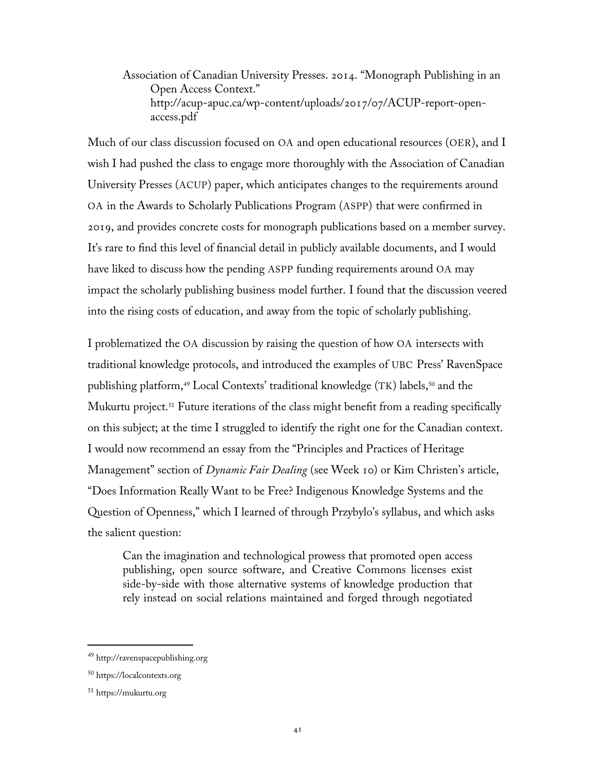Association of Canadian University Presses. 2014. "Monograph Publishing in an Open Access Context." http://acup-apuc.ca/wp-content/uploads/2017/07/ACUP-report-open-access.pdf

Much of our class discussion focused on OA and open educational resources (OER), and I wish I had pushed the class to engage more thoroughly with the Association of Canadian University Presses (ACUP) paper, which anticipates changes to the requirements around OA in the Awards to Scholarly Publications Program (ASPP) that were confirmed in 2019, and provides concrete costs for monograph publications based on a member survey. It's rare to find this level of financial detail in publicly available documents, and I would have liked to discuss how the pending ASPP funding requirements around OA may impact the scholarly publishing business model further. I found that the discussion veered into the rising costs of education, and away from the topic of scholarly publishing.

I problematized the OA discussion by raising the question of how OA intersects with traditional knowledge protocols, and introduced the examples of UBC Press' RavenSpace publishing platform,[49] Local Contexts' traditional knowledge (TK) labels,[50] and the Mukurtu project.[51] Future iterations of the class might benefit from a reading specifically on this subject; at the time I struggled to identify the right one for the Canadian context. I would now recommend an essay from the "Principles and Practices of Heritage Management" section of *Dynamic Fair Dealing* (see Week 10) or Kim Christen's article, "Does Information Really Want to be Free? Indigenous Knowledge Systems and the Question of Openness," which I learned of through Przybylo's syllabus, and which asks the salient question:

> Can the imagination and technological prowess that promoted open access publishing, open source software, and Creative Commons licenses exist side-by-side with those alternative systems of knowledge production that rely instead on social relations maintained and forged through negotiated

[49] http://ravenspacepublishing.org

[50] https://localcontexts.org

[51] https://mukurtu.org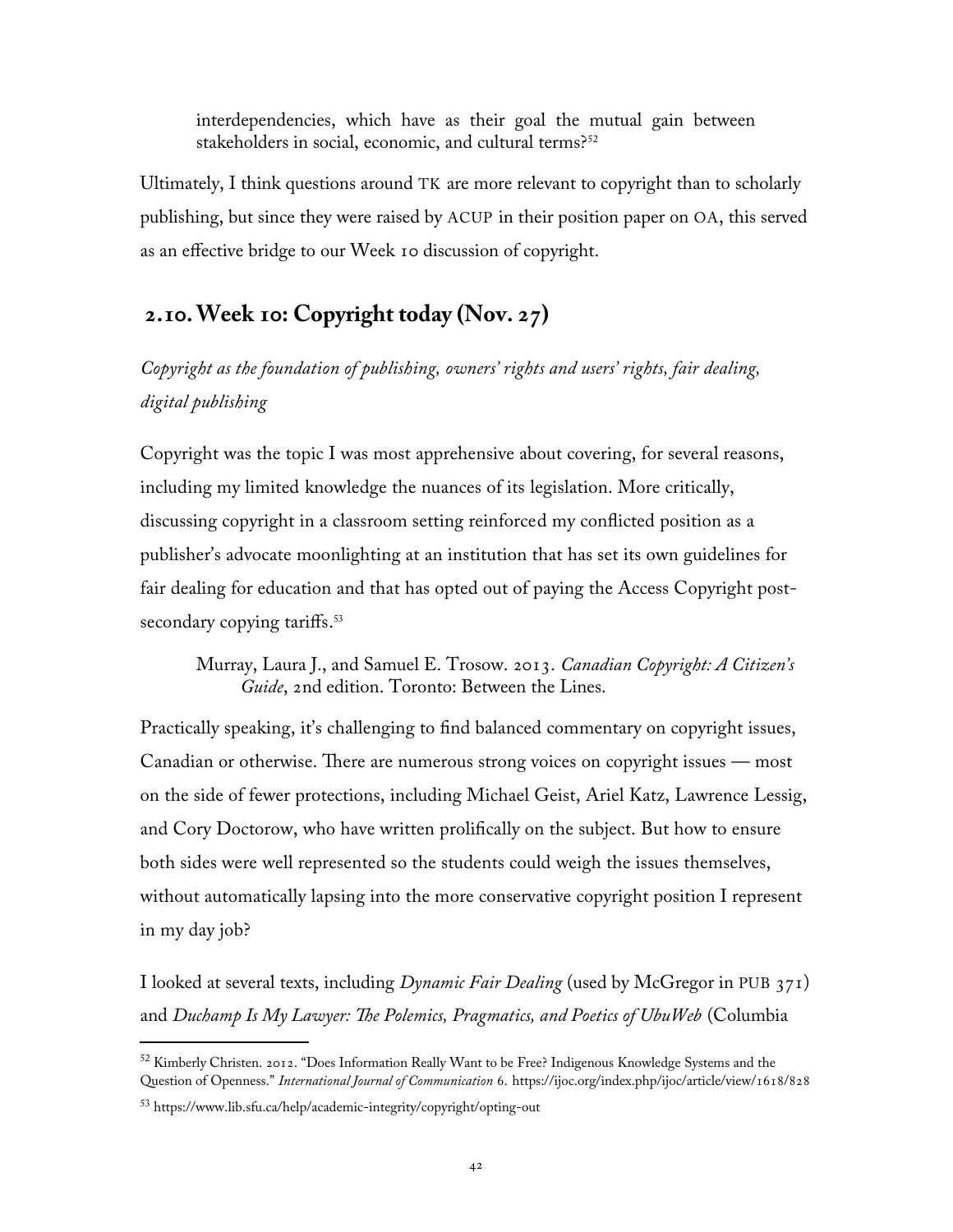> interdependencies, which have as their goal the mutual gain between stakeholders in social, economic, and cultural terms?[52]

Ultimately, I think questions around TK are more relevant to copyright than to scholarly publishing, but since they were raised by ACUP in their position paper on OA, this served as an effective bridge to our Week 10 discussion of copyright.

## 2.10. Week 10: Copyright today (Nov. 27)

*Copyright as the foundation of publishing, owners' rights and users' rights, fair dealing, digital publishing*

Copyright was the topic I was most apprehensive about covering, for several reasons, including my limited knowledge the nuances of its legislation. More critically, discussing copyright in a classroom setting reinforced my conflicted position as a publisher's advocate moonlighting at an institution that has set its own guidelines for fair dealing for education and that has opted out of paying the Access Copyright post-secondary copying tariffs.[53]

> Murray, Laura J., and Samuel E. Trosow. 2013. *Canadian Copyright: A Citizen's Guide*, 2nd edition. Toronto: Between the Lines.

Practically speaking, it's challenging to find balanced commentary on copyright issues, Canadian or otherwise. There are numerous strong voices on copyright issues — most on the side of fewer protections, including Michael Geist, Ariel Katz, Lawrence Lessig, and Cory Doctorow, who have written prolifically on the subject. But how to ensure both sides were well represented so the students could weigh the issues themselves, without automatically lapsing into the more conservative copyright position I represent in my day job?

I looked at several texts, including *Dynamic Fair Dealing* (used by McGregor in PUB 371) and *Duchamp Is My Lawyer: The Polemics, Pragmatics, and Poetics of UbuWeb* (Columbia

---

[52] Kimberly Christen. 2012. "Does Information Really Want to be Free? Indigenous Knowledge Systems and the Question of Openness." *International Journal of Communication* 6. https://ijoc.org/index.php/ijoc/article/view/1618/828

[53] https://www.lib.sfu.ca/help/academic-integrity/copyright/opting-out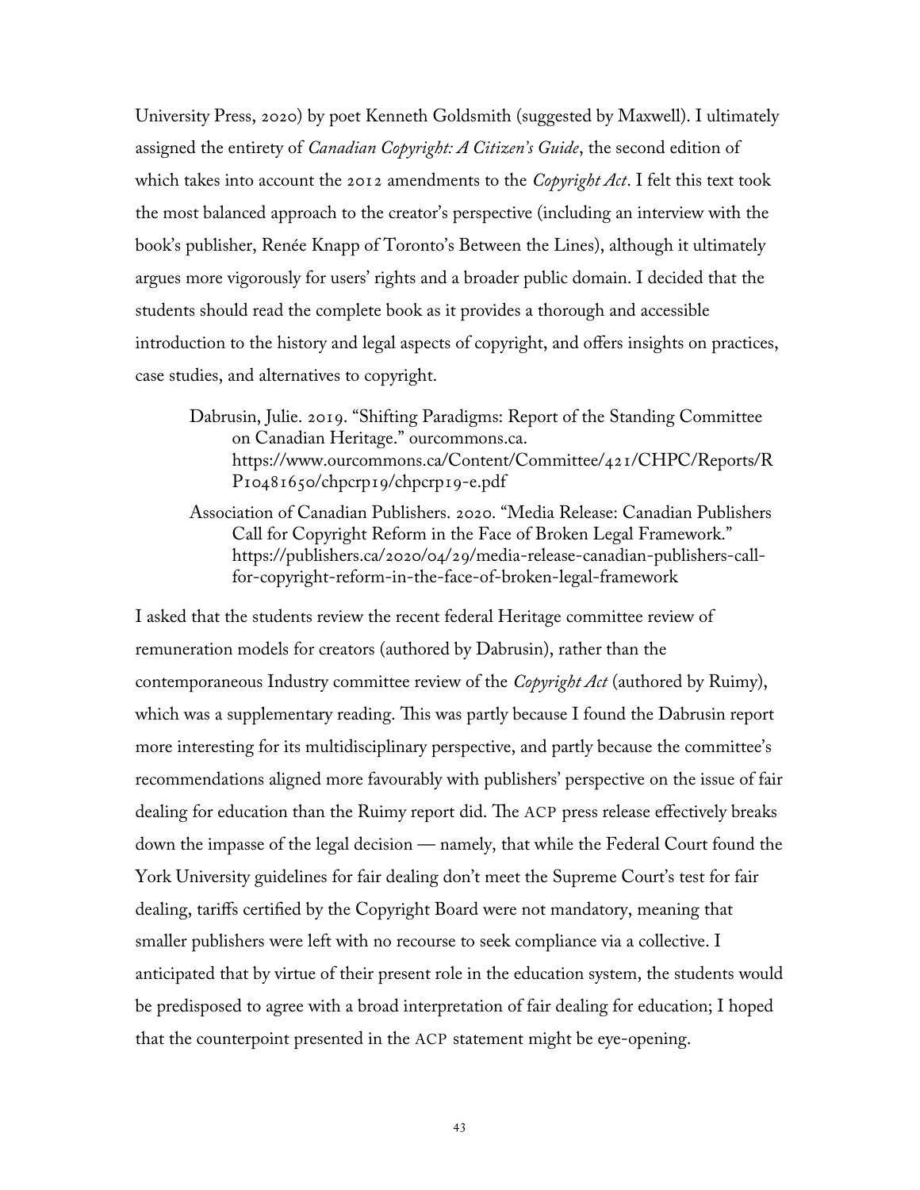University Press, 2020) by poet Kenneth Goldsmith (suggested by Maxwell). I ultimately assigned the entirety of *Canadian Copyright: A Citizen's Guide*, the second edition of which takes into account the 2012 amendments to the *Copyright Act*. I felt this text took the most balanced approach to the creator's perspective (including an interview with the book's publisher, Renée Knapp of Toronto's Between the Lines), although it ultimately argues more vigorously for users' rights and a broader public domain. I decided that the students should read the complete book as it provides a thorough and accessible introduction to the history and legal aspects of copyright, and offers insights on practices, case studies, and alternatives to copyright.

> Dabrusin, Julie. 2019. "Shifting Paradigms: Report of the Standing Committee on Canadian Heritage." ourcommons.ca. https://www.ourcommons.ca/Content/Committee/421/CHPC/Reports/RP10481650/chpcrp19/chpcrp19-e.pdf
>
> Association of Canadian Publishers. 2020. "Media Release: Canadian Publishers Call for Copyright Reform in the Face of Broken Legal Framework." https://publishers.ca/2020/04/29/media-release-canadian-publishers-call-for-copyright-reform-in-the-face-of-broken-legal-framework

I asked that the students review the recent federal Heritage committee review of remuneration models for creators (authored by Dabrusin), rather than the contemporaneous Industry committee review of the *Copyright Act* (authored by Ruimy), which was a supplementary reading. This was partly because I found the Dabrusin report more interesting for its multidisciplinary perspective, and partly because the committee's recommendations aligned more favourably with publishers' perspective on the issue of fair dealing for education than the Ruimy report did. The ACP press release effectively breaks down the impasse of the legal decision — namely, that while the Federal Court found the York University guidelines for fair dealing don't meet the Supreme Court's test for fair dealing, tariffs certified by the Copyright Board were not mandatory, meaning that smaller publishers were left with no recourse to seek compliance via a collective. I anticipated that by virtue of their present role in the education system, the students would be predisposed to agree with a broad interpretation of fair dealing for education; I hoped that the counterpoint presented in the ACP statement might be eye-opening.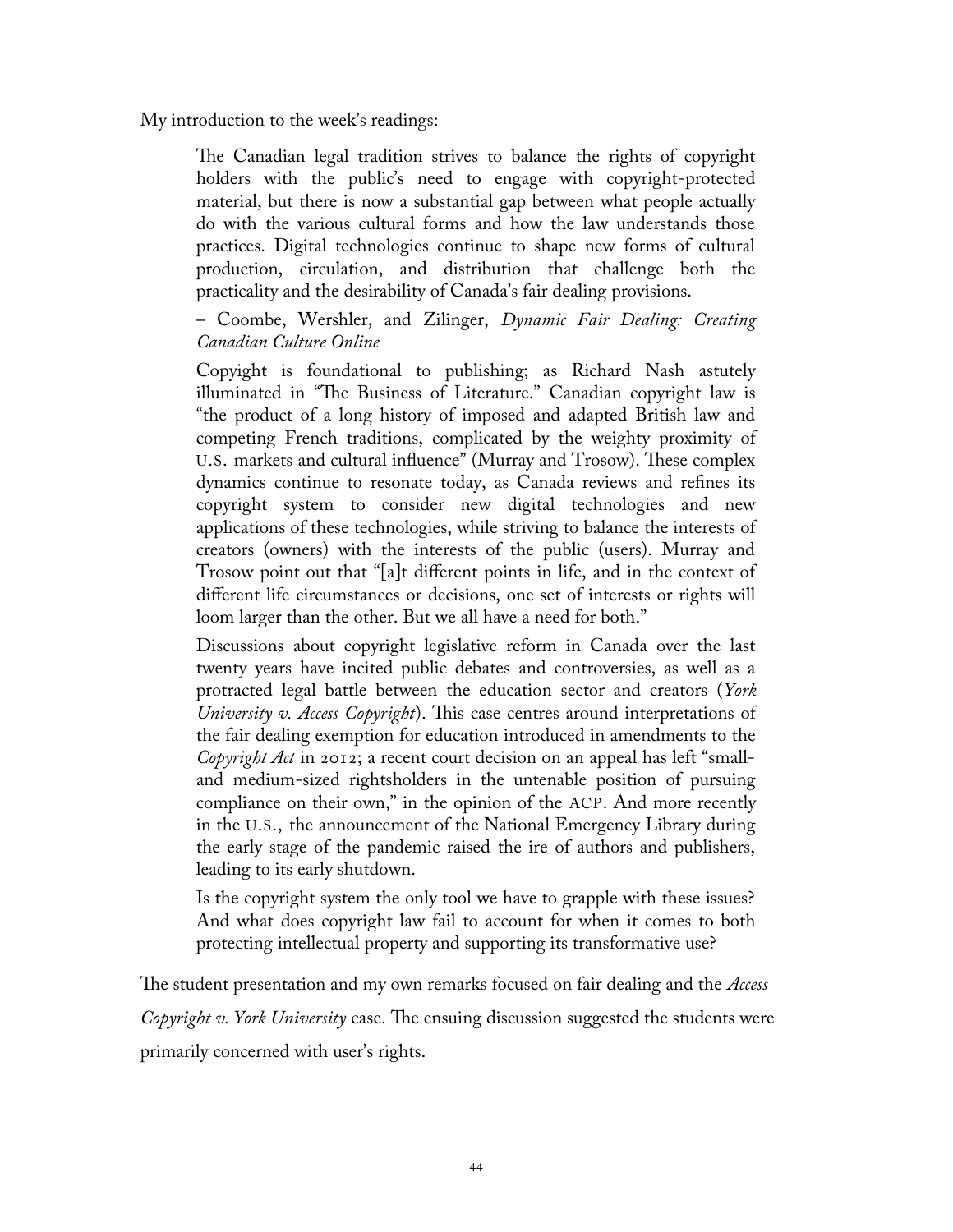My introduction to the week's readings:

> The Canadian legal tradition strives to balance the rights of copyright holders with the public's need to engage with copyright-protected material, but there is now a substantial gap between what people actually do with the various cultural forms and how the law understands those practices. Digital technologies continue to shape new forms of cultural production, circulation, and distribution that challenge both the practicality and the desirability of Canada's fair dealing provisions.
>
> – Coombe, Wershler, and Zilinger, *Dynamic Fair Dealing: Creating Canadian Culture Online*
>
> Copyright is foundational to publishing; as Richard Nash astutely illuminated in "The Business of Literature." Canadian copyright law is "the product of a long history of imposed and adapted British law and competing French traditions, complicated by the weighty proximity of U.S. markets and cultural influence" (Murray and Trosow). These complex dynamics continue to resonate today, as Canada reviews and refines its copyright system to consider new digital technologies and new applications of these technologies, while striving to balance the interests of creators (owners) with the interests of the public (users). Murray and Trosow point out that "[a]t different points in life, and in the context of different life circumstances or decisions, one set of interests or rights will loom larger than the other. But we all have a need for both."
>
> Discussions about copyright legislative reform in Canada over the last twenty years have incited public debates and controversies, as well as a protracted legal battle between the education sector and creators (*York University v. Access Copyright*). This case centres around interpretations of the fair dealing exemption for education introduced in amendments to the *Copyright Act* in 2012; a recent court decision on an appeal has left "small- and medium-sized rightsholders in the untenable position of pursuing compliance on their own," in the opinion of the ACP. And more recently in the U.S., the announcement of the National Emergency Library during the early stage of the pandemic raised the ire of authors and publishers, leading to its early shutdown.
>
> Is the copyright system the only tool we have to grapple with these issues? And what does copyright law fail to account for when it comes to both protecting intellectual property and supporting its transformative use?

The student presentation and my own remarks focused on fair dealing and the *Access Copyright v. York University* case. The ensuing discussion suggested the students were primarily concerned with user's rights.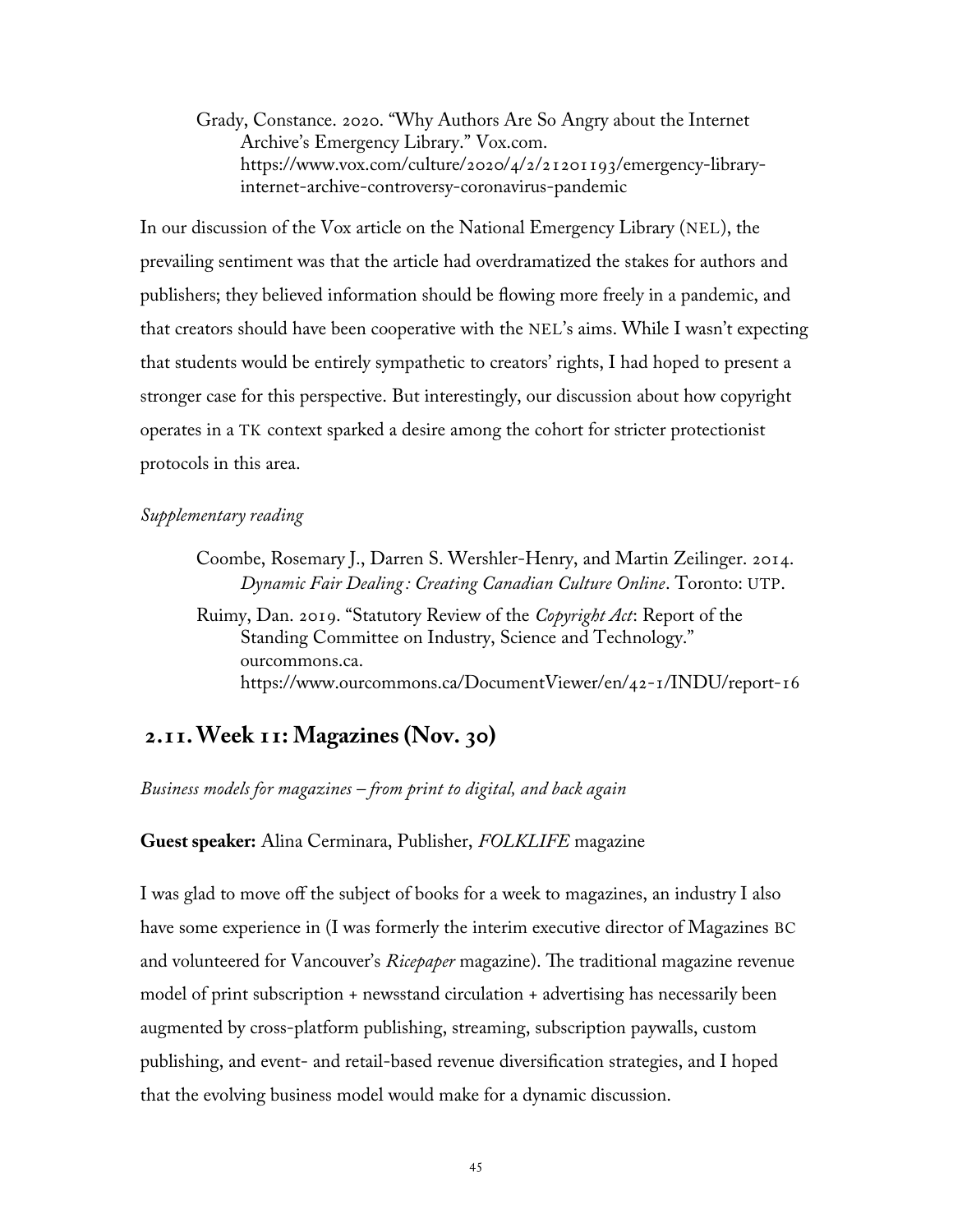Grady, Constance. 2020. "Why Authors Are So Angry about the Internet Archive's Emergency Library." Vox.com. https://www.vox.com/culture/2020/4/2/21201193/emergency-library-internet-archive-controversy-coronavirus-pandemic

In our discussion of the Vox article on the National Emergency Library (NEL), the prevailing sentiment was that the article had overdramatized the stakes for authors and publishers; they believed information should be flowing more freely in a pandemic, and that creators should have been cooperative with the NEL's aims. While I wasn't expecting that students would be entirely sympathetic to creators' rights, I had hoped to present a stronger case for this perspective. But interestingly, our discussion about how copyright operates in a TK context sparked a desire among the cohort for stricter protectionist protocols in this area.

*Supplementary reading*

Coombe, Rosemary J., Darren S. Wershler-Henry, and Martin Zeilinger. 2014. *Dynamic Fair Dealing: Creating Canadian Culture Online*. Toronto: UTP.

Ruimy, Dan. 2019. "Statutory Review of the *Copyright Act*: Report of the Standing Committee on Industry, Science and Technology." ourcommons.ca. https://www.ourcommons.ca/DocumentViewer/en/42-1/INDU/report-16

## 2.11. Week 11: Magazines (Nov. 30)

*Business models for magazines – from print to digital, and back again*

**Guest speaker:** Alina Cerminara, Publisher, *FOLKLIFE* magazine

I was glad to move off the subject of books for a week to magazines, an industry I also have some experience in (I was formerly the interim executive director of Magazines BC and volunteered for Vancouver's *Ricepaper* magazine). The traditional magazine revenue model of print subscription + newsstand circulation + advertising has necessarily been augmented by cross-platform publishing, streaming, subscription paywalls, custom publishing, and event- and retail-based revenue diversification strategies, and I hoped that the evolving business model would make for a dynamic discussion.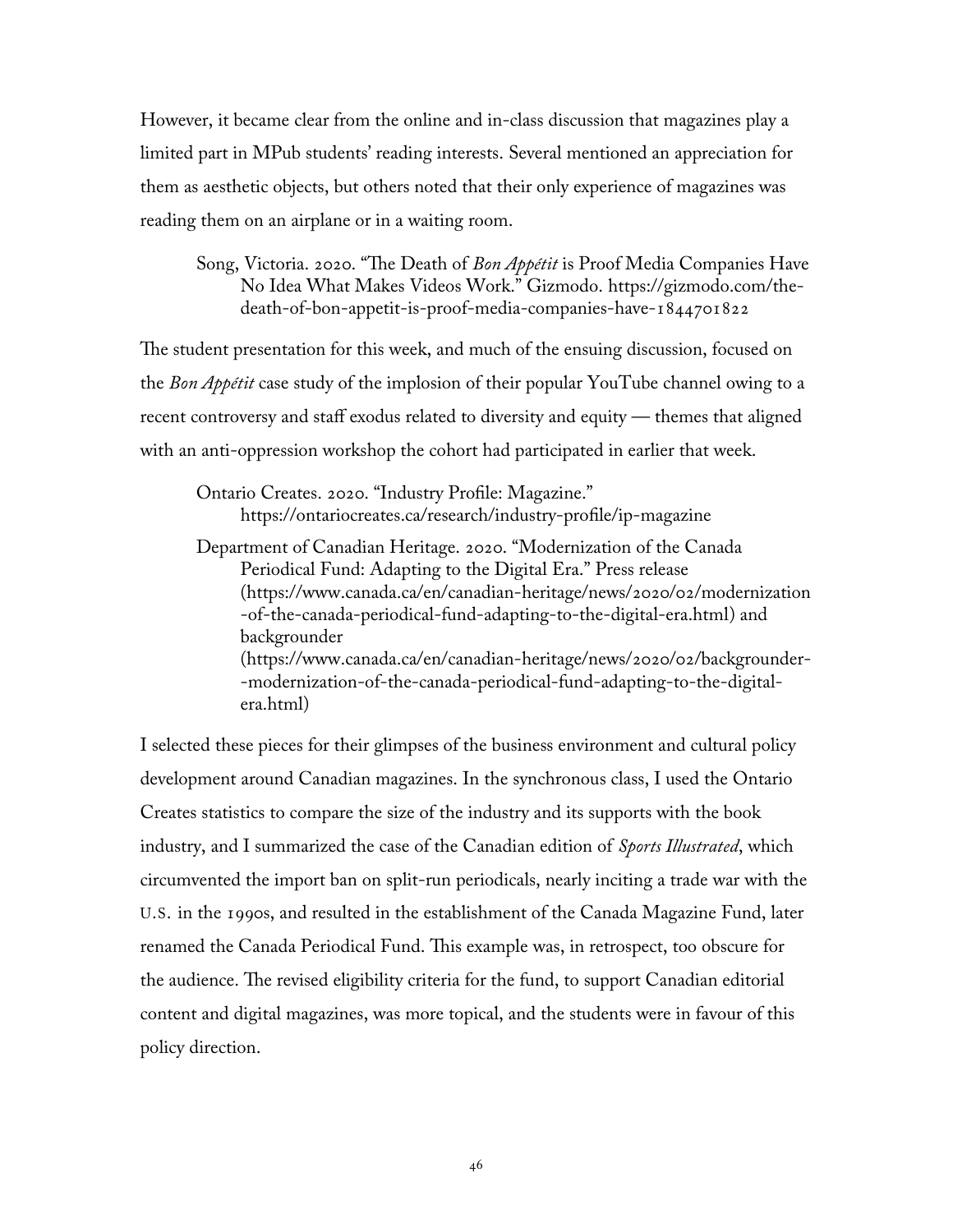However, it became clear from the online and in-class discussion that magazines play a limited part in MPub students' reading interests. Several mentioned an appreciation for them as aesthetic objects, but others noted that their only experience of magazines was reading them on an airplane or in a waiting room.

> Song, Victoria. 2020. "The Death of *Bon Appétit* is Proof Media Companies Have No Idea What Makes Videos Work." Gizmodo. https://gizmodo.com/the-death-of-bon-appetit-is-proof-media-companies-have-1844701822

The student presentation for this week, and much of the ensuing discussion, focused on the *Bon Appétit* case study of the implosion of their popular YouTube channel owing to a recent controversy and staff exodus related to diversity and equity — themes that aligned with an anti-oppression workshop the cohort had participated in earlier that week.

> Ontario Creates. 2020. "Industry Profile: Magazine." https://ontariocreates.ca/research/industry-profile/ip-magazine
>
> Department of Canadian Heritage. 2020. "Modernization of the Canada Periodical Fund: Adapting to the Digital Era." Press release (https://www.canada.ca/en/canadian-heritage/news/2020/02/modernization-of-the-canada-periodical-fund-adapting-to-the-digital-era.html) and backgrounder (https://www.canada.ca/en/canadian-heritage/news/2020/02/backgrounder--modernization-of-the-canada-periodical-fund-adapting-to-the-digital-era.html)

I selected these pieces for their glimpses of the business environment and cultural policy development around Canadian magazines. In the synchronous class, I used the Ontario Creates statistics to compare the size of the industry and its supports with the book industry, and I summarized the case of the Canadian edition of *Sports Illustrated*, which circumvented the import ban on split-run periodicals, nearly inciting a trade war with the U.S. in the 1990s, and resulted in the establishment of the Canada Magazine Fund, later renamed the Canada Periodical Fund. This example was, in retrospect, too obscure for the audience. The revised eligibility criteria for the fund, to support Canadian editorial content and digital magazines, was more topical, and the students were in favour of this policy direction.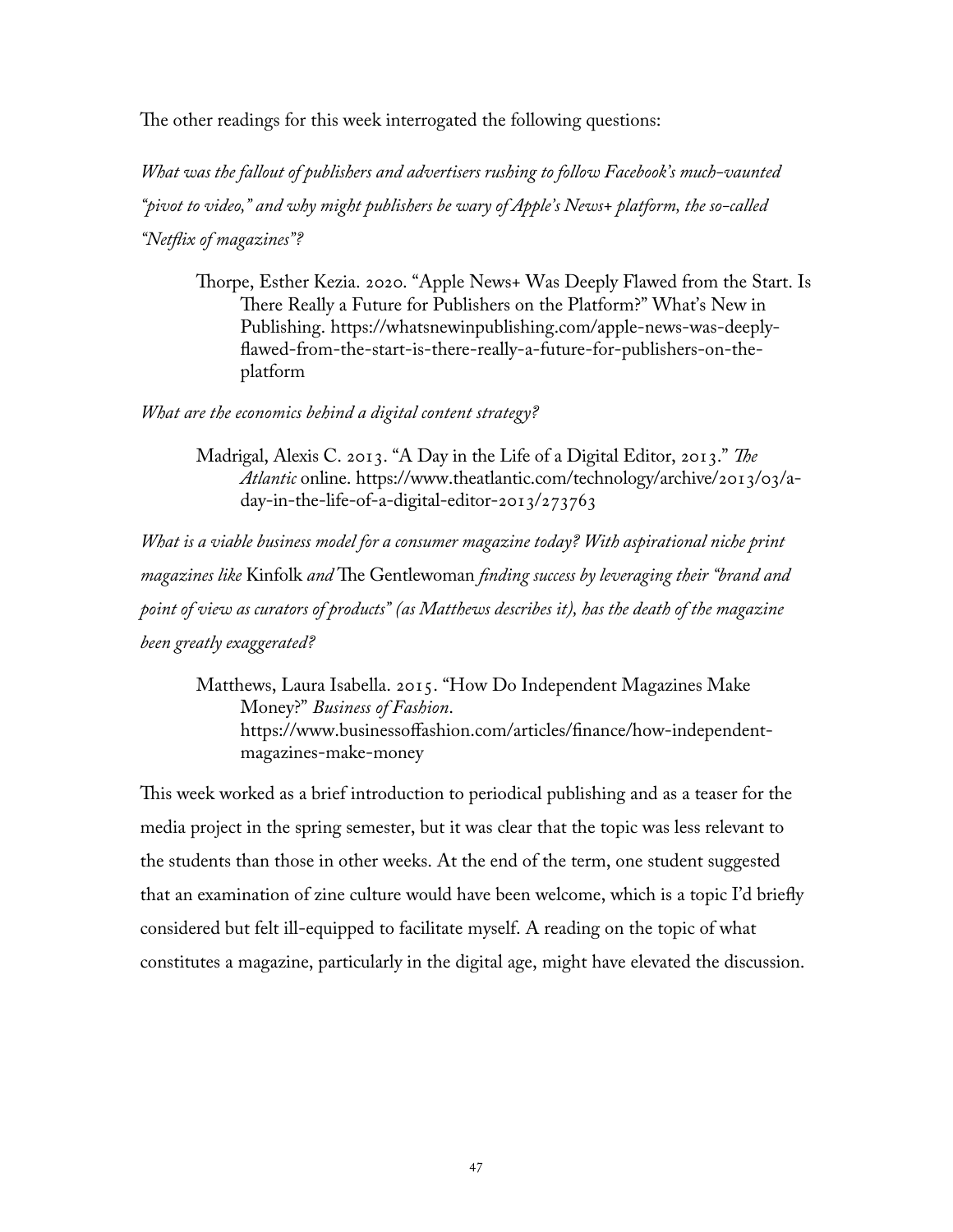The other readings for this week interrogated the following questions:

*What was the fallout of publishers and advertisers rushing to follow Facebook's much-vaunted "pivot to video," and why might publishers be wary of Apple's News+ platform, the so-called "Netflix of magazines"?*

> Thorpe, Esther Kezia. 2020. "Apple News+ Was Deeply Flawed from the Start. Is There Really a Future for Publishers on the Platform?" What's New in Publishing. https://whatsnewinpublishing.com/apple-news-was-deeply-flawed-from-the-start-is-there-really-a-future-for-publishers-on-the-platform

*What are the economics behind a digital content strategy?*

> Madrigal, Alexis C. 2013. "A Day in the Life of a Digital Editor, 2013." *The Atlantic* online. https://www.theatlantic.com/technology/archive/2013/03/a-day-in-the-life-of-a-digital-editor-2013/273763

*What is a viable business model for a consumer magazine today? With aspirational niche print magazines like* Kinfolk *and* The Gentlewoman *finding success by leveraging their "brand and point of view as curators of products" (as Matthews describes it), has the death of the magazine been greatly exaggerated?*

> Matthews, Laura Isabella. 2015. "How Do Independent Magazines Make Money?" *Business of Fashion*. https://www.businessoffashion.com/articles/finance/how-independent-magazines-make-money

This week worked as a brief introduction to periodical publishing and as a teaser for the media project in the spring semester, but it was clear that the topic was less relevant to the students than those in other weeks. At the end of the term, one student suggested that an examination of zine culture would have been welcome, which is a topic I'd briefly considered but felt ill-equipped to facilitate myself. A reading on the topic of what constitutes a magazine, particularly in the digital age, might have elevated the discussion.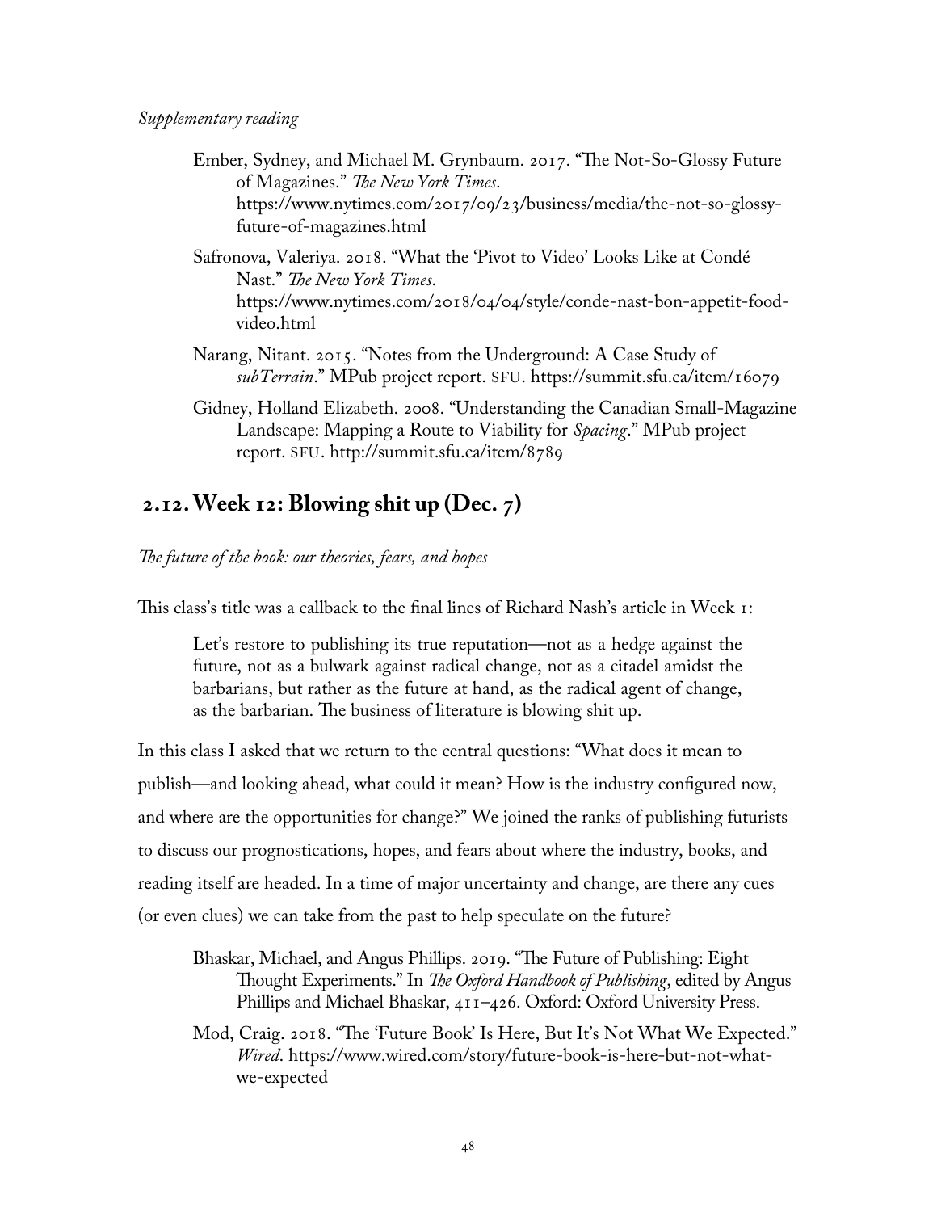*Supplementary reading*

Ember, Sydney, and Michael M. Grynbaum. 2017. "The Not-So-Glossy Future of Magazines." *The New York Times*. https://www.nytimes.com/2017/09/23/business/media/the-not-so-glossy-future-of-magazines.html

Safronova, Valeriya. 2018. "What the 'Pivot to Video' Looks Like at Condé Nast." *The New York Times*. https://www.nytimes.com/2018/04/04/style/conde-nast-bon-appetit-food-video.html

Narang, Nitant. 2015. "Notes from the Underground: A Case Study of *subTerrain*." MPub project report. SFU. https://summit.sfu.ca/item/16079

Gidney, Holland Elizabeth. 2008. "Understanding the Canadian Small-Magazine Landscape: Mapping a Route to Viability for *Spacing*." MPub project report. SFU. http://summit.sfu.ca/item/8789

## 2.12. Week 12: Blowing shit up (Dec. 7)

*The future of the book: our theories, fears, and hopes*

This class's title was a callback to the final lines of Richard Nash's article in Week 1:

> Let's restore to publishing its true reputation—not as a hedge against the future, not as a bulwark against radical change, not as a citadel amidst the barbarians, but rather as the future at hand, as the radical agent of change, as the barbarian. The business of literature is blowing shit up.

In this class I asked that we return to the central questions: "What does it mean to publish—and looking ahead, what could it mean? How is the industry configured now, and where are the opportunities for change?" We joined the ranks of publishing futurists to discuss our prognostications, hopes, and fears about where the industry, books, and reading itself are headed. In a time of major uncertainty and change, are there any cues (or even clues) we can take from the past to help speculate on the future?

Bhaskar, Michael, and Angus Phillips. 2019. "The Future of Publishing: Eight Thought Experiments." In *The Oxford Handbook of Publishing*, edited by Angus Phillips and Michael Bhaskar, 411–426. Oxford: Oxford University Press.

Mod, Craig. 2018. "The 'Future Book' Is Here, But It's Not What We Expected." *Wired*. https://www.wired.com/story/future-book-is-here-but-not-what-we-expected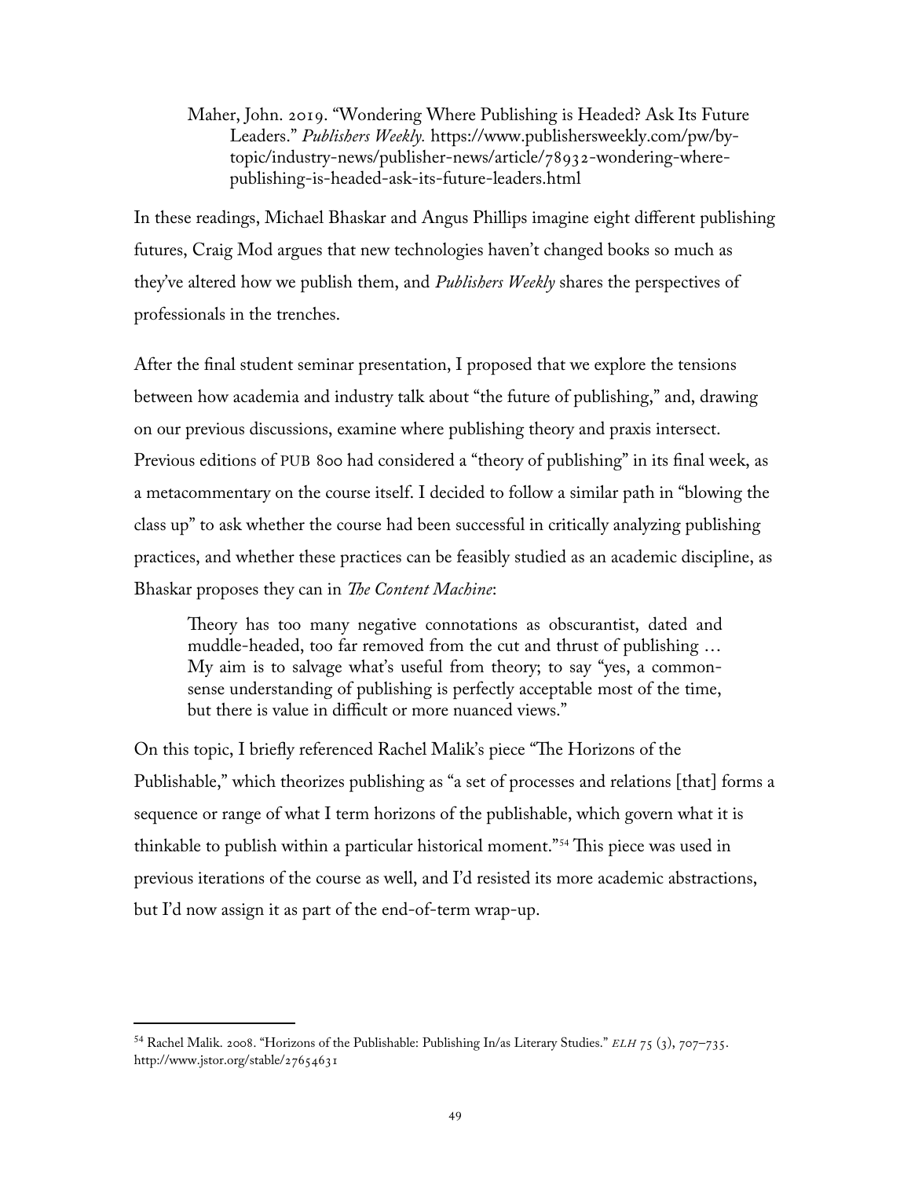Maher, John. 2019. "Wondering Where Publishing is Headed? Ask Its Future Leaders." *Publishers Weekly.* https://www.publishersweekly.com/pw/by-topic/industry-news/publisher-news/article/78932-wondering-where-publishing-is-headed-ask-its-future-leaders.html

In these readings, Michael Bhaskar and Angus Phillips imagine eight different publishing futures, Craig Mod argues that new technologies haven't changed books so much as they've altered how we publish them, and *Publishers Weekly* shares the perspectives of professionals in the trenches.

After the final student seminar presentation, I proposed that we explore the tensions between how academia and industry talk about "the future of publishing," and, drawing on our previous discussions, examine where publishing theory and praxis intersect. Previous editions of PUB 800 had considered a "theory of publishing" in its final week, as a metacommentary on the course itself. I decided to follow a similar path in "blowing the class up" to ask whether the course had been successful in critically analyzing publishing practices, and whether these practices can be feasibly studied as an academic discipline, as Bhaskar proposes they can in *The Content Machine*:

> Theory has too many negative connotations as obscurantist, dated and muddle-headed, too far removed from the cut and thrust of publishing … My aim is to salvage what's useful from theory; to say "yes, a common-sense understanding of publishing is perfectly acceptable most of the time, but there is value in difficult or more nuanced views."

On this topic, I briefly referenced Rachel Malik's piece "The Horizons of the Publishable," which theorizes publishing as "a set of processes and relations [that] forms a sequence or range of what I term horizons of the publishable, which govern what it is thinkable to publish within a particular historical moment."[54] This piece was used in previous iterations of the course as well, and I'd resisted its more academic abstractions, but I'd now assign it as part of the end-of-term wrap-up.

---

[54] Rachel Malik. 2008. "Horizons of the Publishable: Publishing In/as Literary Studies." *ELH* 75 (3), 707–735. http://www.jstor.org/stable/27654631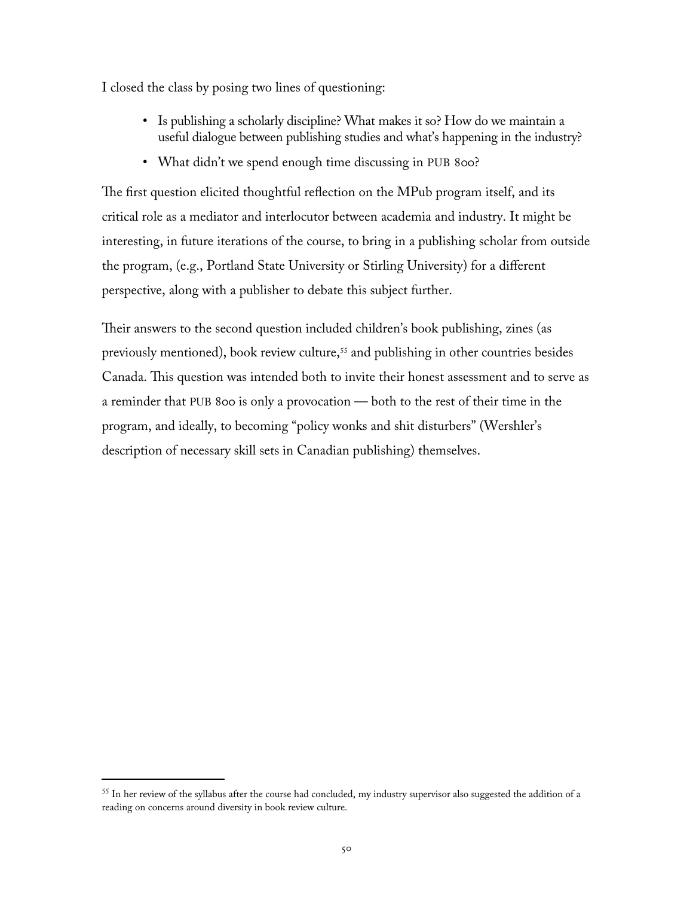I closed the class by posing two lines of questioning:

- Is publishing a scholarly discipline? What makes it so? How do we maintain a useful dialogue between publishing studies and what's happening in the industry?
- What didn't we spend enough time discussing in PUB 800?

The first question elicited thoughtful reflection on the MPub program itself, and its critical role as a mediator and interlocutor between academia and industry. It might be interesting, in future iterations of the course, to bring in a publishing scholar from outside the program, (e.g., Portland State University or Stirling University) for a different perspective, along with a publisher to debate this subject further.

Their answers to the second question included children's book publishing, zines (as previously mentioned), book review culture,[55] and publishing in other countries besides Canada. This question was intended both to invite their honest assessment and to serve as a reminder that PUB 800 is only a provocation — both to the rest of their time in the program, and ideally, to becoming "policy wonks and shit disturbers" (Wershler's description of necessary skill sets in Canadian publishing) themselves.

[55] In her review of the syllabus after the course had concluded, my industry supervisor also suggested the addition of a reading on concerns around diversity in book review culture.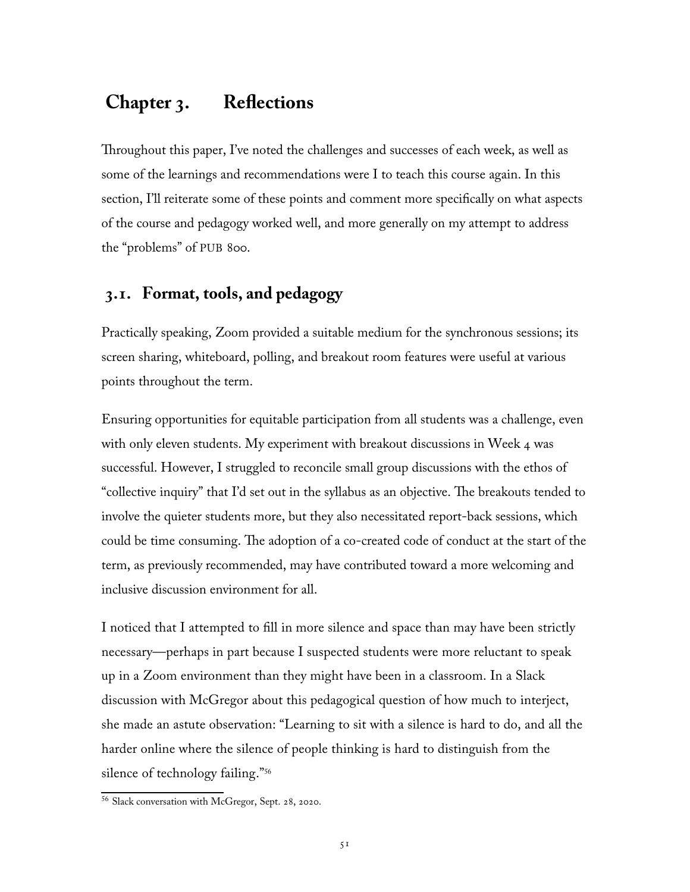# Chapter 3. Reflections

Throughout this paper, I've noted the challenges and successes of each week, as well as some of the learnings and recommendations were I to teach this course again. In this section, I'll reiterate some of these points and comment more specifically on what aspects of the course and pedagogy worked well, and more generally on my attempt to address the "problems" of PUB 800.

## 3.1. Format, tools, and pedagogy

Practically speaking, Zoom provided a suitable medium for the synchronous sessions; its screen sharing, whiteboard, polling, and breakout room features were useful at various points throughout the term.

Ensuring opportunities for equitable participation from all students was a challenge, even with only eleven students. My experiment with breakout discussions in Week 4 was successful. However, I struggled to reconcile small group discussions with the ethos of "collective inquiry" that I'd set out in the syllabus as an objective. The breakouts tended to involve the quieter students more, but they also necessitated report-back sessions, which could be time consuming. The adoption of a co-created code of conduct at the start of the term, as previously recommended, may have contributed toward a more welcoming and inclusive discussion environment for all.

I noticed that I attempted to fill in more silence and space than may have been strictly necessary—perhaps in part because I suspected students were more reluctant to speak up in a Zoom environment than they might have been in a classroom. In a Slack discussion with McGregor about this pedagogical question of how much to interject, she made an astute observation: "Learning to sit with a silence is hard to do, and all the harder online where the silence of people thinking is hard to distinguish from the silence of technology failing."[56]

[56] Slack conversation with McGregor, Sept. 28, 2020.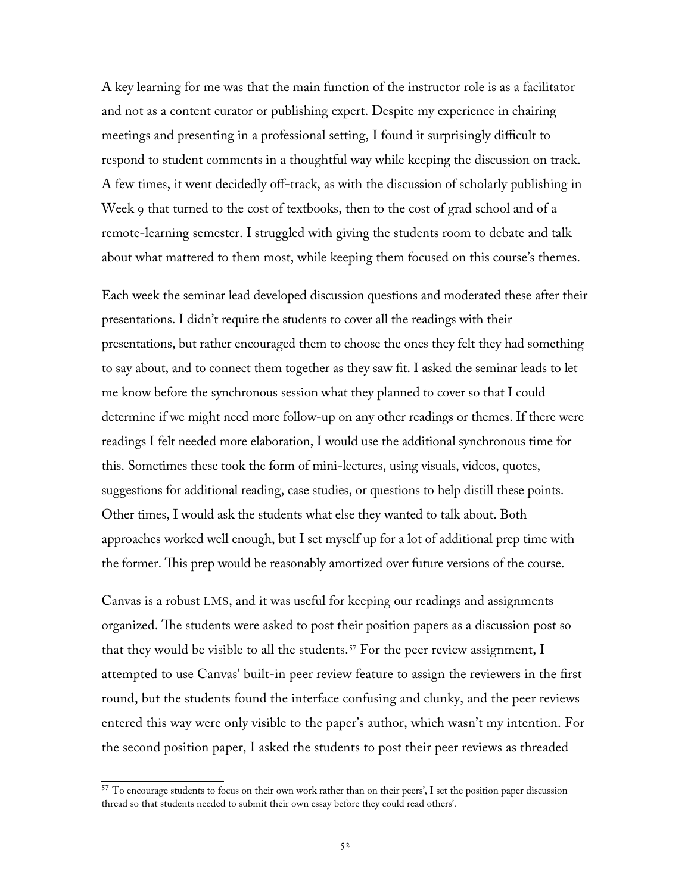A key learning for me was that the main function of the instructor role is as a facilitator and not as a content curator or publishing expert. Despite my experience in chairing meetings and presenting in a professional setting, I found it surprisingly difficult to respond to student comments in a thoughtful way while keeping the discussion on track. A few times, it went decidedly off-track, as with the discussion of scholarly publishing in Week 9 that turned to the cost of textbooks, then to the cost of grad school and of a remote-learning semester. I struggled with giving the students room to debate and talk about what mattered to them most, while keeping them focused on this course's themes.

Each week the seminar lead developed discussion questions and moderated these after their presentations. I didn't require the students to cover all the readings with their presentations, but rather encouraged them to choose the ones they felt they had something to say about, and to connect them together as they saw fit. I asked the seminar leads to let me know before the synchronous session what they planned to cover so that I could determine if we might need more follow-up on any other readings or themes. If there were readings I felt needed more elaboration, I would use the additional synchronous time for this. Sometimes these took the form of mini-lectures, using visuals, videos, quotes, suggestions for additional reading, case studies, or questions to help distill these points. Other times, I would ask the students what else they wanted to talk about. Both approaches worked well enough, but I set myself up for a lot of additional prep time with the former. This prep would be reasonably amortized over future versions of the course.

Canvas is a robust LMS, and it was useful for keeping our readings and assignments organized. The students were asked to post their position papers as a discussion post so that they would be visible to all the students.[57] For the peer review assignment, I attempted to use Canvas' built-in peer review feature to assign the reviewers in the first round, but the students found the interface confusing and clunky, and the peer reviews entered this way were only visible to the paper's author, which wasn't my intention. For the second position paper, I asked the students to post their peer reviews as threaded

[57] To encourage students to focus on their own work rather than on their peers', I set the position paper discussion thread so that students needed to submit their own essay before they could read others'.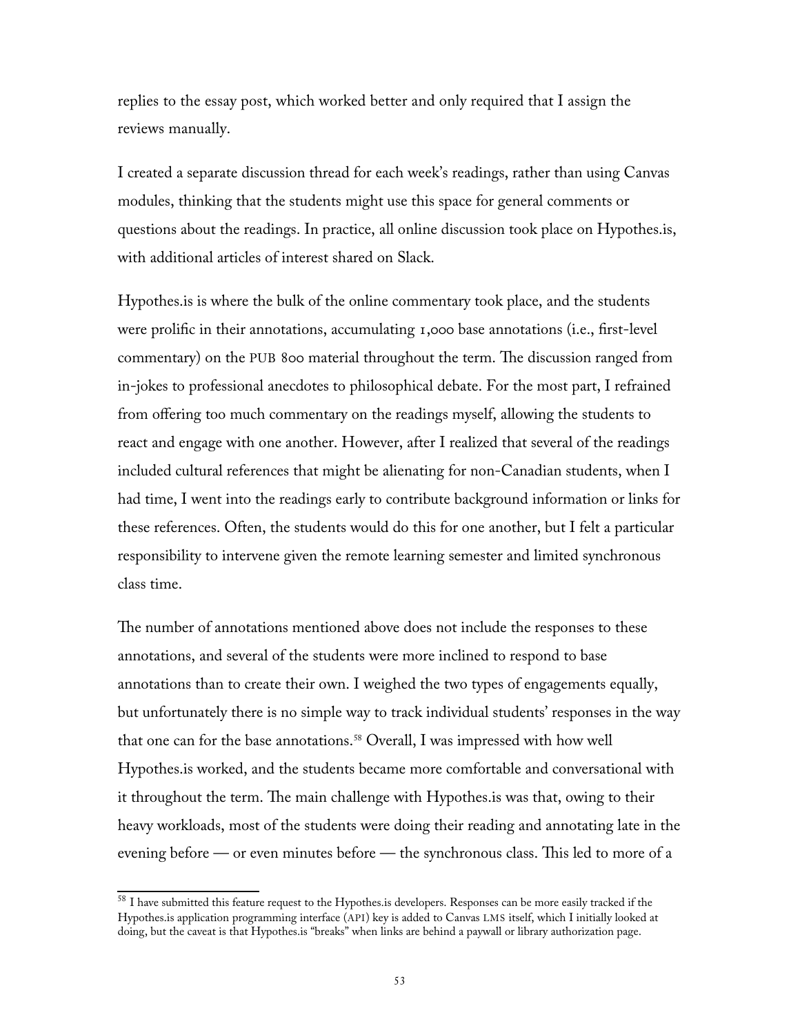replies to the essay post, which worked better and only required that I assign the reviews manually.

I created a separate discussion thread for each week's readings, rather than using Canvas modules, thinking that the students might use this space for general comments or questions about the readings. In practice, all online discussion took place on Hypothes.is, with additional articles of interest shared on Slack.

Hypothes.is is where the bulk of the online commentary took place, and the students were prolific in their annotations, accumulating 1,000 base annotations (i.e., first-level commentary) on the PUB 800 material throughout the term. The discussion ranged from in-jokes to professional anecdotes to philosophical debate. For the most part, I refrained from offering too much commentary on the readings myself, allowing the students to react and engage with one another. However, after I realized that several of the readings included cultural references that might be alienating for non-Canadian students, when I had time, I went into the readings early to contribute background information or links for these references. Often, the students would do this for one another, but I felt a particular responsibility to intervene given the remote learning semester and limited synchronous class time.

The number of annotations mentioned above does not include the responses to these annotations, and several of the students were more inclined to respond to base annotations than to create their own. I weighed the two types of engagements equally, but unfortunately there is no simple way to track individual students' responses in the way that one can for the base annotations.[58] Overall, I was impressed with how well Hypothes.is worked, and the students became more comfortable and conversational with it throughout the term. The main challenge with Hypothes.is was that, owing to their heavy workloads, most of the students were doing their reading and annotating late in the evening before — or even minutes before — the synchronous class. This led to more of a

[58] I have submitted this feature request to the Hypothes.is developers. Responses can be more easily tracked if the Hypothes.is application programming interface (API) key is added to Canvas LMS itself, which I initially looked at doing, but the caveat is that Hypothes.is "breaks" when links are behind a paywall or library authorization page.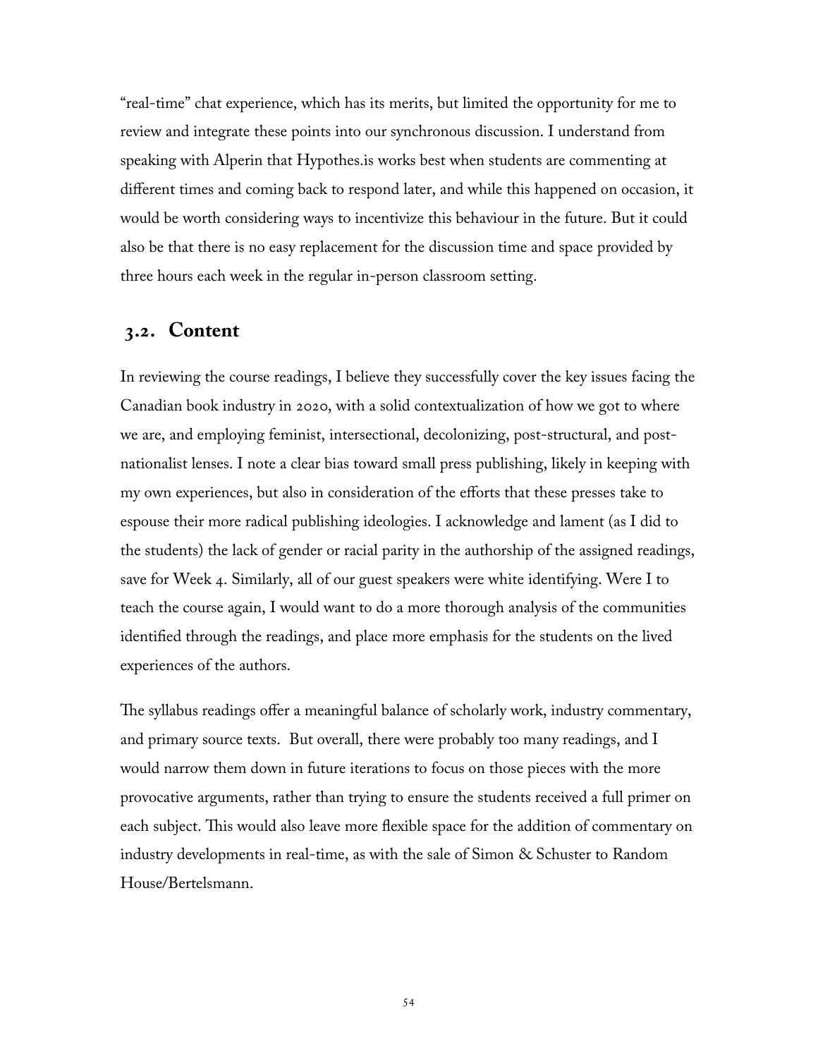"real-time" chat experience, which has its merits, but limited the opportunity for me to review and integrate these points into our synchronous discussion. I understand from speaking with Alperin that Hypothes.is works best when students are commenting at different times and coming back to respond later, and while this happened on occasion, it would be worth considering ways to incentivize this behaviour in the future. But it could also be that there is no easy replacement for the discussion time and space provided by three hours each week in the regular in-person classroom setting.

## 3.2. Content

In reviewing the course readings, I believe they successfully cover the key issues facing the Canadian book industry in 2020, with a solid contextualization of how we got to where we are, and employing feminist, intersectional, decolonizing, post-structural, and post-nationalist lenses. I note a clear bias toward small press publishing, likely in keeping with my own experiences, but also in consideration of the efforts that these presses take to espouse their more radical publishing ideologies. I acknowledge and lament (as I did to the students) the lack of gender or racial parity in the authorship of the assigned readings, save for Week 4. Similarly, all of our guest speakers were white identifying. Were I to teach the course again, I would want to do a more thorough analysis of the communities identified through the readings, and place more emphasis for the students on the lived experiences of the authors.

The syllabus readings offer a meaningful balance of scholarly work, industry commentary, and primary source texts. But overall, there were probably too many readings, and I would narrow them down in future iterations to focus on those pieces with the more provocative arguments, rather than trying to ensure the students received a full primer on each subject. This would also leave more flexible space for the addition of commentary on industry developments in real-time, as with the sale of Simon & Schuster to Random House/Bertelsmann.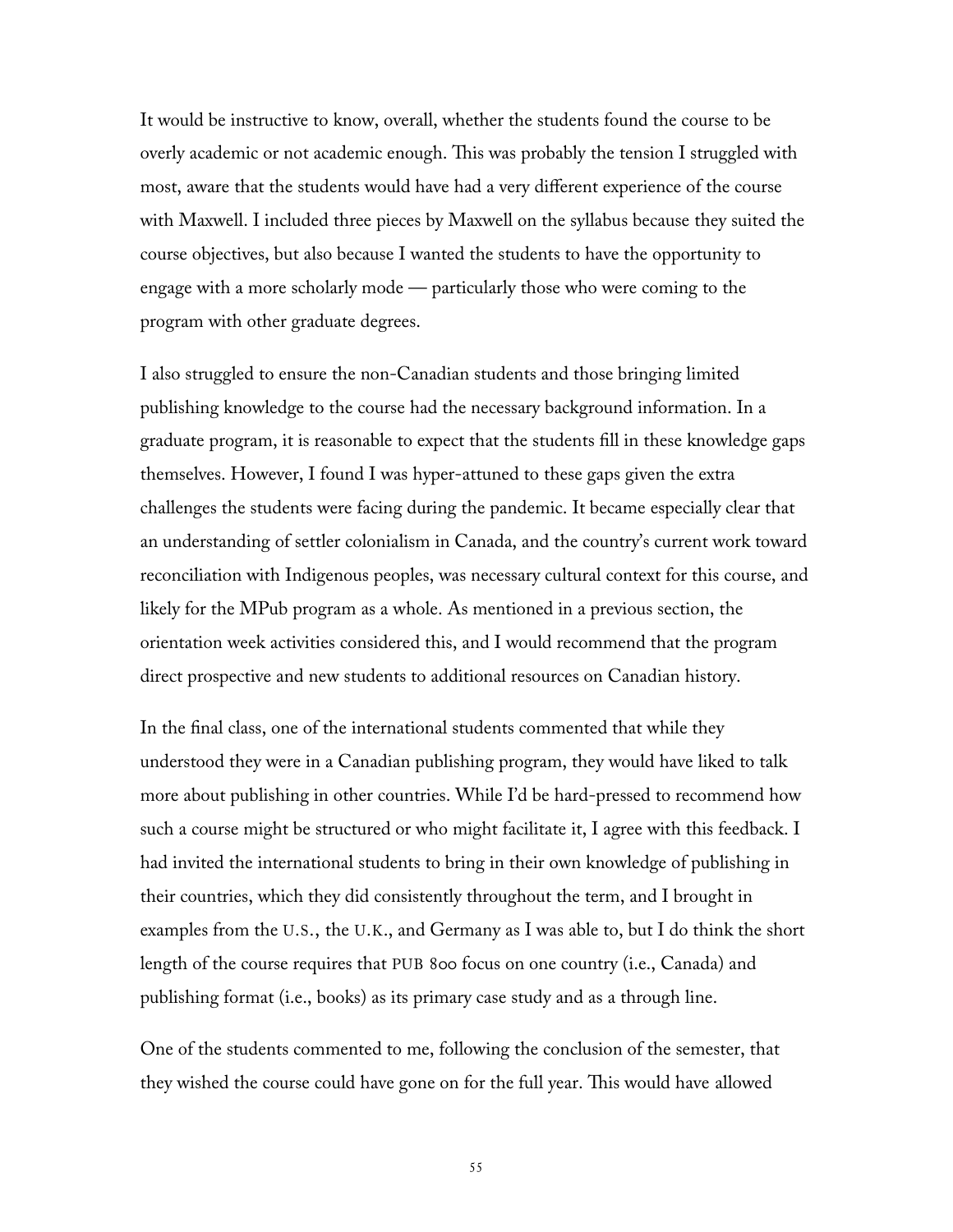It would be instructive to know, overall, whether the students found the course to be overly academic or not academic enough. This was probably the tension I struggled with most, aware that the students would have had a very different experience of the course with Maxwell. I included three pieces by Maxwell on the syllabus because they suited the course objectives, but also because I wanted the students to have the opportunity to engage with a more scholarly mode — particularly those who were coming to the program with other graduate degrees.

I also struggled to ensure the non-Canadian students and those bringing limited publishing knowledge to the course had the necessary background information. In a graduate program, it is reasonable to expect that the students fill in these knowledge gaps themselves. However, I found I was hyper-attuned to these gaps given the extra challenges the students were facing during the pandemic. It became especially clear that an understanding of settler colonialism in Canada, and the country's current work toward reconciliation with Indigenous peoples, was necessary cultural context for this course, and likely for the MPub program as a whole. As mentioned in a previous section, the orientation week activities considered this, and I would recommend that the program direct prospective and new students to additional resources on Canadian history.

In the final class, one of the international students commented that while they understood they were in a Canadian publishing program, they would have liked to talk more about publishing in other countries. While I'd be hard-pressed to recommend how such a course might be structured or who might facilitate it, I agree with this feedback. I had invited the international students to bring in their own knowledge of publishing in their countries, which they did consistently throughout the term, and I brought in examples from the U.S., the U.K., and Germany as I was able to, but I do think the short length of the course requires that PUB 800 focus on one country (i.e., Canada) and publishing format (i.e., books) as its primary case study and as a through line.

One of the students commented to me, following the conclusion of the semester, that they wished the course could have gone on for the full year. This would have allowed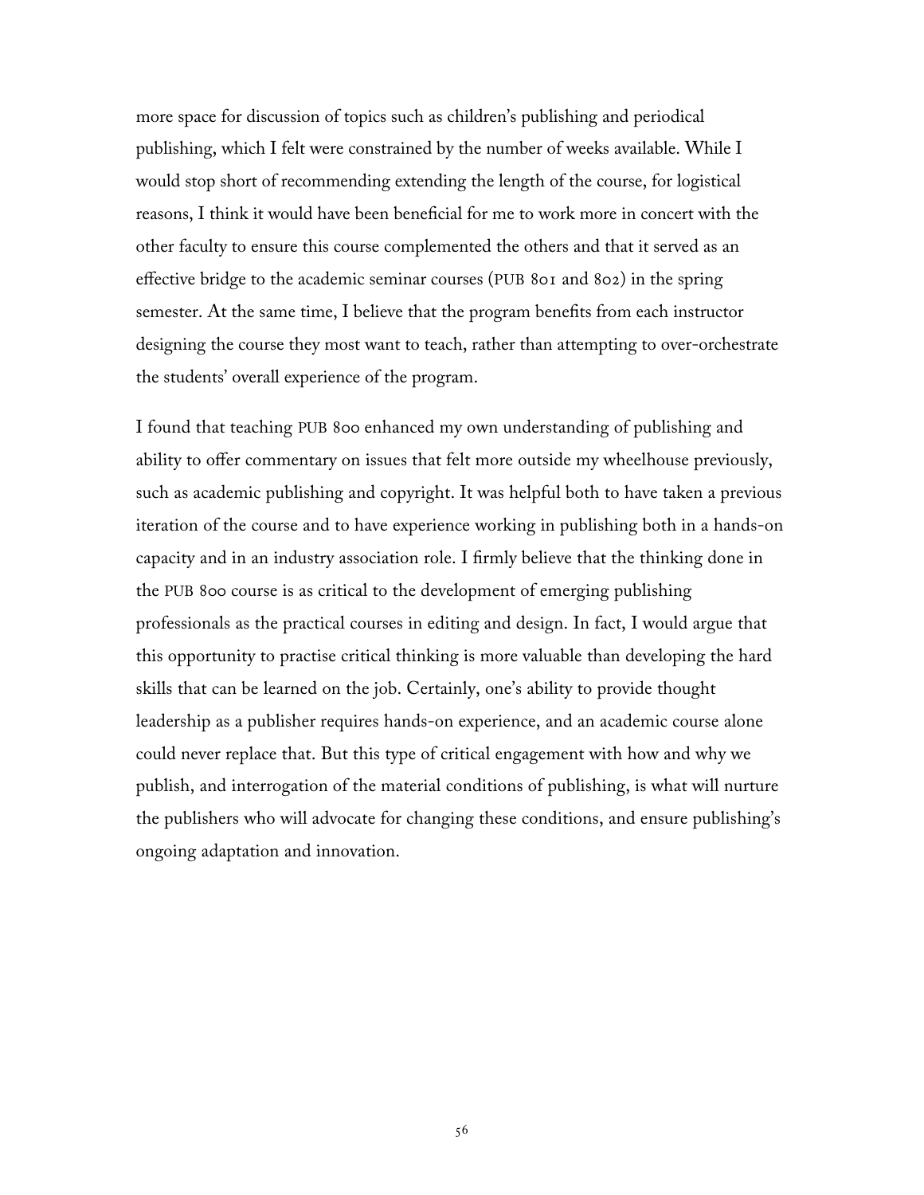more space for discussion of topics such as children's publishing and periodical publishing, which I felt were constrained by the number of weeks available. While I would stop short of recommending extending the length of the course, for logistical reasons, I think it would have been beneficial for me to work more in concert with the other faculty to ensure this course complemented the others and that it served as an effective bridge to the academic seminar courses (PUB 801 and 802) in the spring semester. At the same time, I believe that the program benefits from each instructor designing the course they most want to teach, rather than attempting to over-orchestrate the students' overall experience of the program.

I found that teaching PUB 800 enhanced my own understanding of publishing and ability to offer commentary on issues that felt more outside my wheelhouse previously, such as academic publishing and copyright. It was helpful both to have taken a previous iteration of the course and to have experience working in publishing both in a hands-on capacity and in an industry association role. I firmly believe that the thinking done in the PUB 800 course is as critical to the development of emerging publishing professionals as the practical courses in editing and design. In fact, I would argue that this opportunity to practise critical thinking is more valuable than developing the hard skills that can be learned on the job. Certainly, one's ability to provide thought leadership as a publisher requires hands-on experience, and an academic course alone could never replace that. But this type of critical engagement with how and why we publish, and interrogation of the material conditions of publishing, is what will nurture the publishers who will advocate for changing these conditions, and ensure publishing's ongoing adaptation and innovation.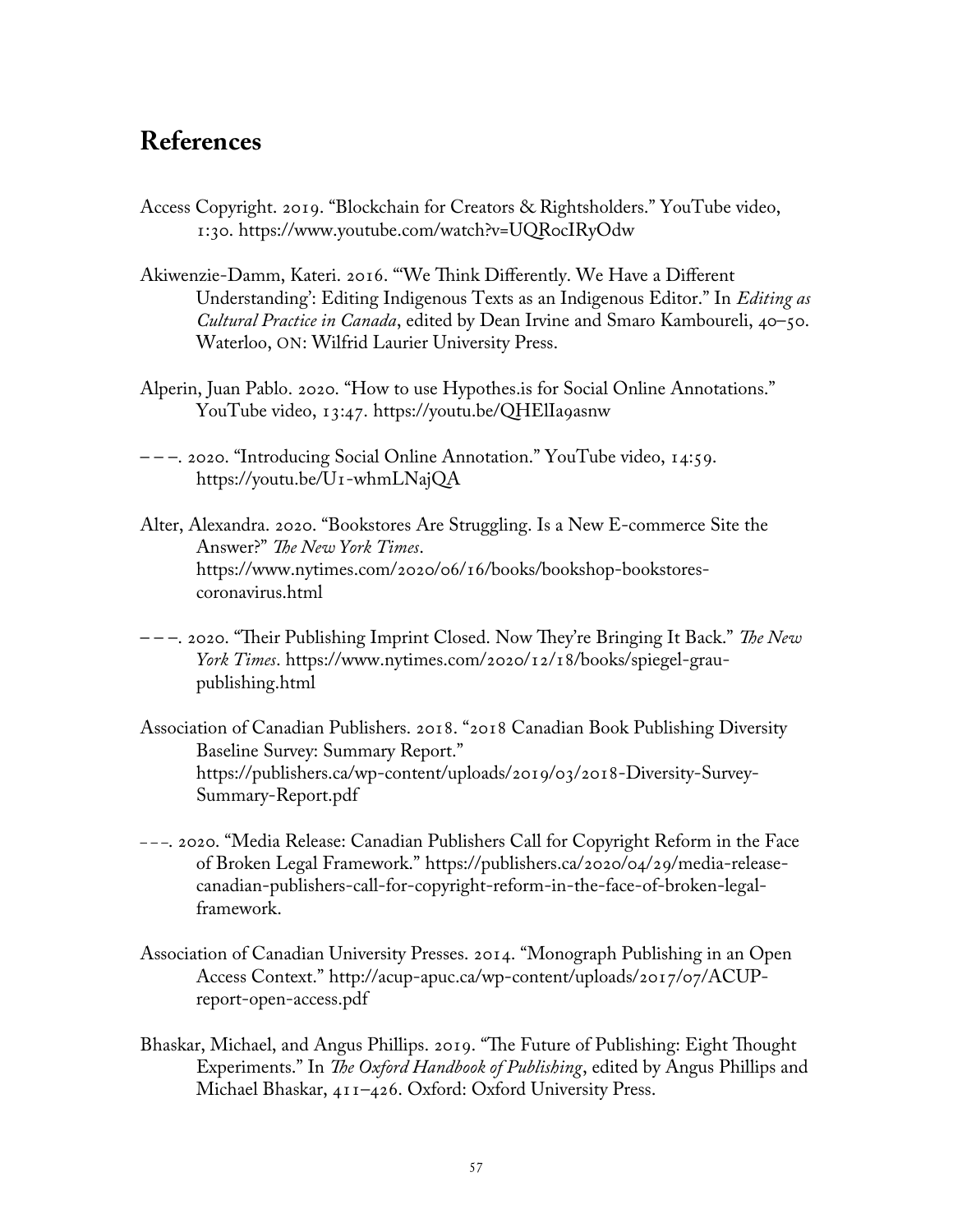## References

Access Copyright. 2019. "Blockchain for Creators & Rightsholders." YouTube video, 1:30. https://www.youtube.com/watch?v=UQRocIRyOdw

Akiwenzie-Damm, Kateri. 2016. "'We Think Differently. We Have a Different Understanding': Editing Indigenous Texts as an Indigenous Editor." In *Editing as Cultural Practice in Canada*, edited by Dean Irvine and Smaro Kamboureli, 40–50. Waterloo, ON: Wilfrid Laurier University Press.

Alperin, Juan Pablo. 2020. "How to use Hypothes.is for Social Online Annotations." YouTube video, 13:47. https://youtu.be/QHElIa9asnw

– – –. 2020. "Introducing Social Online Annotation." YouTube video, 14:59. https://youtu.be/U1-whmLNajQA

Alter, Alexandra. 2020. "Bookstores Are Struggling. Is a New E-commerce Site the Answer?" *The New York Times*. https://www.nytimes.com/2020/06/16/books/bookshop-bookstores-coronavirus.html

– – –. 2020. "Their Publishing Imprint Closed. Now They're Bringing It Back." *The New York Times*. https://www.nytimes.com/2020/12/18/books/spiegel-grau-publishing.html

Association of Canadian Publishers. 2018. "2018 Canadian Book Publishing Diversity Baseline Survey: Summary Report." https://publishers.ca/wp-content/uploads/2019/03/2018-Diversity-Survey-Summary-Report.pdf

– – –. 2020. "Media Release: Canadian Publishers Call for Copyright Reform in the Face of Broken Legal Framework." https://publishers.ca/2020/04/29/media-release-canadian-publishers-call-for-copyright-reform-in-the-face-of-broken-legal-framework.

Association of Canadian University Presses. 2014. "Monograph Publishing in an Open Access Context." http://acup-apuc.ca/wp-content/uploads/2017/07/ACUP-report-open-access.pdf

Bhaskar, Michael, and Angus Phillips. 2019. "The Future of Publishing: Eight Thought Experiments." In *The Oxford Handbook of Publishing*, edited by Angus Phillips and Michael Bhaskar, 411–426. Oxford: Oxford University Press.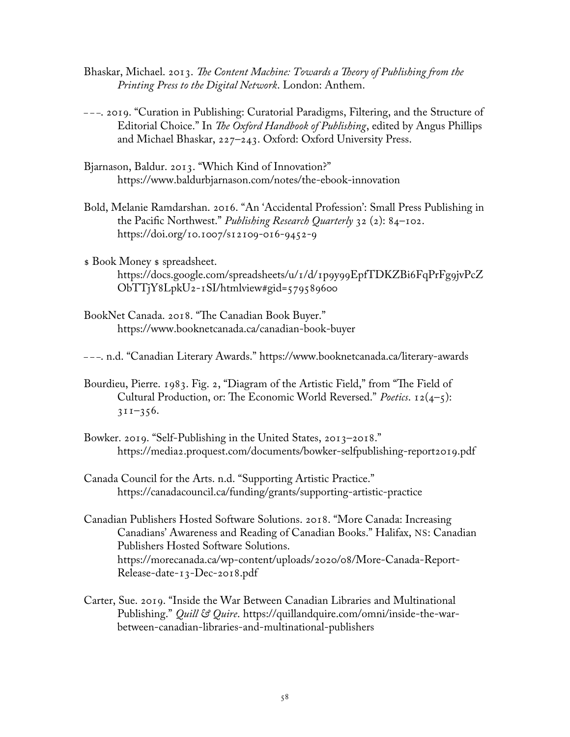Bhaskar, Michael. 2013. *The Content Machine: Towards a Theory of Publishing from the Printing Press to the Digital Network*. London: Anthem.

–––. 2019. "Curation in Publishing: Curatorial Paradigms, Filtering, and the Structure of Editorial Choice." In *The Oxford Handbook of Publishing*, edited by Angus Phillips and Michael Bhaskar, 227–243. Oxford: Oxford University Press.

Bjarnason, Baldur. 2013. "Which Kind of Innovation?" https://www.baldurbjarnason.com/notes/the-ebook-innovation

Bold, Melanie Ramdarshan. 2016. "An 'Accidental Profession': Small Press Publishing in the Pacific Northwest." *Publishing Research Quarterly* 32 (2): 84–102. https://doi.org/10.1007/s12109-016-9452-9

$ Book Money $ spreadsheet. https://docs.google.com/spreadsheets/u/1/d/1p9y99EpfTDKZBi6FqPrFg9jvPcZObTTjY8LpkU2-1SI/htmlview#gid=579589600

BookNet Canada. 2018. "The Canadian Book Buyer." https://www.booknetcanada.ca/canadian-book-buyer

–––. n.d. "Canadian Literary Awards." https://www.booknetcanada.ca/literary-awards

Bourdieu, Pierre. 1983. Fig. 2, "Diagram of the Artistic Field," from "The Field of Cultural Production, or: The Economic World Reversed." *Poetics*. 12(4–5): 311–356.

Bowker. 2019. "Self-Publishing in the United States, 2013–2018." https://media2.proquest.com/documents/bowker-selfpublishing-report2019.pdf

Canada Council for the Arts. n.d. "Supporting Artistic Practice." https://canadacouncil.ca/funding/grants/supporting-artistic-practice

Canadian Publishers Hosted Software Solutions. 2018. "More Canada: Increasing Canadians' Awareness and Reading of Canadian Books." Halifax, NS: Canadian Publishers Hosted Software Solutions. https://morecanada.ca/wp-content/uploads/2020/08/More-Canada-Report-Release-date-13-Dec-2018.pdf

Carter, Sue. 2019. "Inside the War Between Canadian Libraries and Multinational Publishing." *Quill & Quire*. https://quillandquire.com/omni/inside-the-war-between-canadian-libraries-and-multinational-publishers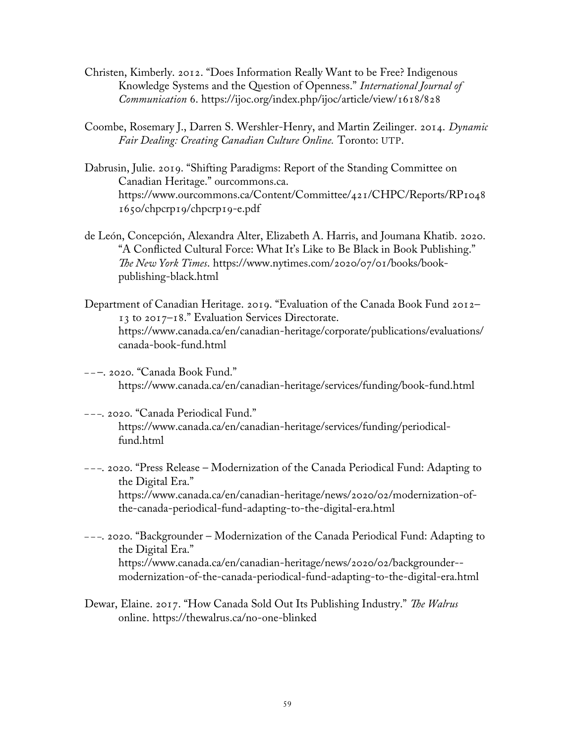Christen, Kimberly. 2012. "Does Information Really Want to be Free? Indigenous Knowledge Systems and the Question of Openness." *International Journal of Communication* 6. https://ijoc.org/index.php/ijoc/article/view/1618/828

Coombe, Rosemary J., Darren S. Wershler-Henry, and Martin Zeilinger. 2014. *Dynamic Fair Dealing: Creating Canadian Culture Online.* Toronto: UTP.

Dabrusin, Julie. 2019. "Shifting Paradigms: Report of the Standing Committee on Canadian Heritage." ourcommons.ca. https://www.ourcommons.ca/Content/Committee/421/CHPC/Reports/RP10481650/chpcrp19/chpcrp19-e.pdf

de León, Concepción, Alexandra Alter, Elizabeth A. Harris, and Joumana Khatib. 2020. "A Conflicted Cultural Force: What It's Like to Be Black in Book Publishing." *The New York Times*. https://www.nytimes.com/2020/07/01/books/book-publishing-black.html

Department of Canadian Heritage. 2019. "Evaluation of the Canada Book Fund 2012–13 to 2017–18." Evaluation Services Directorate. https://www.canada.ca/en/canadian-heritage/corporate/publications/evaluations/canada-book-fund.html

–––. 2020. "Canada Book Fund." https://www.canada.ca/en/canadian-heritage/services/funding/book-fund.html

–––. 2020. "Canada Periodical Fund." https://www.canada.ca/en/canadian-heritage/services/funding/periodical-fund.html

–––. 2020. "Press Release – Modernization of the Canada Periodical Fund: Adapting to the Digital Era." https://www.canada.ca/en/canadian-heritage/news/2020/02/modernization-of-the-canada-periodical-fund-adapting-to-the-digital-era.html

–––. 2020. "Backgrounder – Modernization of the Canada Periodical Fund: Adapting to the Digital Era." https://www.canada.ca/en/canadian-heritage/news/2020/02/backgrounder--modernization-of-the-canada-periodical-fund-adapting-to-the-digital-era.html

Dewar, Elaine. 2017. "How Canada Sold Out Its Publishing Industry." *The Walrus* online. https://thewalrus.ca/no-one-blinked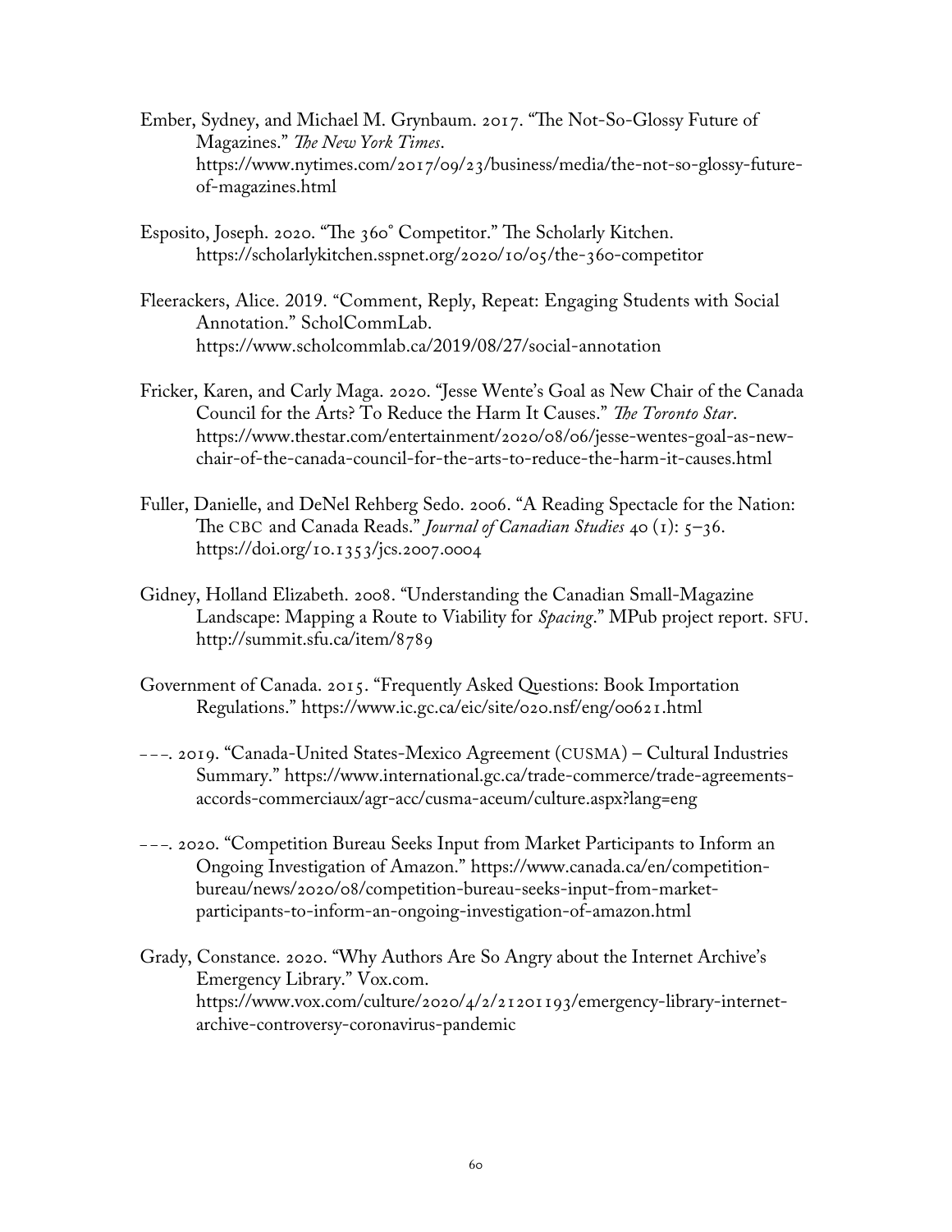Ember, Sydney, and Michael M. Grynbaum. 2017. "The Not-So-Glossy Future of Magazines." *The New York Times*. https://www.nytimes.com/2017/09/23/business/media/the-not-so-glossy-future-of-magazines.html

Esposito, Joseph. 2020. "The 360° Competitor." The Scholarly Kitchen. https://scholarlykitchen.sspnet.org/2020/10/05/the-360-competitor

Fleerackers, Alice. 2019. "Comment, Reply, Repeat: Engaging Students with Social Annotation." ScholCommLab. https://www.scholcommlab.ca/2019/08/27/social-annotation

Fricker, Karen, and Carly Maga. 2020. "Jesse Wente's Goal as New Chair of the Canada Council for the Arts? To Reduce the Harm It Causes." *The Toronto Star*. https://www.thestar.com/entertainment/2020/08/06/jesse-wentes-goal-as-new-chair-of-the-canada-council-for-the-arts-to-reduce-the-harm-it-causes.html

Fuller, Danielle, and DeNel Rehberg Sedo. 2006. "A Reading Spectacle for the Nation: The CBC and Canada Reads." *Journal of Canadian Studies* 40 (1): 5–36. https://doi.org/10.1353/jcs.2007.0004

Gidney, Holland Elizabeth. 2008. "Understanding the Canadian Small-Magazine Landscape: Mapping a Route to Viability for *Spacing*." MPub project report. SFU. http://summit.sfu.ca/item/8789

Government of Canada. 2015. "Frequently Asked Questions: Book Importation Regulations." https://www.ic.gc.ca/eic/site/020.nsf/eng/00621.html

–––. 2019. "Canada-United States-Mexico Agreement (CUSMA) – Cultural Industries Summary." https://www.international.gc.ca/trade-commerce/trade-agreements-accords-commerciaux/agr-acc/cusma-aceum/culture.aspx?lang=eng

–––. 2020. "Competition Bureau Seeks Input from Market Participants to Inform an Ongoing Investigation of Amazon." https://www.canada.ca/en/competition-bureau/news/2020/08/competition-bureau-seeks-input-from-market-participants-to-inform-an-ongoing-investigation-of-amazon.html

Grady, Constance. 2020. "Why Authors Are So Angry about the Internet Archive's Emergency Library." Vox.com. https://www.vox.com/culture/2020/4/2/21201193/emergency-library-internet-archive-controversy-coronavirus-pandemic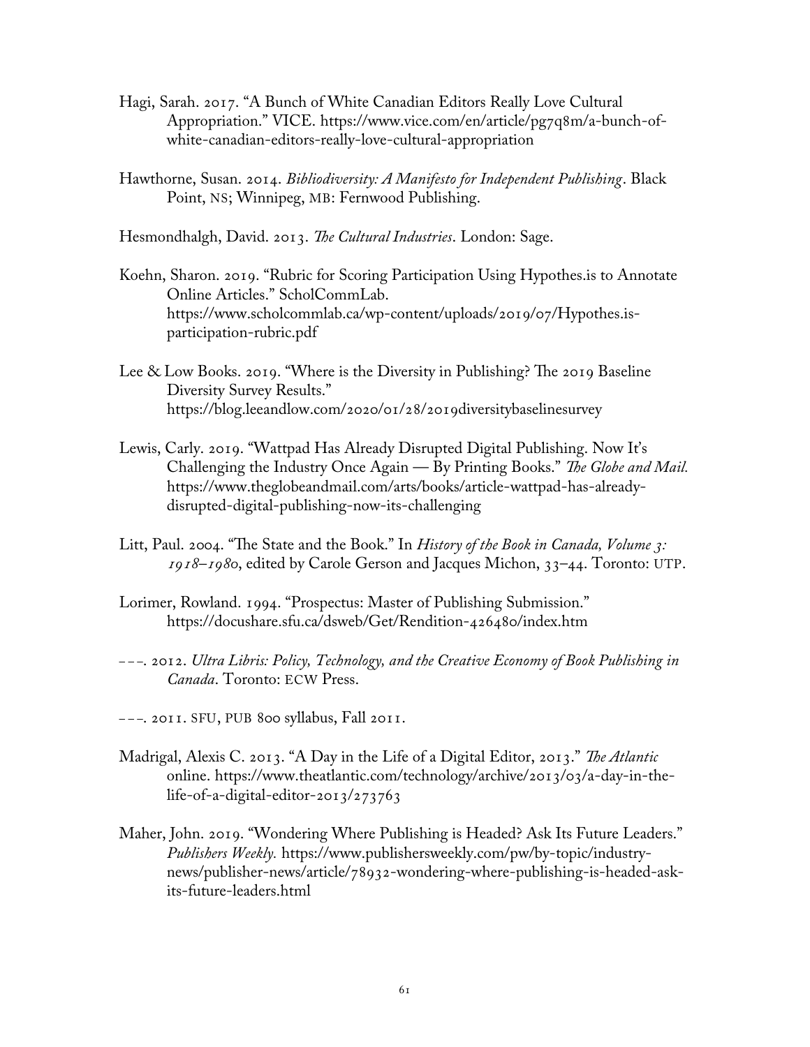Hagi, Sarah. 2017. "A Bunch of White Canadian Editors Really Love Cultural Appropriation." VICE. https://www.vice.com/en/article/pg7q8m/a-bunch-of-white-canadian-editors-really-love-cultural-appropriation

Hawthorne, Susan. 2014. *Bibliodiversity: A Manifesto for Independent Publishing*. Black Point, NS; Winnipeg, MB: Fernwood Publishing.

Hesmondhalgh, David. 2013. *The Cultural Industries*. London: Sage.

Koehn, Sharon. 2019. "Rubric for Scoring Participation Using Hypothes.is to Annotate Online Articles." ScholCommLab. https://www.scholcommlab.ca/wp-content/uploads/2019/07/Hypothes.is-participation-rubric.pdf

Lee & Low Books. 2019. "Where is the Diversity in Publishing? The 2019 Baseline Diversity Survey Results." https://blog.leeandlow.com/2020/01/28/2019diversitybaselinesurvey

Lewis, Carly. 2019. "Wattpad Has Already Disrupted Digital Publishing. Now It's Challenging the Industry Once Again — By Printing Books." *The Globe and Mail.* https://www.theglobeandmail.com/arts/books/article-wattpad-has-already-disrupted-digital-publishing-now-its-challenging

Litt, Paul. 2004. "The State and the Book." In *History of the Book in Canada, Volume 3: 1918–1980*, edited by Carole Gerson and Jacques Michon, 33–44. Toronto: UTP.

Lorimer, Rowland. 1994. "Prospectus: Master of Publishing Submission." https://docushare.sfu.ca/dsweb/Get/Rendition-426480/index.htm

–––. 2012. *Ultra Libris: Policy, Technology, and the Creative Economy of Book Publishing in Canada*. Toronto: ECW Press.

–––. 2011. SFU, PUB 800 syllabus, Fall 2011.

Madrigal, Alexis C. 2013. "A Day in the Life of a Digital Editor, 2013." *The Atlantic* online. https://www.theatlantic.com/technology/archive/2013/03/a-day-in-the-life-of-a-digital-editor-2013/273763

Maher, John. 2019. "Wondering Where Publishing is Headed? Ask Its Future Leaders." *Publishers Weekly.* https://www.publishersweekly.com/pw/by-topic/industry-news/publisher-news/article/78932-wondering-where-publishing-is-headed-ask-its-future-leaders.html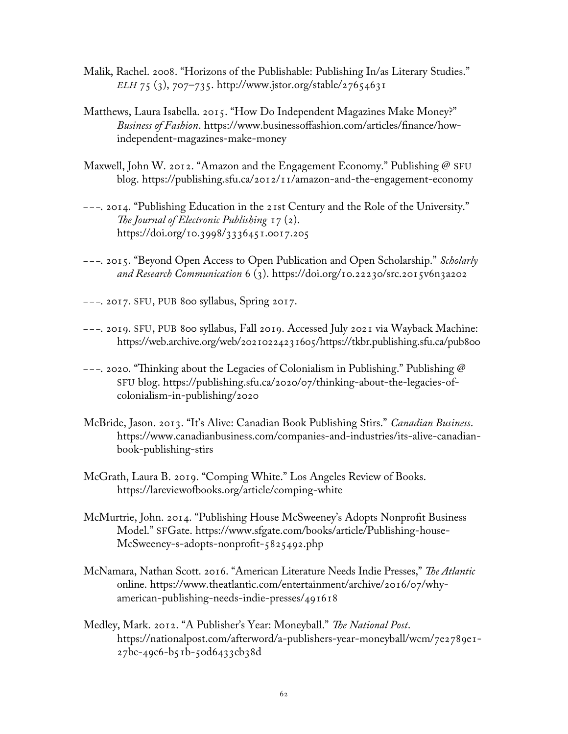Malik, Rachel. 2008. "Horizons of the Publishable: Publishing In/as Literary Studies." *ELH* 75 (3), 707–735. http://www.jstor.org/stable/27654631

Matthews, Laura Isabella. 2015. "How Do Independent Magazines Make Money?" *Business of Fashion*. https://www.businessoffashion.com/articles/finance/how-independent-magazines-make-money

Maxwell, John W. 2012. "Amazon and the Engagement Economy." Publishing @ SFU blog. https://publishing.sfu.ca/2012/11/amazon-and-the-engagement-economy

–––. 2014. "Publishing Education in the 21st Century and the Role of the University." *The Journal of Electronic Publishing* 17 (2). https://doi.org/10.3998/3336451.0017.205

–––. 2015. "Beyond Open Access to Open Publication and Open Scholarship." *Scholarly and Research Communication* 6 (3). https://doi.org/10.22230/src.2015v6n3a202

–––. 2017. SFU, PUB 800 syllabus, Spring 2017.

–––. 2019. SFU, PUB 800 syllabus, Fall 2019. Accessed July 2021 via Wayback Machine: https://web.archive.org/web/20210224231605/https://tkbr.publishing.sfu.ca/pub800

–––. 2020. "Thinking about the Legacies of Colonialism in Publishing." Publishing @ SFU blog. https://publishing.sfu.ca/2020/07/thinking-about-the-legacies-of-colonialism-in-publishing/2020

McBride, Jason. 2013. "It's Alive: Canadian Book Publishing Stirs." *Canadian Business*. https://www.canadianbusiness.com/companies-and-industries/its-alive-canadian-book-publishing-stirs

McGrath, Laura B. 2019. "Comping White." Los Angeles Review of Books. https://lareviewofbooks.org/article/comping-white

McMurtrie, John. 2014. "Publishing House McSweeney's Adopts Nonprofit Business Model." SFGate. https://www.sfgate.com/books/article/Publishing-house-McSweeney-s-adopts-nonprofit-5825492.php

McNamara, Nathan Scott. 2016. "American Literature Needs Indie Presses," *The Atlantic* online. https://www.theatlantic.com/entertainment/archive/2016/07/why-american-publishing-needs-indie-presses/491618

Medley, Mark. 2012. "A Publisher's Year: Moneyball." *The National Post*. https://nationalpost.com/afterword/a-publishers-year-moneyball/wcm/7e2789e1-27bc-49c6-b51b-50d6433cb38d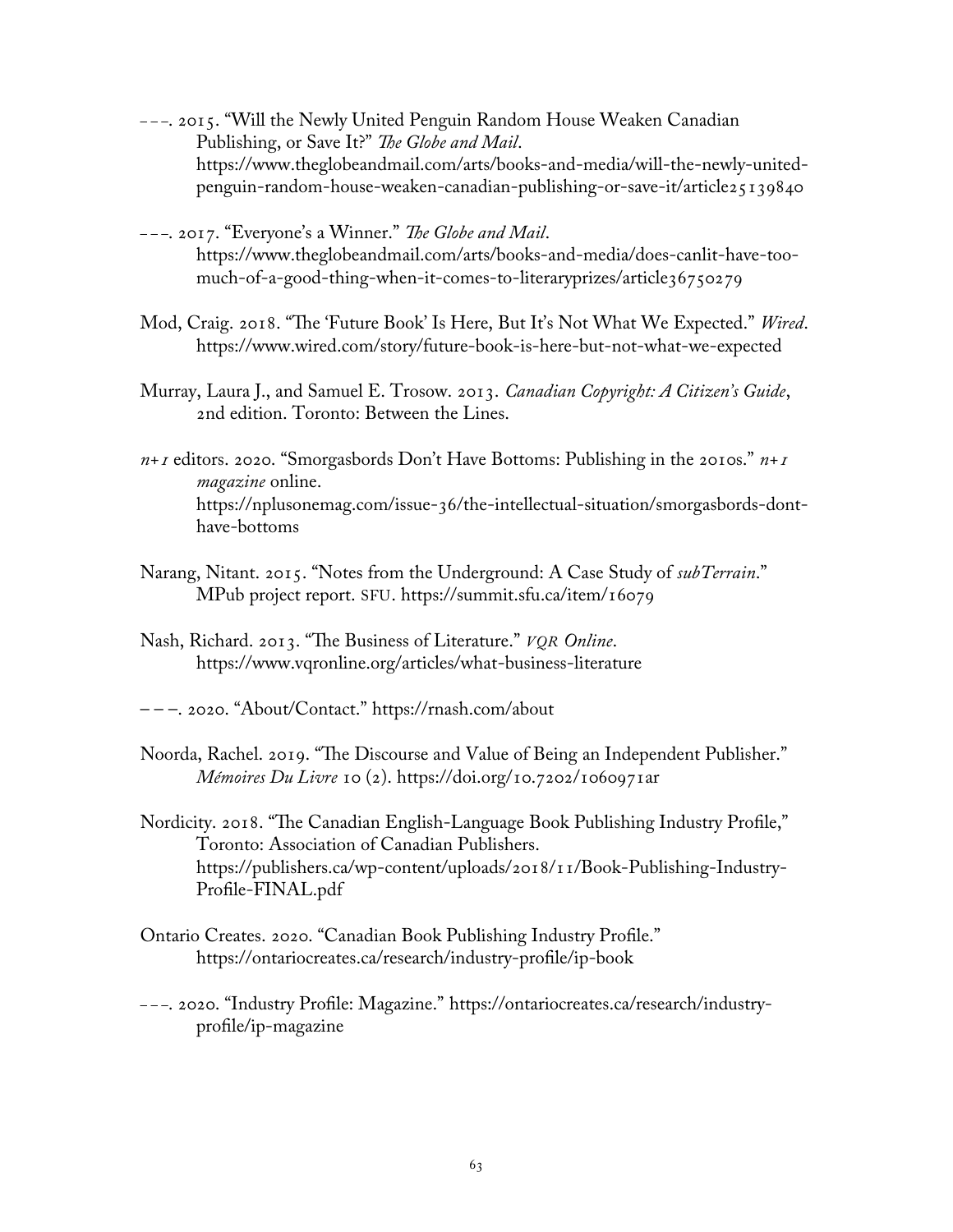–––. 2015. "Will the Newly United Penguin Random House Weaken Canadian Publishing, or Save It?" *The Globe and Mail*. https://www.theglobeandmail.com/arts/books-and-media/will-the-newly-united-penguin-random-house-weaken-canadian-publishing-or-save-it/article25139840

–––. 2017. "Everyone's a Winner." *The Globe and Mail*. https://www.theglobeandmail.com/arts/books-and-media/does-canlit-have-too-much-of-a-good-thing-when-it-comes-to-literaryprizes/article36750279

Mod, Craig. 2018. "The 'Future Book' Is Here, But It's Not What We Expected." *Wired*. https://www.wired.com/story/future-book-is-here-but-not-what-we-expected

Murray, Laura J., and Samuel E. Trosow. 2013. *Canadian Copyright: A Citizen's Guide*, 2nd edition. Toronto: Between the Lines.

*n+1* editors. 2020. "Smorgasbords Don't Have Bottoms: Publishing in the 2010s." *n+1 magazine* online. https://nplusonemag.com/issue-36/the-intellectual-situation/smorgasbords-dont-have-bottoms

Narang, Nitant. 2015. "Notes from the Underground: A Case Study of *subTerrain*." MPub project report. SFU. https://summit.sfu.ca/item/16079

Nash, Richard. 2013. "The Business of Literature." *VQR Online*. https://www.vqronline.org/articles/what-business-literature

–––. 2020. "About/Contact." https://rnash.com/about

Noorda, Rachel. 2019. "The Discourse and Value of Being an Independent Publisher." *Mémoires Du Livre* 10 (2). https://doi.org/10.7202/1060971ar

Nordicity. 2018. "The Canadian English-Language Book Publishing Industry Profile," Toronto: Association of Canadian Publishers. https://publishers.ca/wp-content/uploads/2018/11/Book-Publishing-Industry-Profile-FINAL.pdf

Ontario Creates. 2020. "Canadian Book Publishing Industry Profile." https://ontariocreates.ca/research/industry-profile/ip-book

–––. 2020. "Industry Profile: Magazine." https://ontariocreates.ca/research/industry-profile/ip-magazine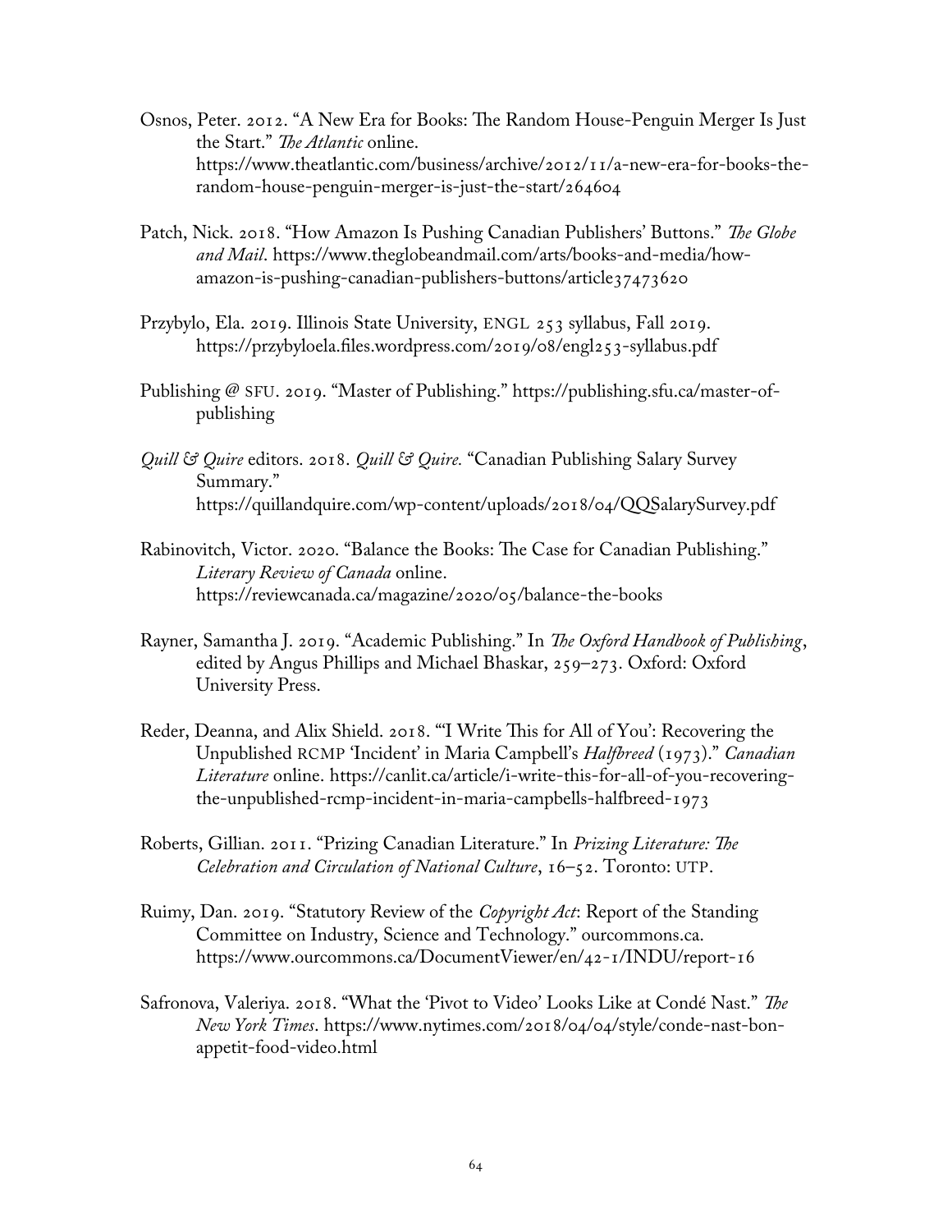Osnos, Peter. 2012. "A New Era for Books: The Random House-Penguin Merger Is Just the Start." *The Atlantic* online. https://www.theatlantic.com/business/archive/2012/11/a-new-era-for-books-the-random-house-penguin-merger-is-just-the-start/264604

Patch, Nick. 2018. "How Amazon Is Pushing Canadian Publishers' Buttons." *The Globe and Mail*. https://www.theglobeandmail.com/arts/books-and-media/how-amazon-is-pushing-canadian-publishers-buttons/article37473620

Przybylo, Ela. 2019. Illinois State University, ENGL 253 syllabus, Fall 2019. https://przybyloela.files.wordpress.com/2019/08/engl253-syllabus.pdf

Publishing @ SFU. 2019. "Master of Publishing." https://publishing.sfu.ca/master-of-publishing

*Quill & Quire* editors. 2018. *Quill & Quire.* "Canadian Publishing Salary Survey Summary." https://quillandquire.com/wp-content/uploads/2018/04/QQSalarySurvey.pdf

Rabinovitch, Victor. 2020. "Balance the Books: The Case for Canadian Publishing." *Literary Review of Canada* online. https://reviewcanada.ca/magazine/2020/05/balance-the-books

Rayner, Samantha J. 2019. "Academic Publishing." In *The Oxford Handbook of Publishing*, edited by Angus Phillips and Michael Bhaskar, 259–273. Oxford: Oxford University Press.

Reder, Deanna, and Alix Shield. 2018. "'I Write This for All of You': Recovering the Unpublished RCMP 'Incident' in Maria Campbell's *Halfbreed* (1973)." *Canadian Literature* online. https://canlit.ca/article/i-write-this-for-all-of-you-recovering-the-unpublished-rcmp-incident-in-maria-campbells-halfbreed-1973

Roberts, Gillian. 2011. "Prizing Canadian Literature." In *Prizing Literature: The Celebration and Circulation of National Culture*, 16–52. Toronto: UTP.

Ruimy, Dan. 2019. "Statutory Review of the *Copyright Act*: Report of the Standing Committee on Industry, Science and Technology." ourcommons.ca. https://www.ourcommons.ca/DocumentViewer/en/42-1/INDU/report-16

Safronova, Valeriya. 2018. "What the 'Pivot to Video' Looks Like at Condé Nast." *The New York Times*. https://www.nytimes.com/2018/04/04/style/conde-nast-bon-appetit-food-video.html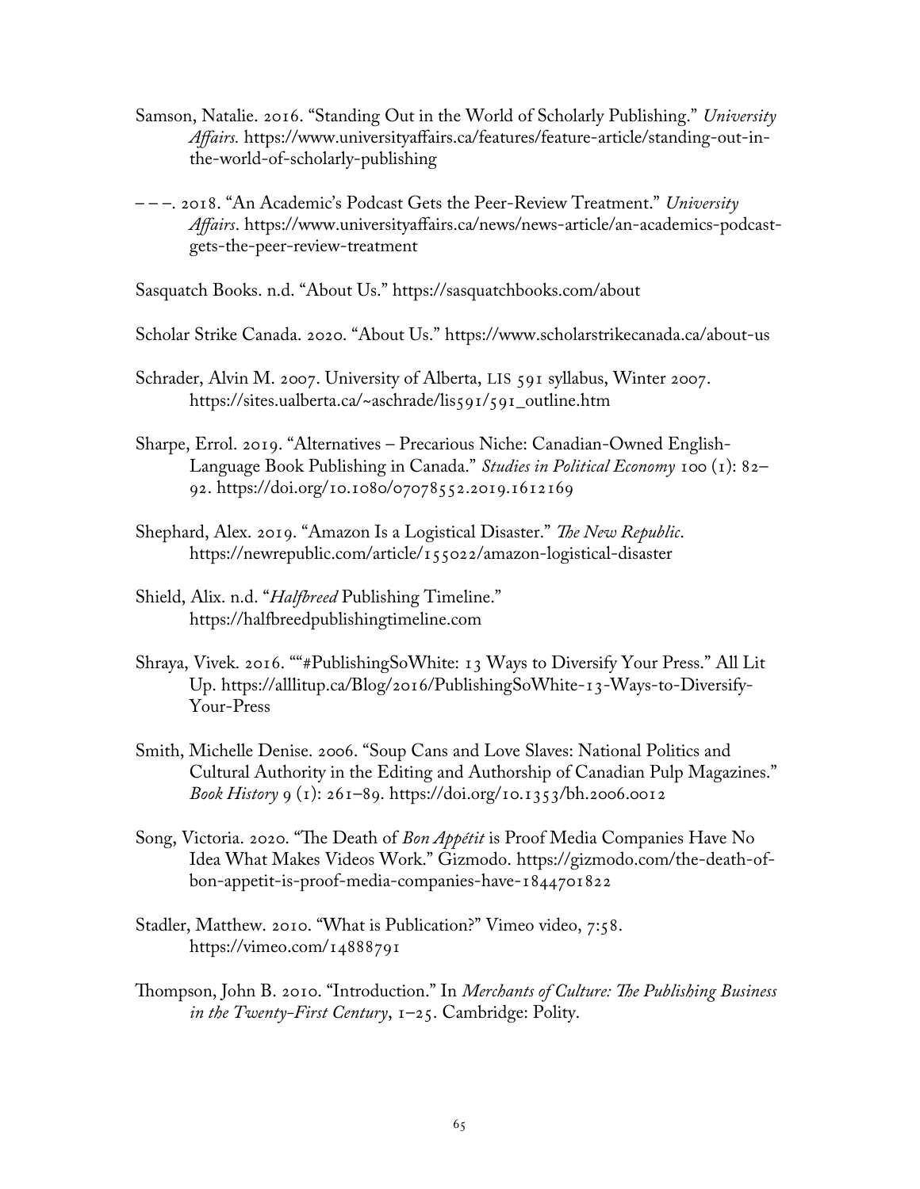Samson, Natalie. 2016. "Standing Out in the World of Scholarly Publishing." *University Affairs.* https://www.universityaffairs.ca/features/feature-article/standing-out-in-the-world-of-scholarly-publishing

– – –. 2018. "An Academic's Podcast Gets the Peer-Review Treatment." *University Affairs*. https://www.universityaffairs.ca/news/news-article/an-academics-podcast-gets-the-peer-review-treatment

Sasquatch Books. n.d. "About Us." https://sasquatchbooks.com/about

Scholar Strike Canada. 2020. "About Us." https://www.scholarstrikecanada.ca/about-us

Schrader, Alvin M. 2007. University of Alberta, LIS 591 syllabus, Winter 2007. https://sites.ualberta.ca/~aschrade/lis591/591_outline.htm

Sharpe, Errol. 2019. "Alternatives – Precarious Niche: Canadian-Owned English-Language Book Publishing in Canada." *Studies in Political Economy* 100 (1): 82–92. https://doi.org/10.1080/07078552.2019.1612169

Shephard, Alex. 2019. "Amazon Is a Logistical Disaster." *The New Republic*. https://newrepublic.com/article/155022/amazon-logistical-disaster

Shield, Alix. n.d. "*Halfbreed* Publishing Timeline." https://halfbreedpublishingtimeline.com

Shraya, Vivek. 2016. ""#PublishingSoWhite: 13 Ways to Diversify Your Press." All Lit Up. https://alllitup.ca/Blog/2016/PublishingSoWhite-13-Ways-to-Diversify-Your-Press

Smith, Michelle Denise. 2006. "Soup Cans and Love Slaves: National Politics and Cultural Authority in the Editing and Authorship of Canadian Pulp Magazines." *Book History* 9 (1): 261–89. https://doi.org/10.1353/bh.2006.0012

Song, Victoria. 2020. "The Death of *Bon Appétit* is Proof Media Companies Have No Idea What Makes Videos Work." Gizmodo. https://gizmodo.com/the-death-of-bon-appetit-is-proof-media-companies-have-1844701822

Stadler, Matthew. 2010. "What is Publication?" Vimeo video, 7:58. https://vimeo.com/14888791

Thompson, John B. 2010. "Introduction." In *Merchants of Culture: The Publishing Business in the Twenty-First Century*, 1–25. Cambridge: Polity.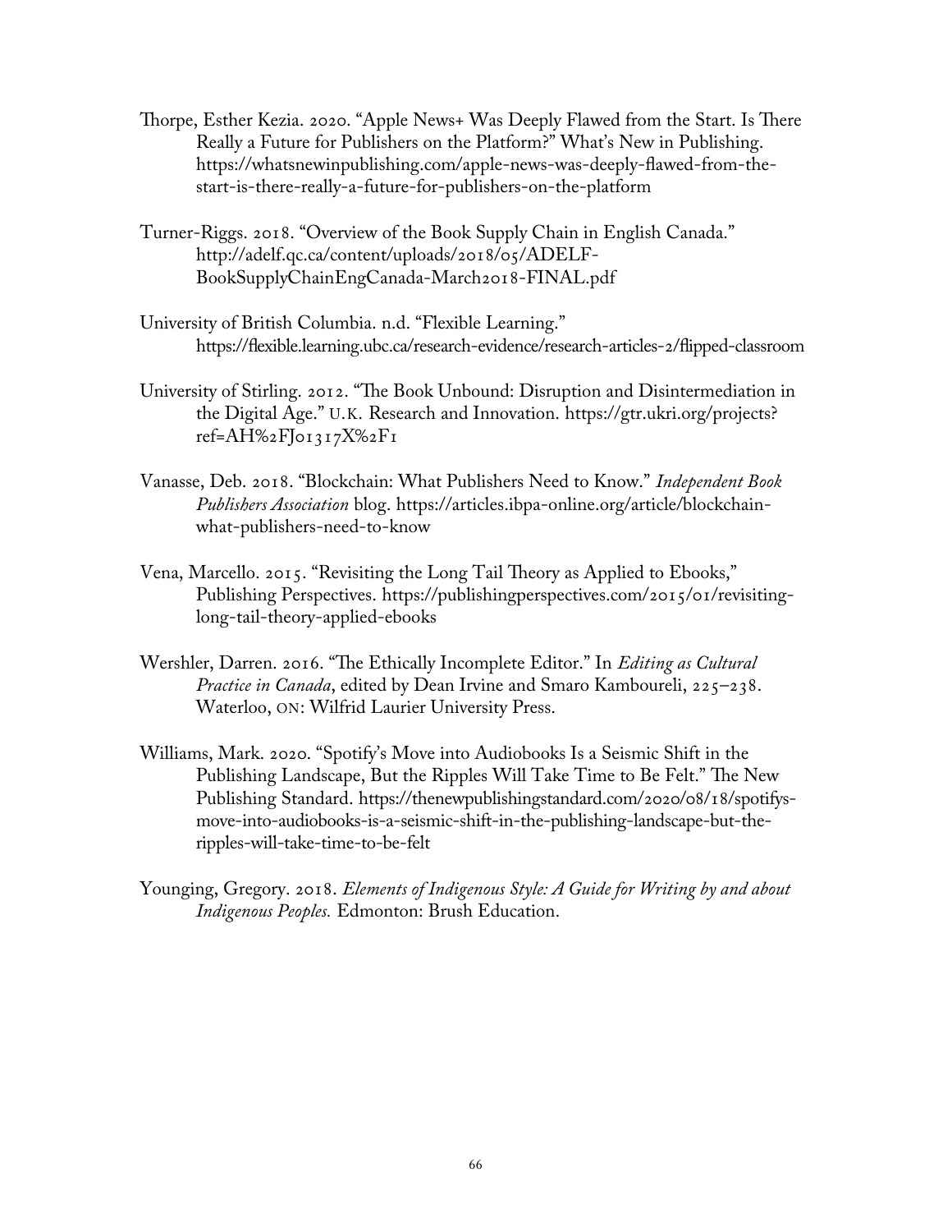Thorpe, Esther Kezia. 2020. "Apple News+ Was Deeply Flawed from the Start. Is There Really a Future for Publishers on the Platform?" What's New in Publishing. https://whatsnewinpublishing.com/apple-news-was-deeply-flawed-from-the-start-is-there-really-a-future-for-publishers-on-the-platform

Turner-Riggs. 2018. "Overview of the Book Supply Chain in English Canada." http://adelf.qc.ca/content/uploads/2018/05/ADELF-BookSupplyChainEngCanada-March2018-FINAL.pdf

University of British Columbia. n.d. "Flexible Learning." https://flexible.learning.ubc.ca/research-evidence/research-articles-2/flipped-classroom

University of Stirling. 2012. "The Book Unbound: Disruption and Disintermediation in the Digital Age." U.K. Research and Innovation. https://gtr.ukri.org/projects?ref=AH%2FJ01317X%2F1

Vanasse, Deb. 2018. "Blockchain: What Publishers Need to Know." *Independent Book Publishers Association* blog. https://articles.ibpa-online.org/article/blockchain-what-publishers-need-to-know

Vena, Marcello. 2015. "Revisiting the Long Tail Theory as Applied to Ebooks," Publishing Perspectives. https://publishingperspectives.com/2015/01/revisiting-long-tail-theory-applied-ebooks

Wershler, Darren. 2016. "The Ethically Incomplete Editor." In *Editing as Cultural Practice in Canada*, edited by Dean Irvine and Smaro Kamboureli, 225–238. Waterloo, ON: Wilfrid Laurier University Press.

Williams, Mark. 2020. "Spotify's Move into Audiobooks Is a Seismic Shift in the Publishing Landscape, But the Ripples Will Take Time to Be Felt." The New Publishing Standard. https://thenewpublishingstandard.com/2020/08/18/spotifys-move-into-audiobooks-is-a-seismic-shift-in-the-publishing-landscape-but-the-ripples-will-take-time-to-be-felt

Younging, Gregory. 2018. *Elements of Indigenous Style: A Guide for Writing by and about Indigenous Peoples.* Edmonton: Brush Education.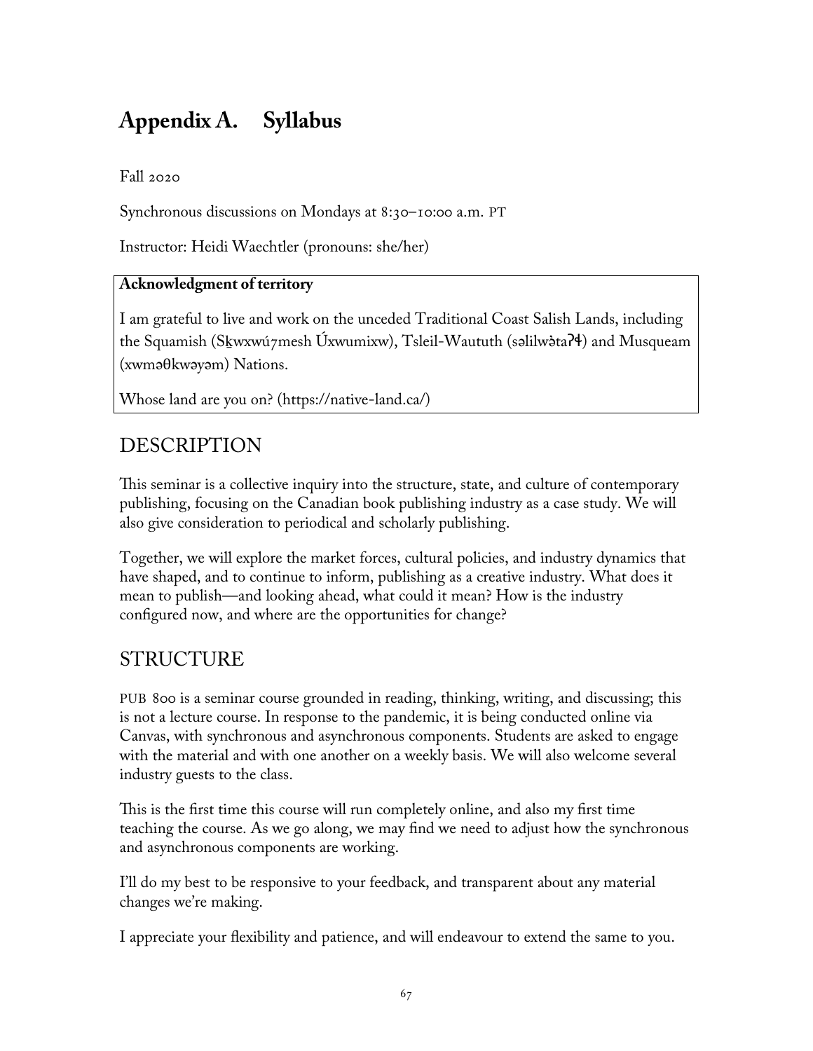# Appendix A. Syllabus

Fall 2020

Synchronous discussions on Mondays at 8:30–10:00 a.m. PT

Instructor: Heidi Waechtler (pronouns: she/her)

**Acknowledgment of territory**

I am grateful to live and work on the unceded Traditional Coast Salish Lands, including the Squamish (Sḵwxwú7mesh Úxwumixw), Tsleil-Waututh (səlilwətaʔɬ) and Musqueam (xwməθkwəyəm) Nations.

Whose land are you on? (https://native-land.ca/)

## DESCRIPTION

This seminar is a collective inquiry into the structure, state, and culture of contemporary publishing, focusing on the Canadian book publishing industry as a case study. We will also give consideration to periodical and scholarly publishing.

Together, we will explore the market forces, cultural policies, and industry dynamics that have shaped, and to continue to inform, publishing as a creative industry. What does it mean to publish—and looking ahead, what could it mean? How is the industry configured now, and where are the opportunities for change?

## STRUCTURE

PUB 800 is a seminar course grounded in reading, thinking, writing, and discussing; this is not a lecture course. In response to the pandemic, it is being conducted online via Canvas, with synchronous and asynchronous components. Students are asked to engage with the material and with one another on a weekly basis. We will also welcome several industry guests to the class.

This is the first time this course will run completely online, and also my first time teaching the course. As we go along, we may find we need to adjust how the synchronous and asynchronous components are working.

I'll do my best to be responsive to your feedback, and transparent about any material changes we're making.

I appreciate your flexibility and patience, and will endeavour to extend the same to you.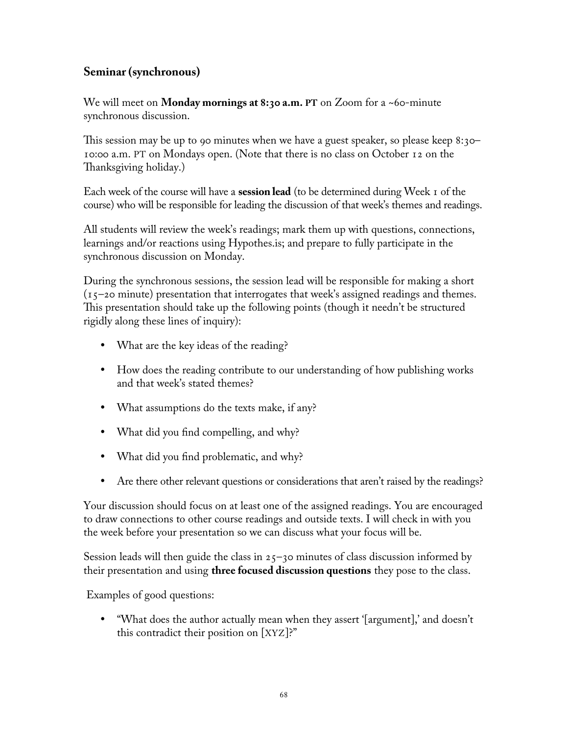## Seminar (synchronous)

We will meet on **Monday mornings at 8:30 a.m. PT** on Zoom for a ~60-minute synchronous discussion.

This session may be up to 90 minutes when we have a guest speaker, so please keep 8:30–10:00 a.m. PT on Mondays open. (Note that there is no class on October 12 on the Thanksgiving holiday.)

Each week of the course will have a **session lead** (to be determined during Week 1 of the course) who will be responsible for leading the discussion of that week's themes and readings.

All students will review the week's readings; mark them up with questions, connections, learnings and/or reactions using Hypothes.is; and prepare to fully participate in the synchronous discussion on Monday.

During the synchronous sessions, the session lead will be responsible for making a short (15–20 minute) presentation that interrogates that week's assigned readings and themes. This presentation should take up the following points (though it needn't be structured rigidly along these lines of inquiry):

- What are the key ideas of the reading?
- How does the reading contribute to our understanding of how publishing works and that week's stated themes?
- What assumptions do the texts make, if any?
- What did you find compelling, and why?
- What did you find problematic, and why?
- Are there other relevant questions or considerations that aren't raised by the readings?

Your discussion should focus on at least one of the assigned readings. You are encouraged to draw connections to other course readings and outside texts. I will check in with you the week before your presentation so we can discuss what your focus will be.

Session leads will then guide the class in 25–30 minutes of class discussion informed by their presentation and using **three focused discussion questions** they pose to the class.

Examples of good questions:

- "What does the author actually mean when they assert '[argument],' and doesn't this contradict their position on [XYZ]?"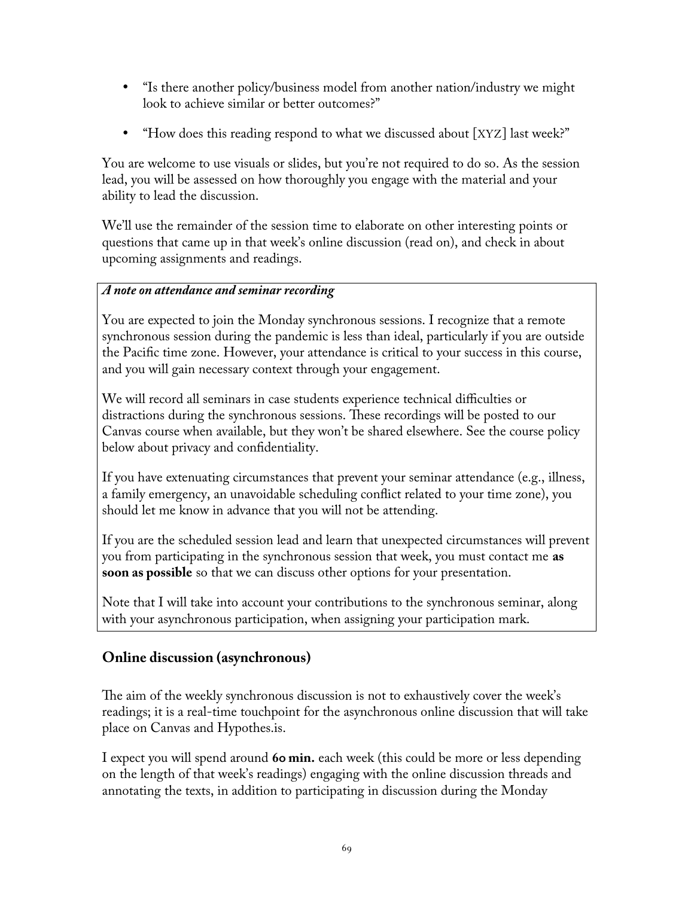- "Is there another policy/business model from another nation/industry we might look to achieve similar or better outcomes?"
- "How does this reading respond to what we discussed about [XYZ] last week?"

You are welcome to use visuals or slides, but you're not required to do so. As the session lead, you will be assessed on how thoroughly you engage with the material and your ability to lead the discussion.

We'll use the remainder of the session time to elaborate on other interesting points or questions that came up in that week's online discussion (read on), and check in about upcoming assignments and readings.

***A note on attendance and seminar recording***

You are expected to join the Monday synchronous sessions. I recognize that a remote synchronous session during the pandemic is less than ideal, particularly if you are outside the Pacific time zone. However, your attendance is critical to your success in this course, and you will gain necessary context through your engagement.

We will record all seminars in case students experience technical difficulties or distractions during the synchronous sessions. These recordings will be posted to our Canvas course when available, but they won't be shared elsewhere. See the course policy below about privacy and confidentiality.

If you have extenuating circumstances that prevent your seminar attendance (e.g., illness, a family emergency, an unavoidable scheduling conflict related to your time zone), you should let me know in advance that you will not be attending.

If you are the scheduled session lead and learn that unexpected circumstances will prevent you from participating in the synchronous session that week, you must contact me **as soon as possible** so that we can discuss other options for your presentation.

Note that I will take into account your contributions to the synchronous seminar, along with your asynchronous participation, when assigning your participation mark.

## Online discussion (asynchronous)

The aim of the weekly synchronous discussion is not to exhaustively cover the week's readings; it is a real-time touchpoint for the asynchronous online discussion that will take place on Canvas and Hypothes.is.

I expect you will spend around **60 min.** each week (this could be more or less depending on the length of that week's readings) engaging with the online discussion threads and annotating the texts, in addition to participating in discussion during the Monday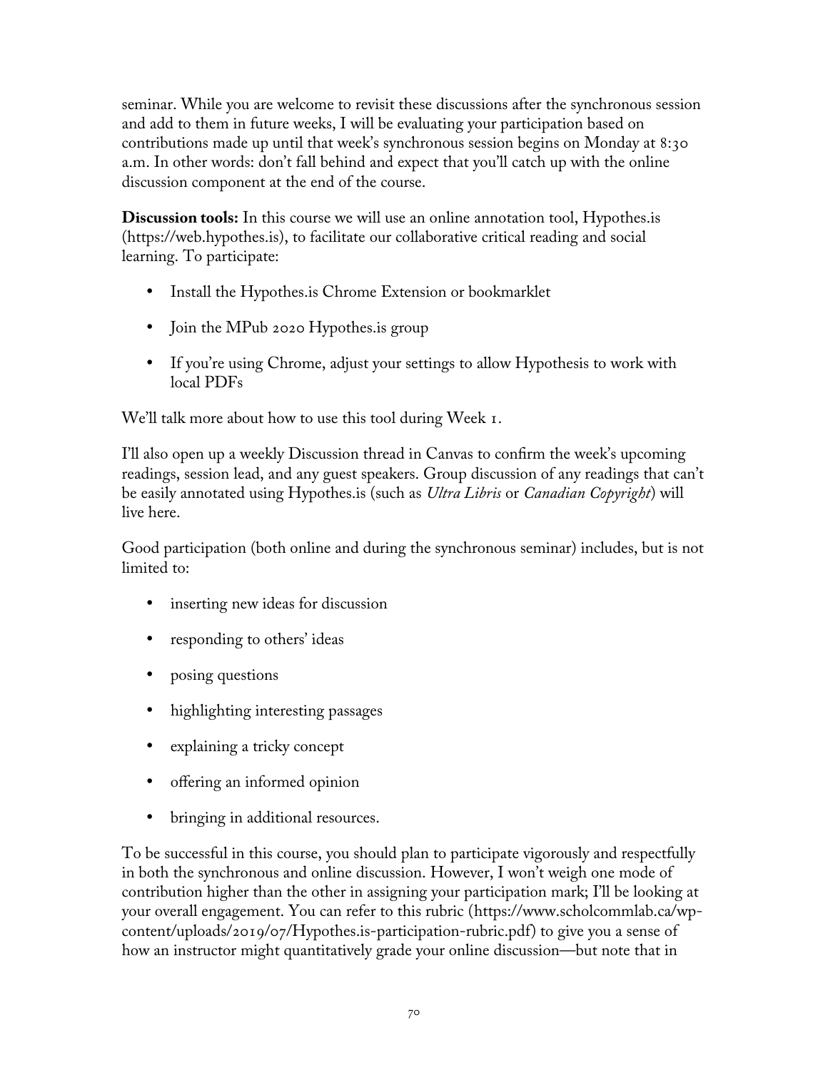seminar. While you are welcome to revisit these discussions after the synchronous session and add to them in future weeks, I will be evaluating your participation based on contributions made up until that week's synchronous session begins on Monday at 8:30 a.m. In other words: don't fall behind and expect that you'll catch up with the online discussion component at the end of the course.

**Discussion tools:** In this course we will use an online annotation tool, Hypothes.is (https://web.hypothes.is), to facilitate our collaborative critical reading and social learning. To participate:

- Install the Hypothes.is Chrome Extension or bookmarklet
- Join the MPub 2020 Hypothes.is group
- If you're using Chrome, adjust your settings to allow Hypothesis to work with local PDFs

We'll talk more about how to use this tool during Week 1.

I'll also open up a weekly Discussion thread in Canvas to confirm the week's upcoming readings, session lead, and any guest speakers. Group discussion of any readings that can't be easily annotated using Hypothes.is (such as *Ultra Libris* or *Canadian Copyright*) will live here.

Good participation (both online and during the synchronous seminar) includes, but is not limited to:

- inserting new ideas for discussion
- responding to others' ideas
- posing questions
- highlighting interesting passages
- explaining a tricky concept
- offering an informed opinion
- bringing in additional resources.

To be successful in this course, you should plan to participate vigorously and respectfully in both the synchronous and online discussion. However, I won't weigh one mode of contribution higher than the other in assigning your participation mark; I'll be looking at your overall engagement. You can refer to this rubric (https://www.scholcommlab.ca/wp-content/uploads/2019/07/Hypothes.is-participation-rubric.pdf) to give you a sense of how an instructor might quantitatively grade your online discussion—but note that in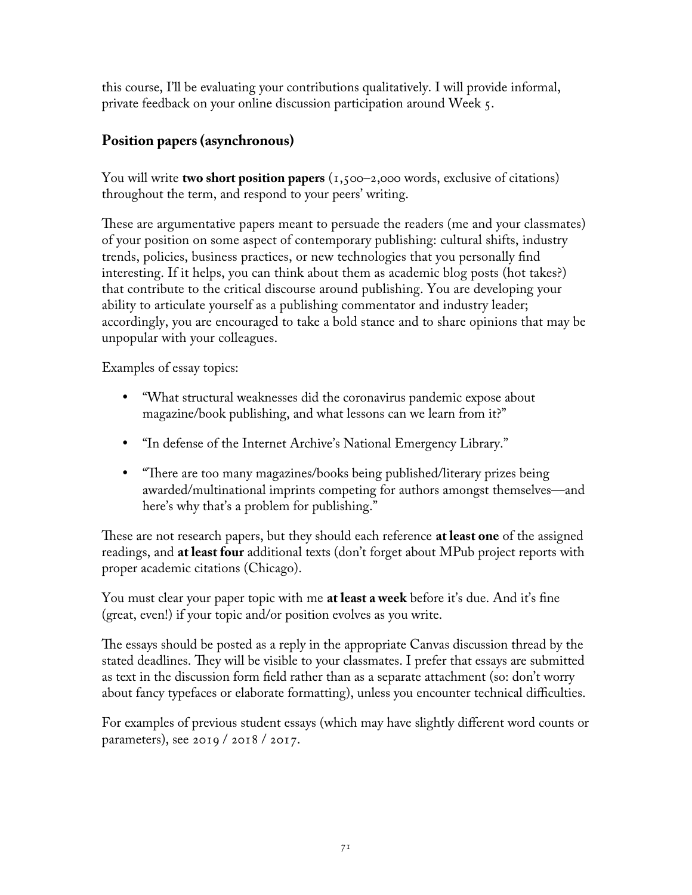this course, I'll be evaluating your contributions qualitatively. I will provide informal, private feedback on your online discussion participation around Week 5.

### Position papers (asynchronous)

You will write **two short position papers** (1,500–2,000 words, exclusive of citations) throughout the term, and respond to your peers' writing.

These are argumentative papers meant to persuade the readers (me and your classmates) of your position on some aspect of contemporary publishing: cultural shifts, industry trends, policies, business practices, or new technologies that you personally find interesting. If it helps, you can think about them as academic blog posts (hot takes?) that contribute to the critical discourse around publishing. You are developing your ability to articulate yourself as a publishing commentator and industry leader; accordingly, you are encouraged to take a bold stance and to share opinions that may be unpopular with your colleagues.

Examples of essay topics:

- "What structural weaknesses did the coronavirus pandemic expose about magazine/book publishing, and what lessons can we learn from it?"
- "In defense of the Internet Archive's National Emergency Library."
- "There are too many magazines/books being published/literary prizes being awarded/multinational imprints competing for authors amongst themselves—and here's why that's a problem for publishing."

These are not research papers, but they should each reference **at least one** of the assigned readings, and **at least four** additional texts (don't forget about MPub project reports with proper academic citations (Chicago).

You must clear your paper topic with me **at least a week** before it's due. And it's fine (great, even!) if your topic and/or position evolves as you write.

The essays should be posted as a reply in the appropriate Canvas discussion thread by the stated deadlines. They will be visible to your classmates. I prefer that essays are submitted as text in the discussion form field rather than as a separate attachment (so: don't worry about fancy typefaces or elaborate formatting), unless you encounter technical difficulties.

For examples of previous student essays (which may have slightly different word counts or parameters), see 2019 / 2018 / 2017.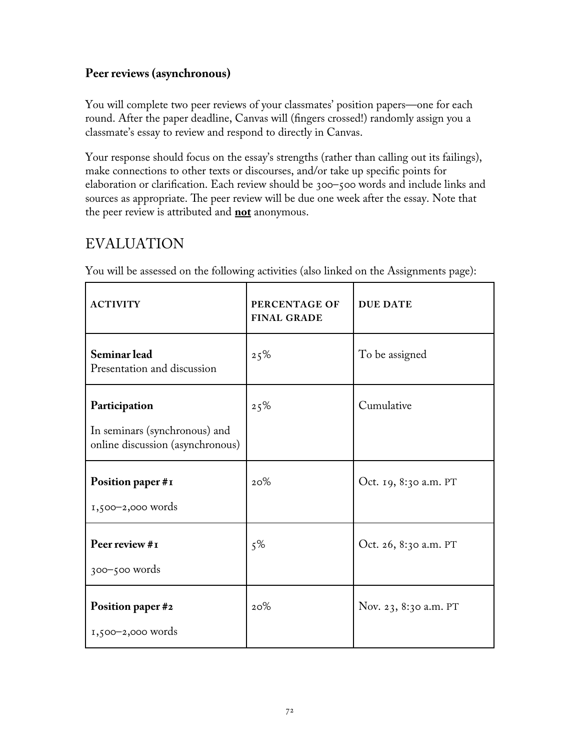### Peer reviews (asynchronous)

You will complete two peer reviews of your classmates' position papers—one for each round. After the paper deadline, Canvas will (fingers crossed!) randomly assign you a classmate's essay to review and respond to directly in Canvas.

Your response should focus on the essay's strengths (rather than calling out its failings), make connections to other texts or discourses, and/or take up specific points for elaboration or clarification. Each review should be 300–500 words and include links and sources as appropriate. The peer review will be due one week after the essay. Note that the peer review is attributed and **<u>not</u>** anonymous.

## EVALUATION

You will be assessed on the following activities (also linked on the Assignments page):

| ACTIVITY | PERCENTAGE OF FINAL GRADE | DUE DATE |
|---|---|---|
| **Seminar lead**<br>Presentation and discussion | 25% | To be assigned |
| **Participation**<br>In seminars (synchronous) and online discussion (asynchronous) | 25% | Cumulative |
| **Position paper #1**<br>1,500–2,000 words | 20% | Oct. 19, 8:30 a.m. PT |
| **Peer review #1**<br>300–500 words | 5% | Oct. 26, 8:30 a.m. PT |
| **Position paper #2**<br>1,500–2,000 words | 20% | Nov. 23, 8:30 a.m. PT |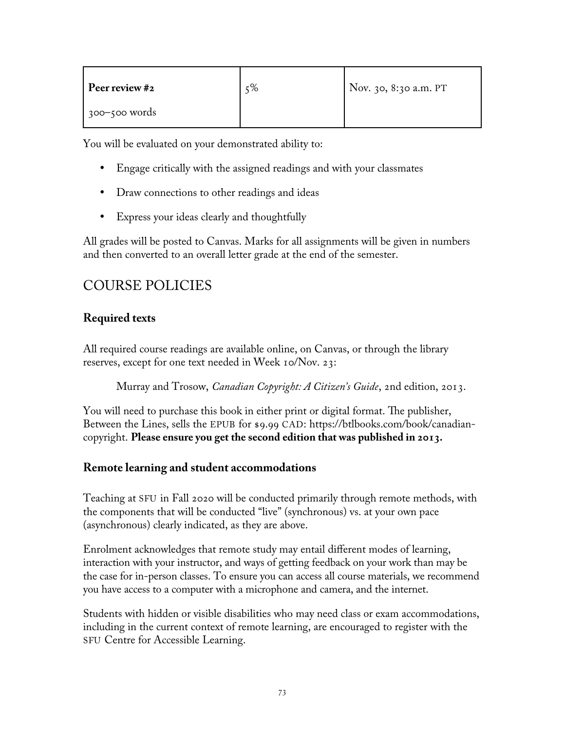| **Peer review #2**<br>300–500 words | 5% | Nov. 30, 8:30 a.m. PT |
|---|---|---|

You will be evaluated on your demonstrated ability to:

- Engage critically with the assigned readings and with your classmates
- Draw connections to other readings and ideas
- Express your ideas clearly and thoughtfully

All grades will be posted to Canvas. Marks for all assignments will be given in numbers and then converted to an overall letter grade at the end of the semester.

## COURSE POLICIES

### Required texts

All required course readings are available online, on Canvas, or through the library reserves, except for one text needed in Week 10/Nov. 23:

> Murray and Trosow, *Canadian Copyright: A Citizen's Guide*, 2nd edition, 2013.

You will need to purchase this book in either print or digital format. The publisher, Between the Lines, sells the EPUB for $9.99 CAD: https://btlbooks.com/book/canadian-copyright. **Please ensure you get the second edition that was published in 2013.**

### Remote learning and student accommodations

Teaching at SFU in Fall 2020 will be conducted primarily through remote methods, with the components that will be conducted "live" (synchronous) vs. at your own pace (asynchronous) clearly indicated, as they are above.

Enrolment acknowledges that remote study may entail different modes of learning, interaction with your instructor, and ways of getting feedback on your work than may be the case for in-person classes. To ensure you can access all course materials, we recommend you have access to a computer with a microphone and camera, and the internet.

Students with hidden or visible disabilities who may need class or exam accommodations, including in the current context of remote learning, are encouraged to register with the SFU Centre for Accessible Learning.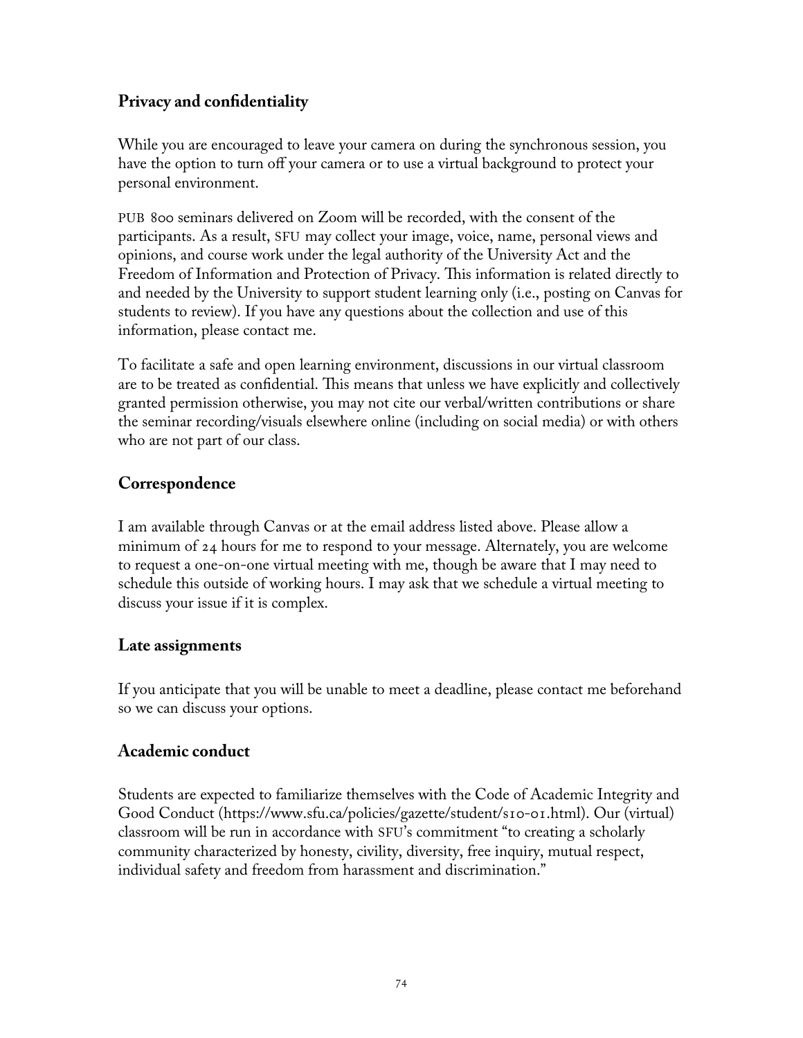### Privacy and confidentiality

While you are encouraged to leave your camera on during the synchronous session, you have the option to turn off your camera or to use a virtual background to protect your personal environment.

PUB 800 seminars delivered on Zoom will be recorded, with the consent of the participants. As a result, SFU may collect your image, voice, name, personal views and opinions, and course work under the legal authority of the University Act and the Freedom of Information and Protection of Privacy. This information is related directly to and needed by the University to support student learning only (i.e., posting on Canvas for students to review). If you have any questions about the collection and use of this information, please contact me.

To facilitate a safe and open learning environment, discussions in our virtual classroom are to be treated as confidential. This means that unless we have explicitly and collectively granted permission otherwise, you may not cite our verbal/written contributions or share the seminar recording/visuals elsewhere online (including on social media) or with others who are not part of our class.

### Correspondence

I am available through Canvas or at the email address listed above. Please allow a minimum of 24 hours for me to respond to your message. Alternately, you are welcome to request a one-on-one virtual meeting with me, though be aware that I may need to schedule this outside of working hours. I may ask that we schedule a virtual meeting to discuss your issue if it is complex.

### Late assignments

If you anticipate that you will be unable to meet a deadline, please contact me beforehand so we can discuss your options.

### Academic conduct

Students are expected to familiarize themselves with the Code of Academic Integrity and Good Conduct (https://www.sfu.ca/policies/gazette/student/s10-01.html). Our (virtual) classroom will be run in accordance with SFU's commitment "to creating a scholarly community characterized by honesty, civility, diversity, free inquiry, mutual respect, individual safety and freedom from harassment and discrimination."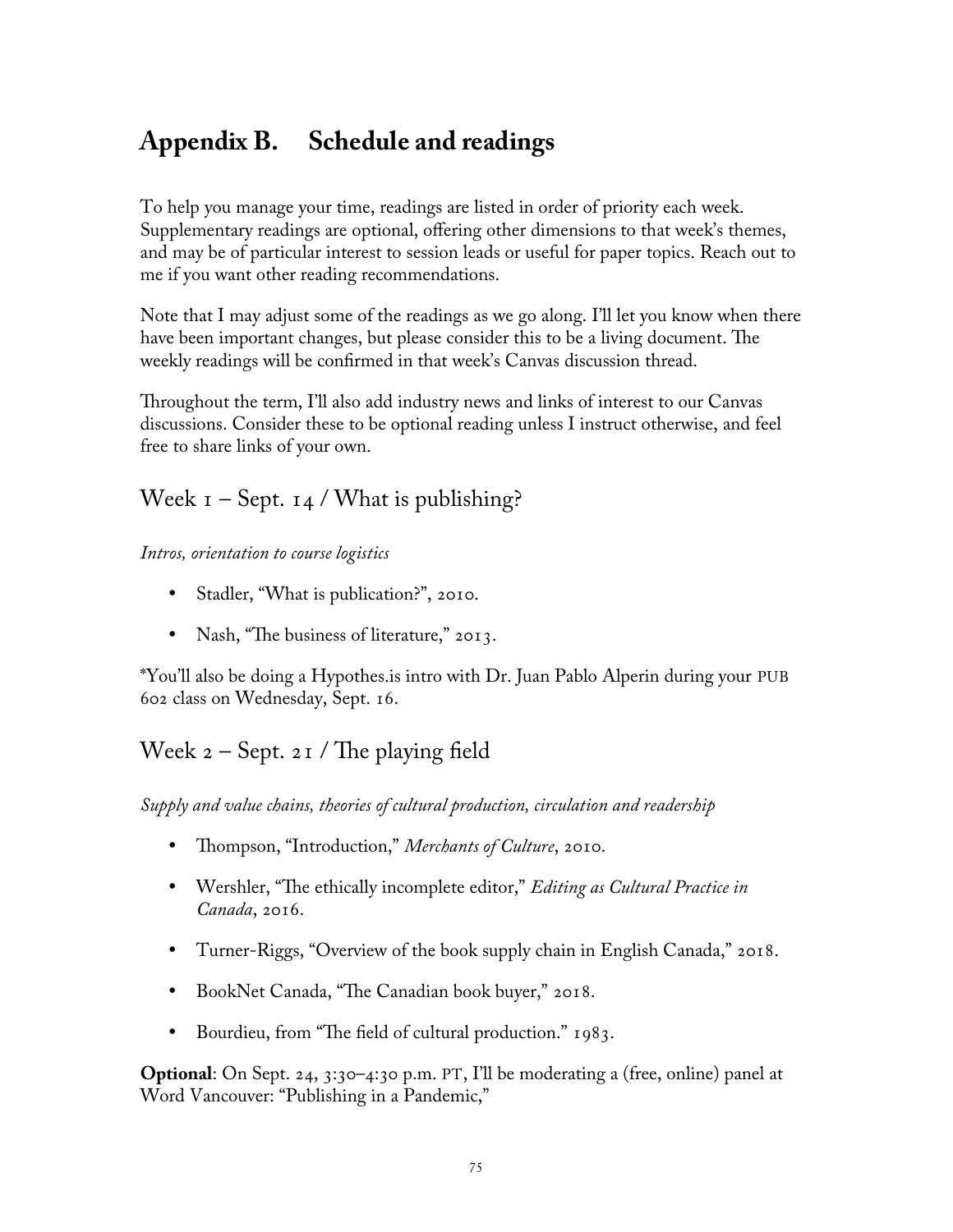# Appendix B. Schedule and readings

To help you manage your time, readings are listed in order of priority each week. Supplementary readings are optional, offering other dimensions to that week's themes, and may be of particular interest to session leads or useful for paper topics. Reach out to me if you want other reading recommendations.

Note that I may adjust some of the readings as we go along. I'll let you know when there have been important changes, but please consider this to be a living document. The weekly readings will be confirmed in that week's Canvas discussion thread.

Throughout the term, I'll also add industry news and links of interest to our Canvas discussions. Consider these to be optional reading unless I instruct otherwise, and feel free to share links of your own.

## Week 1 – Sept. 14 / What is publishing?

*Intros, orientation to course logistics*

- Stadler, "What is publication?", 2010.
- Nash, "The business of literature," 2013.

*You'll also be doing a Hypothes.is intro with Dr. Juan Pablo Alperin during your PUB 602 class on Wednesday, Sept. 16.

## Week 2 – Sept. 21 / The playing field

*Supply and value chains, theories of cultural production, circulation and readership*

- Thompson, "Introduction," *Merchants of Culture*, 2010.
- Wershler, "The ethically incomplete editor," *Editing as Cultural Practice in Canada*, 2016.
- Turner-Riggs, "Overview of the book supply chain in English Canada," 2018.
- BookNet Canada, "The Canadian book buyer," 2018.
- Bourdieu, from "The field of cultural production." 1983.

**Optional**: On Sept. 24, 3:30–4:30 p.m. PT, I'll be moderating a (free, online) panel at Word Vancouver: "Publishing in a Pandemic,"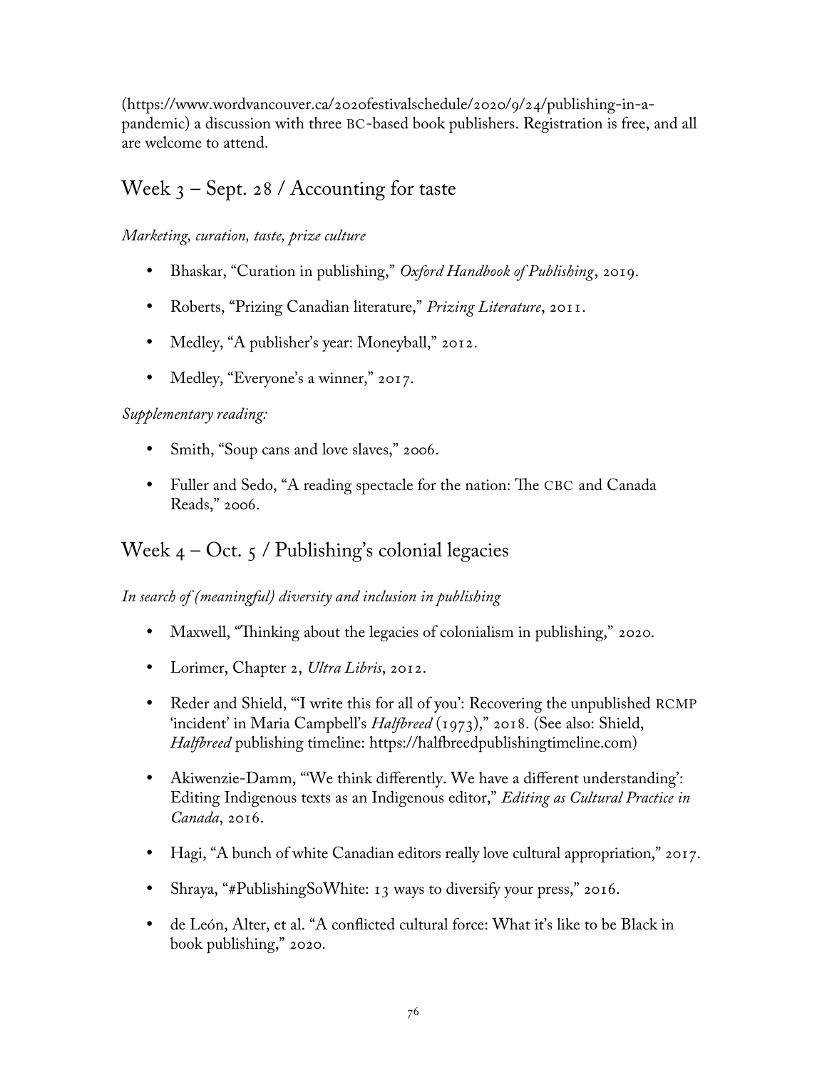(https://www.wordvancouver.ca/2020festivalschedule/2020/9/24/publishing-in-a-pandemic) a discussion with three BC-based book publishers. Registration is free, and all are welcome to attend.

## Week 3 – Sept. 28 / Accounting for taste

*Marketing, curation, taste, prize culture*

- Bhaskar, "Curation in publishing," *Oxford Handbook of Publishing*, 2019.
- Roberts, "Prizing Canadian literature," *Prizing Literature*, 2011.
- Medley, "A publisher's year: Moneyball," 2012.
- Medley, "Everyone's a winner," 2017.

*Supplementary reading:*

- Smith, "Soup cans and love slaves," 2006.
- Fuller and Sedo, "A reading spectacle for the nation: The CBC and Canada Reads," 2006.

## Week 4 – Oct. 5 / Publishing's colonial legacies

*In search of (meaningful) diversity and inclusion in publishing*

- Maxwell, "Thinking about the legacies of colonialism in publishing," 2020.
- Lorimer, Chapter 2, *Ultra Libris*, 2012.
- Reder and Shield, "'I write this for all of you': Recovering the unpublished RCMP 'incident' in Maria Campbell's *Halfbreed* (1973)," 2018. (See also: Shield, *Halfbreed* publishing timeline: https://halfbreedpublishingtimeline.com)
- Akiwenzie-Damm, "'We think differently. We have a different understanding': Editing Indigenous texts as an Indigenous editor," *Editing as Cultural Practice in Canada*, 2016.
- Hagi, "A bunch of white Canadian editors really love cultural appropriation," 2017.
- Shraya, "#PublishingSoWhite: 13 ways to diversify your press," 2016.
- de León, Alter, et al. "A conflicted cultural force: What it's like to be Black in book publishing," 2020.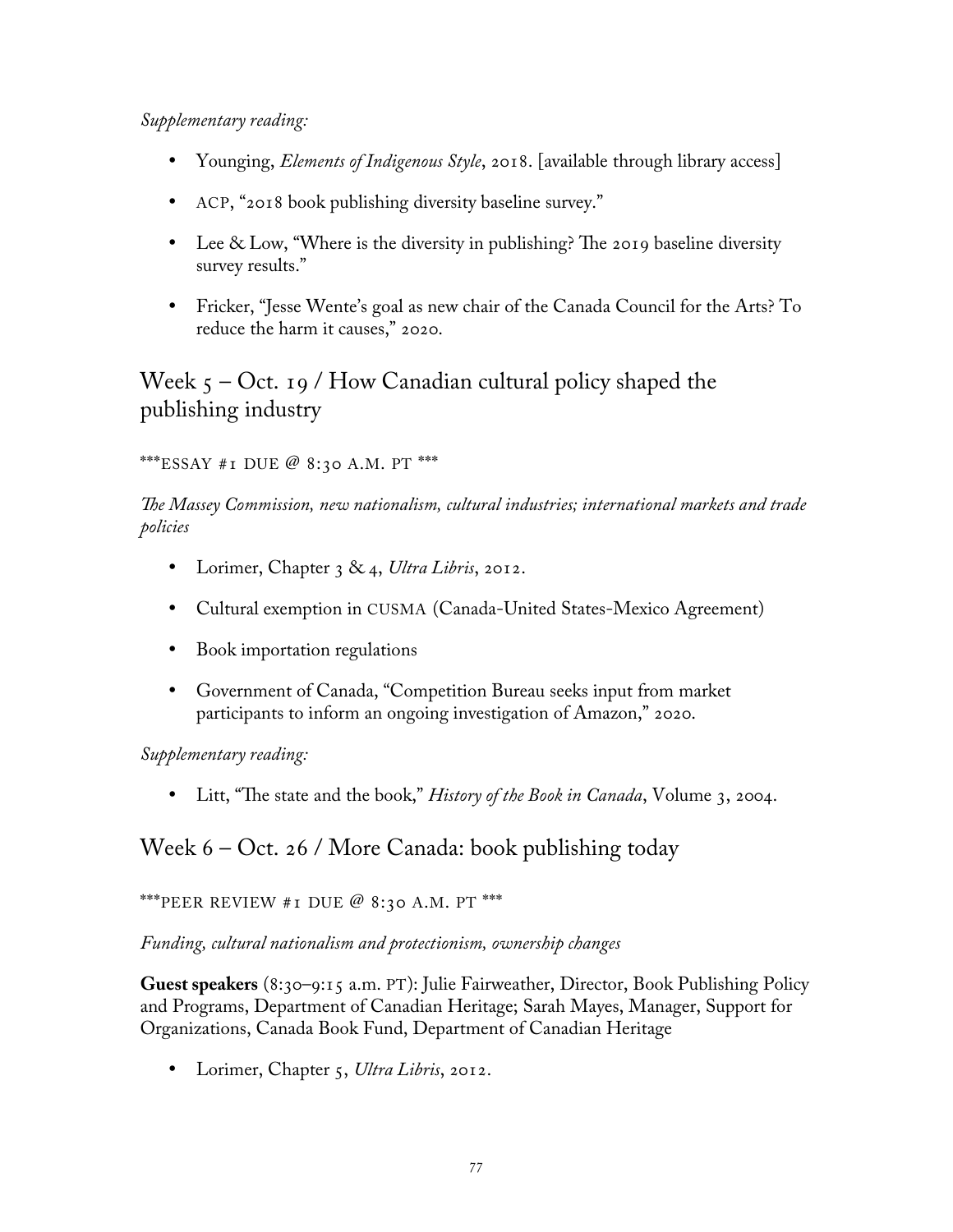*Supplementary reading:*

- Younging, *Elements of Indigenous Style*, 2018. [available through library access]
- ACP, "2018 book publishing diversity baseline survey."
- Lee & Low, "Where is the diversity in publishing? The 2019 baseline diversity survey results."
- Fricker, "Jesse Wente's goal as new chair of the Canada Council for the Arts? To reduce the harm it causes," 2020.

## Week 5 – Oct. 19 / How Canadian cultural policy shaped the publishing industry

***ESSAY #1 DUE @ 8:30 A.M. PT ***

*The Massey Commission, new nationalism, cultural industries; international markets and trade policies*

- Lorimer, Chapter 3 & 4, *Ultra Libris*, 2012.
- Cultural exemption in CUSMA (Canada-United States-Mexico Agreement)
- Book importation regulations
- Government of Canada, "Competition Bureau seeks input from market participants to inform an ongoing investigation of Amazon," 2020.

*Supplementary reading:*

- Litt, "The state and the book," *History of the Book in Canada*, Volume 3, 2004.

## Week 6 – Oct. 26 / More Canada: book publishing today

***PEER REVIEW #1 DUE @ 8:30 A.M. PT ***

*Funding, cultural nationalism and protectionism, ownership changes*

**Guest speakers** (8:30–9:15 a.m. PT): Julie Fairweather, Director, Book Publishing Policy and Programs, Department of Canadian Heritage; Sarah Mayes, Manager, Support for Organizations, Canada Book Fund, Department of Canadian Heritage

- Lorimer, Chapter 5, *Ultra Libris*, 2012.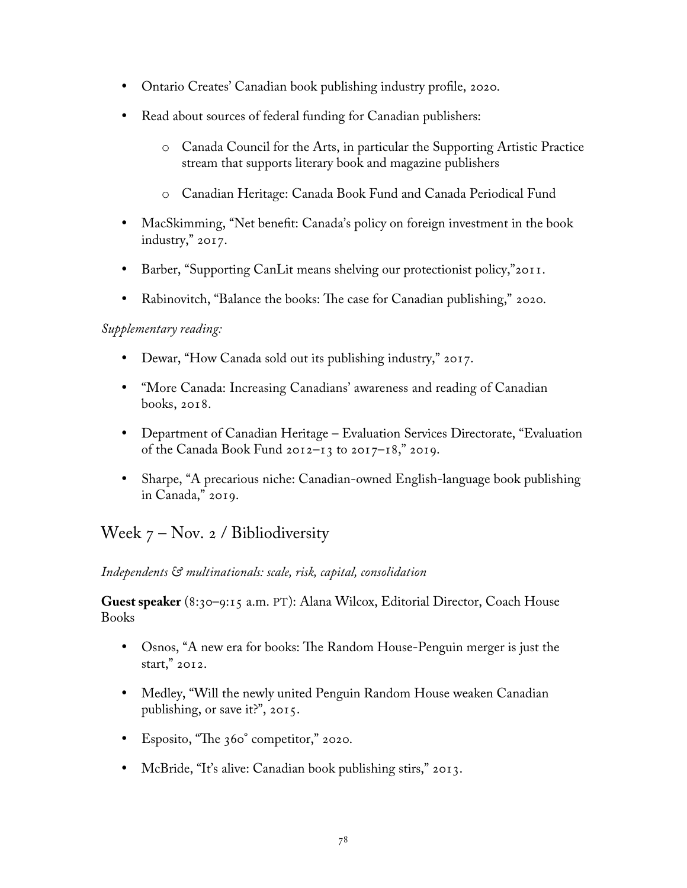- Ontario Creates' Canadian book publishing industry profile, 2020.
- Read about sources of federal funding for Canadian publishers:
    - Canada Council for the Arts, in particular the Supporting Artistic Practice stream that supports literary book and magazine publishers
    - Canadian Heritage: Canada Book Fund and Canada Periodical Fund
- MacSkimming, "Net benefit: Canada's policy on foreign investment in the book industry," 2017.
- Barber, "Supporting CanLit means shelving our protectionist policy,"2011.
- Rabinovitch, "Balance the books: The case for Canadian publishing," 2020.

*Supplementary reading:*

- Dewar, "How Canada sold out its publishing industry," 2017.
- "More Canada: Increasing Canadians' awareness and reading of Canadian books, 2018.
- Department of Canadian Heritage – Evaluation Services Directorate, "Evaluation of the Canada Book Fund 2012–13 to 2017–18," 2019.
- Sharpe, "A precarious niche: Canadian-owned English-language book publishing in Canada," 2019.

## Week 7 – Nov. 2 / Bibliodiversity

*Independents & multinationals: scale, risk, capital, consolidation*

**Guest speaker** (8:30–9:15 a.m. PT): Alana Wilcox, Editorial Director, Coach House Books

- Osnos, "A new era for books: The Random House-Penguin merger is just the start," 2012.
- Medley, "Will the newly united Penguin Random House weaken Canadian publishing, or save it?", 2015.
- Esposito, "The 360˚ competitor," 2020.
- McBride, "It's alive: Canadian book publishing stirs," 2013.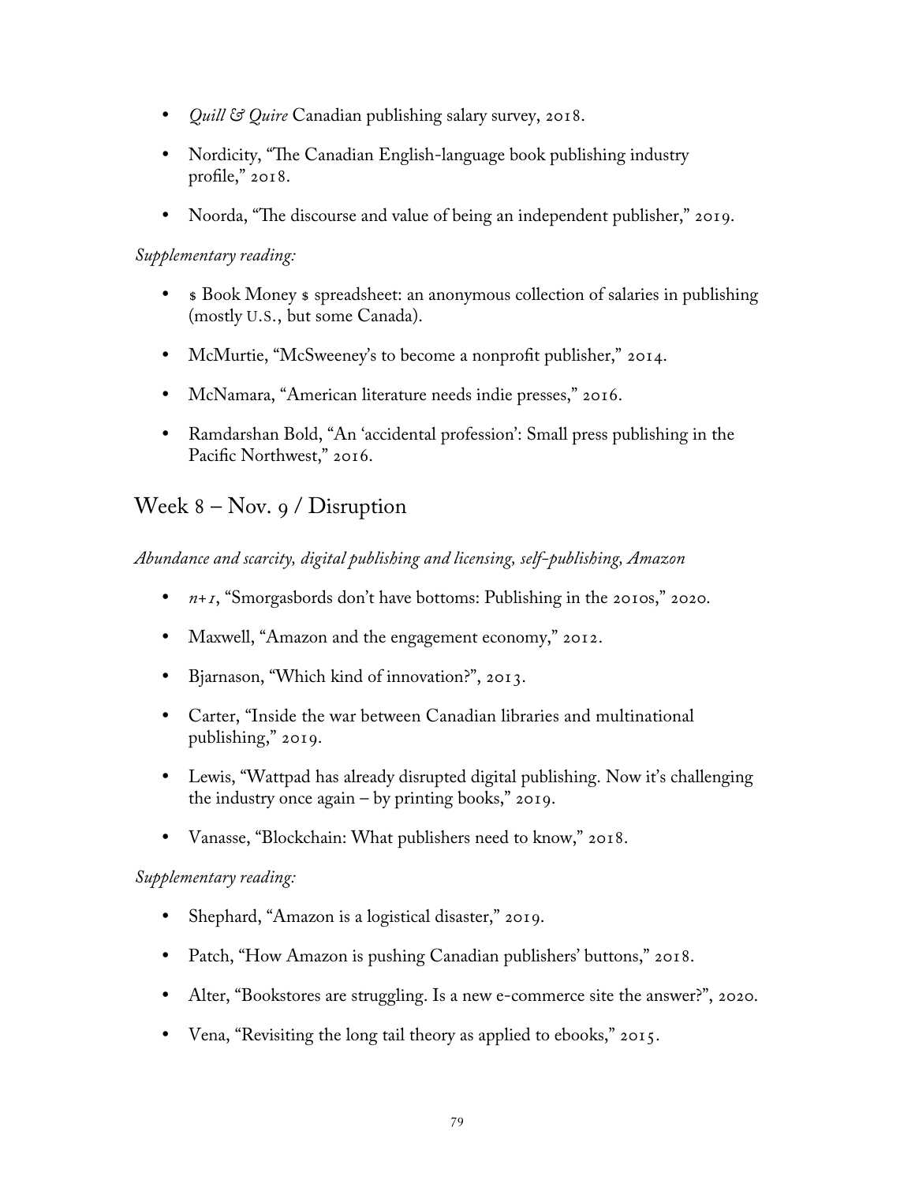- *Quill & Quire* Canadian publishing salary survey, 2018.
- Nordicity, "The Canadian English-language book publishing industry profile," 2018.
- Noorda, "The discourse and value of being an independent publisher," 2019.

*Supplementary reading:*

- $ Book Money $ spreadsheet: an anonymous collection of salaries in publishing (mostly U.S., but some Canada).
- McMurtie, "McSweeney's to become a nonprofit publisher," 2014.
- McNamara, "American literature needs indie presses," 2016.
- Ramdarshan Bold, "An 'accidental profession': Small press publishing in the Pacific Northwest," 2016.

## Week 8 – Nov. 9 / Disruption

*Abundance and scarcity, digital publishing and licensing, self-publishing, Amazon*

- *n+1*, "Smorgasbords don't have bottoms: Publishing in the 2010s," 2020.
- Maxwell, "Amazon and the engagement economy," 2012.
- Bjarnason, "Which kind of innovation?", 2013.
- Carter, "Inside the war between Canadian libraries and multinational publishing," 2019.
- Lewis, "Wattpad has already disrupted digital publishing. Now it's challenging the industry once again – by printing books," 2019.
- Vanasse, "Blockchain: What publishers need to know," 2018.

*Supplementary reading:*

- Shephard, "Amazon is a logistical disaster," 2019.
- Patch, "How Amazon is pushing Canadian publishers' buttons," 2018.
- Alter, "Bookstores are struggling. Is a new e-commerce site the answer?", 2020.
- Vena, "Revisiting the long tail theory as applied to ebooks," 2015.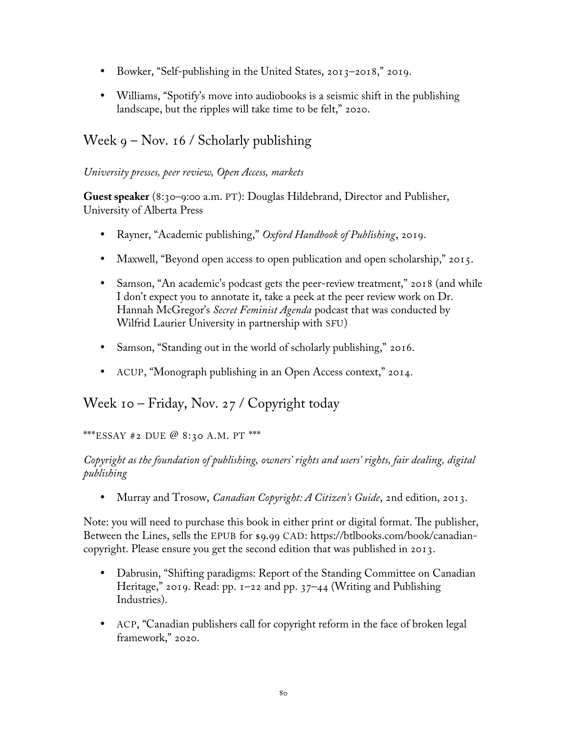- Bowker, "Self-publishing in the United States, 2013–2018," 2019.
- Williams, "Spotify's move into audiobooks is a seismic shift in the publishing landscape, but the ripples will take time to be felt," 2020.

## Week 9 – Nov. 16 / Scholarly publishing

*University presses, peer review, Open Access, markets*

**Guest speaker** (8:30–9:00 a.m. PT): Douglas Hildebrand, Director and Publisher, University of Alberta Press

- Rayner, "Academic publishing," *Oxford Handbook of Publishing*, 2019.
- Maxwell, "Beyond open access to open publication and open scholarship," 2015.
- Samson, "An academic's podcast gets the peer-review treatment," 2018 (and while I don't expect you to annotate it, take a peek at the peer review work on Dr. Hannah McGregor's *Secret Feminist Agenda* podcast that was conducted by Wilfrid Laurier University in partnership with SFU)
- Samson, "Standing out in the world of scholarly publishing," 2016.
- ACUP, "Monograph publishing in an Open Access context," 2014.

## Week 10 – Friday, Nov. 27 / Copyright today

***ESSAY #2 DUE @ 8:30 A.M. PT ***

*Copyright as the foundation of publishing, owners' rights and users' rights, fair dealing, digital publishing*

- Murray and Trosow, *Canadian Copyright: A Citizen's Guide*, 2nd edition, 2013.

Note: you will need to purchase this book in either print or digital format. The publisher, Between the Lines, sells the EPUB for $9.99 CAD: https://btlbooks.com/book/canadian-copyright. Please ensure you get the second edition that was published in 2013.

- Dabrusin, "Shifting paradigms: Report of the Standing Committee on Canadian Heritage," 2019. Read: pp. 1–22 and pp. 37–44 (Writing and Publishing Industries).
- ACP, "Canadian publishers call for copyright reform in the face of broken legal framework," 2020.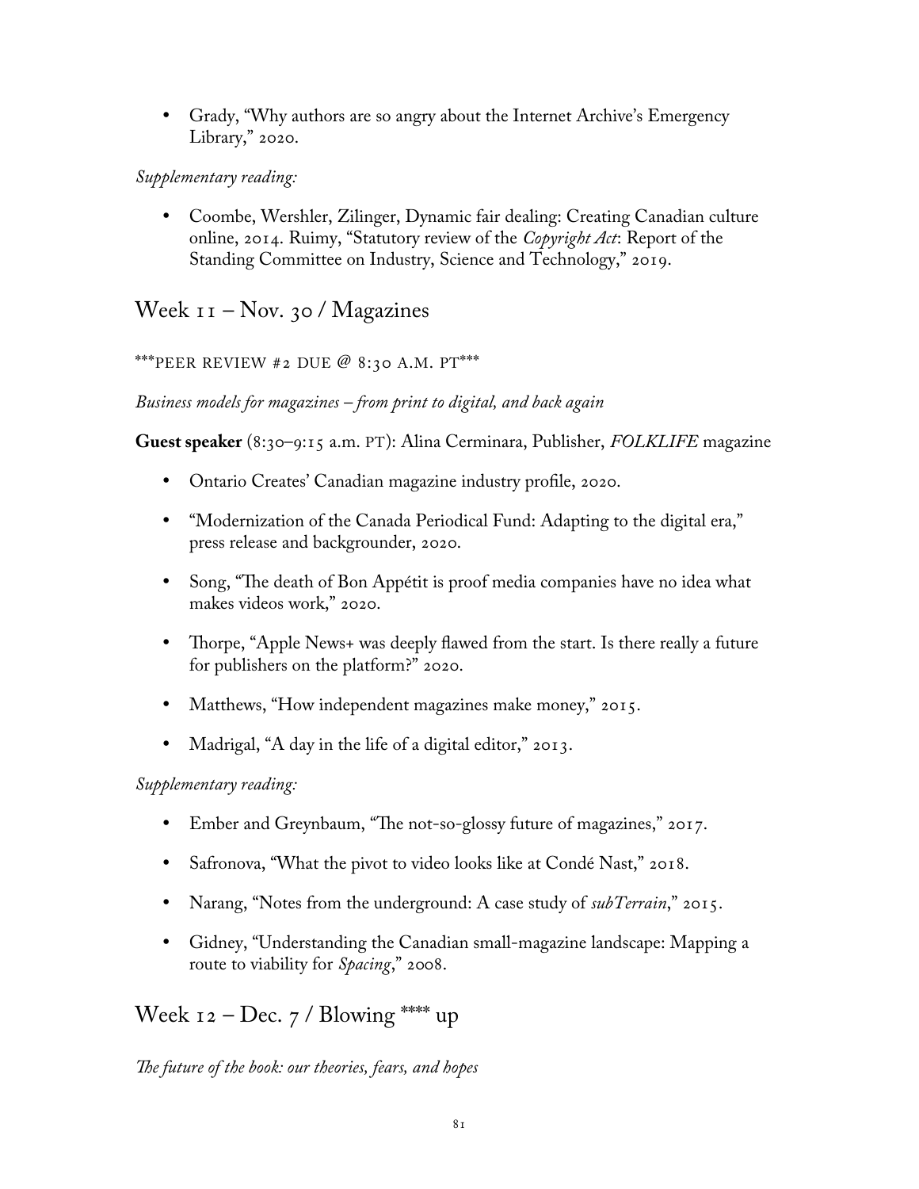- Grady, "Why authors are so angry about the Internet Archive's Emergency Library," 2020.

*Supplementary reading:*

- Coombe, Wershler, Zilinger, Dynamic fair dealing: Creating Canadian culture online, 2014. Ruimy, "Statutory review of the *Copyright Act*: Report of the Standing Committee on Industry, Science and Technology," 2019.

## Week 11 – Nov. 30 / Magazines

***PEER REVIEW #2 DUE @ 8:30 A.M. PT***

*Business models for magazines – from print to digital, and back again*

**Guest speaker** (8:30–9:15 a.m. PT): Alina Cerminara, Publisher, *FOLKLIFE* magazine

- Ontario Creates' Canadian magazine industry profile, 2020.
- "Modernization of the Canada Periodical Fund: Adapting to the digital era," press release and backgrounder, 2020.
- Song, "The death of Bon Appétit is proof media companies have no idea what makes videos work," 2020.
- Thorpe, "Apple News+ was deeply flawed from the start. Is there really a future for publishers on the platform?" 2020.
- Matthews, "How independent magazines make money," 2015.
- Madrigal, "A day in the life of a digital editor," 2013.

*Supplementary reading:*

- Ember and Greynbaum, "The not-so-glossy future of magazines," 2017.
- Safronova, "What the pivot to video looks like at Condé Nast," 2018.
- Narang, "Notes from the underground: A case study of *subTerrain*," 2015.
- Gidney, "Understanding the Canadian small-magazine landscape: Mapping a route to viability for *Spacing*," 2008.

## Week 12 – Dec. 7 / Blowing **** up

*The future of the book: our theories, fears, and hopes*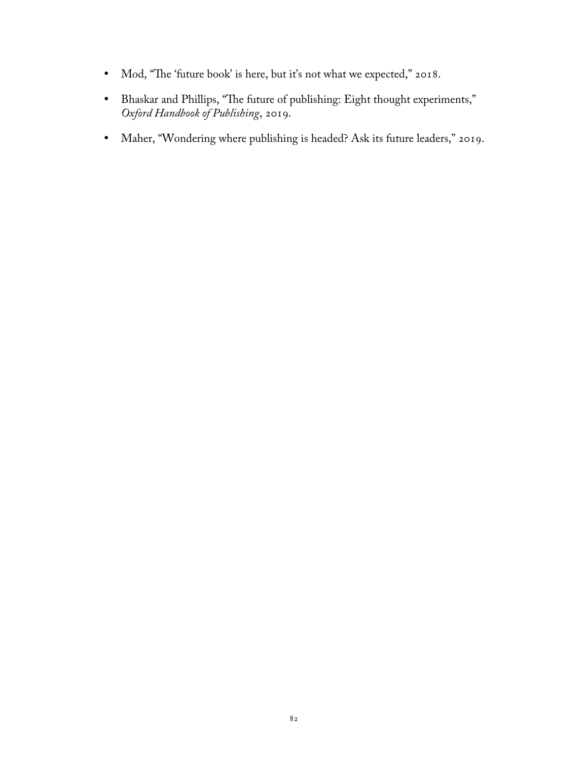- Mod, "The 'future book' is here, but it's not what we expected," 2018.
- Bhaskar and Phillips, "The future of publishing: Eight thought experiments," *Oxford Handbook of Publishing*, 2019.
- Maher, "Wondering where publishing is headed? Ask its future leaders," 2019.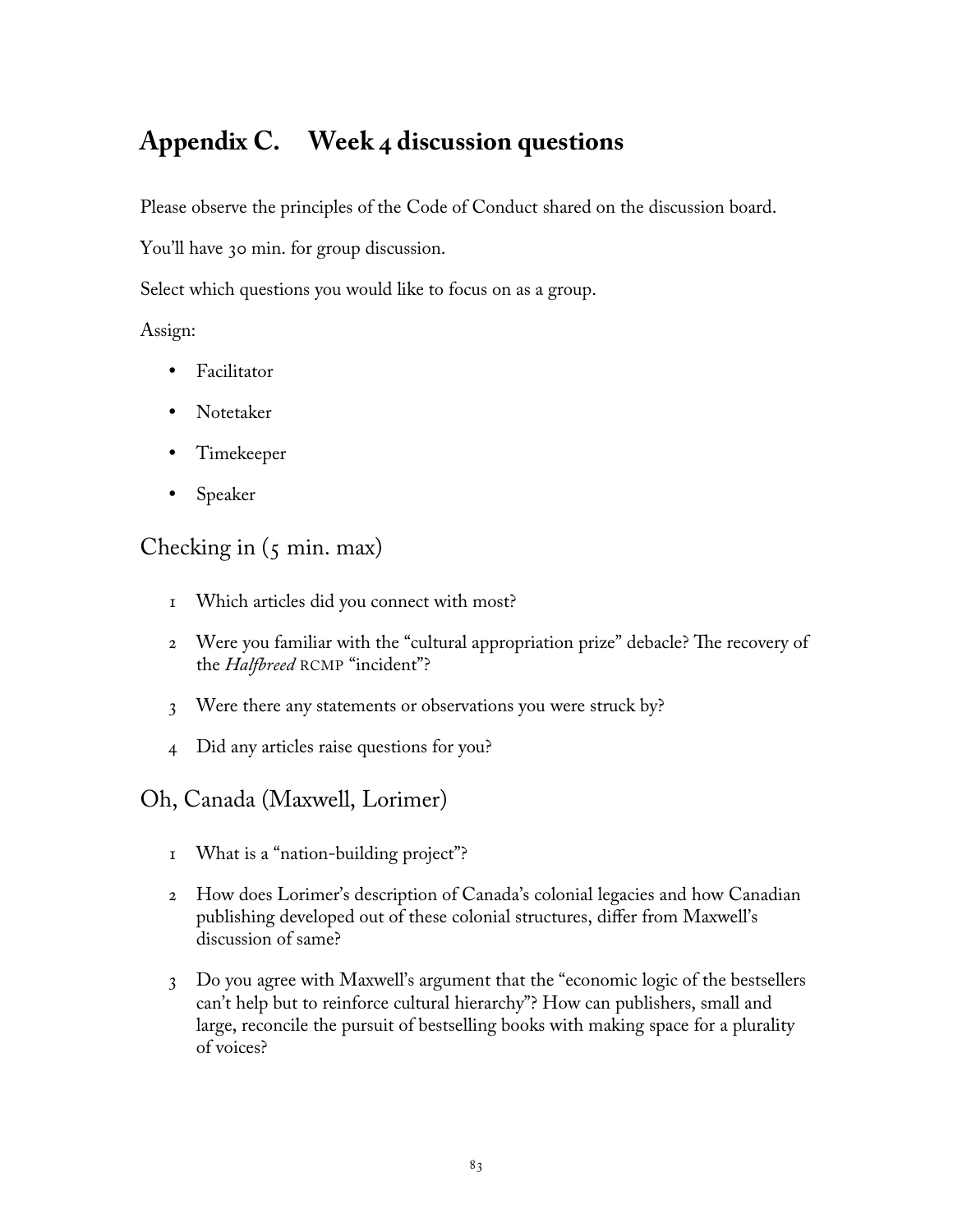# Appendix C. Week 4 discussion questions

Please observe the principles of the Code of Conduct shared on the discussion board.

You'll have 30 min. for group discussion.

Select which questions you would like to focus on as a group.

Assign:

- Facilitator
- Notetaker
- Timekeeper
- Speaker

## Checking in (5 min. max)

1. Which articles did you connect with most?
2. Were you familiar with the "cultural appropriation prize" debacle? The recovery of the *Halfbreed* RCMP "incident"?
3. Were there any statements or observations you were struck by?
4. Did any articles raise questions for you?

## Oh, Canada (Maxwell, Lorimer)

1. What is a "nation-building project"?
2. How does Lorimer's description of Canada's colonial legacies and how Canadian publishing developed out of these colonial structures, differ from Maxwell's discussion of same?
3. Do you agree with Maxwell's argument that the "economic logic of the bestsellers can't help but to reinforce cultural hierarchy"? How can publishers, small and large, reconcile the pursuit of bestselling books with making space for a plurality of voices?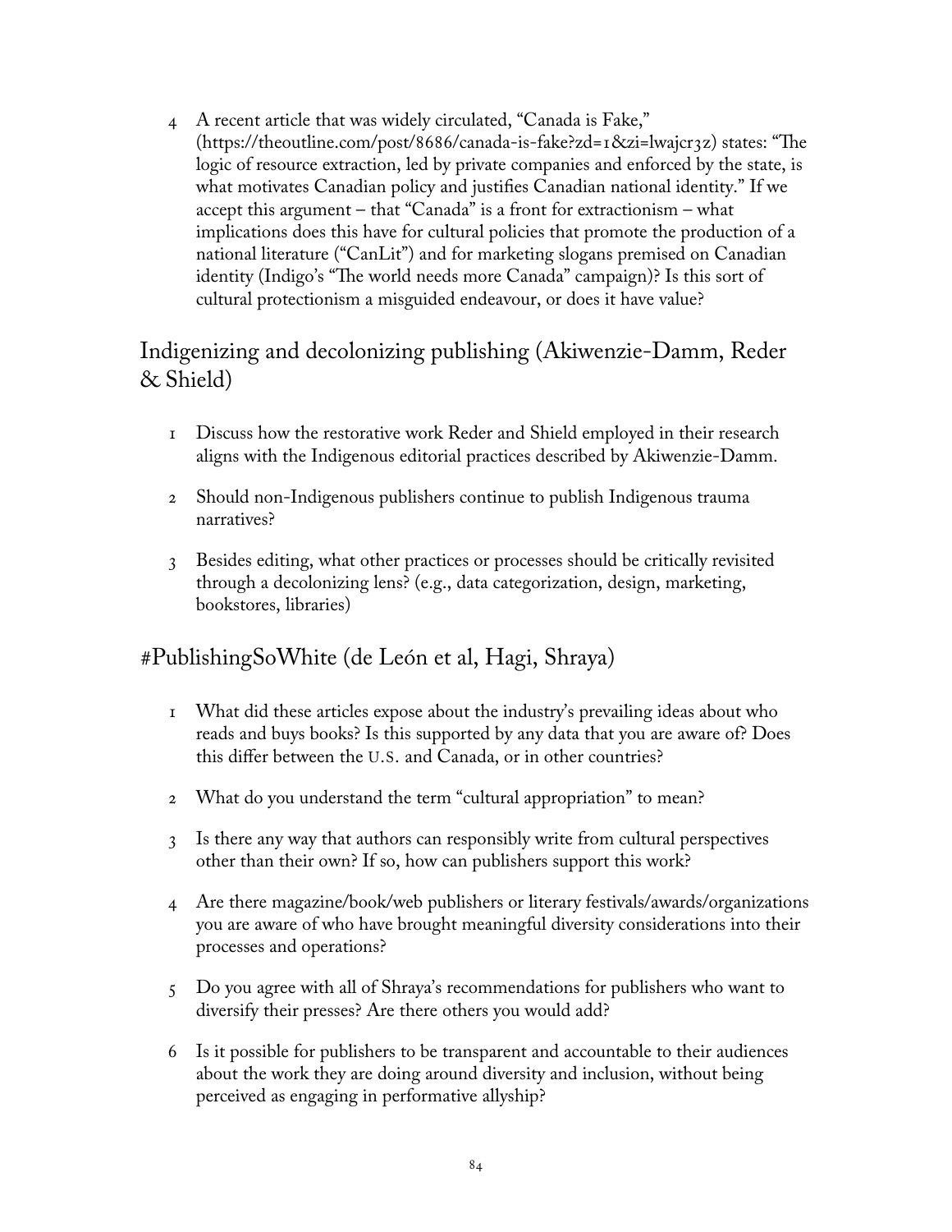4. A recent article that was widely circulated, “Canada is Fake,” (https://theoutline.com/post/8686/canada-is-fake?zd=1&zi=lwajcr3z) states: “The logic of resource extraction, led by private companies and enforced by the state, is what motivates Canadian policy and justifies Canadian national identity.” If we accept this argument – that “Canada” is a front for extractionism – what implications does this have for cultural policies that promote the production of a national literature (“CanLit”) and for marketing slogans premised on Canadian identity (Indigo’s “The world needs more Canada” campaign)? Is this sort of cultural protectionism a misguided endeavour, or does it have value?

## Indigenizing and decolonizing publishing (Akiwenzie-Damm, Reder & Shield)

1. Discuss how the restorative work Reder and Shield employed in their research aligns with the Indigenous editorial practices described by Akiwenzie-Damm.

2. Should non-Indigenous publishers continue to publish Indigenous trauma narratives?

3. Besides editing, what other practices or processes should be critically revisited through a decolonizing lens? (e.g., data categorization, design, marketing, bookstores, libraries)

## #PublishingSoWhite (de León et al, Hagi, Shraya)

1. What did these articles expose about the industry’s prevailing ideas about who reads and buys books? Is this supported by any data that you are aware of? Does this differ between the U.S. and Canada, or in other countries?

2. What do you understand the term “cultural appropriation” to mean?

3. Is there any way that authors can responsibly write from cultural perspectives other than their own? If so, how can publishers support this work?

4. Are there magazine/book/web publishers or literary festivals/awards/organizations you are aware of who have brought meaningful diversity considerations into their processes and operations?

5. Do you agree with all of Shraya’s recommendations for publishers who want to diversify their presses? Are there others you would add?

6. Is it possible for publishers to be transparent and accountable to their audiences about the work they are doing around diversity and inclusion, without being perceived as engaging in performative allyship?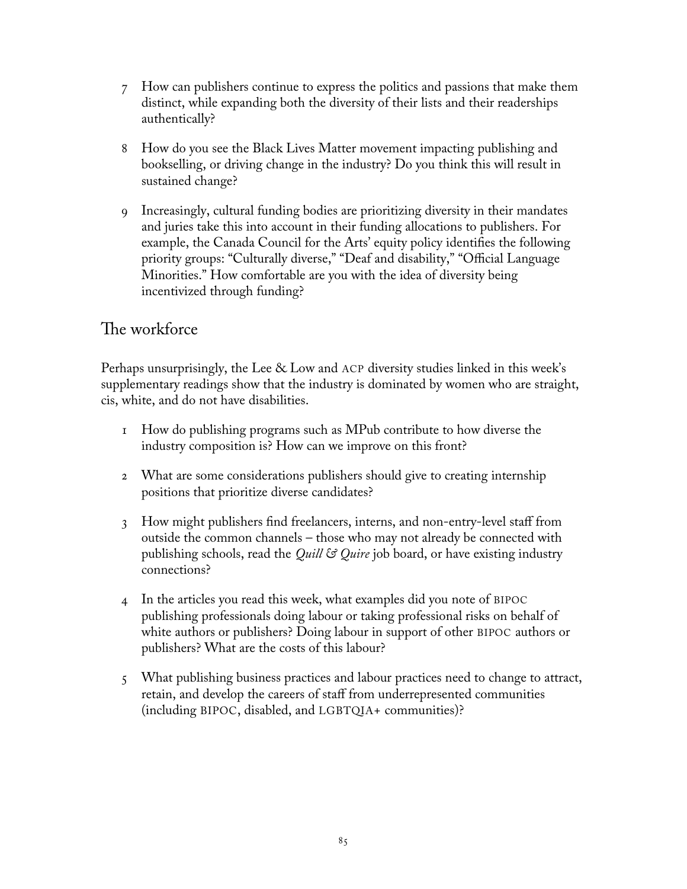7. How can publishers continue to express the politics and passions that make them distinct, while expanding both the diversity of their lists and their readerships authentically?

8. How do you see the Black Lives Matter movement impacting publishing and bookselling, or driving change in the industry? Do you think this will result in sustained change?

9. Increasingly, cultural funding bodies are prioritizing diversity in their mandates and juries take this into account in their funding allocations to publishers. For example, the Canada Council for the Arts' equity policy identifies the following priority groups: "Culturally diverse," "Deaf and disability," "Official Language Minorities." How comfortable are you with the idea of diversity being incentivized through funding?

## The workforce

Perhaps unsurprisingly, the Lee & Low and ACP diversity studies linked in this week's supplementary readings show that the industry is dominated by women who are straight, cis, white, and do not have disabilities.

1. How do publishing programs such as MPub contribute to how diverse the industry composition is? How can we improve on this front?

2. What are some considerations publishers should give to creating internship positions that prioritize diverse candidates?

3. How might publishers find freelancers, interns, and non-entry-level staff from outside the common channels – those who may not already be connected with publishing schools, read the *Quill & Quire* job board, or have existing industry connections?

4. In the articles you read this week, what examples did you note of BIPOC publishing professionals doing labour or taking professional risks on behalf of white authors or publishers? Doing labour in support of other BIPOC authors or publishers? What are the costs of this labour?

5. What publishing business practices and labour practices need to change to attract, retain, and develop the careers of staff from underrepresented communities (including BIPOC, disabled, and LGBTQIA+ communities)?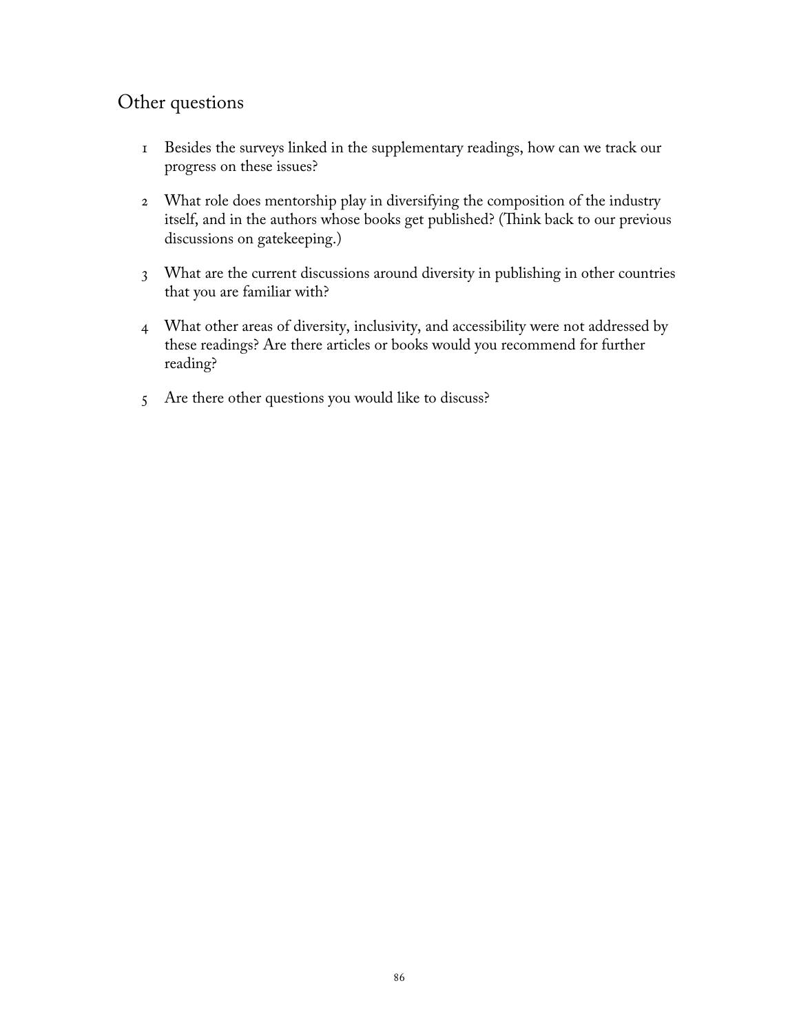## Other questions

1. Besides the surveys linked in the supplementary readings, how can we track our progress on these issues?
2. What role does mentorship play in diversifying the composition of the industry itself, and in the authors whose books get published? (Think back to our previous discussions on gatekeeping.)
3. What are the current discussions around diversity in publishing in other countries that you are familiar with?
4. What other areas of diversity, inclusivity, and accessibility were not addressed by these readings? Are there articles or books would you recommend for further reading?
5. Are there other questions you would like to discuss?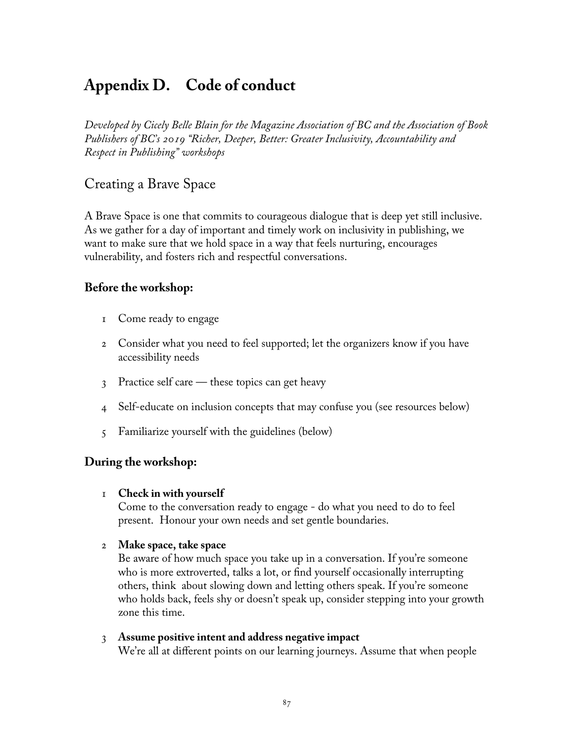# Appendix D. Code of conduct

*Developed by Cicely Belle Blain for the Magazine Association of BC and the Association of Book Publishers of BC's 2019 "Richer, Deeper, Better: Greater Inclusivity, Accountability and Respect in Publishing" workshops*

## Creating a Brave Space

A Brave Space is one that commits to courageous dialogue that is deep yet still inclusive. As we gather for a day of important and timely work on inclusivity in publishing, we want to make sure that we hold space in a way that feels nurturing, encourages vulnerability, and fosters rich and respectful conversations.

### Before the workshop:

1. Come ready to engage
2. Consider what you need to feel supported; let the organizers know if you have accessibility needs
3. Practice self care — these topics can get heavy
4. Self-educate on inclusion concepts that may confuse you (see resources below)
5. Familiarize yourself with the guidelines (below)

### During the workshop:

1. **Check in with yourself**
   Come to the conversation ready to engage - do what you need to do to feel present. Honour your own needs and set gentle boundaries.

2. **Make space, take space**
   Be aware of how much space you take up in a conversation. If you're someone who is more extroverted, talks a lot, or find yourself occasionally interrupting others, think about slowing down and letting others speak. If you're someone who holds back, feels shy or doesn't speak up, consider stepping into your growth zone this time.

3. **Assume positive intent and address negative impact**
   We're all at different points on our learning journeys. Assume that when people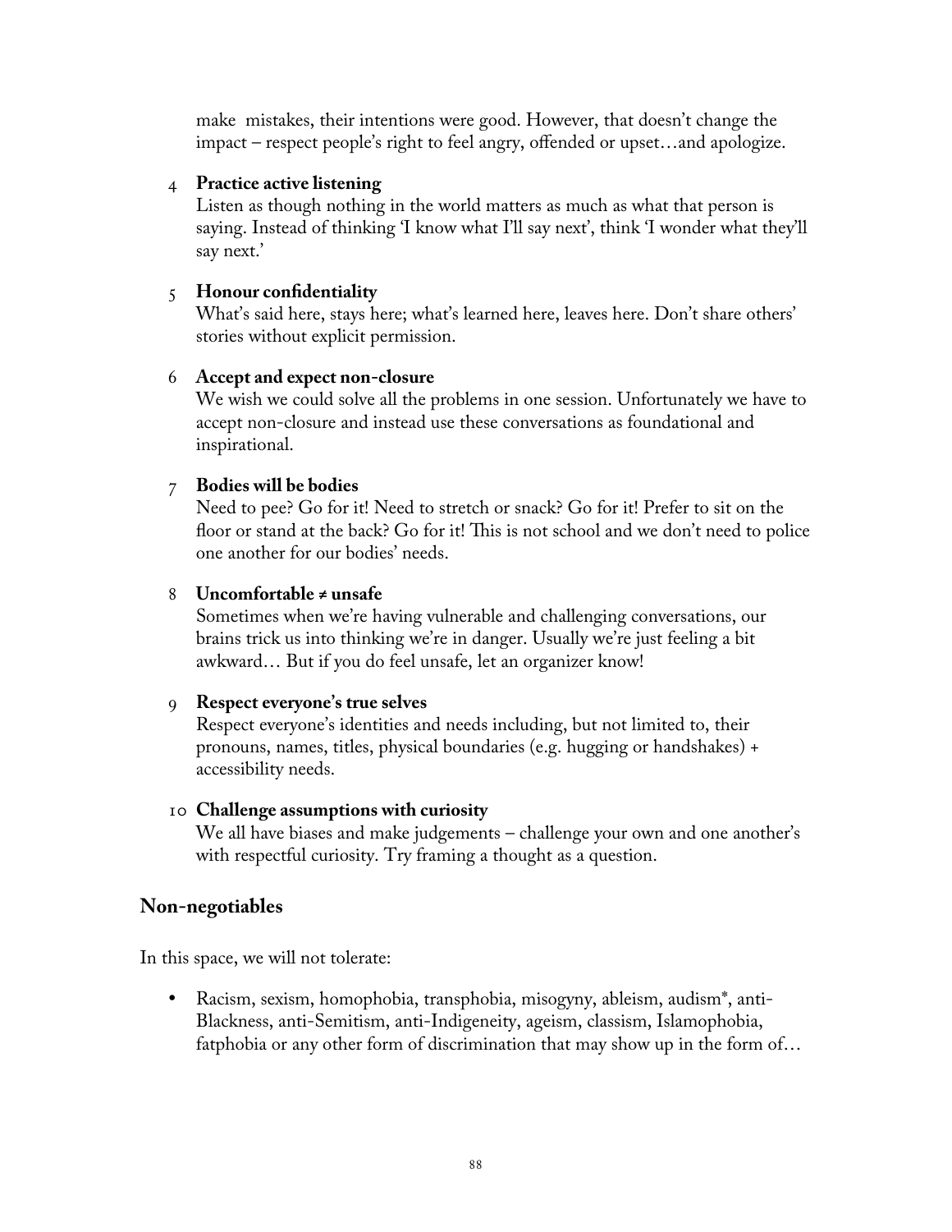make mistakes, their intentions were good. However, that doesn't change the impact – respect people's right to feel angry, offended or upset…and apologize.

4. **Practice active listening**
   Listen as though nothing in the world matters as much as what that person is saying. Instead of thinking 'I know what I'll say next', think 'I wonder what they'll say next.'

5. **Honour confidentiality**
   What's said here, stays here; what's learned here, leaves here. Don't share others' stories without explicit permission.

6. **Accept and expect non-closure**
   We wish we could solve all the problems in one session. Unfortunately we have to accept non-closure and instead use these conversations as foundational and inspirational.

7. **Bodies will be bodies**
   Need to pee? Go for it! Need to stretch or snack? Go for it! Prefer to sit on the floor or stand at the back? Go for it! This is not school and we don't need to police one another for our bodies' needs.

8. **Uncomfortable ≠ unsafe**
   Sometimes when we're having vulnerable and challenging conversations, our brains trick us into thinking we're in danger. Usually we're just feeling a bit awkward… But if you do feel unsafe, let an organizer know!

9. **Respect everyone's true selves**
   Respect everyone's identities and needs including, but not limited to, their pronouns, names, titles, physical boundaries (e.g. hugging or handshakes) + accessibility needs.

10. **Challenge assumptions with curiosity**
    We all have biases and make judgements – challenge your own and one another's with respectful curiosity. Try framing a thought as a question.

## Non-negotiables

In this space, we will not tolerate:

- Racism, sexism, homophobia, transphobia, misogyny, ableism, audism*, anti-Blackness, anti-Semitism, anti-Indigeneity, ageism, classism, Islamophobia, fatphobia or any other form of discrimination that may show up in the form of…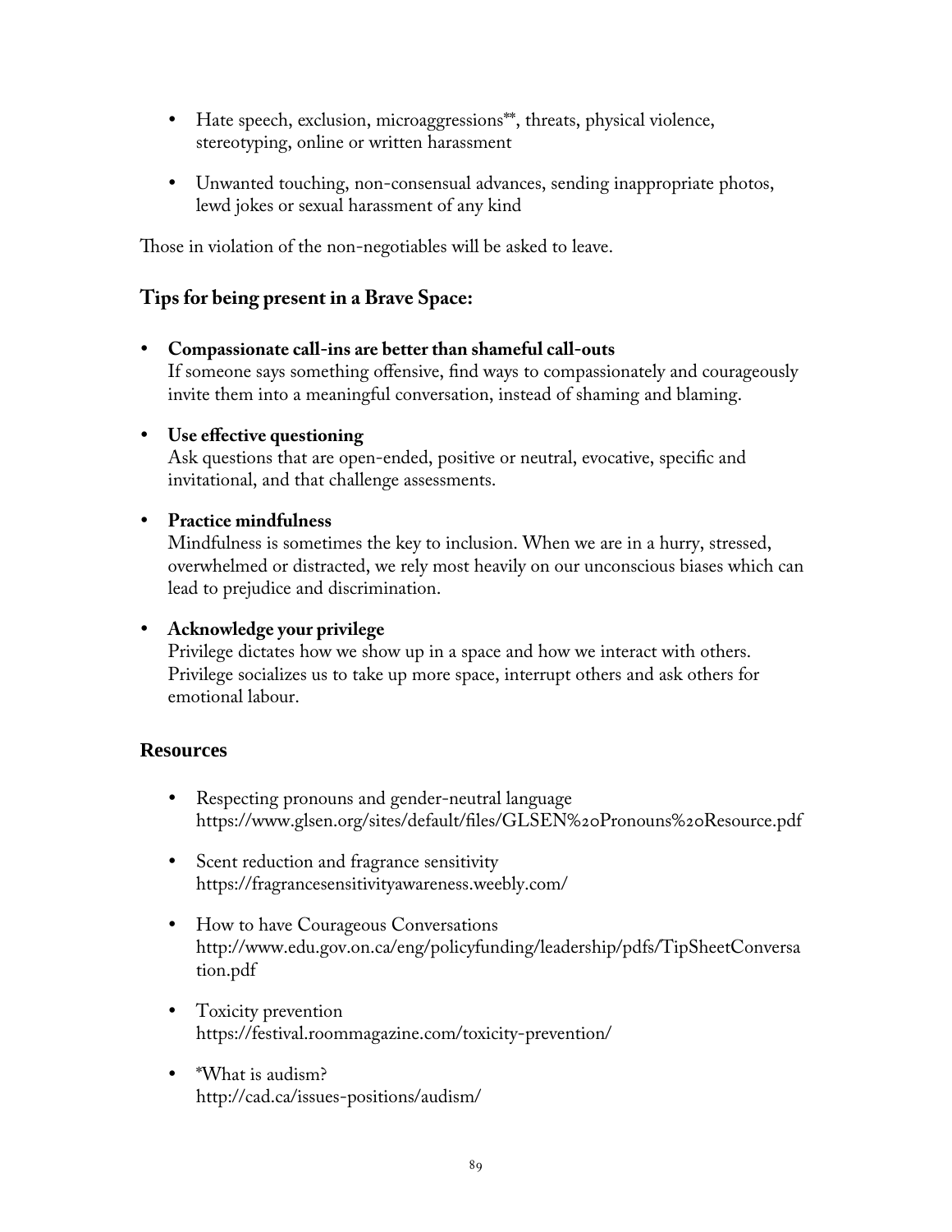- Hate speech, exclusion, microaggressions**, threats, physical violence, stereotyping, online or written harassment

- Unwanted touching, non-consensual advances, sending inappropriate photos, lewd jokes or sexual harassment of any kind

Those in violation of the non-negotiables will be asked to leave.

### Tips for being present in a Brave Space:

- **Compassionate call-ins are better than shameful call-outs**
  If someone says something offensive, find ways to compassionately and courageously invite them into a meaningful conversation, instead of shaming and blaming.

- **Use effective questioning**
  Ask questions that are open-ended, positive or neutral, evocative, specific and invitational, and that challenge assessments.

- **Practice mindfulness**
  Mindfulness is sometimes the key to inclusion. When we are in a hurry, stressed, overwhelmed or distracted, we rely most heavily on our unconscious biases which can lead to prejudice and discrimination.

- **Acknowledge your privilege**
  Privilege dictates how we show up in a space and how we interact with others. Privilege socializes us to take up more space, interrupt others and ask others for emotional labour.

### Resources

- Respecting pronouns and gender-neutral language
  https://www.glsen.org/sites/default/files/GLSEN%20Pronouns%20Resource.pdf

- Scent reduction and fragrance sensitivity
  https://fragrancesensitivityawareness.weebly.com/

- How to have Courageous Conversations
  http://www.edu.gov.on.ca/eng/policyfunding/leadership/pdfs/TipSheetConversation.pdf

- Toxicity prevention
  https://festival.roommagazine.com/toxicity-prevention/

- *What is audism?
  http://cad.ca/issues-positions/audism/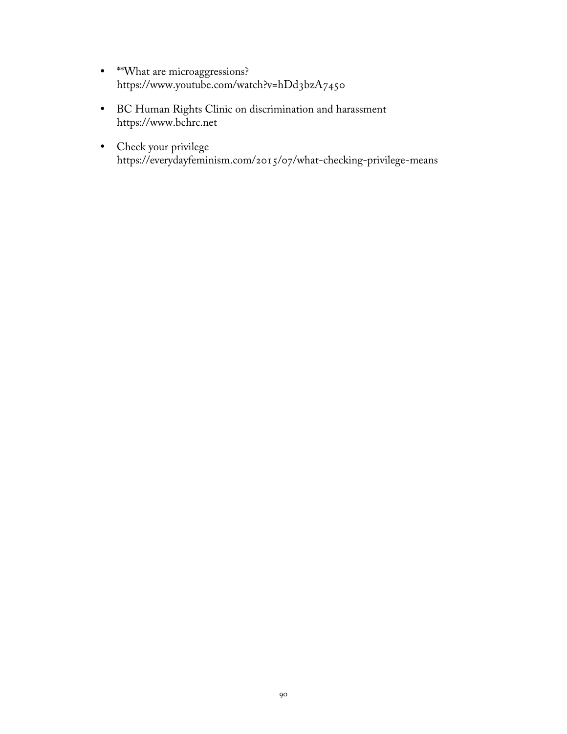- **What are microaggressions?
  https://www.youtube.com/watch?v=hDd3bzA7450

- BC Human Rights Clinic on discrimination and harassment
  https://www.bchrc.net

- Check your privilege
  https://everydayfeminism.com/2015/07/what-checking-privilege-means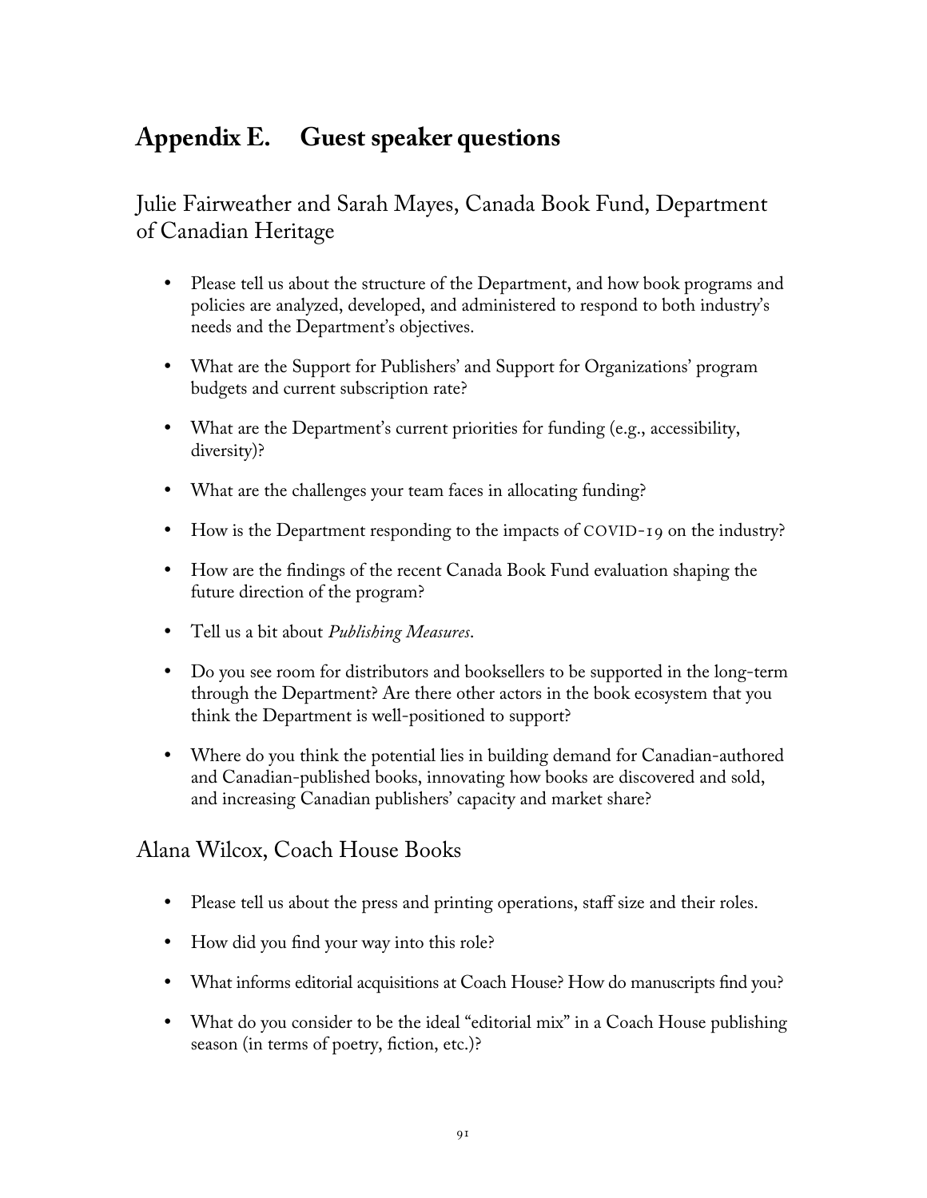# Appendix E. Guest speaker questions

## Julie Fairweather and Sarah Mayes, Canada Book Fund, Department of Canadian Heritage

- Please tell us about the structure of the Department, and how book programs and policies are analyzed, developed, and administered to respond to both industry's needs and the Department's objectives.
- What are the Support for Publishers' and Support for Organizations' program budgets and current subscription rate?
- What are the Department's current priorities for funding (e.g., accessibility, diversity)?
- What are the challenges your team faces in allocating funding?
- How is the Department responding to the impacts of COVID-19 on the industry?
- How are the findings of the recent Canada Book Fund evaluation shaping the future direction of the program?
- Tell us a bit about *Publishing Measures*.
- Do you see room for distributors and booksellers to be supported in the long-term through the Department? Are there other actors in the book ecosystem that you think the Department is well-positioned to support?
- Where do you think the potential lies in building demand for Canadian-authored and Canadian-published books, innovating how books are discovered and sold, and increasing Canadian publishers' capacity and market share?

## Alana Wilcox, Coach House Books

- Please tell us about the press and printing operations, staff size and their roles.
- How did you find your way into this role?
- What informs editorial acquisitions at Coach House? How do manuscripts find you?
- What do you consider to be the ideal "editorial mix" in a Coach House publishing season (in terms of poetry, fiction, etc.)?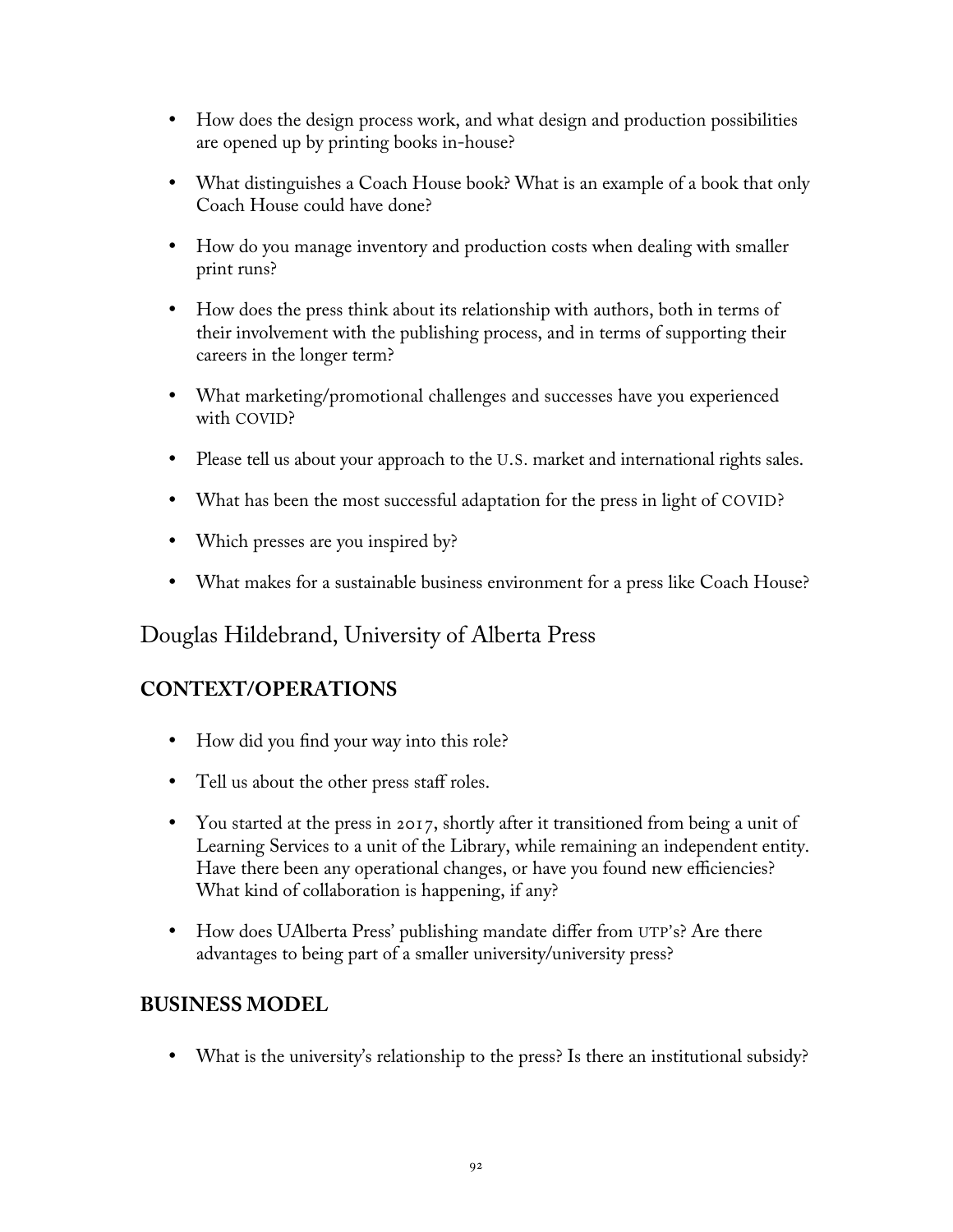- How does the design process work, and what design and production possibilities are opened up by printing books in-house?
- What distinguishes a Coach House book? What is an example of a book that only Coach House could have done?
- How do you manage inventory and production costs when dealing with smaller print runs?
- How does the press think about its relationship with authors, both in terms of their involvement with the publishing process, and in terms of supporting their careers in the longer term?
- What marketing/promotional challenges and successes have you experienced with COVID?
- Please tell us about your approach to the U.S. market and international rights sales.
- What has been the most successful adaptation for the press in light of COVID?
- Which presses are you inspired by?
- What makes for a sustainable business environment for a press like Coach House?

## Douglas Hildebrand, University of Alberta Press

### CONTEXT/OPERATIONS

- How did you find your way into this role?
- Tell us about the other press staff roles.
- You started at the press in 2017, shortly after it transitioned from being a unit of Learning Services to a unit of the Library, while remaining an independent entity. Have there been any operational changes, or have you found new efficiencies? What kind of collaboration is happening, if any?
- How does UAlberta Press' publishing mandate differ from UTP's? Are there advantages to being part of a smaller university/university press?

### BUSINESS MODEL

- What is the university's relationship to the press? Is there an institutional subsidy?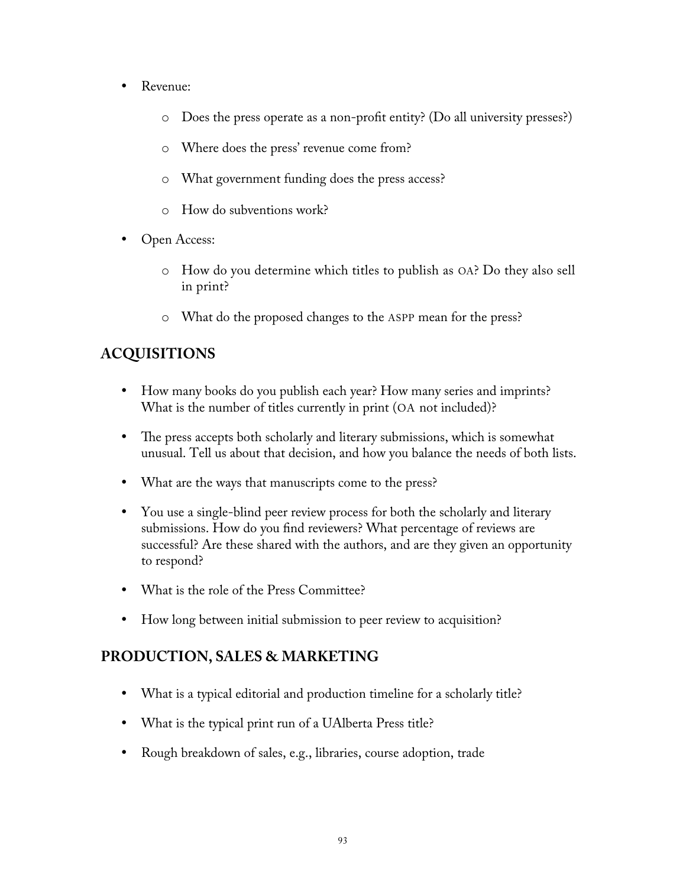- Revenue:
    - Does the press operate as a non-profit entity? (Do all university presses?)
    - Where does the press' revenue come from?
    - What government funding does the press access?
    - How do subventions work?
- Open Access:
    - How do you determine which titles to publish as OA? Do they also sell in print?
    - What do the proposed changes to the ASPP mean for the press?

## ACQUISITIONS

- How many books do you publish each year? How many series and imprints? What is the number of titles currently in print (OA not included)?
- The press accepts both scholarly and literary submissions, which is somewhat unusual. Tell us about that decision, and how you balance the needs of both lists.
- What are the ways that manuscripts come to the press?
- You use a single-blind peer review process for both the scholarly and literary submissions. How do you find reviewers? What percentage of reviews are successful? Are these shared with the authors, and are they given an opportunity to respond?
- What is the role of the Press Committee?
- How long between initial submission to peer review to acquisition?

## PRODUCTION, SALES & MARKETING

- What is a typical editorial and production timeline for a scholarly title?
- What is the typical print run of a UAlberta Press title?
- Rough breakdown of sales, e.g., libraries, course adoption, trade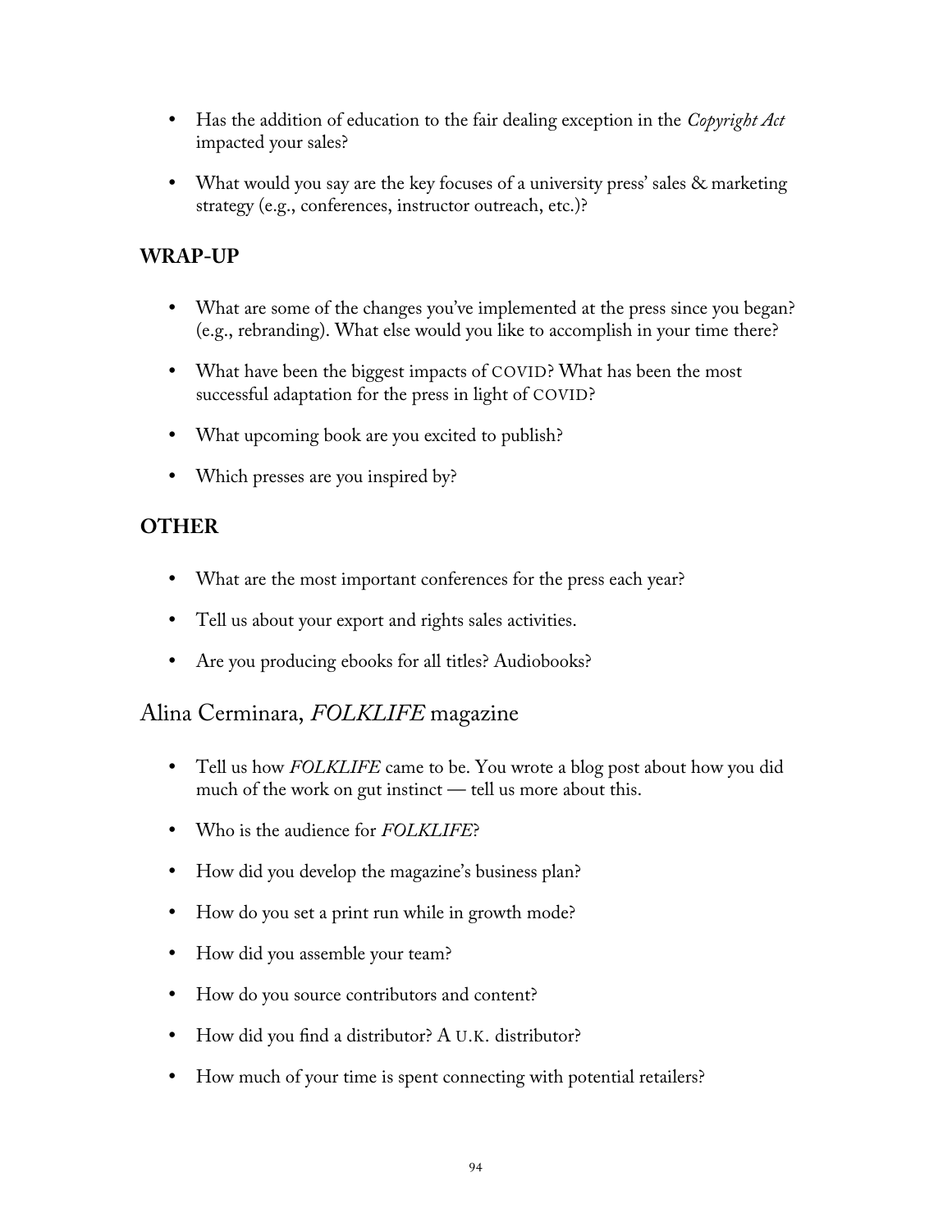- Has the addition of education to the fair dealing exception in the *Copyright Act* impacted your sales?
- What would you say are the key focuses of a university press' sales & marketing strategy (e.g., conferences, instructor outreach, etc.)?

### WRAP-UP

- What are some of the changes you've implemented at the press since you began? (e.g., rebranding). What else would you like to accomplish in your time there?
- What have been the biggest impacts of COVID? What has been the most successful adaptation for the press in light of COVID?
- What upcoming book are you excited to publish?
- Which presses are you inspired by?

### OTHER

- What are the most important conferences for the press each year?
- Tell us about your export and rights sales activities.
- Are you producing ebooks for all titles? Audiobooks?

## Alina Cerminara, *FOLKLIFE* magazine

- Tell us how *FOLKLIFE* came to be. You wrote a blog post about how you did much of the work on gut instinct — tell us more about this.
- Who is the audience for *FOLKLIFE*?
- How did you develop the magazine's business plan?
- How do you set a print run while in growth mode?
- How did you assemble your team?
- How do you source contributors and content?
- How did you find a distributor? A U.K. distributor?
- How much of your time is spent connecting with potential retailers?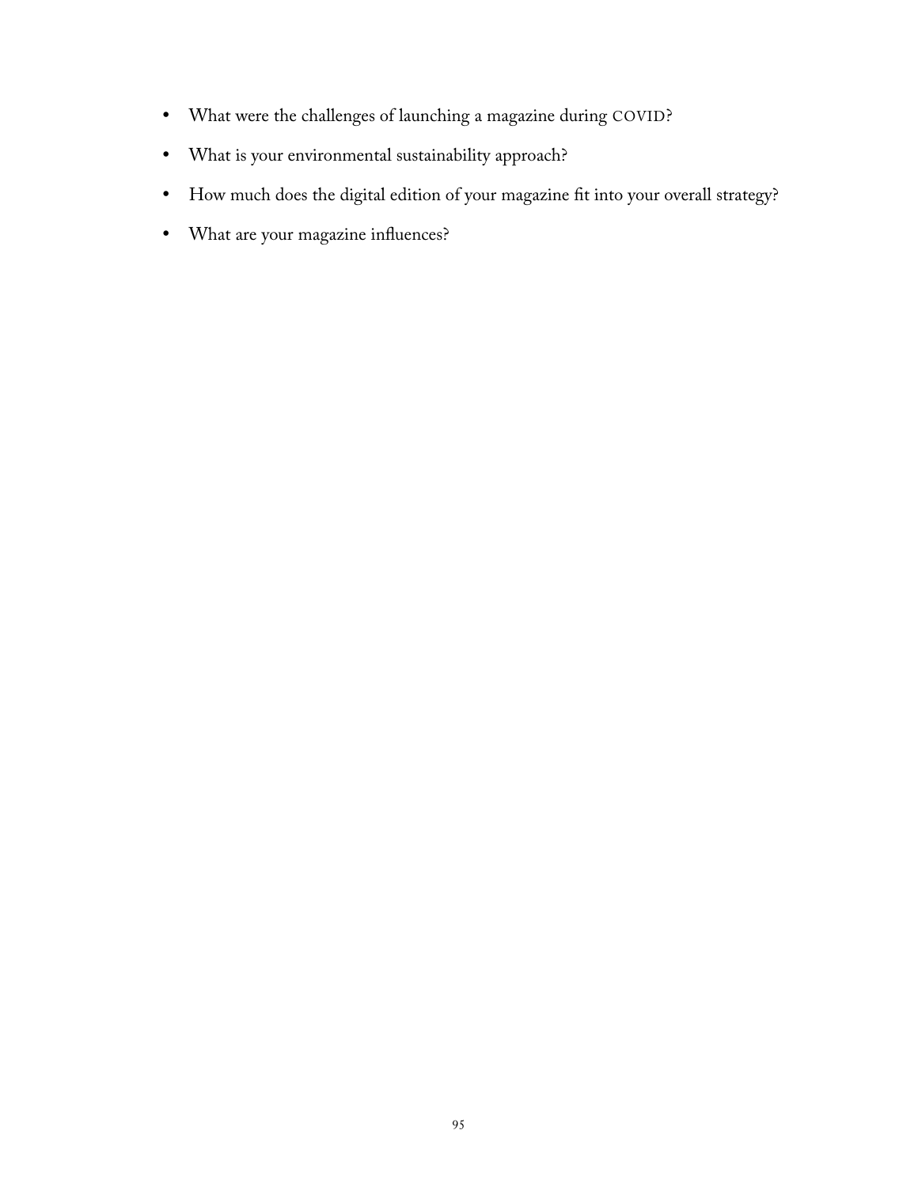- What were the challenges of launching a magazine during COVID?
- What is your environmental sustainability approach?
- How much does the digital edition of your magazine fit into your overall strategy?
- What are your magazine influences?